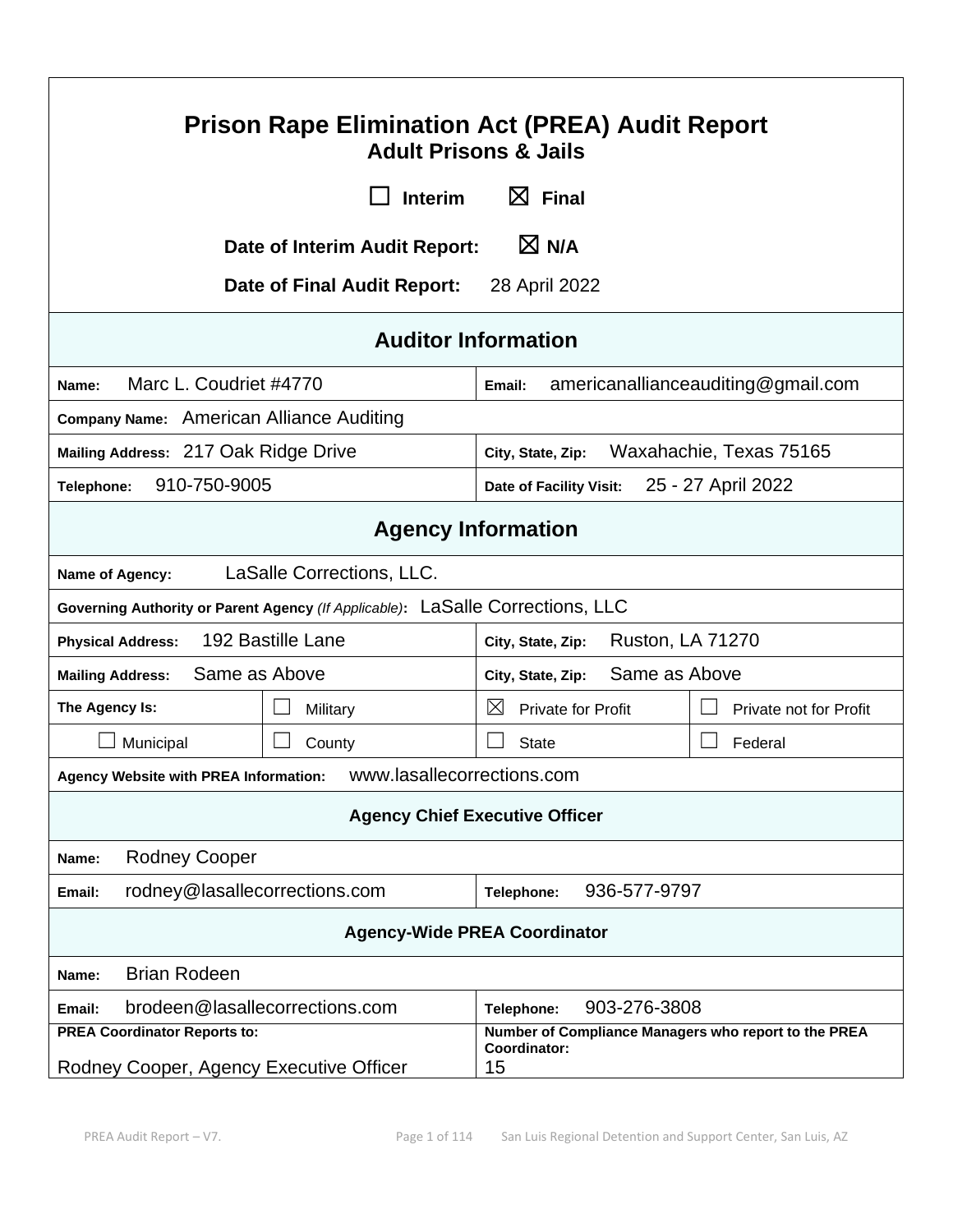# Prison Rape Elimination Act (PREA) Audit Report

## Adult Prisons & Jails

☐ Interim ☒ Final

**Date of Interim Audit Report:** ☒ N/A

**Date of Final Audit Report:** 28 April 2022

## Auditor Information

| | |
|---|---|
| **Name:** Marc L. Coudriet #4770 | **Email:** americanallianceauditing@gmail.com |
| **Company Name:** American Alliance Auditing | |
| **Mailing Address:** 217 Oak Ridge Drive | **City, State, Zip:** Waxahachie, Texas 75165 |
| **Telephone:** 910-750-9005 | **Date of Facility Visit:** 25 - 27 April 2022 |

## Agency Information

| | | | |
|---|---|---|---|
| **Name of Agency:** LaSalle Corrections, LLC. | | | |
| **Governing Authority or Parent Agency** *(If Applicable)*: LaSalle Corrections, LLC | | | |
| **Physical Address:** 192 Bastille Lane | | **City, State, Zip:** Ruston, LA 71270 | |
| **Mailing Address:** Same as Above | | **City, State, Zip:** Same as Above | |
| **The Agency Is:** | ☐ Military | ☒ Private for Profit | ☐ Private not for Profit |
| ☐ Municipal | ☐ County | ☐ State | ☐ Federal |
| **Agency Website with PREA Information:** www.lasallecorrections.com | | | |

### Agency Chief Executive Officer

| | |
|---|---|
| **Name:** Rodney Cooper | |
| **Email:** rodney@lasallecorrections.com | **Telephone:** 936-577-9797 |

### Agency-Wide PREA Coordinator

| | |
|---|---|
| **Name:** Brian Rodeen | |
| **Email:** brodeen@lasallecorrections.com | **Telephone:** 903-276-3808 |
| **PREA Coordinator Reports to:** Rodney Cooper, Agency Executive Officer | **Number of Compliance Managers who report to the PREA Coordinator:** 15 |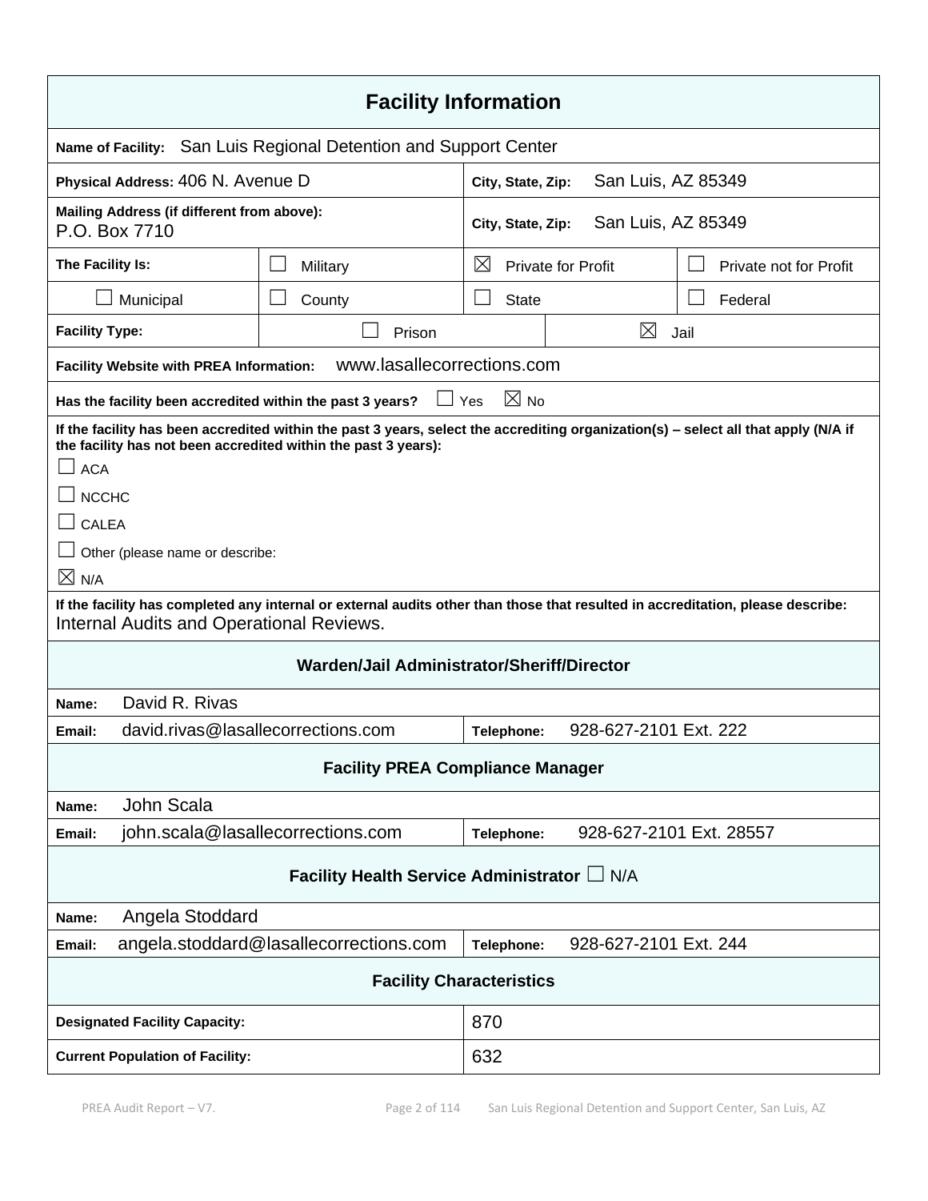## Facility Information

| | | | |
|---|---|---|---|
| **Name of Facility:** San Luis Regional Detention and Support Center | | | |
| **Physical Address:** 406 N. Avenue D | | **City, State, Zip:** San Luis, AZ 85349 | |
| **Mailing Address (if different from above):** P.O. Box 7710 | | **City, State, Zip:** San Luis, AZ 85349 | |
| **The Facility Is:** | ☐ Military | ☒ Private for Profit | ☐ Private not for Profit |
| ☐ Municipal | ☐ County | ☐ State | ☐ Federal |
| **Facility Type:** | ☐ Prison | ☒ Jail | |

**Facility Website with PREA Information:** www.lasallecorrections.com

**Has the facility been accredited within the past 3 years?** ☐ Yes ☒ No

**If the facility has been accredited within the past 3 years, select the accrediting organization(s) – select all that apply (N/A if the facility has not been accredited within the past 3 years):**

☐ ACA

☐ NCCHC

☐ CALEA

☐ Other (please name or describe:

☒ N/A

**If the facility has completed any internal or external audits other than those that resulted in accreditation, please describe:**
Internal Audits and Operational Reviews.

### Warden/Jail Administrator/Sheriff/Director

| | |
|---|---|
| **Name:** David R. Rivas | |
| **Email:** david.rivas@lasallecorrections.com | **Telephone:** 928-627-2101 Ext. 222 |

### Facility PREA Compliance Manager

| | |
|---|---|
| **Name:** John Scala | |
| **Email:** john.scala@lasallecorrections.com | **Telephone:** 928-627-2101 Ext. 28557 |

### Facility Health Service Administrator ☐ N/A

| | |
|---|---|
| **Name:** Angela Stoddard | |
| **Email:** angela.stoddard@lasallecorrections.com | **Telephone:** 928-627-2101 Ext. 244 |

### Facility Characteristics

| | |
|---|---|
| **Designated Facility Capacity:** | 870 |
| **Current Population of Facility:** | 632 |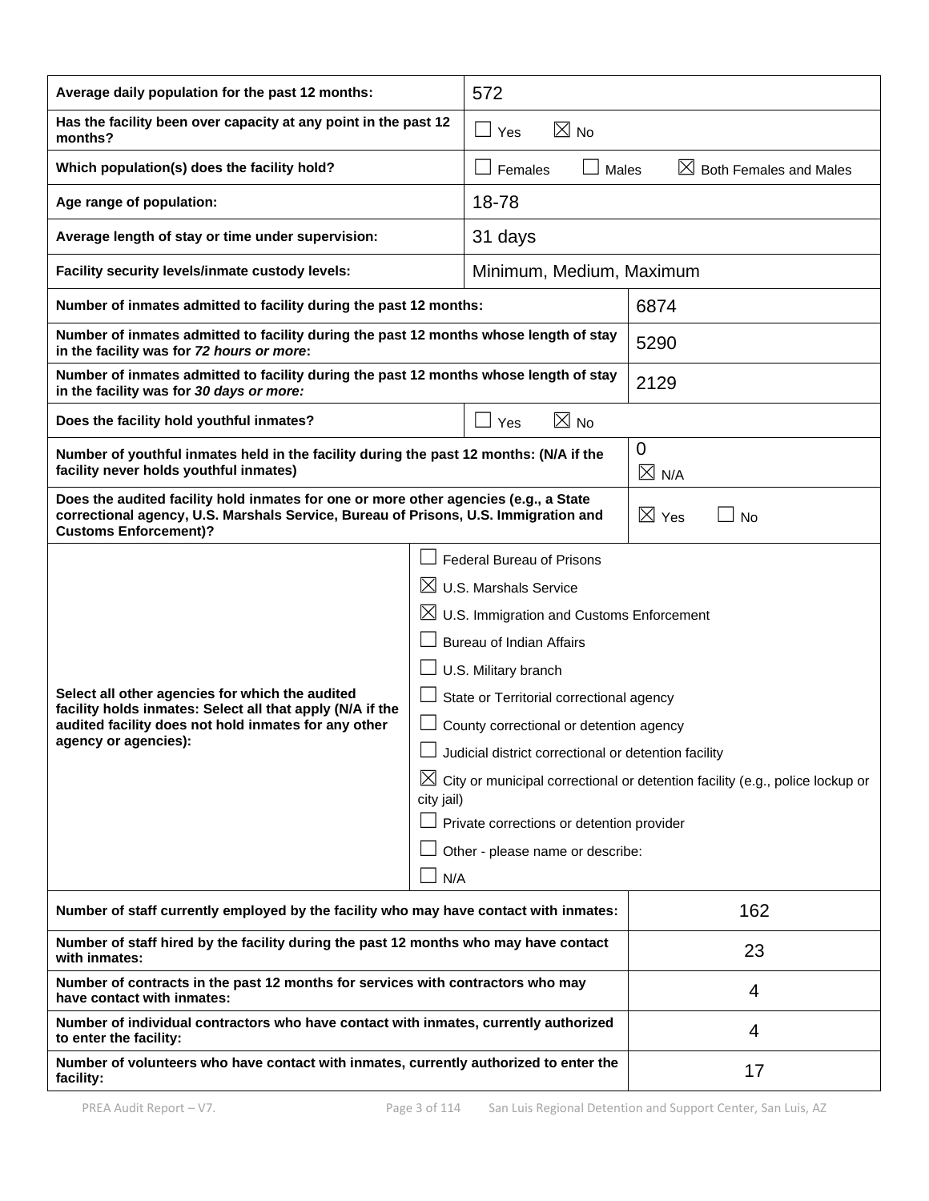| | |
|---|---|
| **Average daily population for the past 12 months:** | 572 |
| **Has the facility been over capacity at any point in the past 12 months?** | ☐ Yes ☒ No |
| **Which population(s) does the facility hold?** | ☐ Females ☐ Males ☒ Both Females and Males |
| **Age range of population:** | 18-78 |
| **Average length of stay or time under supervision:** | 31 days |
| **Facility security levels/inmate custody levels:** | Minimum, Medium, Maximum |
| **Number of inmates admitted to facility during the past 12 months:** | 6874 |
| **Number of inmates admitted to facility during the past 12 months whose length of stay in the facility was for *72 hours or more*:** | 5290 |
| **Number of inmates admitted to facility during the past 12 months whose length of stay in the facility was for *30 days or more:*** | 2129 |
| **Does the facility hold youthful inmates?** | ☐ Yes ☒ No |
| **Number of youthful inmates held in the facility during the past 12 months: (N/A if the facility never holds youthful inmates)** | 0 ☒ N/A |
| **Does the audited facility hold inmates for one or more other agencies (e.g., a State correctional agency, U.S. Marshals Service, Bureau of Prisons, U.S. Immigration and Customs Enforcement)?** | ☒ Yes ☐ No |
| **Select all other agencies for which the audited facility holds inmates: Select all that apply (N/A if the audited facility does not hold inmates for any other agency or agencies):** | ☐ Federal Bureau of Prisons<br>☒ U.S. Marshals Service<br>☒ U.S. Immigration and Customs Enforcement<br>☐ Bureau of Indian Affairs<br>☐ U.S. Military branch<br>☐ State or Territorial correctional agency<br>☐ County correctional or detention agency<br>☐ Judicial district correctional or detention facility<br>☒ City or municipal correctional or detention facility (e.g., police lockup or city jail)<br>☐ Private corrections or detention provider<br>☐ Other - please name or describe:<br>☐ N/A |
| **Number of staff currently employed by the facility who may have contact with inmates:** | 162 |
| **Number of staff hired by the facility during the past 12 months who may have contact with inmates:** | 23 |
| **Number of contracts in the past 12 months for services with contractors who may have contact with inmates:** | 4 |
| **Number of individual contractors who have contact with inmates, currently authorized to enter the facility:** | 4 |
| **Number of volunteers who have contact with inmates, currently authorized to enter the facility:** | 17 |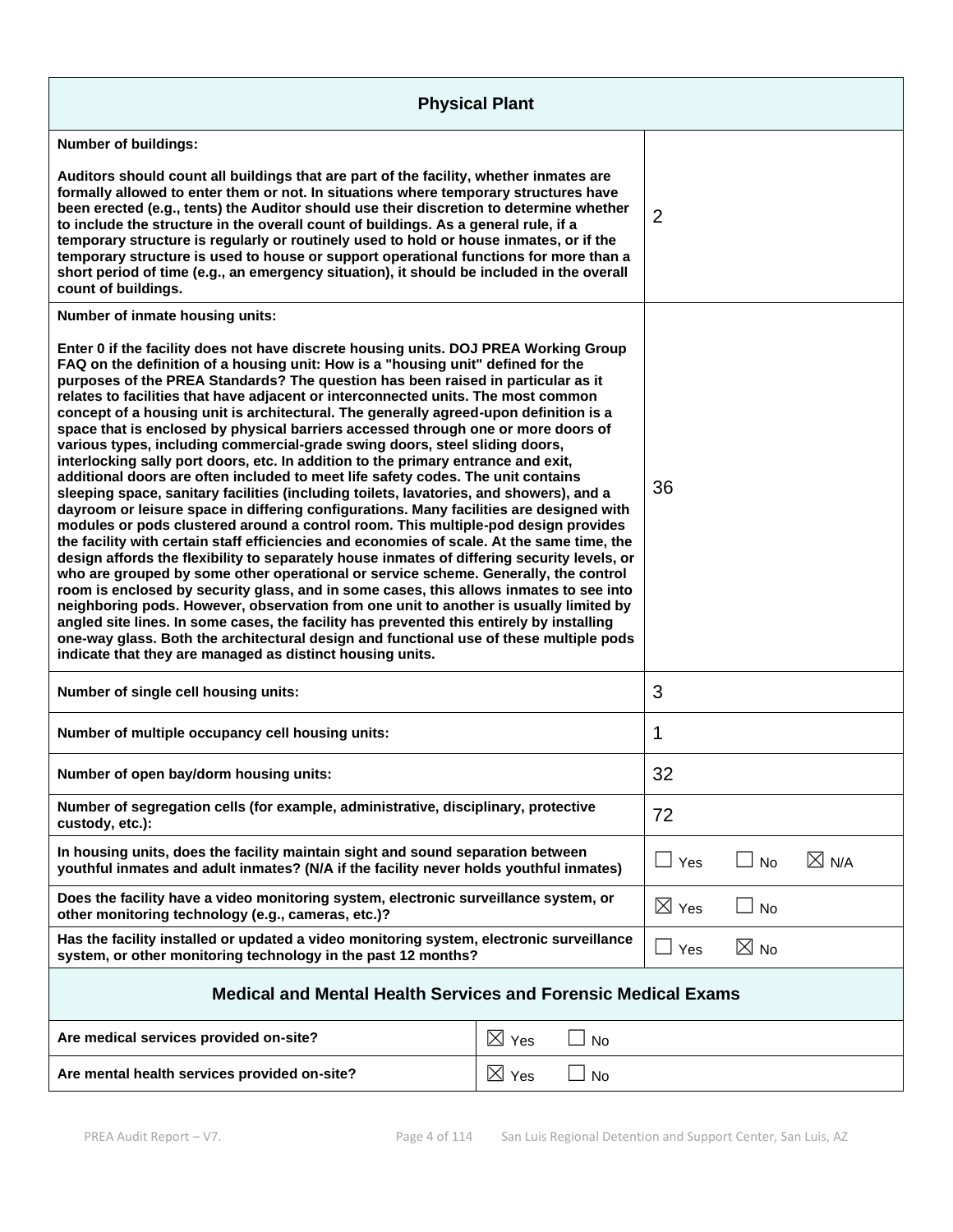## Physical Plant

| Question | Response |
|---|---|
| **Number of buildings:**<br><br>**Auditors should count all buildings that are part of the facility, whether inmates are formally allowed to enter them or not. In situations where temporary structures have been erected (e.g., tents) the Auditor should use their discretion to determine whether to include the structure in the overall count of buildings. As a general rule, if a temporary structure is regularly or routinely used to hold or house inmates, or if the temporary structure is used to house or support operational functions for more than a short period of time (e.g., an emergency situation), it should be included in the overall count of buildings.** | 2 |
| **Number of inmate housing units:**<br><br>**Enter 0 if the facility does not have discrete housing units. DOJ PREA Working Group FAQ on the definition of a housing unit: How is a "housing unit" defined for the purposes of the PREA Standards? The question has been raised in particular as it relates to facilities that have adjacent or interconnected units. The most common concept of a housing unit is architectural. The generally agreed-upon definition is a space that is enclosed by physical barriers accessed through one or more doors of various types, including commercial-grade swing doors, steel sliding doors, interlocking sally port doors, etc. In addition to the primary entrance and exit, additional doors are often included to meet life safety codes. The unit contains sleeping space, sanitary facilities (including toilets, lavatories, and showers), and a dayroom or leisure space in differing configurations. Many facilities are designed with modules or pods clustered around a control room. This multiple-pod design provides the facility with certain staff efficiencies and economies of scale. At the same time, the design affords the flexibility to separately house inmates of differing security levels, or who are grouped by some other operational or service scheme. Generally, the control room is enclosed by security glass, and in some cases, this allows inmates to see into neighboring pods. However, observation from one unit to another is usually limited by angled site lines. In some cases, the facility has prevented this entirely by installing one-way glass. Both the architectural design and functional use of these multiple pods indicate that they are managed as distinct housing units.** | 36 |
| **Number of single cell housing units:** | 3 |
| **Number of multiple occupancy cell housing units:** | 1 |
| **Number of open bay/dorm housing units:** | 32 |
| **Number of segregation cells (for example, administrative, disciplinary, protective custody, etc.):** | 72 |
| **In housing units, does the facility maintain sight and sound separation between youthful inmates and adult inmates? (N/A if the facility never holds youthful inmates)** | ☐ Yes ☐ No ☒ N/A |
| **Does the facility have a video monitoring system, electronic surveillance system, or other monitoring technology (e.g., cameras, etc.)?** | ☒ Yes ☐ No |
| **Has the facility installed or updated a video monitoring system, electronic surveillance system, or other monitoring technology in the past 12 months?** | ☐ Yes ☒ No |

## Medical and Mental Health Services and Forensic Medical Exams

| Question | Response |
|---|---|
| **Are medical services provided on-site?** | ☒ Yes ☐ No |
| **Are mental health services provided on-site?** | ☒ Yes ☐ No |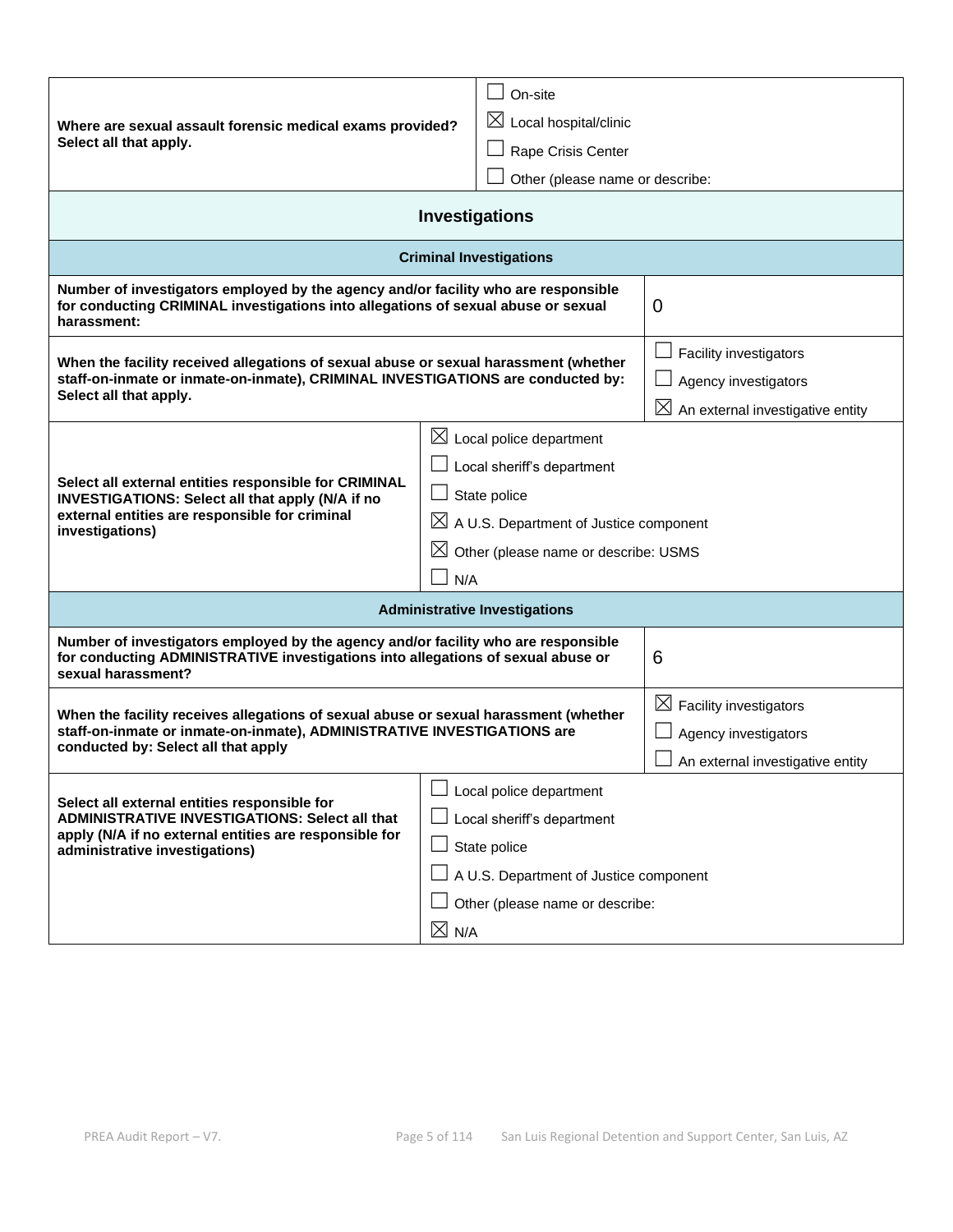| | |
|---|---|
| **Where are sexual assault forensic medical exams provided? Select all that apply.** | ☐ On-site<br>☒ Local hospital/clinic<br>☐ Rape Crisis Center<br>☐ Other (please name or describe: |

## Investigations

### Criminal Investigations

| | |
|---|---|
| **Number of investigators employed by the agency and/or facility who are responsible for conducting CRIMINAL investigations into allegations of sexual abuse or sexual harassment:** | 0 |
| **When the facility received allegations of sexual abuse or sexual harassment (whether staff-on-inmate or inmate-on-inmate), CRIMINAL INVESTIGATIONS are conducted by: Select all that apply.** | ☐ Facility investigators<br>☐ Agency investigators<br>☒ An external investigative entity |
| **Select all external entities responsible for CRIMINAL INVESTIGATIONS: Select all that apply (N/A if no external entities are responsible for criminal investigations)** | ☒ Local police department<br>☐ Local sheriff's department<br>☐ State police<br>☒ A U.S. Department of Justice component<br>☒ Other (please name or describe: USMS<br>☐ N/A |

### Administrative Investigations

| | |
|---|---|
| **Number of investigators employed by the agency and/or facility who are responsible for conducting ADMINISTRATIVE investigations into allegations of sexual abuse or sexual harassment?** | 6 |
| **When the facility receives allegations of sexual abuse or sexual harassment (whether staff-on-inmate or inmate-on-inmate), ADMINISTRATIVE INVESTIGATIONS are conducted by: Select all that apply** | ☒ Facility investigators<br>☐ Agency investigators<br>☐ An external investigative entity |
| **Select all external entities responsible for ADMINISTRATIVE INVESTIGATIONS: Select all that apply (N/A if no external entities are responsible for administrative investigations)** | ☐ Local police department<br>☐ Local sheriff's department<br>☐ State police<br>☐ A U.S. Department of Justice component<br>☐ Other (please name or describe:<br>☒ N/A |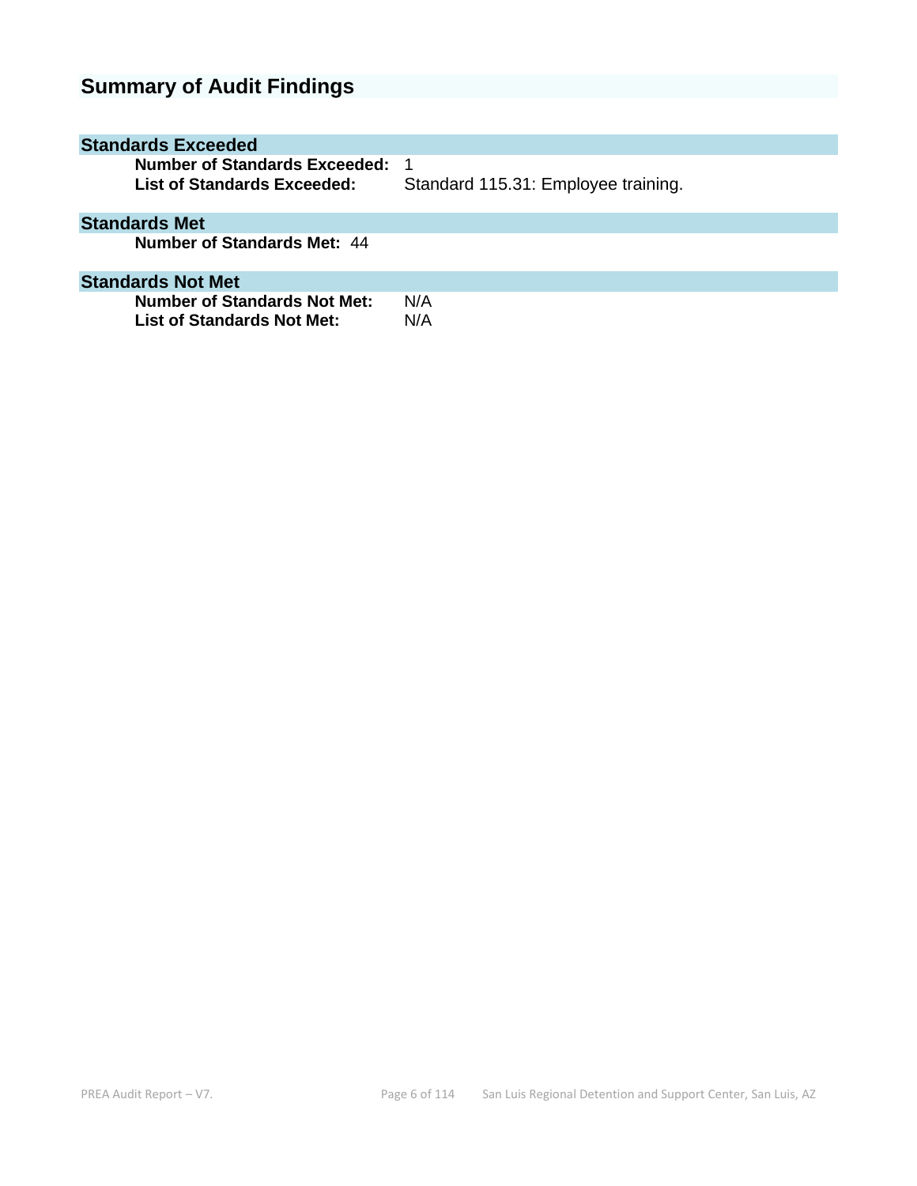# Summary of Audit Findings

## Standards Exceeded

**Number of Standards Exceeded:** 1
**List of Standards Exceeded:** Standard 115.31: Employee training.

## Standards Met

**Number of Standards Met:** 44

## Standards Not Met

**Number of Standards Not Met:** N/A
**List of Standards Not Met:** N/A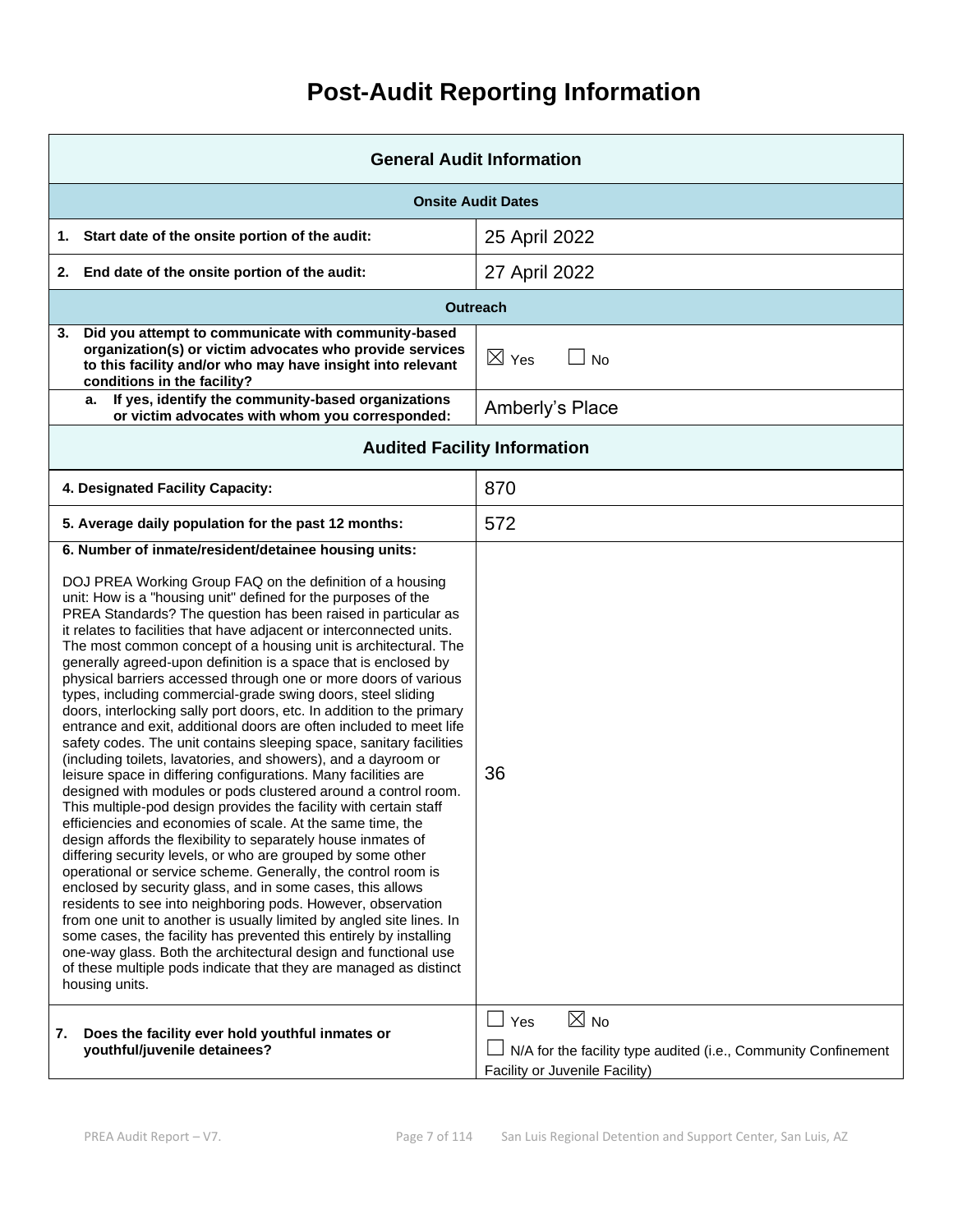# Post-Audit Reporting Information

| General Audit Information | |
|---|---|
| **Onsite Audit Dates** | |
| **1. Start date of the onsite portion of the audit:** | 25 April 2022 |
| **2. End date of the onsite portion of the audit:** | 27 April 2022 |
| **Outreach** | |
| **3. Did you attempt to communicate with community-based organization(s) or victim advocates who provide services to this facility and/or who may have insight into relevant conditions in the facility?** | ☒ Yes ☐ No |
| **a. If yes, identify the community-based organizations or victim advocates with whom you corresponded:** | Amberly's Place |
| **Audited Facility Information** | |
| **4. Designated Facility Capacity:** | 870 |
| **5. Average daily population for the past 12 months:** | 572 |
| **6. Number of inmate/resident/detainee housing units:** DOJ PREA Working Group FAQ on the definition of a housing unit: How is a "housing unit" defined for the purposes of the PREA Standards? The question has been raised in particular as it relates to facilities that have adjacent or interconnected units. The most common concept of a housing unit is architectural. The generally agreed-upon definition is a space that is enclosed by physical barriers accessed through one or more doors of various types, including commercial-grade swing doors, steel sliding doors, interlocking sally port doors, etc. In addition to the primary entrance and exit, additional doors are often included to meet life safety codes. The unit contains sleeping space, sanitary facilities (including toilets, lavatories, and showers), and a dayroom or leisure space in differing configurations. Many facilities are designed with modules or pods clustered around a control room. This multiple-pod design provides the facility with certain staff efficiencies and economies of scale. At the same time, the design affords the flexibility to separately house inmates of differing security levels, or who are grouped by some other operational or service scheme. Generally, the control room is enclosed by security glass, and in some cases, this allows residents to see into neighboring pods. However, observation from one unit to another is usually limited by angled site lines. In some cases, the facility has prevented this entirely by installing one-way glass. Both the architectural design and functional use of these multiple pods indicate that they are managed as distinct housing units. | 36 |
| **7. Does the facility ever hold youthful inmates or youthful/juvenile detainees?** | ☐ Yes ☒ No ☐ N/A for the facility type audited (i.e., Community Confinement Facility or Juvenile Facility) |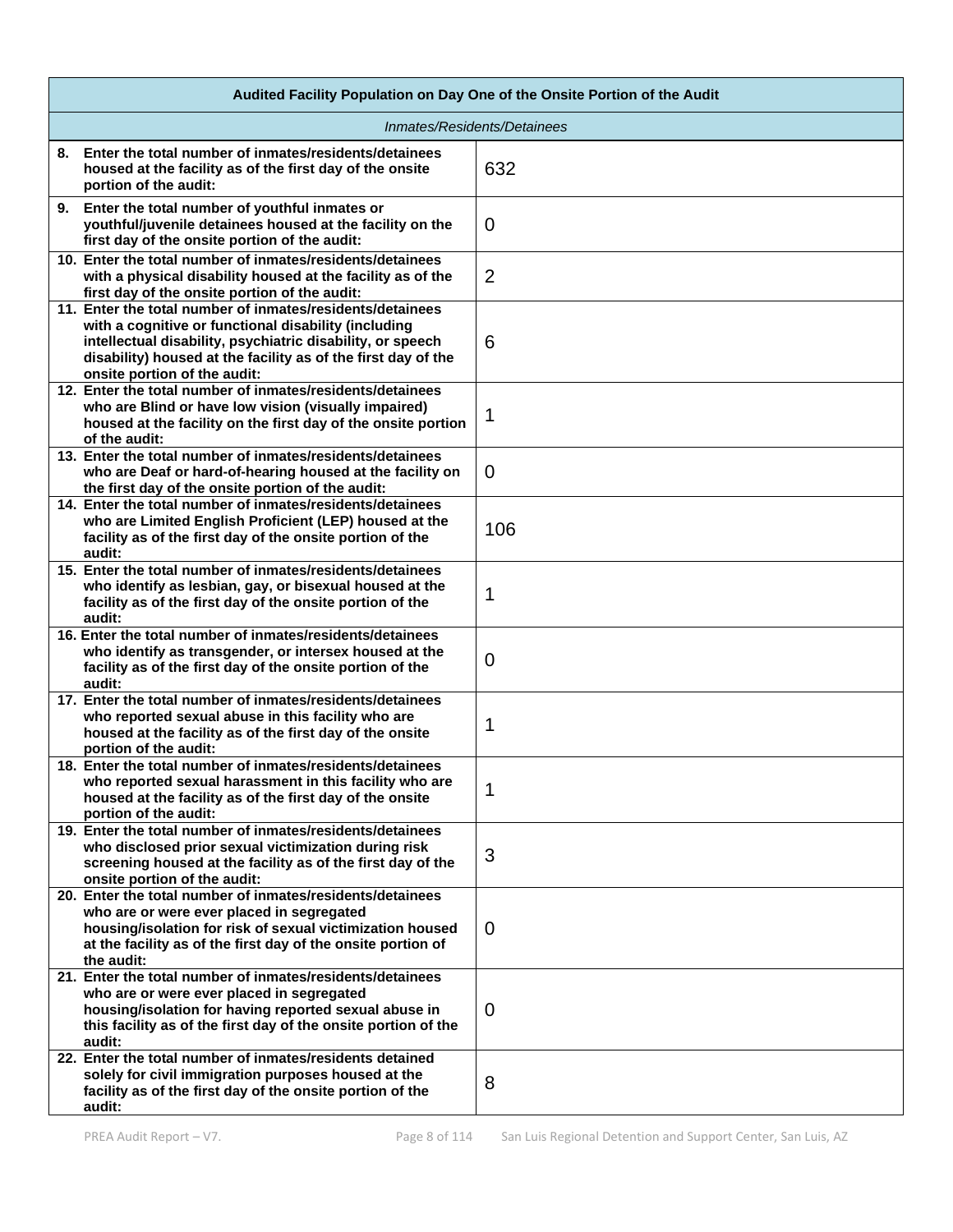| Audited Facility Population on Day One of the Onsite Portion of the Audit | |
|---|---|
| *Inmates/Residents/Detainees* | |
| **8. Enter the total number of inmates/residents/detainees housed at the facility as of the first day of the onsite portion of the audit:** | 632 |
| **9. Enter the total number of youthful inmates or youthful/juvenile detainees housed at the facility on the first day of the onsite portion of the audit:** | 0 |
| **10. Enter the total number of inmates/residents/detainees with a physical disability housed at the facility as of the first day of the onsite portion of the audit:** | 2 |
| **11. Enter the total number of inmates/residents/detainees with a cognitive or functional disability (including intellectual disability, psychiatric disability, or speech disability) housed at the facility as of the first day of the onsite portion of the audit:** | 6 |
| **12. Enter the total number of inmates/residents/detainees who are Blind or have low vision (visually impaired) housed at the facility on the first day of the onsite portion of the audit:** | 1 |
| **13. Enter the total number of inmates/residents/detainees who are Deaf or hard-of-hearing housed at the facility on the first day of the onsite portion of the audit:** | 0 |
| **14. Enter the total number of inmates/residents/detainees who are Limited English Proficient (LEP) housed at the facility as of the first day of the onsite portion of the audit:** | 106 |
| **15. Enter the total number of inmates/residents/detainees who identify as lesbian, gay, or bisexual housed at the facility as of the first day of the onsite portion of the audit:** | 1 |
| **16. Enter the total number of inmates/residents/detainees who identify as transgender, or intersex housed at the facility as of the first day of the onsite portion of the audit:** | 0 |
| **17. Enter the total number of inmates/residents/detainees who reported sexual abuse in this facility who are housed at the facility as of the first day of the onsite portion of the audit:** | 1 |
| **18. Enter the total number of inmates/residents/detainees who reported sexual harassment in this facility who are housed at the facility as of the first day of the onsite portion of the audit:** | 1 |
| **19. Enter the total number of inmates/residents/detainees who disclosed prior sexual victimization during risk screening housed at the facility as of the first day of the onsite portion of the audit:** | 3 |
| **20. Enter the total number of inmates/residents/detainees who are or were ever placed in segregated housing/isolation for risk of sexual victimization housed at the facility as of the first day of the onsite portion of the audit:** | 0 |
| **21. Enter the total number of inmates/residents/detainees who are or were ever placed in segregated housing/isolation for having reported sexual abuse in this facility as of the first day of the onsite portion of the audit:** | 0 |
| **22. Enter the total number of inmates/residents detained solely for civil immigration purposes housed at the facility as of the first day of the onsite portion of the audit:** | 8 |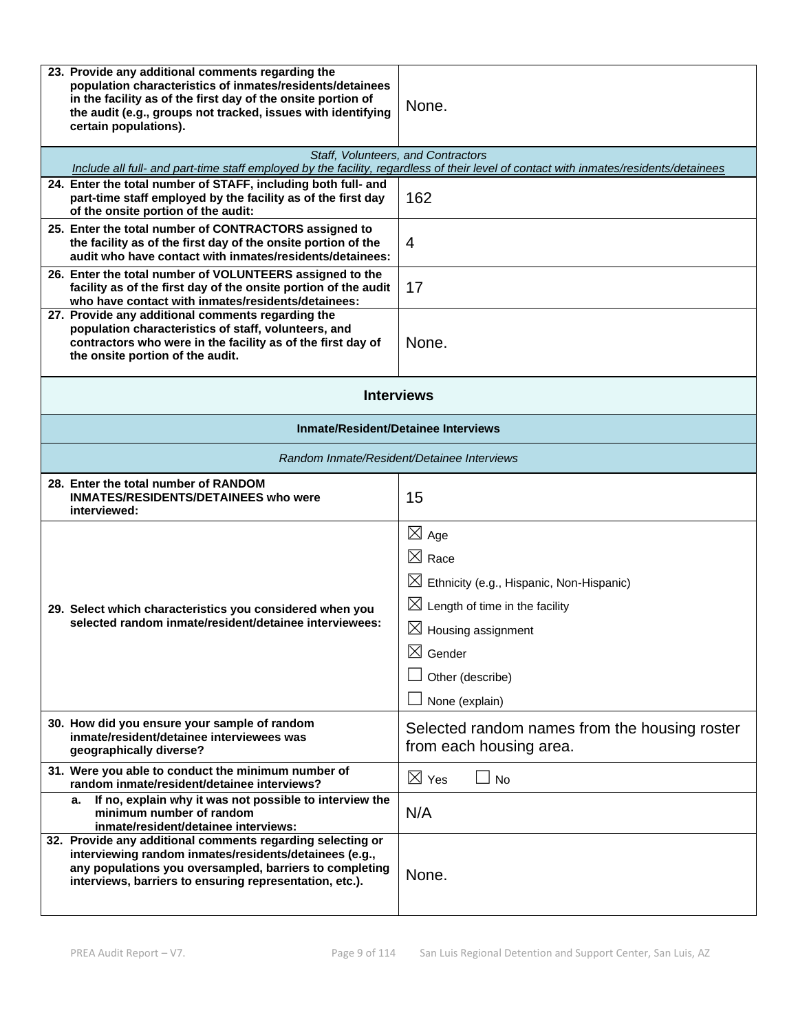| | |
|---|---|
| **23. Provide any additional comments regarding the population characteristics of inmates/residents/detainees in the facility as of the first day of the onsite portion of the audit (e.g., groups not tracked, issues with identifying certain populations).** | None. |

| *Staff, Volunteers, and Contractors*<br>*Include all full- and part-time staff employed by the facility, regardless of their level of contact with inmates/residents/detainees* | |
|---|---|
| **24. Enter the total number of STAFF, including both full- and part-time staff employed by the facility as of the first day of the onsite portion of the audit:** | 162 |
| **25. Enter the total number of CONTRACTORS assigned to the facility as of the first day of the onsite portion of the audit who have contact with inmates/residents/detainees:** | 4 |
| **26. Enter the total number of VOLUNTEERS assigned to the facility as of the first day of the onsite portion of the audit who have contact with inmates/residents/detainees:** | 17 |
| **27. Provide any additional comments regarding the population characteristics of staff, volunteers, and contractors who were in the facility as of the first day of the onsite portion of the audit.** | None. |

## Interviews

### Inmate/Resident/Detainee Interviews

*Random Inmate/Resident/Detainee Interviews*

| | |
|---|---|
| **28. Enter the total number of RANDOM INMATES/RESIDENTS/DETAINEES who were interviewed:** | 15 |
| **29. Select which characteristics you considered when you selected random inmate/resident/detainee interviewees:** | ☒ Age<br>☒ Race<br>☒ Ethnicity (e.g., Hispanic, Non-Hispanic)<br>☒ Length of time in the facility<br>☒ Housing assignment<br>☒ Gender<br>☐ Other (describe)<br>☐ None (explain) |
| **30. How did you ensure your sample of random inmate/resident/detainee interviewees was geographically diverse?** | Selected random names from the housing roster from each housing area. |
| **31. Were you able to conduct the minimum number of random inmate/resident/detainee interviews?** | ☒ Yes ☐ No |
| **a. If no, explain why it was not possible to interview the minimum number of random inmate/resident/detainee interviews:** | N/A |
| **32. Provide any additional comments regarding selecting or interviewing random inmates/residents/detainees (e.g., any populations you oversampled, barriers to completing interviews, barriers to ensuring representation, etc.).** | None. |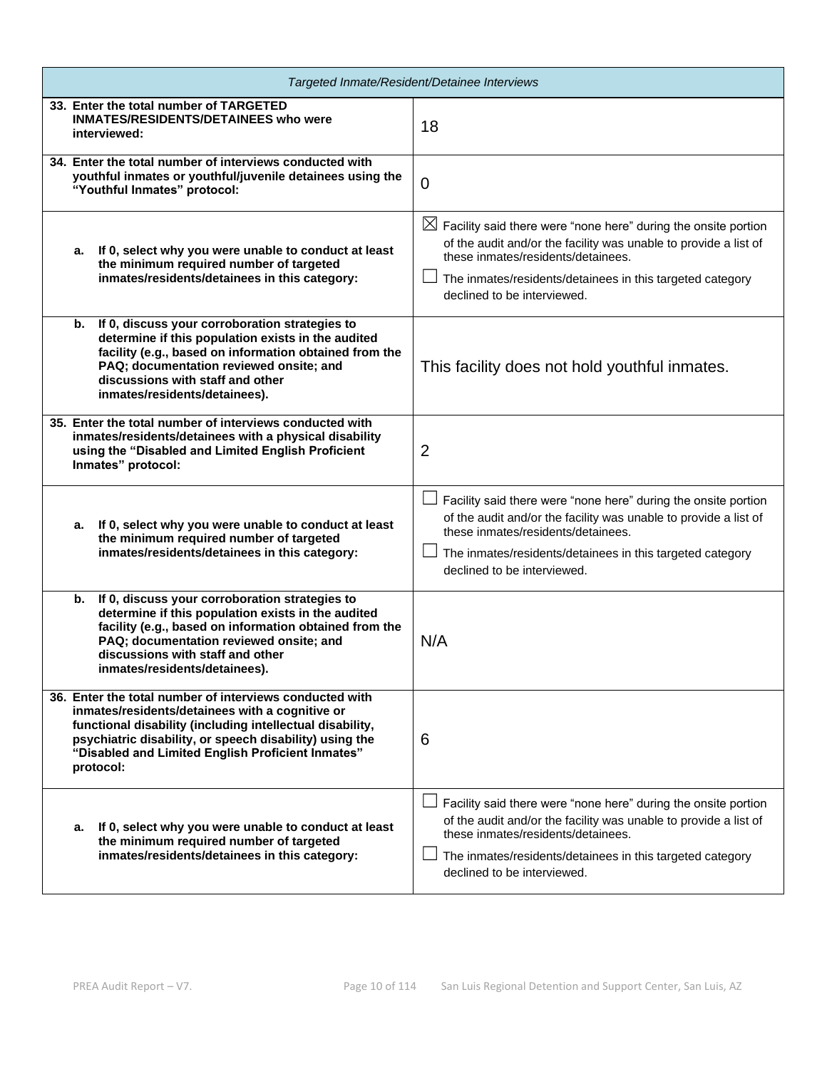| *Targeted Inmate/Resident/Detainee Interviews* | |
|---|---|
| **33. Enter the total number of TARGETED INMATES/RESIDENTS/DETAINEES who were interviewed:** | 18 |
| **34. Enter the total number of interviews conducted with youthful inmates or youthful/juvenile detainees using the "Youthful Inmates" protocol:** | 0 |
| **a. If 0, select why you were unable to conduct at least the minimum required number of targeted inmates/residents/detainees in this category:** | ☒ Facility said there were "none here" during the onsite portion of the audit and/or the facility was unable to provide a list of these inmates/residents/detainees.<br>☐ The inmates/residents/detainees in this targeted category declined to be interviewed. |
| **b. If 0, discuss your corroboration strategies to determine if this population exists in the audited facility (e.g., based on information obtained from the PAQ; documentation reviewed onsite; and discussions with staff and other inmates/residents/detainees).** | This facility does not hold youthful inmates. |
| **35. Enter the total number of interviews conducted with inmates/residents/detainees with a physical disability using the "Disabled and Limited English Proficient Inmates" protocol:** | 2 |
| **a. If 0, select why you were unable to conduct at least the minimum required number of targeted inmates/residents/detainees in this category:** | ☐ Facility said there were "none here" during the onsite portion of the audit and/or the facility was unable to provide a list of these inmates/residents/detainees.<br>☐ The inmates/residents/detainees in this targeted category declined to be interviewed. |
| **b. If 0, discuss your corroboration strategies to determine if this population exists in the audited facility (e.g., based on information obtained from the PAQ; documentation reviewed onsite; and discussions with staff and other inmates/residents/detainees).** | N/A |
| **36. Enter the total number of interviews conducted with inmates/residents/detainees with a cognitive or functional disability (including intellectual disability, psychiatric disability, or speech disability) using the "Disabled and Limited English Proficient Inmates" protocol:** | 6 |
| **a. If 0, select why you were unable to conduct at least the minimum required number of targeted inmates/residents/detainees in this category:** | ☐ Facility said there were "none here" during the onsite portion of the audit and/or the facility was unable to provide a list of these inmates/residents/detainees.<br>☐ The inmates/residents/detainees in this targeted category declined to be interviewed. |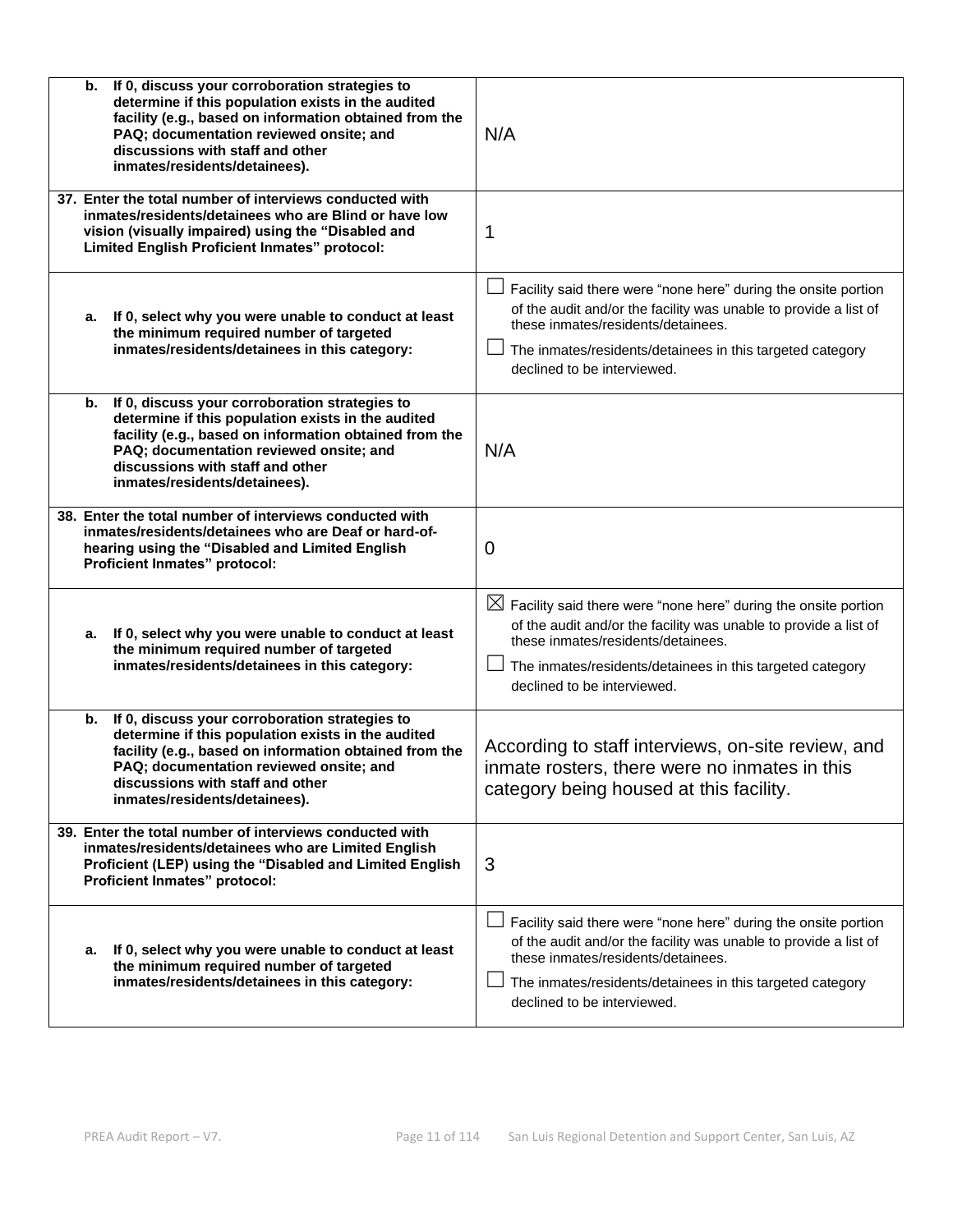| | |
|---|---|
| **b. If 0, discuss your corroboration strategies to determine if this population exists in the audited facility (e.g., based on information obtained from the PAQ; documentation reviewed onsite; and discussions with staff and other inmates/residents/detainees).** | N/A |
| **37. Enter the total number of interviews conducted with inmates/residents/detainees who are Blind or have low vision (visually impaired) using the "Disabled and Limited English Proficient Inmates" protocol:** | 1 |
| **a. If 0, select why you were unable to conduct at least the minimum required number of targeted inmates/residents/detainees in this category:** | ☐ Facility said there were "none here" during the onsite portion of the audit and/or the facility was unable to provide a list of these inmates/residents/detainees.<br>☐ The inmates/residents/detainees in this targeted category declined to be interviewed. |
| **b. If 0, discuss your corroboration strategies to determine if this population exists in the audited facility (e.g., based on information obtained from the PAQ; documentation reviewed onsite; and discussions with staff and other inmates/residents/detainees).** | N/A |
| **38. Enter the total number of interviews conducted with inmates/residents/detainees who are Deaf or hard-of-hearing using the "Disabled and Limited English Proficient Inmates" protocol:** | 0 |
| **a. If 0, select why you were unable to conduct at least the minimum required number of targeted inmates/residents/detainees in this category:** | ☒ Facility said there were "none here" during the onsite portion of the audit and/or the facility was unable to provide a list of these inmates/residents/detainees.<br>☐ The inmates/residents/detainees in this targeted category declined to be interviewed. |
| **b. If 0, discuss your corroboration strategies to determine if this population exists in the audited facility (e.g., based on information obtained from the PAQ; documentation reviewed onsite; and discussions with staff and other inmates/residents/detainees).** | According to staff interviews, on-site review, and inmate rosters, there were no inmates in this category being housed at this facility. |
| **39. Enter the total number of interviews conducted with inmates/residents/detainees who are Limited English Proficient (LEP) using the "Disabled and Limited English Proficient Inmates" protocol:** | 3 |
| **a. If 0, select why you were unable to conduct at least the minimum required number of targeted inmates/residents/detainees in this category:** | ☐ Facility said there were "none here" during the onsite portion of the audit and/or the facility was unable to provide a list of these inmates/residents/detainees.<br>☐ The inmates/residents/detainees in this targeted category declined to be interviewed. |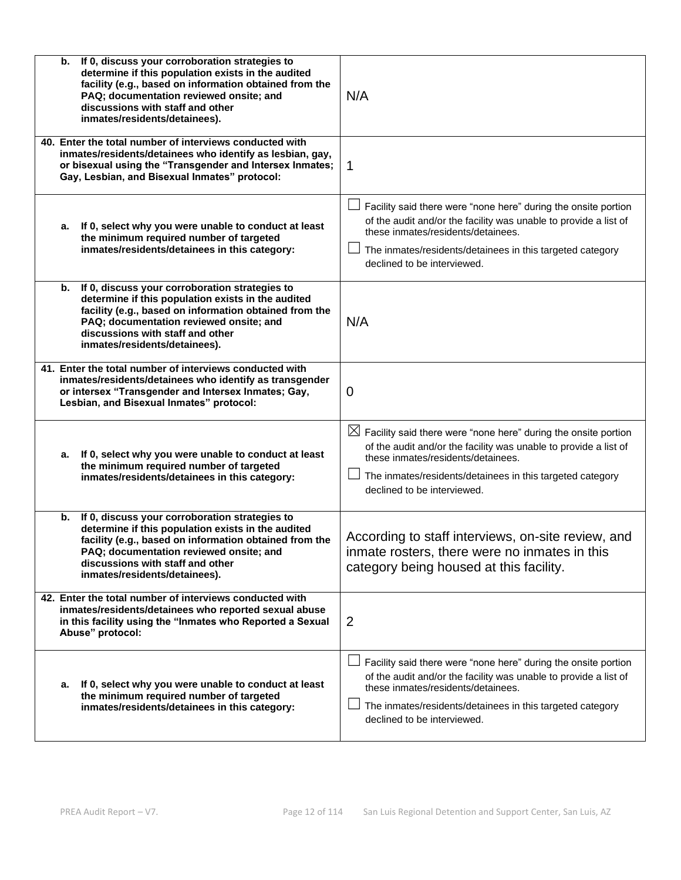| | |
|---|---|
| b. If 0, discuss your corroboration strategies to determine if this population exists in the audited facility (e.g., based on information obtained from the PAQ; documentation reviewed onsite; and discussions with staff and other inmates/residents/detainees). | N/A |
| 40. Enter the total number of interviews conducted with inmates/residents/detainees who identify as lesbian, gay, or bisexual using the "Transgender and Intersex Inmates; Gay, Lesbian, and Bisexual Inmates" protocol: | 1 |
| a. If 0, select why you were unable to conduct at least the minimum required number of targeted inmates/residents/detainees in this category: | ☐ Facility said there were "none here" during the onsite portion of the audit and/or the facility was unable to provide a list of these inmates/residents/detainees.<br>☐ The inmates/residents/detainees in this targeted category declined to be interviewed. |
| b. If 0, discuss your corroboration strategies to determine if this population exists in the audited facility (e.g., based on information obtained from the PAQ; documentation reviewed onsite; and discussions with staff and other inmates/residents/detainees). | N/A |
| 41. Enter the total number of interviews conducted with inmates/residents/detainees who identify as transgender or intersex "Transgender and Intersex Inmates; Gay, Lesbian, and Bisexual Inmates" protocol: | 0 |
| a. If 0, select why you were unable to conduct at least the minimum required number of targeted inmates/residents/detainees in this category: | ☒ Facility said there were "none here" during the onsite portion of the audit and/or the facility was unable to provide a list of these inmates/residents/detainees.<br>☐ The inmates/residents/detainees in this targeted category declined to be interviewed. |
| b. If 0, discuss your corroboration strategies to determine if this population exists in the audited facility (e.g., based on information obtained from the PAQ; documentation reviewed onsite; and discussions with staff and other inmates/residents/detainees). | According to staff interviews, on-site review, and inmate rosters, there were no inmates in this category being housed at this facility. |
| 42. Enter the total number of interviews conducted with inmates/residents/detainees who reported sexual abuse in this facility using the "Inmates who Reported a Sexual Abuse" protocol: | 2 |
| a. If 0, select why you were unable to conduct at least the minimum required number of targeted inmates/residents/detainees in this category: | ☐ Facility said there were "none here" during the onsite portion of the audit and/or the facility was unable to provide a list of these inmates/residents/detainees.<br>☐ The inmates/residents/detainees in this targeted category declined to be interviewed. |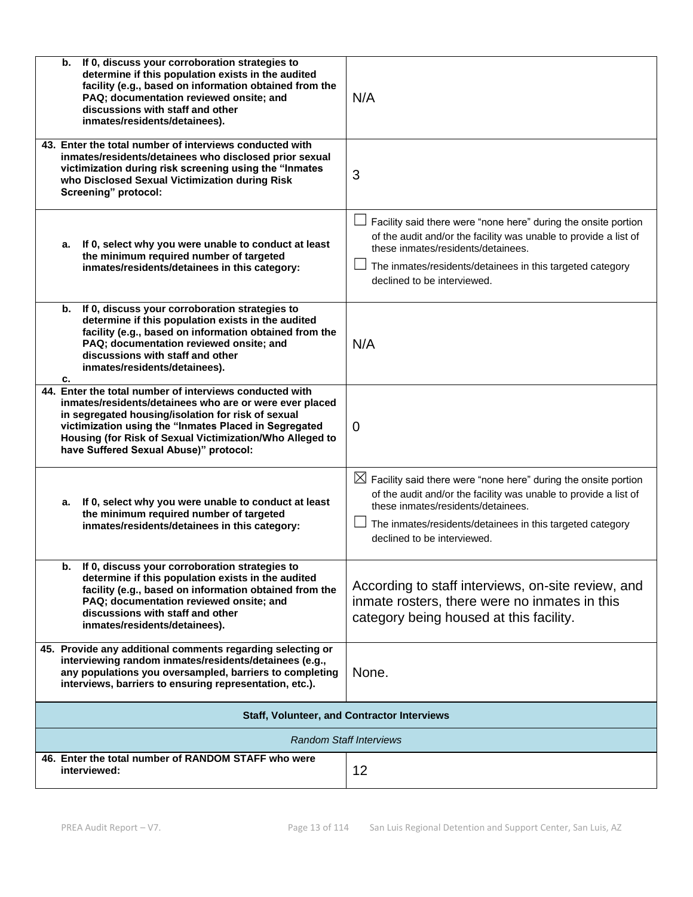| | |
|---|---|
| **b. If 0, discuss your corroboration strategies to determine if this population exists in the audited facility (e.g., based on information obtained from the PAQ; documentation reviewed onsite; and discussions with staff and other inmates/residents/detainees).** | N/A |
| **43. Enter the total number of interviews conducted with inmates/residents/detainees who disclosed prior sexual victimization during risk screening using the "Inmates who Disclosed Sexual Victimization during Risk Screening" protocol:** | 3 |
| **a. If 0, select why you were unable to conduct at least the minimum required number of targeted inmates/residents/detainees in this category:** | ☐ Facility said there were "none here" during the onsite portion of the audit and/or the facility was unable to provide a list of these inmates/residents/detainees.<br>☐ The inmates/residents/detainees in this targeted category declined to be interviewed. |
| **b. If 0, discuss your corroboration strategies to determine if this population exists in the audited facility (e.g., based on information obtained from the PAQ; documentation reviewed onsite; and discussions with staff and other inmates/residents/detainees).**<br>**c.** | N/A |
| **44. Enter the total number of interviews conducted with inmates/residents/detainees who are or were ever placed in segregated housing/isolation for risk of sexual victimization using the "Inmates Placed in Segregated Housing (for Risk of Sexual Victimization/Who Alleged to have Suffered Sexual Abuse)" protocol:** | 0 |
| **a. If 0, select why you were unable to conduct at least the minimum required number of targeted inmates/residents/detainees in this category:** | ☒ Facility said there were "none here" during the onsite portion of the audit and/or the facility was unable to provide a list of these inmates/residents/detainees.<br>☐ The inmates/residents/detainees in this targeted category declined to be interviewed. |
| **b. If 0, discuss your corroboration strategies to determine if this population exists in the audited facility (e.g., based on information obtained from the PAQ; documentation reviewed onsite; and discussions with staff and other inmates/residents/detainees).** | According to staff interviews, on-site review, and inmate rosters, there were no inmates in this category being housed at this facility. |
| **45. Provide any additional comments regarding selecting or interviewing random inmates/residents/detainees (e.g., any populations you oversampled, barriers to completing interviews, barriers to ensuring representation, etc.).** | None. |
| **Staff, Volunteer, and Contractor Interviews** | |
| *Random Staff Interviews* | |
| **46. Enter the total number of RANDOM STAFF who were interviewed:** | 12 |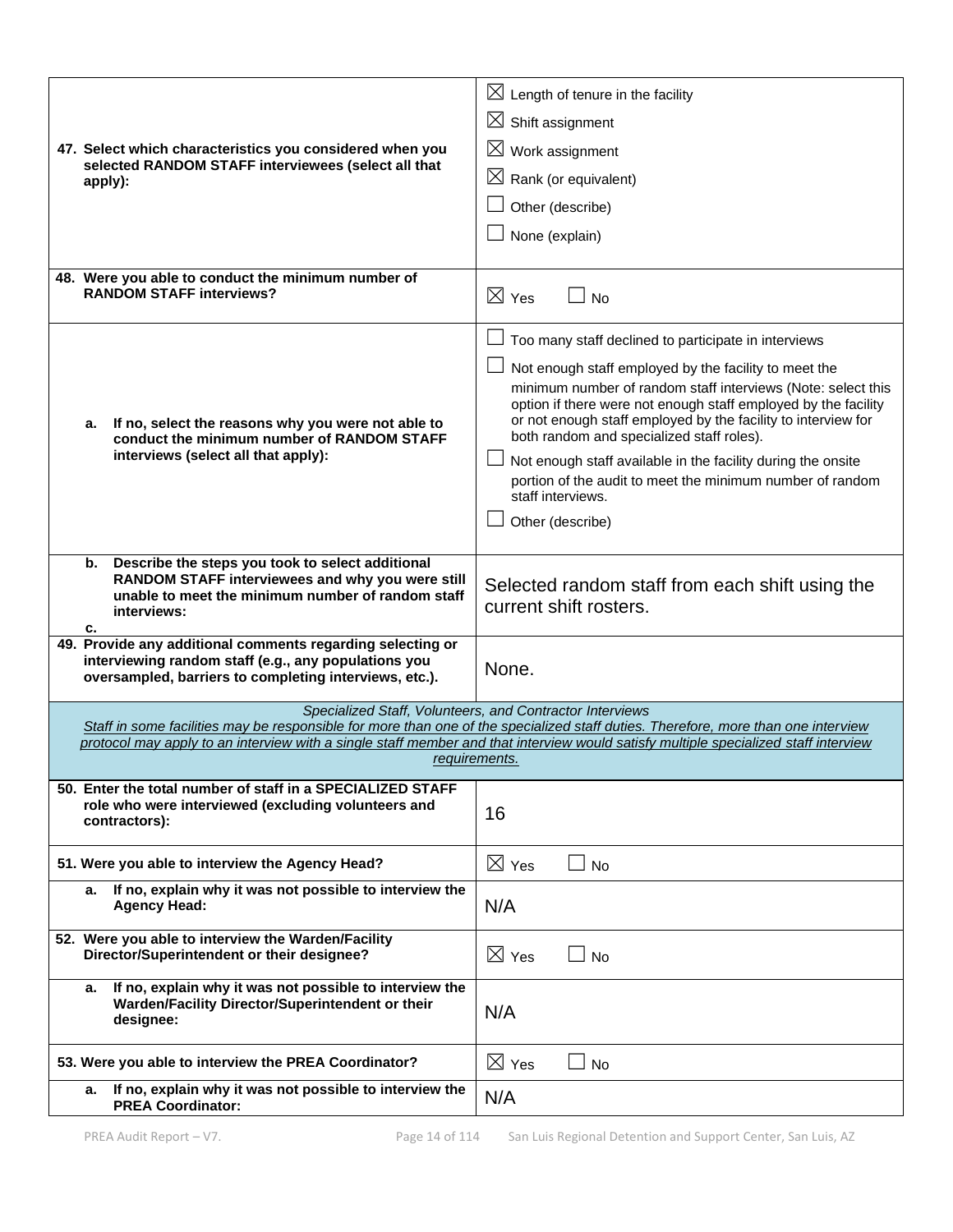| | |
|---|---|
| **47. Select which characteristics you considered when you selected RANDOM STAFF interviewees (select all that apply):** | ☒ Length of tenure in the facility<br>☒ Shift assignment<br>☒ Work assignment<br>☒ Rank (or equivalent)<br>☐ Other (describe)<br>☐ None (explain) |
| **48. Were you able to conduct the minimum number of RANDOM STAFF interviews?** | ☒ Yes ☐ No |
| **a. If no, select the reasons why you were not able to conduct the minimum number of RANDOM STAFF interviews (select all that apply):** | ☐ Too many staff declined to participate in interviews<br>☐ Not enough staff employed by the facility to meet the minimum number of random staff interviews (Note: select this option if there were not enough staff employed by the facility or not enough staff employed by the facility to interview for both random and specialized staff roles).<br>☐ Not enough staff available in the facility during the onsite portion of the audit to meet the minimum number of random staff interviews.<br>☐ Other (describe) |
| **b. Describe the steps you took to select additional RANDOM STAFF interviewees and why you were still unable to meet the minimum number of random staff interviews:**<br>**c.** | Selected random staff from each shift using the current shift rosters. |
| **49. Provide any additional comments regarding selecting or interviewing random staff (e.g., any populations you oversampled, barriers to completing interviews, etc.).** | None. |

*Specialized Staff, Volunteers, and Contractor Interviews*

*Staff in some facilities may be responsible for more than one of the specialized staff duties. Therefore, more than one interview protocol may apply to an interview with a single staff member and that interview would satisfy multiple specialized staff interview requirements.*

| | |
|---|---|
| **50. Enter the total number of staff in a SPECIALIZED STAFF role who were interviewed (excluding volunteers and contractors):** | 16 |
| **51. Were you able to interview the Agency Head?** | ☒ Yes ☐ No |
| **a. If no, explain why it was not possible to interview the Agency Head:** | N/A |
| **52. Were you able to interview the Warden/Facility Director/Superintendent or their designee?** | ☒ Yes ☐ No |
| **a. If no, explain why it was not possible to interview the Warden/Facility Director/Superintendent or their designee:** | N/A |
| **53. Were you able to interview the PREA Coordinator?** | ☒ Yes ☐ No |
| **a. If no, explain why it was not possible to interview the PREA Coordinator:** | N/A |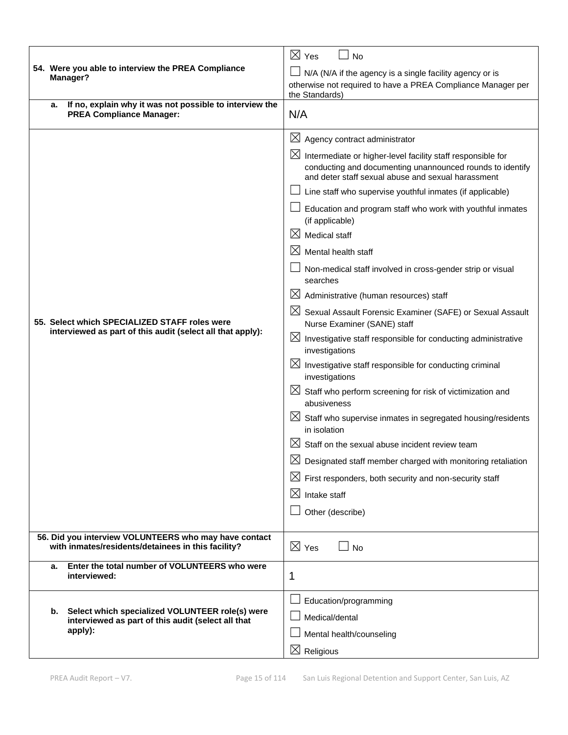| | |
|---|---|
| **54. Were you able to interview the PREA Compliance Manager?** | ☒ Yes ☐ No<br>☐ N/A (N/A if the agency is a single facility agency or is otherwise not required to have a PREA Compliance Manager per the Standards) |
| **a. If no, explain why it was not possible to interview the PREA Compliance Manager:** | N/A |
| **55. Select which SPECIALIZED STAFF roles were interviewed as part of this audit (select all that apply):** | ☒ Agency contract administrator<br>☒ Intermediate or higher-level facility staff responsible for conducting and documenting unannounced rounds to identify and deter staff sexual abuse and sexual harassment<br>☐ Line staff who supervise youthful inmates (if applicable)<br>☐ Education and program staff who work with youthful inmates (if applicable)<br>☒ Medical staff<br>☒ Mental health staff<br>☐ Non-medical staff involved in cross-gender strip or visual searches<br>☒ Administrative (human resources) staff<br>☒ Sexual Assault Forensic Examiner (SAFE) or Sexual Assault Nurse Examiner (SANE) staff<br>☒ Investigative staff responsible for conducting administrative investigations<br>☒ Investigative staff responsible for conducting criminal investigations<br>☒ Staff who perform screening for risk of victimization and abusiveness<br>☒ Staff who supervise inmates in segregated housing/residents in isolation<br>☒ Staff on the sexual abuse incident review team<br>☒ Designated staff member charged with monitoring retaliation<br>☒ First responders, both security and non-security staff<br>☒ Intake staff<br>☐ Other (describe) |
| **56. Did you interview VOLUNTEERS who may have contact with inmates/residents/detainees in this facility?** | ☒ Yes ☐ No |
| **a. Enter the total number of VOLUNTEERS who were interviewed:** | 1 |
| **b. Select which specialized VOLUNTEER role(s) were interviewed as part of this audit (select all that apply):** | ☐ Education/programming<br>☐ Medical/dental<br>☐ Mental health/counseling<br>☒ Religious |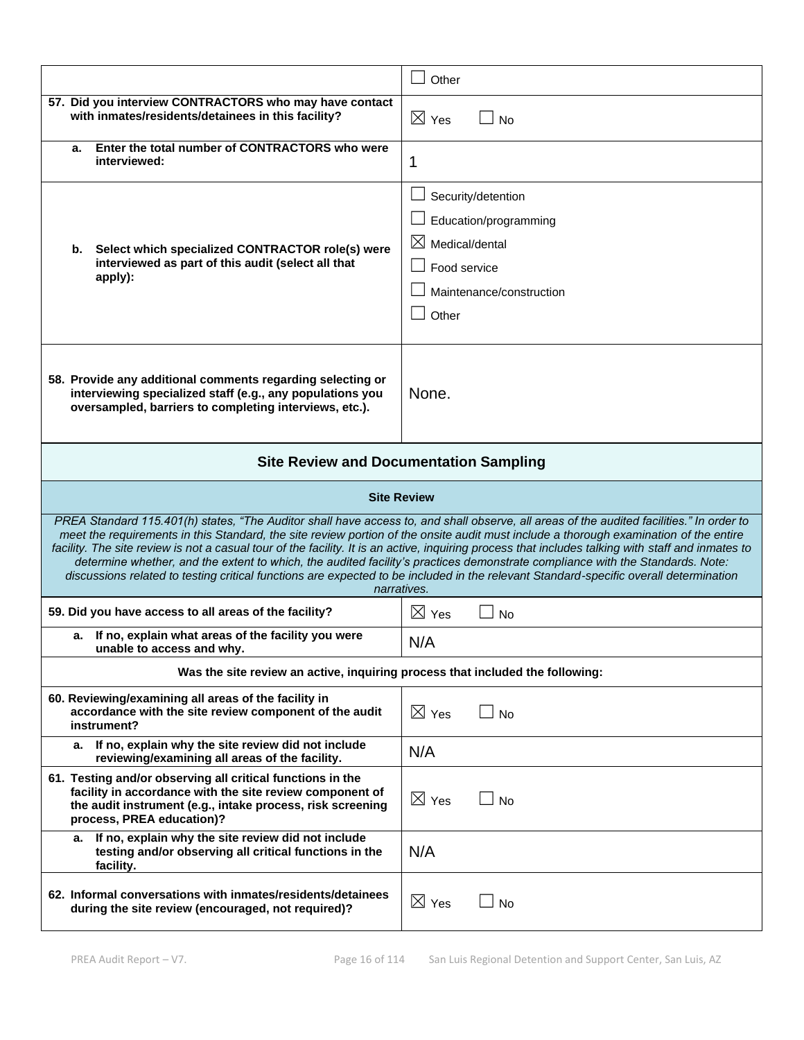| | |
|---|---|
| | ☐ Other |
| **57. Did you interview CONTRACTORS who may have contact with inmates/residents/detainees in this facility?** | ☒ Yes ☐ No |
| **a. Enter the total number of CONTRACTORS who were interviewed:** | 1 |
| **b. Select which specialized CONTRACTOR role(s) were interviewed as part of this audit (select all that apply):** | ☐ Security/detention<br>☐ Education/programming<br>☒ Medical/dental<br>☐ Food service<br>☐ Maintenance/construction<br>☐ Other |
| **58. Provide any additional comments regarding selecting or interviewing specialized staff (e.g., any populations you oversampled, barriers to completing interviews, etc.).** | None. |

## Site Review and Documentation Sampling

### Site Review

*PREA Standard 115.401(h) states, "The Auditor shall have access to, and shall observe, all areas of the audited facilities." In order to meet the requirements in this Standard, the site review portion of the onsite audit must include a thorough examination of the entire facility. The site review is not a casual tour of the facility. It is an active, inquiring process that includes talking with staff and inmates to determine whether, and the extent to which, the audited facility's practices demonstrate compliance with the Standards. Note: discussions related to testing critical functions are expected to be included in the relevant Standard-specific overall determination narratives.*

| | |
|---|---|
| **59. Did you have access to all areas of the facility?** | ☒ Yes ☐ No |
| **a. If no, explain what areas of the facility you were unable to access and why.** | N/A |
| **Was the site review an active, inquiring process that included the following:** | |
| **60. Reviewing/examining all areas of the facility in accordance with the site review component of the audit instrument?** | ☒ Yes ☐ No |
| **a. If no, explain why the site review did not include reviewing/examining all areas of the facility.** | N/A |
| **61. Testing and/or observing all critical functions in the facility in accordance with the site review component of the audit instrument (e.g., intake process, risk screening process, PREA education)?** | ☒ Yes ☐ No |
| **a. If no, explain why the site review did not include testing and/or observing all critical functions in the facility.** | N/A |
| **62. Informal conversations with inmates/residents/detainees during the site review (encouraged, not required)?** | ☒ Yes ☐ No |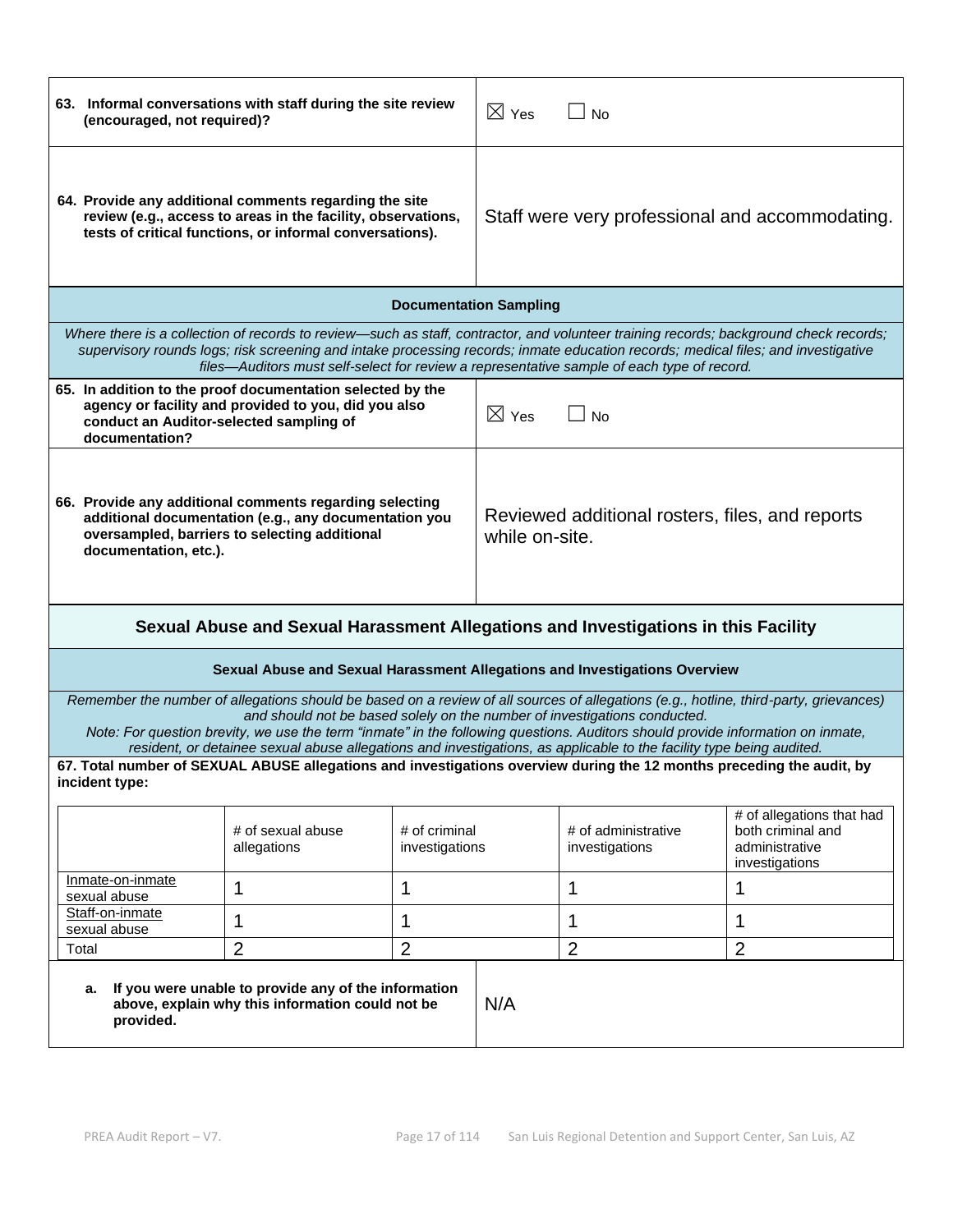| | |
|---|---|
| **63. Informal conversations with staff during the site review (encouraged, not required)?** | ☒ Yes ☐ No |
| **64. Provide any additional comments regarding the site review (e.g., access to areas in the facility, observations, tests of critical functions, or informal conversations).** | Staff were very professional and accommodating. |

### Documentation Sampling

*Where there is a collection of records to review—such as staff, contractor, and volunteer training records; background check records; supervisory rounds logs; risk screening and intake processing records; inmate education records; medical files; and investigative files—Auditors must self-select for review a representative sample of each type of record.*

| | |
|---|---|
| **65. In addition to the proof documentation selected by the agency or facility and provided to you, did you also conduct an Auditor-selected sampling of documentation?** | ☒ Yes ☐ No |
| **66. Provide any additional comments regarding selecting additional documentation (e.g., any documentation you oversampled, barriers to selecting additional documentation, etc.).** | Reviewed additional rosters, files, and reports while on-site. |

## Sexual Abuse and Sexual Harassment Allegations and Investigations in this Facility

### Sexual Abuse and Sexual Harassment Allegations and Investigations Overview

*Remember the number of allegations should be based on a review of all sources of allegations (e.g., hotline, third-party, grievances) and should not be based solely on the number of investigations conducted.*

*Note: For question brevity, we use the term "inmate" in the following questions. Auditors should provide information on inmate, resident, or detainee sexual abuse allegations and investigations, as applicable to the facility type being audited.*

**67. Total number of SEXUAL ABUSE allegations and investigations overview during the 12 months preceding the audit, by incident type:**

| | # of sexual abuse allegations | # of criminal investigations | # of administrative investigations | # of allegations that had both criminal and administrative investigations |
|---|---|---|---|---|
| Inmate-on-inmate sexual abuse | 1 | 1 | 1 | 1 |
| Staff-on-inmate sexual abuse | 1 | 1 | 1 | 1 |
| Total | 2 | 2 | 2 | 2 |

| | |
|---|---|
| **a. If you were unable to provide any of the information above, explain why this information could not be provided.** | N/A |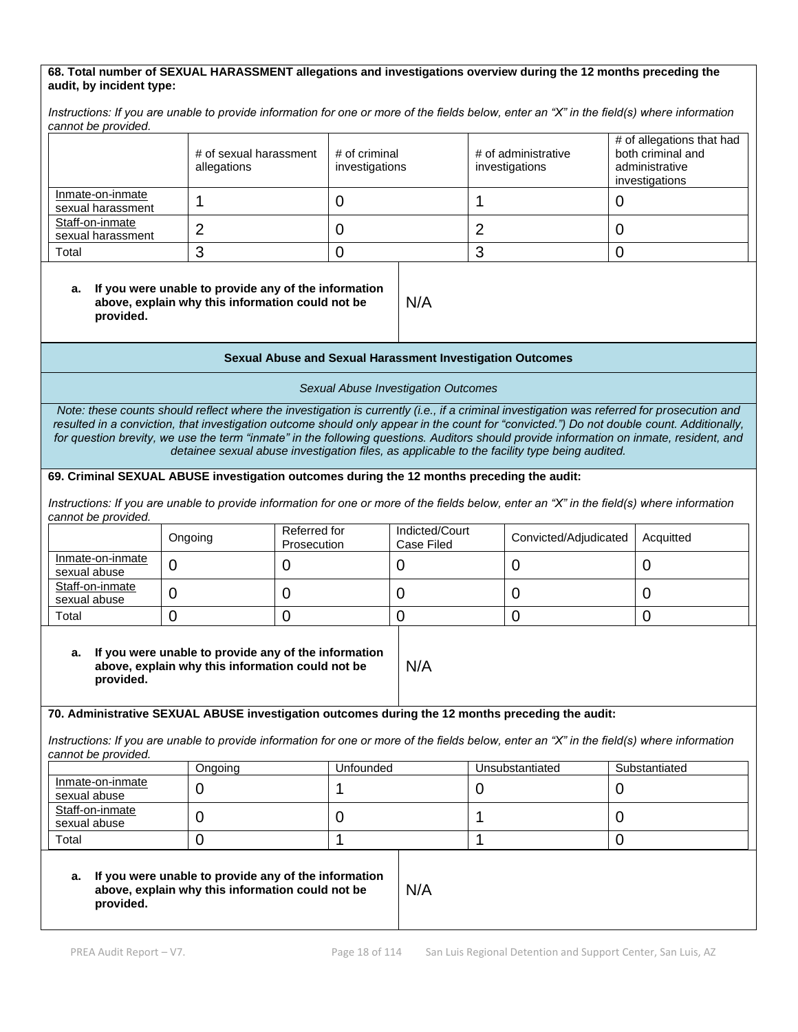**68. Total number of SEXUAL HARASSMENT allegations and investigations overview during the 12 months preceding the audit, by incident type:**

*Instructions: If you are unable to provide information for one or more of the fields below, enter an "X" in the field(s) where information cannot be provided.*

| | # of sexual harassment allegations | # of criminal investigations | # of administrative investigations | # of allegations that had both criminal and administrative investigations |
|---|---|---|---|---|
| Inmate-on-inmate sexual harassment | 1 | 0 | 1 | 0 |
| Staff-on-inmate sexual harassment | 2 | 0 | 2 | 0 |
| Total | 3 | 0 | 3 | 0 |

**a. If you were unable to provide any of the information above, explain why this information could not be provided.** N/A

## Sexual Abuse and Sexual Harassment Investigation Outcomes

### *Sexual Abuse Investigation Outcomes*

*Note: these counts should reflect where the investigation is currently (i.e., if a criminal investigation was referred for prosecution and resulted in a conviction, that investigation outcome should only appear in the count for "convicted.") Do not double count. Additionally, for question brevity, we use the term "inmate" in the following questions. Auditors should provide information on inmate, resident, and detainee sexual abuse investigation files, as applicable to the facility type being audited.*

**69. Criminal SEXUAL ABUSE investigation outcomes during the 12 months preceding the audit:**

*Instructions: If you are unable to provide information for one or more of the fields below, enter an "X" in the field(s) where information cannot be provided.*

| | Ongoing | Referred for Prosecution | Indicted/Court Case Filed | Convicted/Adjudicated | Acquitted |
|---|---|---|---|---|---|
| Inmate-on-inmate sexual abuse | 0 | 0 | 0 | 0 | 0 |
| Staff-on-inmate sexual abuse | 0 | 0 | 0 | 0 | 0 |
| Total | 0 | 0 | 0 | 0 | 0 |

**a. If you were unable to provide any of the information above, explain why this information could not be provided.** N/A

**70. Administrative SEXUAL ABUSE investigation outcomes during the 12 months preceding the audit:**

*Instructions: If you are unable to provide information for one or more of the fields below, enter an "X" in the field(s) where information cannot be provided.*

| | Ongoing | Unfounded | Unsubstantiated | Substantiated |
|---|---|---|---|---|
| Inmate-on-inmate sexual abuse | 0 | 1 | 0 | 0 |
| Staff-on-inmate sexual abuse | 0 | 0 | 1 | 0 |
| Total | 0 | 1 | 1 | 0 |

**a. If you were unable to provide any of the information above, explain why this information could not be provided.** N/A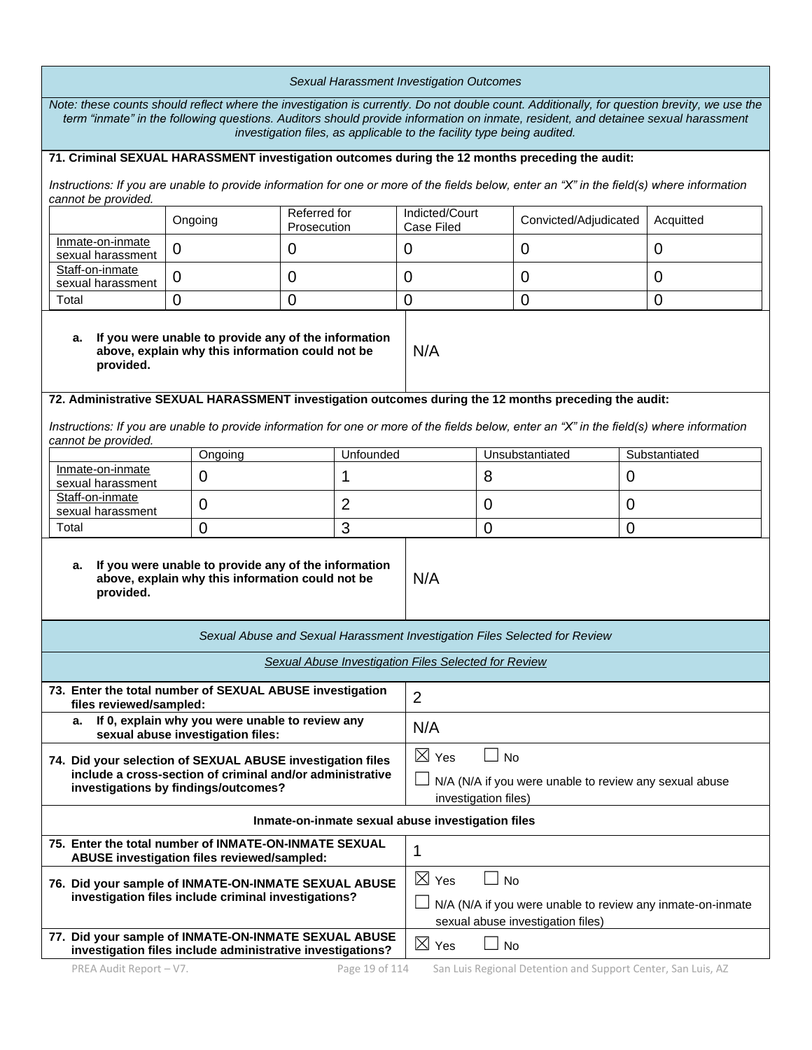*Sexual Harassment Investigation Outcomes*

*Note: these counts should reflect where the investigation is currently. Do not double count. Additionally, for question brevity, we use the term "inmate" in the following questions. Auditors should provide information on inmate, resident, and detainee sexual harassment investigation files, as applicable to the facility type being audited.*

**71. Criminal SEXUAL HARASSMENT investigation outcomes during the 12 months preceding the audit:**

*Instructions: If you are unable to provide information for one or more of the fields below, enter an "X" in the field(s) where information cannot be provided.*

| | Ongoing | Referred for Prosecution | Indicted/Court Case Filed | Convicted/Adjudicated | Acquitted |
|---|---|---|---|---|---|
| Inmate-on-inmate sexual harassment | 0 | 0 | 0 | 0 | 0 |
| Staff-on-inmate sexual harassment | 0 | 0 | 0 | 0 | 0 |
| Total | 0 | 0 | 0 | 0 | 0 |

| | |
|---|---|
| **a. If you were unable to provide any of the information above, explain why this information could not be provided.** | N/A |

**72. Administrative SEXUAL HARASSMENT investigation outcomes during the 12 months preceding the audit:**

*Instructions: If you are unable to provide information for one or more of the fields below, enter an "X" in the field(s) where information cannot be provided.*

| | Ongoing | Unfounded | Unsubstantiated | Substantiated |
|---|---|---|---|---|
| Inmate-on-inmate sexual harassment | 0 | 1 | 8 | 0 |
| Staff-on-inmate sexual harassment | 0 | 2 | 0 | 0 |
| Total | 0 | 3 | 0 | 0 |

| | |
|---|---|
| **a. If you were unable to provide any of the information above, explain why this information could not be provided.** | N/A |

*Sexual Abuse and Sexual Harassment Investigation Files Selected for Review*

*Sexual Abuse Investigation Files Selected for Review*

| | |
|---|---|
| **73. Enter the total number of SEXUAL ABUSE investigation files reviewed/sampled:** | 2 |
| **a. If 0, explain why you were unable to review any sexual abuse investigation files:** | N/A |
| **74. Did your selection of SEXUAL ABUSE investigation files include a cross-section of criminal and/or administrative investigations by findings/outcomes?** | ☒ Yes ☐ No<br>☐ N/A (N/A if you were unable to review any sexual abuse investigation files) |

**Inmate-on-inmate sexual abuse investigation files**

| | |
|---|---|
| **75. Enter the total number of INMATE-ON-INMATE SEXUAL ABUSE investigation files reviewed/sampled:** | 1 |
| **76. Did your sample of INMATE-ON-INMATE SEXUAL ABUSE investigation files include criminal investigations?** | ☒ Yes ☐ No<br>☐ N/A (N/A if you were unable to review any inmate-on-inmate sexual abuse investigation files) |
| **77. Did your sample of INMATE-ON-INMATE SEXUAL ABUSE investigation files include administrative investigations?** | ☒ Yes ☐ No |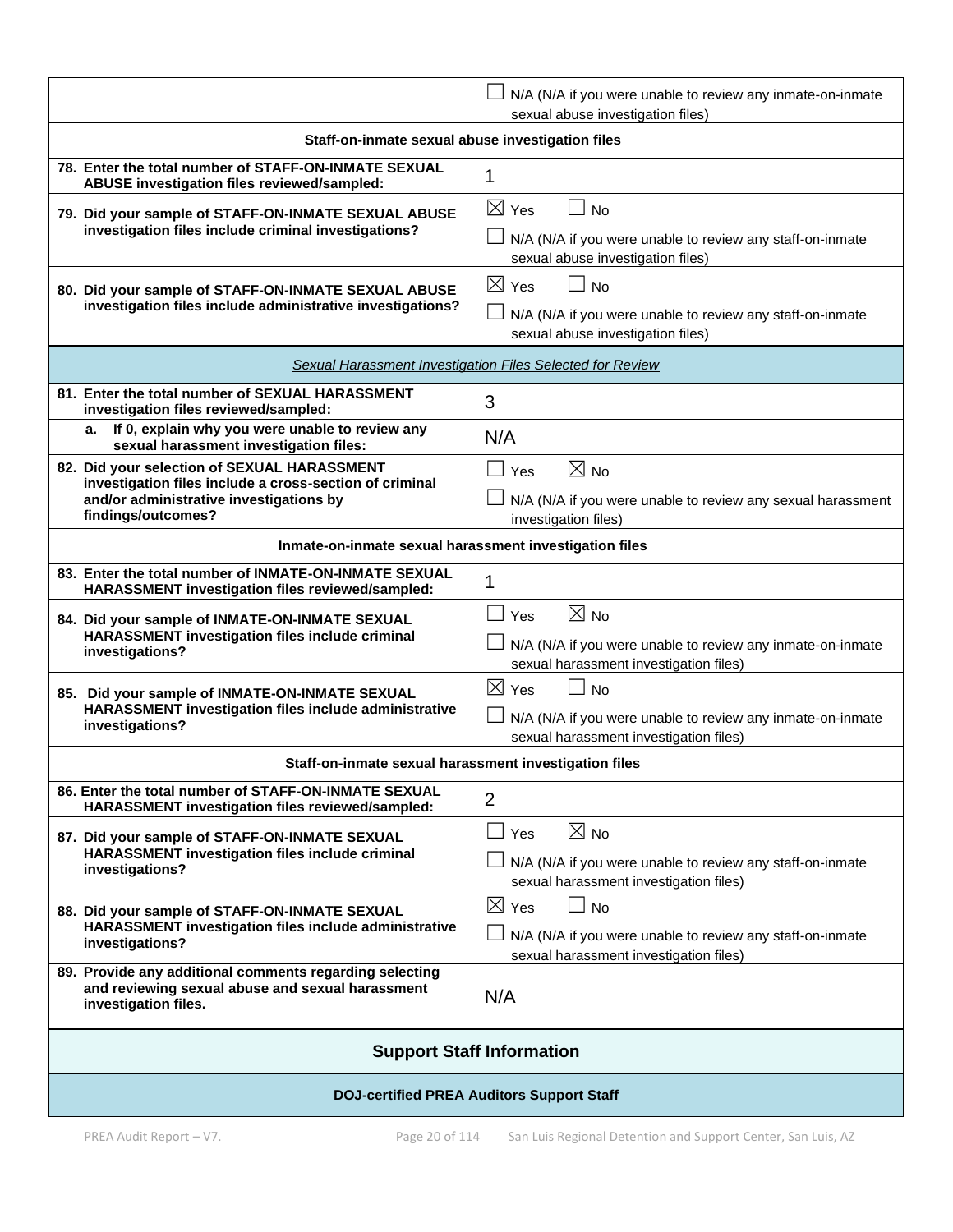| | |
|---|---|
| | ☐ N/A (N/A if you were unable to review any inmate-on-inmate sexual abuse investigation files) |
| **Staff-on-inmate sexual abuse investigation files** | |
| **78. Enter the total number of STAFF-ON-INMATE SEXUAL ABUSE investigation files reviewed/sampled:** | 1 |
| **79. Did your sample of STAFF-ON-INMATE SEXUAL ABUSE investigation files include criminal investigations?** | ☒ Yes ☐ No<br>☐ N/A (N/A if you were unable to review any staff-on-inmate sexual abuse investigation files) |
| **80. Did your sample of STAFF-ON-INMATE SEXUAL ABUSE investigation files include administrative investigations?** | ☒ Yes ☐ No<br>☐ N/A (N/A if you were unable to review any staff-on-inmate sexual abuse investigation files) |
| *Sexual Harassment Investigation Files Selected for Review* | |
| **81. Enter the total number of SEXUAL HARASSMENT investigation files reviewed/sampled:** | 3 |
| **a. If 0, explain why you were unable to review any sexual harassment investigation files:** | N/A |
| **82. Did your selection of SEXUAL HARASSMENT investigation files include a cross-section of criminal and/or administrative investigations by findings/outcomes?** | ☐ Yes ☒ No<br>☐ N/A (N/A if you were unable to review any sexual harassment investigation files) |
| **Inmate-on-inmate sexual harassment investigation files** | |
| **83. Enter the total number of INMATE-ON-INMATE SEXUAL HARASSMENT investigation files reviewed/sampled:** | 1 |
| **84. Did your sample of INMATE-ON-INMATE SEXUAL HARASSMENT investigation files include criminal investigations?** | ☐ Yes ☒ No<br>☐ N/A (N/A if you were unable to review any inmate-on-inmate sexual harassment investigation files) |
| **85. Did your sample of INMATE-ON-INMATE SEXUAL HARASSMENT investigation files include administrative investigations?** | ☒ Yes ☐ No<br>☐ N/A (N/A if you were unable to review any inmate-on-inmate sexual harassment investigation files) |
| **Staff-on-inmate sexual harassment investigation files** | |
| **86. Enter the total number of STAFF-ON-INMATE SEXUAL HARASSMENT investigation files reviewed/sampled:** | 2 |
| **87. Did your sample of STAFF-ON-INMATE SEXUAL HARASSMENT investigation files include criminal investigations?** | ☐ Yes ☒ No<br>☐ N/A (N/A if you were unable to review any staff-on-inmate sexual harassment investigation files) |
| **88. Did your sample of STAFF-ON-INMATE SEXUAL HARASSMENT investigation files include administrative investigations?** | ☒ Yes ☐ No<br>☐ N/A (N/A if you were unable to review any staff-on-inmate sexual harassment investigation files) |
| **89. Provide any additional comments regarding selecting and reviewing sexual abuse and sexual harassment investigation files.** | N/A |

## Support Staff Information

**DOJ-certified PREA Auditors Support Staff**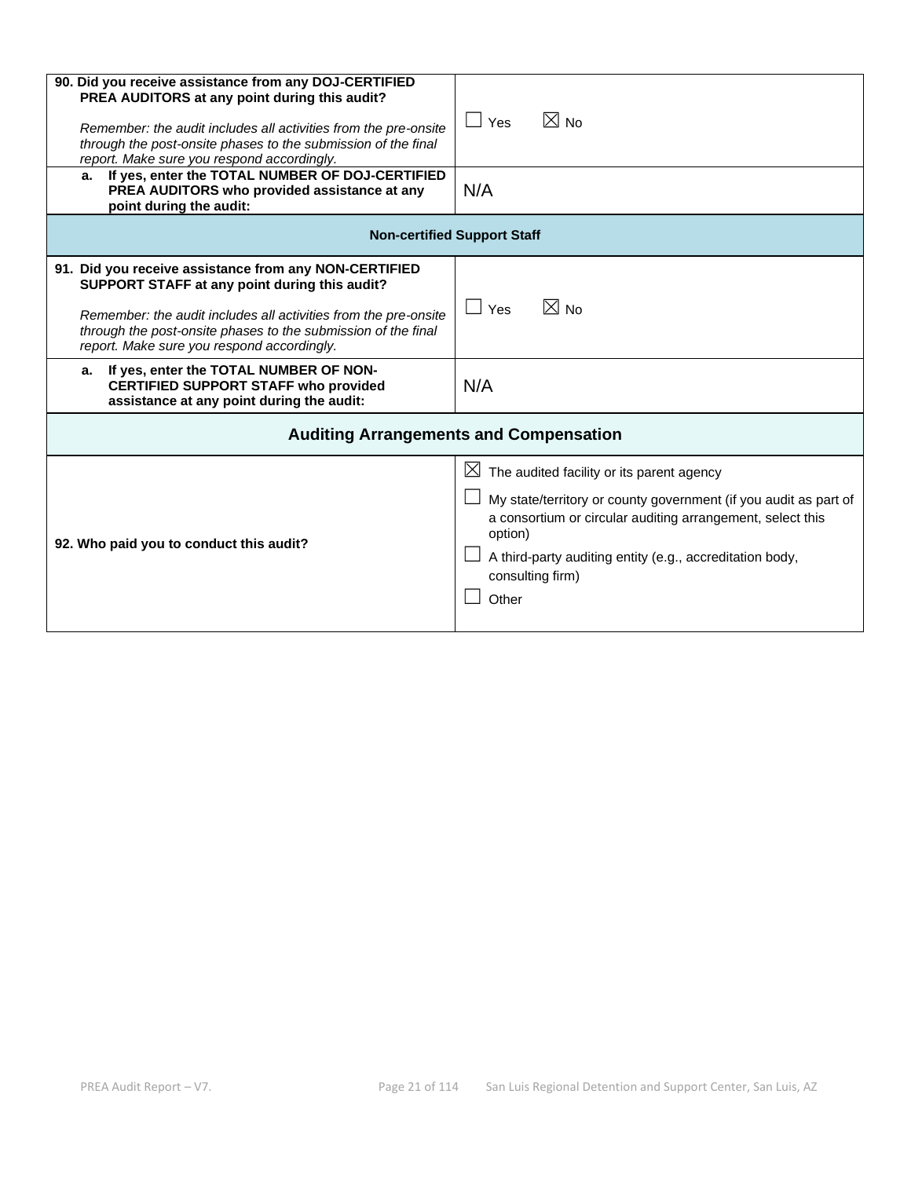| | |
|---|---|
| **90. Did you receive assistance from any DOJ-CERTIFIED PREA AUDITORS at any point during this audit?**<br><br>*Remember: the audit includes all activities from the pre-onsite through the post-onsite phases to the submission of the final report. Make sure you respond accordingly.* | ☐ Yes ☒ No |
| **a. If yes, enter the TOTAL NUMBER OF DOJ-CERTIFIED PREA AUDITORS who provided assistance at any point during the audit:** | N/A |
| **Non-certified Support Staff** | |
| **91. Did you receive assistance from any NON-CERTIFIED SUPPORT STAFF at any point during this audit?**<br><br>*Remember: the audit includes all activities from the pre-onsite through the post-onsite phases to the submission of the final report. Make sure you respond accordingly.* | ☐ Yes ☒ No |
| **a. If yes, enter the TOTAL NUMBER OF NON-CERTIFIED SUPPORT STAFF who provided assistance at any point during the audit:** | N/A |

## Auditing Arrangements and Compensation

| | |
|---|---|
| **92. Who paid you to conduct this audit?** | ☒ The audited facility or its parent agency<br>☐ My state/territory or county government (if you audit as part of a consortium or circular auditing arrangement, select this option)<br>☐ A third-party auditing entity (e.g., accreditation body, consulting firm)<br>☐ Other |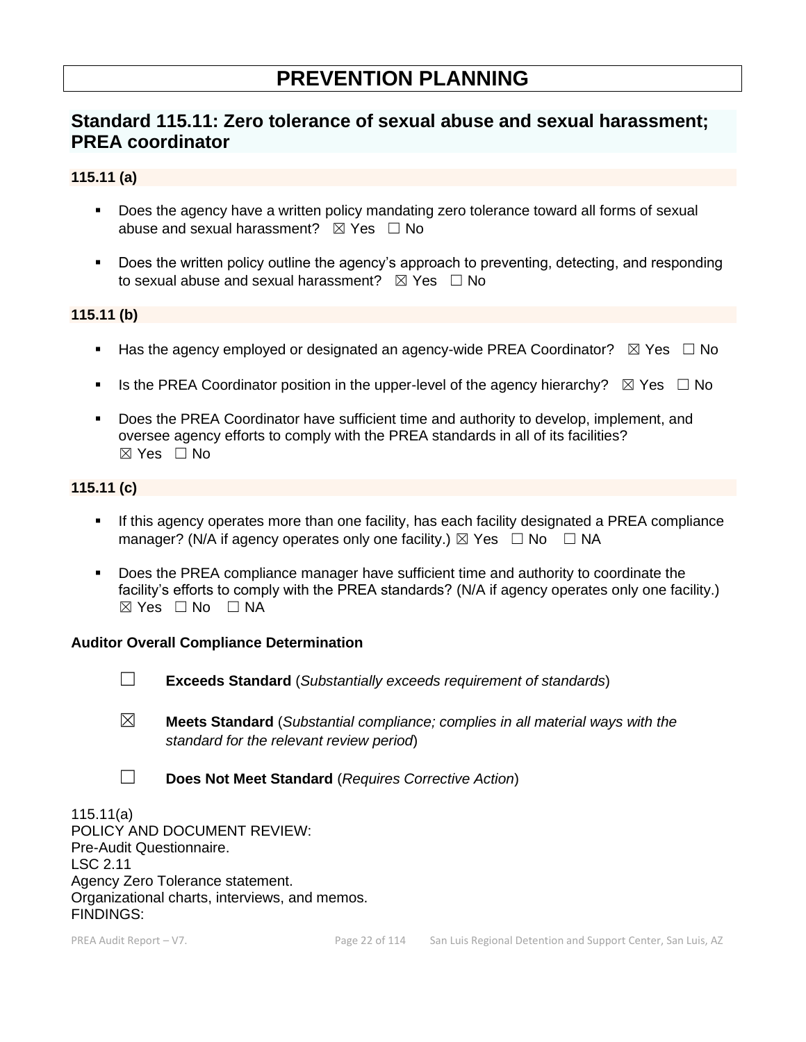# PREVENTION PLANNING

## Standard 115.11: Zero tolerance of sexual abuse and sexual harassment; PREA coordinator

### 115.11 (a)

- Does the agency have a written policy mandating zero tolerance toward all forms of sexual abuse and sexual harassment? ☒ Yes ☐ No
- Does the written policy outline the agency's approach to preventing, detecting, and responding to sexual abuse and sexual harassment? ☒ Yes ☐ No

### 115.11 (b)

- Has the agency employed or designated an agency-wide PREA Coordinator? ☒ Yes ☐ No
- Is the PREA Coordinator position in the upper-level of the agency hierarchy? ☒ Yes ☐ No
- Does the PREA Coordinator have sufficient time and authority to develop, implement, and oversee agency efforts to comply with the PREA standards in all of its facilities? ☒ Yes ☐ No

### 115.11 (c)

- If this agency operates more than one facility, has each facility designated a PREA compliance manager? (N/A if agency operates only one facility.) ☒ Yes ☐ No ☐ NA
- Does the PREA compliance manager have sufficient time and authority to coordinate the facility's efforts to comply with the PREA standards? (N/A if agency operates only one facility.) ☒ Yes ☐ No ☐ NA

**Auditor Overall Compliance Determination**

☐ **Exceeds Standard** (*Substantially exceeds requirement of standards*)

☒ **Meets Standard** (*Substantial compliance; complies in all material ways with the standard for the relevant review period*)

☐ **Does Not Meet Standard** (*Requires Corrective Action*)

115.11(a)
POLICY AND DOCUMENT REVIEW:
Pre-Audit Questionnaire.
LSC 2.11
Agency Zero Tolerance statement.
Organizational charts, interviews, and memos.
FINDINGS: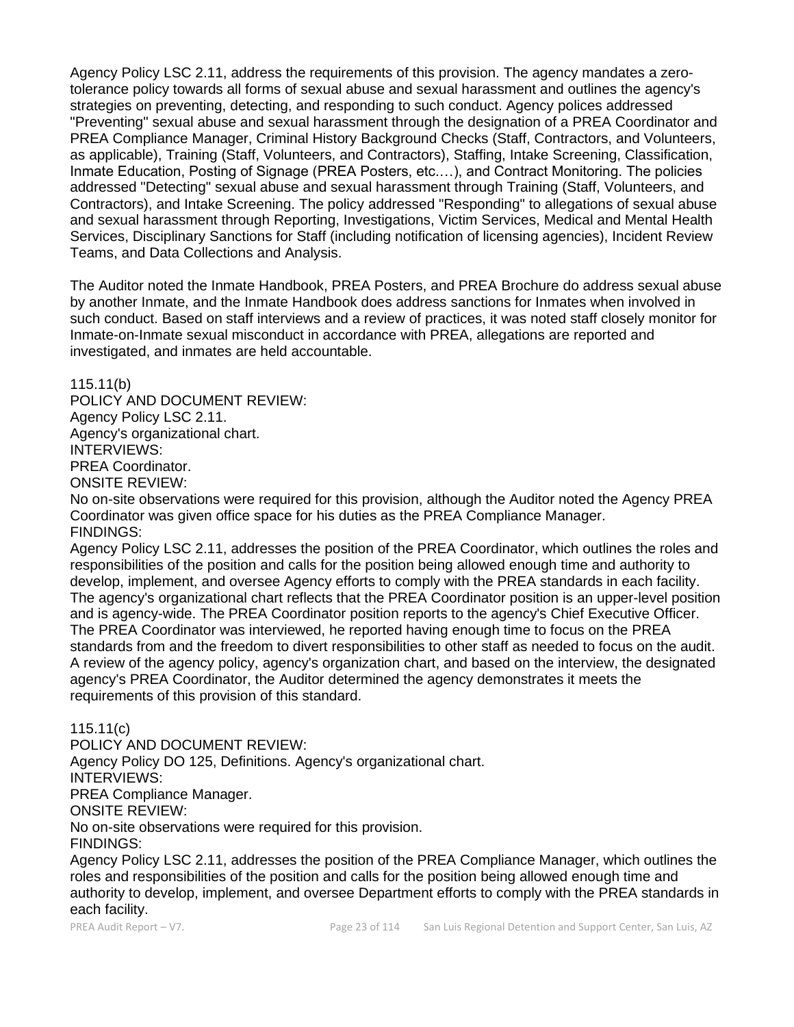Agency Policy LSC 2.11, address the requirements of this provision. The agency mandates a zero-tolerance policy towards all forms of sexual abuse and sexual harassment and outlines the agency's strategies on preventing, detecting, and responding to such conduct. Agency polices addressed "Preventing" sexual abuse and sexual harassment through the designation of a PREA Coordinator and PREA Compliance Manager, Criminal History Background Checks (Staff, Contractors, and Volunteers, as applicable), Training (Staff, Volunteers, and Contractors), Staffing, Intake Screening, Classification, Inmate Education, Posting of Signage (PREA Posters, etc.…), and Contract Monitoring. The policies addressed "Detecting" sexual abuse and sexual harassment through Training (Staff, Volunteers, and Contractors), and Intake Screening. The policy addressed "Responding" to allegations of sexual abuse and sexual harassment through Reporting, Investigations, Victim Services, Medical and Mental Health Services, Disciplinary Sanctions for Staff (including notification of licensing agencies), Incident Review Teams, and Data Collections and Analysis.

The Auditor noted the Inmate Handbook, PREA Posters, and PREA Brochure do address sexual abuse by another Inmate, and the Inmate Handbook does address sanctions for Inmates when involved in such conduct. Based on staff interviews and a review of practices, it was noted staff closely monitor for Inmate-on-Inmate sexual misconduct in accordance with PREA, allegations are reported and investigated, and inmates are held accountable.

115.11(b)
POLICY AND DOCUMENT REVIEW:
Agency Policy LSC 2.11.
Agency's organizational chart.
INTERVIEWS:
PREA Coordinator.
ONSITE REVIEW:
No on-site observations were required for this provision, although the Auditor noted the Agency PREA Coordinator was given office space for his duties as the PREA Compliance Manager.
FINDINGS:
Agency Policy LSC 2.11, addresses the position of the PREA Coordinator, which outlines the roles and responsibilities of the position and calls for the position being allowed enough time and authority to develop, implement, and oversee Agency efforts to comply with the PREA standards in each facility. The agency's organizational chart reflects that the PREA Coordinator position is an upper-level position and is agency-wide. The PREA Coordinator position reports to the agency's Chief Executive Officer. The PREA Coordinator was interviewed, he reported having enough time to focus on the PREA standards from and the freedom to divert responsibilities to other staff as needed to focus on the audit. A review of the agency policy, agency's organization chart, and based on the interview, the designated agency's PREA Coordinator, the Auditor determined the agency demonstrates it meets the requirements of this provision of this standard.

115.11(c)
POLICY AND DOCUMENT REVIEW:
Agency Policy DO 125, Definitions. Agency's organizational chart.
INTERVIEWS:
PREA Compliance Manager.
ONSITE REVIEW:
No on-site observations were required for this provision.
FINDINGS:
Agency Policy LSC 2.11, addresses the position of the PREA Compliance Manager, which outlines the roles and responsibilities of the position and calls for the position being allowed enough time and authority to develop, implement, and oversee Department efforts to comply with the PREA standards in each facility.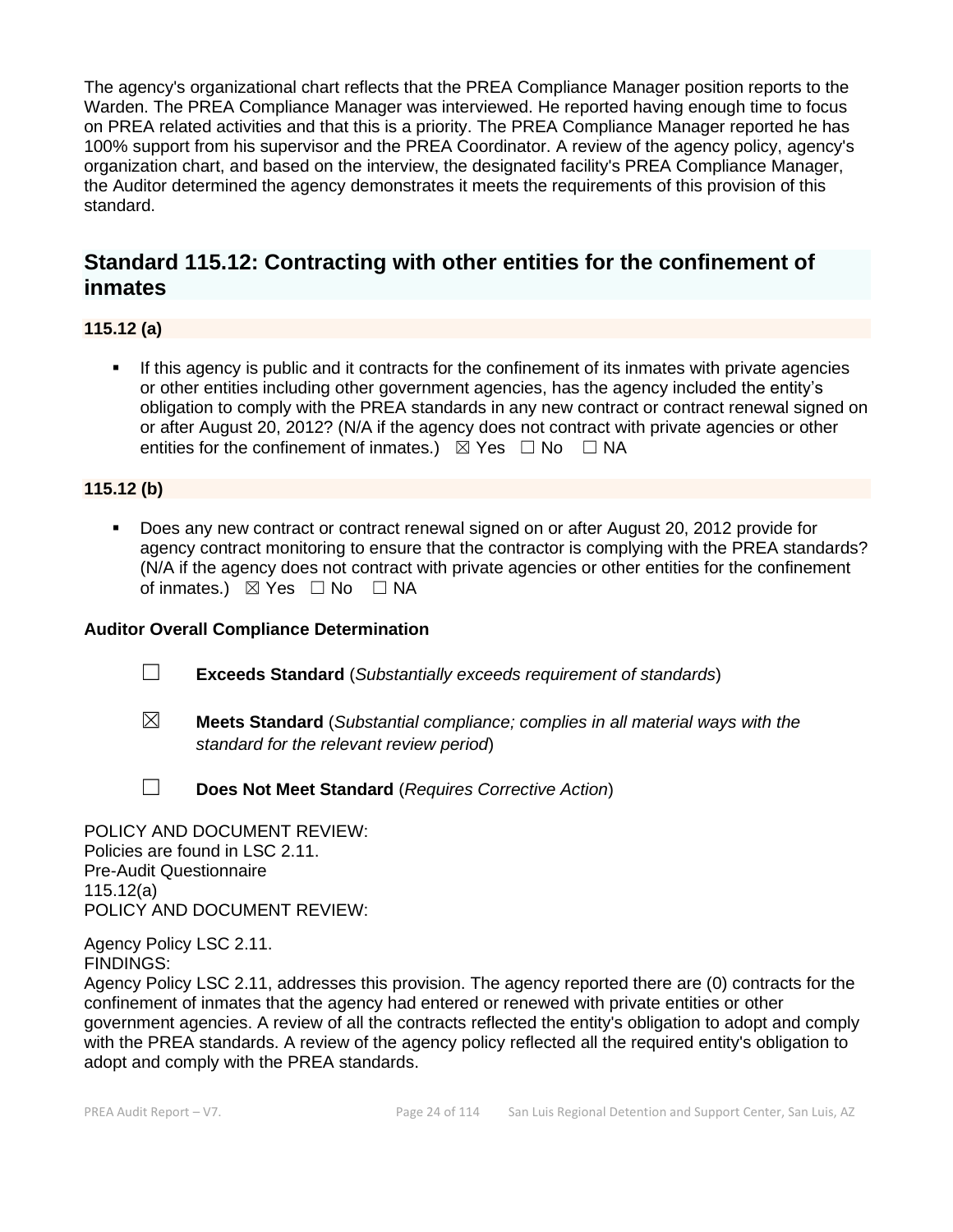The agency's organizational chart reflects that the PREA Compliance Manager position reports to the Warden. The PREA Compliance Manager was interviewed. He reported having enough time to focus on PREA related activities and that this is a priority. The PREA Compliance Manager reported he has 100% support from his supervisor and the PREA Coordinator. A review of the agency policy, agency's organization chart, and based on the interview, the designated facility's PREA Compliance Manager, the Auditor determined the agency demonstrates it meets the requirements of this provision of this standard.

## Standard 115.12: Contracting with other entities for the confinement of inmates

### 115.12 (a)

- If this agency is public and it contracts for the confinement of its inmates with private agencies or other entities including other government agencies, has the agency included the entity's obligation to comply with the PREA standards in any new contract or contract renewal signed on or after August 20, 2012? (N/A if the agency does not contract with private agencies or other entities for the confinement of inmates.) ☒ Yes ☐ No ☐ NA

### 115.12 (b)

- Does any new contract or contract renewal signed on or after August 20, 2012 provide for agency contract monitoring to ensure that the contractor is complying with the PREA standards? (N/A if the agency does not contract with private agencies or other entities for the confinement of inmates.) ☒ Yes ☐ No ☐ NA

**Auditor Overall Compliance Determination**

☐ **Exceeds Standard** (*Substantially exceeds requirement of standards*)

☒ **Meets Standard** (*Substantial compliance; complies in all material ways with the standard for the relevant review period*)

☐ **Does Not Meet Standard** (*Requires Corrective Action*)

POLICY AND DOCUMENT REVIEW:
Policies are found in LSC 2.11.
Pre-Audit Questionnaire
115.12(a)
POLICY AND DOCUMENT REVIEW:

Agency Policy LSC 2.11.
FINDINGS:
Agency Policy LSC 2.11, addresses this provision. The agency reported there are (0) contracts for the confinement of inmates that the agency had entered or renewed with private entities or other government agencies. A review of all the contracts reflected the entity's obligation to adopt and comply with the PREA standards. A review of the agency policy reflected all the required entity's obligation to adopt and comply with the PREA standards.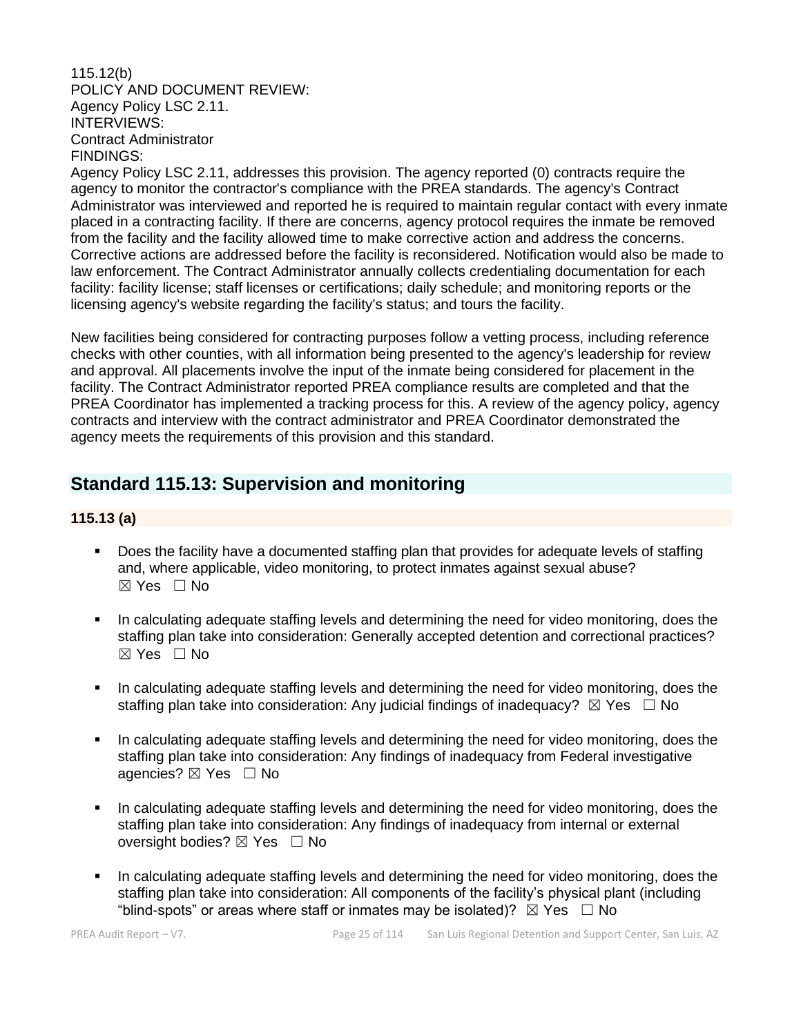115.12(b)
POLICY AND DOCUMENT REVIEW:
Agency Policy LSC 2.11.
INTERVIEWS:
Contract Administrator
FINDINGS:
Agency Policy LSC 2.11, addresses this provision. The agency reported (0) contracts require the agency to monitor the contractor's compliance with the PREA standards. The agency's Contract Administrator was interviewed and reported he is required to maintain regular contact with every inmate placed in a contracting facility. If there are concerns, agency protocol requires the inmate be removed from the facility and the facility allowed time to make corrective action and address the concerns. Corrective actions are addressed before the facility is reconsidered. Notification would also be made to law enforcement. The Contract Administrator annually collects credentialing documentation for each facility: facility license; staff licenses or certifications; daily schedule; and monitoring reports or the licensing agency's website regarding the facility's status; and tours the facility.

New facilities being considered for contracting purposes follow a vetting process, including reference checks with other counties, with all information being presented to the agency's leadership for review and approval. All placements involve the input of the inmate being considered for placement in the facility. The Contract Administrator reported PREA compliance results are completed and that the PREA Coordinator has implemented a tracking process for this. A review of the agency policy, agency contracts and interview with the contract administrator and PREA Coordinator demonstrated the agency meets the requirements of this provision and this standard.

## Standard 115.13: Supervision and monitoring

### 115.13 (a)

- Does the facility have a documented staffing plan that provides for adequate levels of staffing and, where applicable, video monitoring, to protect inmates against sexual abuse? ☒ Yes ☐ No

- In calculating adequate staffing levels and determining the need for video monitoring, does the staffing plan take into consideration: Generally accepted detention and correctional practices? ☒ Yes ☐ No

- In calculating adequate staffing levels and determining the need for video monitoring, does the staffing plan take into consideration: Any judicial findings of inadequacy? ☒ Yes ☐ No

- In calculating adequate staffing levels and determining the need for video monitoring, does the staffing plan take into consideration: Any findings of inadequacy from Federal investigative agencies? ☒ Yes ☐ No

- In calculating adequate staffing levels and determining the need for video monitoring, does the staffing plan take into consideration: Any findings of inadequacy from internal or external oversight bodies? ☒ Yes ☐ No

- In calculating adequate staffing levels and determining the need for video monitoring, does the staffing plan take into consideration: All components of the facility's physical plant (including "blind-spots" or areas where staff or inmates may be isolated)? ☒ Yes ☐ No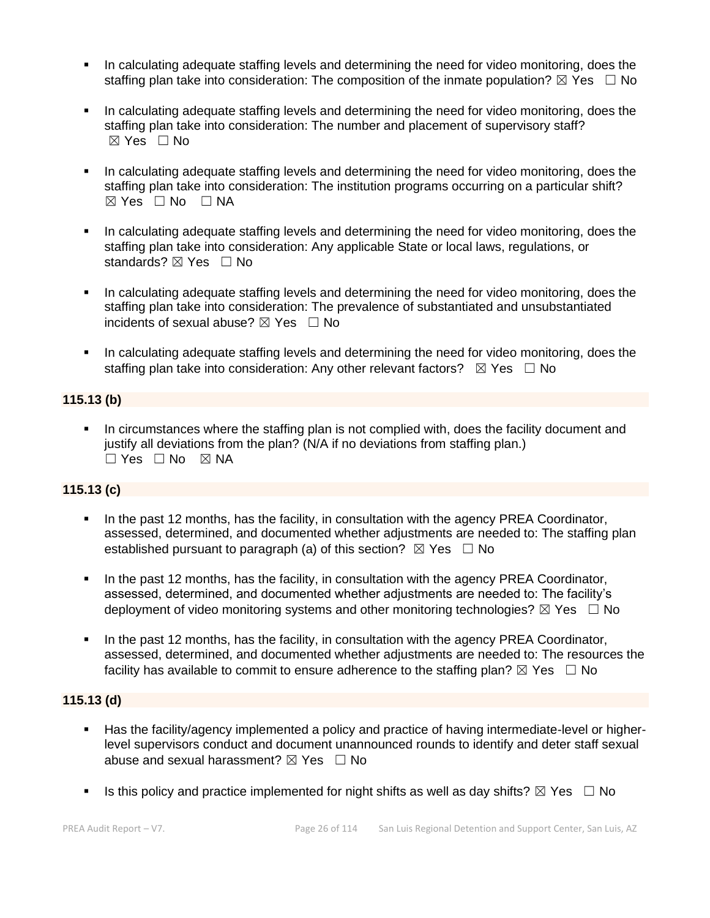- In calculating adequate staffing levels and determining the need for video monitoring, does the staffing plan take into consideration: The composition of the inmate population? ☒ Yes ☐ No

- In calculating adequate staffing levels and determining the need for video monitoring, does the staffing plan take into consideration: The number and placement of supervisory staff? ☒ Yes ☐ No

- In calculating adequate staffing levels and determining the need for video monitoring, does the staffing plan take into consideration: The institution programs occurring on a particular shift? ☒ Yes ☐ No ☐ NA

- In calculating adequate staffing levels and determining the need for video monitoring, does the staffing plan take into consideration: Any applicable State or local laws, regulations, or standards? ☒ Yes ☐ No

- In calculating adequate staffing levels and determining the need for video monitoring, does the staffing plan take into consideration: The prevalence of substantiated and unsubstantiated incidents of sexual abuse? ☒ Yes ☐ No

- In calculating adequate staffing levels and determining the need for video monitoring, does the staffing plan take into consideration: Any other relevant factors? ☒ Yes ☐ No

**115.13 (b)**

- In circumstances where the staffing plan is not complied with, does the facility document and justify all deviations from the plan? (N/A if no deviations from staffing plan.) ☐ Yes ☐ No ☒ NA

**115.13 (c)**

- In the past 12 months, has the facility, in consultation with the agency PREA Coordinator, assessed, determined, and documented whether adjustments are needed to: The staffing plan established pursuant to paragraph (a) of this section? ☒ Yes ☐ No

- In the past 12 months, has the facility, in consultation with the agency PREA Coordinator, assessed, determined, and documented whether adjustments are needed to: The facility's deployment of video monitoring systems and other monitoring technologies? ☒ Yes ☐ No

- In the past 12 months, has the facility, in consultation with the agency PREA Coordinator, assessed, determined, and documented whether adjustments are needed to: The resources the facility has available to commit to ensure adherence to the staffing plan? ☒ Yes ☐ No

**115.13 (d)**

- Has the facility/agency implemented a policy and practice of having intermediate-level or higher-level supervisors conduct and document unannounced rounds to identify and deter staff sexual abuse and sexual harassment? ☒ Yes ☐ No

- Is this policy and practice implemented for night shifts as well as day shifts? ☒ Yes ☐ No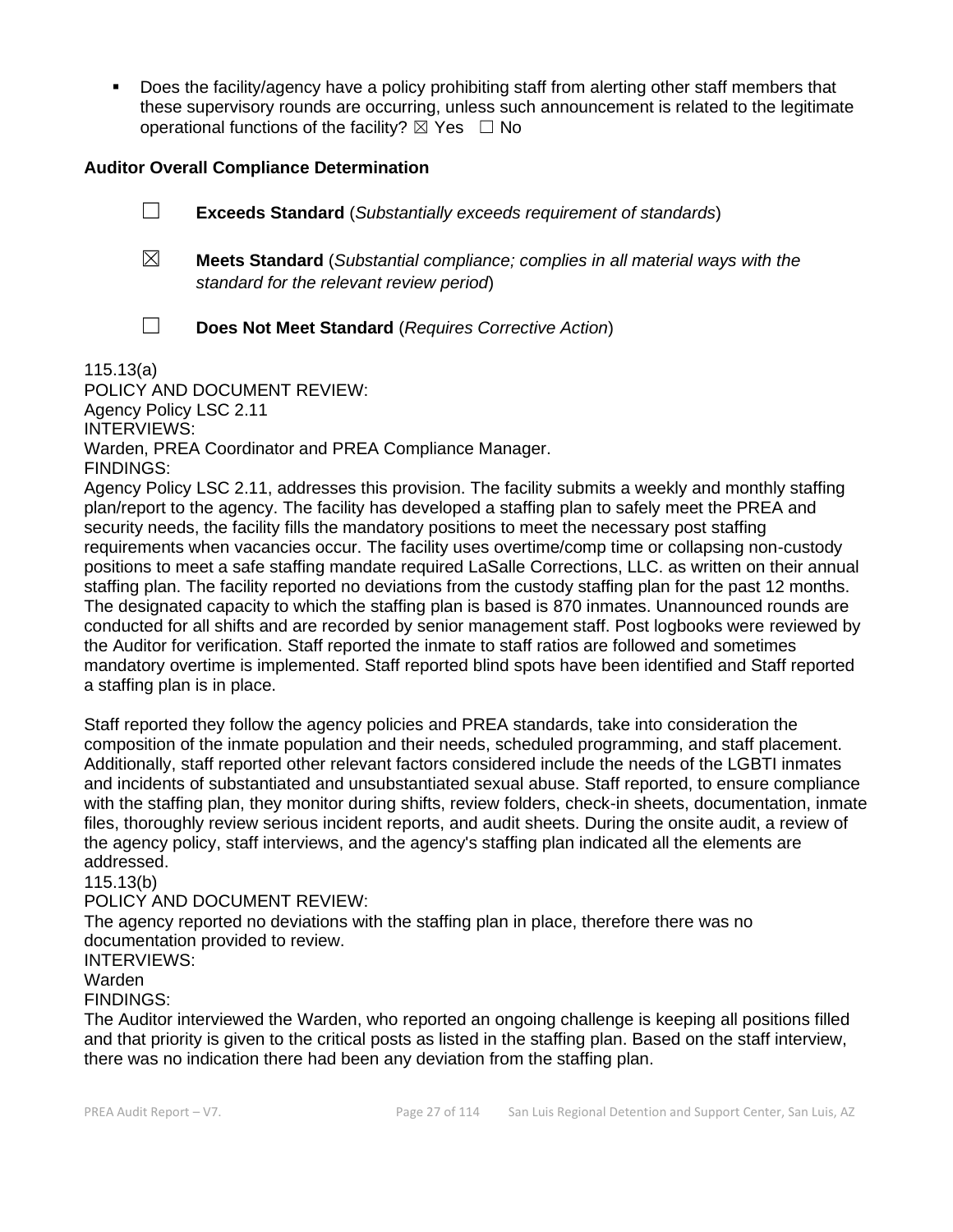- Does the facility/agency have a policy prohibiting staff from alerting other staff members that these supervisory rounds are occurring, unless such announcement is related to the legitimate operational functions of the facility? ☒ Yes ☐ No

**Auditor Overall Compliance Determination**

☐ **Exceeds Standard** (*Substantially exceeds requirement of standards*)

☒ **Meets Standard** (*Substantial compliance; complies in all material ways with the standard for the relevant review period*)

☐ **Does Not Meet Standard** (*Requires Corrective Action*)

115.13(a)
POLICY AND DOCUMENT REVIEW:
Agency Policy LSC 2.11
INTERVIEWS:
Warden, PREA Coordinator and PREA Compliance Manager.
FINDINGS:
Agency Policy LSC 2.11, addresses this provision. The facility submits a weekly and monthly staffing plan/report to the agency. The facility has developed a staffing plan to safely meet the PREA and security needs, the facility fills the mandatory positions to meet the necessary post staffing requirements when vacancies occur. The facility uses overtime/comp time or collapsing non-custody positions to meet a safe staffing mandate required LaSalle Corrections, LLC. as written on their annual staffing plan. The facility reported no deviations from the custody staffing plan for the past 12 months. The designated capacity to which the staffing plan is based is 870 inmates. Unannounced rounds are conducted for all shifts and are recorded by senior management staff. Post logbooks were reviewed by the Auditor for verification. Staff reported the inmate to staff ratios are followed and sometimes mandatory overtime is implemented. Staff reported blind spots have been identified and Staff reported a staffing plan is in place.

Staff reported they follow the agency policies and PREA standards, take into consideration the composition of the inmate population and their needs, scheduled programming, and staff placement. Additionally, staff reported other relevant factors considered include the needs of the LGBTI inmates and incidents of substantiated and unsubstantiated sexual abuse. Staff reported, to ensure compliance with the staffing plan, they monitor during shifts, review folders, check-in sheets, documentation, inmate files, thoroughly review serious incident reports, and audit sheets. During the onsite audit, a review of the agency policy, staff interviews, and the agency's staffing plan indicated all the elements are addressed.
115.13(b)
POLICY AND DOCUMENT REVIEW:
The agency reported no deviations with the staffing plan in place, therefore there was no documentation provided to review.
INTERVIEWS:
Warden
FINDINGS:
The Auditor interviewed the Warden, who reported an ongoing challenge is keeping all positions filled and that priority is given to the critical posts as listed in the staffing plan. Based on the staff interview, there was no indication there had been any deviation from the staffing plan.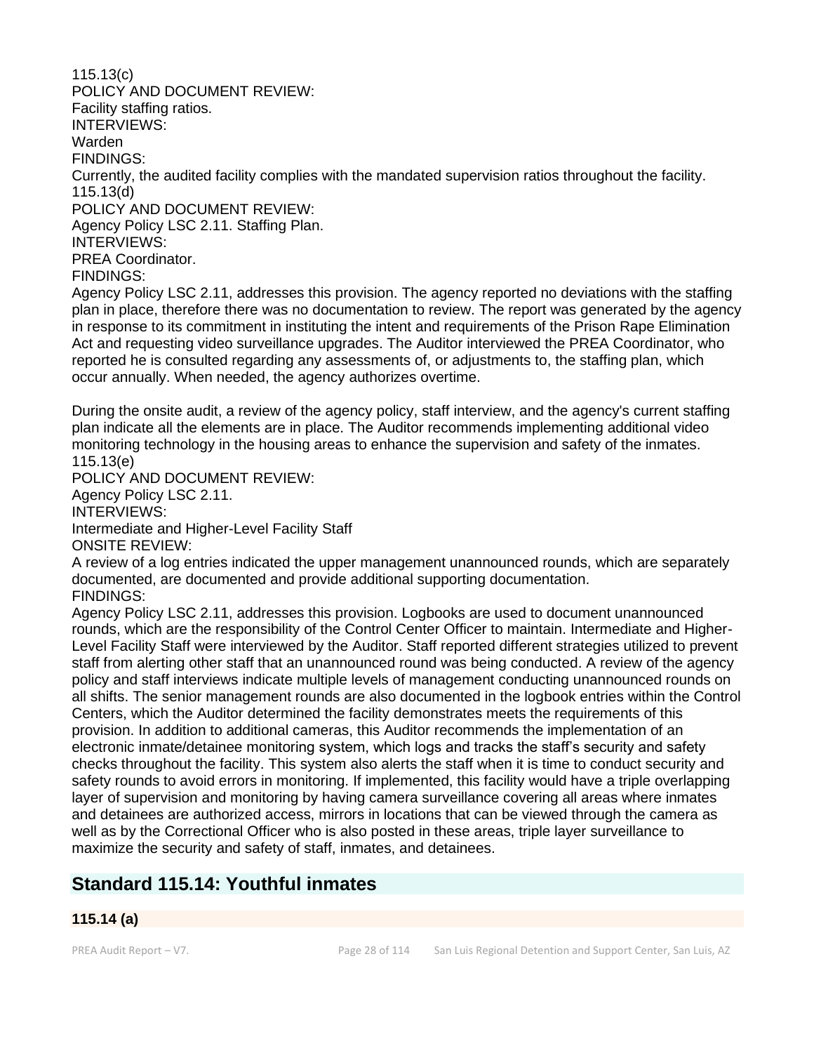115.13(c)
POLICY AND DOCUMENT REVIEW:
Facility staffing ratios.
INTERVIEWS:
Warden
FINDINGS:
Currently, the audited facility complies with the mandated supervision ratios throughout the facility.
115.13(d)
POLICY AND DOCUMENT REVIEW:
Agency Policy LSC 2.11. Staffing Plan.
INTERVIEWS:
PREA Coordinator.
FINDINGS:
Agency Policy LSC 2.11, addresses this provision. The agency reported no deviations with the staffing plan in place, therefore there was no documentation to review. The report was generated by the agency in response to its commitment in instituting the intent and requirements of the Prison Rape Elimination Act and requesting video surveillance upgrades. The Auditor interviewed the PREA Coordinator, who reported he is consulted regarding any assessments of, or adjustments to, the staffing plan, which occur annually. When needed, the agency authorizes overtime.

During the onsite audit, a review of the agency policy, staff interview, and the agency's current staffing plan indicate all the elements are in place. The Auditor recommends implementing additional video monitoring technology in the housing areas to enhance the supervision and safety of the inmates.
115.13(e)
POLICY AND DOCUMENT REVIEW:
Agency Policy LSC 2.11.
INTERVIEWS:
Intermediate and Higher-Level Facility Staff
ONSITE REVIEW:
A review of a log entries indicated the upper management unannounced rounds, which are separately documented, are documented and provide additional supporting documentation.
FINDINGS:
Agency Policy LSC 2.11, addresses this provision. Logbooks are used to document unannounced rounds, which are the responsibility of the Control Center Officer to maintain. Intermediate and Higher-Level Facility Staff were interviewed by the Auditor. Staff reported different strategies utilized to prevent staff from alerting other staff that an unannounced round was being conducted. A review of the agency policy and staff interviews indicate multiple levels of management conducting unannounced rounds on all shifts. The senior management rounds are also documented in the logbook entries within the Control Centers, which the Auditor determined the facility demonstrates meets the requirements of this provision. In addition to additional cameras, this Auditor recommends the implementation of an electronic inmate/detainee monitoring system, which logs and tracks the staff's security and safety checks throughout the facility. This system also alerts the staff when it is time to conduct security and safety rounds to avoid errors in monitoring. If implemented, this facility would have a triple overlapping layer of supervision and monitoring by having camera surveillance covering all areas where inmates and detainees are authorized access, mirrors in locations that can be viewed through the camera as well as by the Correctional Officer who is also posted in these areas, triple layer surveillance to maximize the security and safety of staff, inmates, and detainees.

## Standard 115.14: Youthful inmates

### 115.14 (a)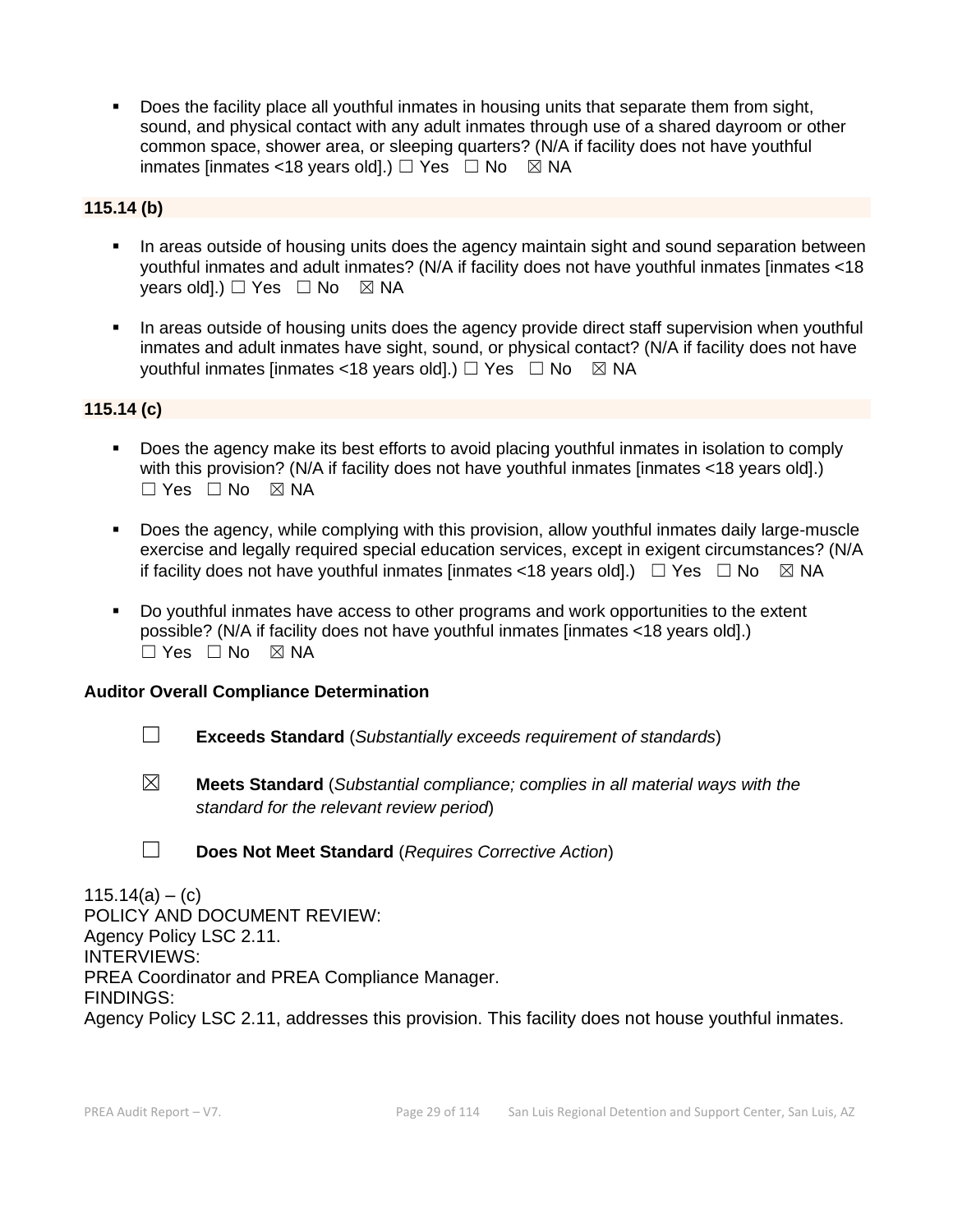- Does the facility place all youthful inmates in housing units that separate them from sight, sound, and physical contact with any adult inmates through use of a shared dayroom or other common space, shower area, or sleeping quarters? (N/A if facility does not have youthful inmates [inmates <18 years old].) ☐ Yes ☐ No ☒ NA

**115.14 (b)**

- In areas outside of housing units does the agency maintain sight and sound separation between youthful inmates and adult inmates? (N/A if facility does not have youthful inmates [inmates <18 years old].) ☐ Yes ☐ No ☒ NA
- In areas outside of housing units does the agency provide direct staff supervision when youthful inmates and adult inmates have sight, sound, or physical contact? (N/A if facility does not have youthful inmates [inmates <18 years old].) ☐ Yes ☐ No ☒ NA

**115.14 (c)**

- Does the agency make its best efforts to avoid placing youthful inmates in isolation to comply with this provision? (N/A if facility does not have youthful inmates [inmates <18 years old].) ☐ Yes ☐ No ☒ NA
- Does the agency, while complying with this provision, allow youthful inmates daily large-muscle exercise and legally required special education services, except in exigent circumstances? (N/A if facility does not have youthful inmates [inmates <18 years old].) ☐ Yes ☐ No ☒ NA
- Do youthful inmates have access to other programs and work opportunities to the extent possible? (N/A if facility does not have youthful inmates [inmates <18 years old].) ☐ Yes ☐ No ☒ NA

**Auditor Overall Compliance Determination**

☐ **Exceeds Standard** (*Substantially exceeds requirement of standards*)

☒ **Meets Standard** (*Substantial compliance; complies in all material ways with the standard for the relevant review period*)

☐ **Does Not Meet Standard** (*Requires Corrective Action*)

115.14(a) – (c)
POLICY AND DOCUMENT REVIEW:
Agency Policy LSC 2.11.
INTERVIEWS:
PREA Coordinator and PREA Compliance Manager.
FINDINGS:
Agency Policy LSC 2.11, addresses this provision. This facility does not house youthful inmates.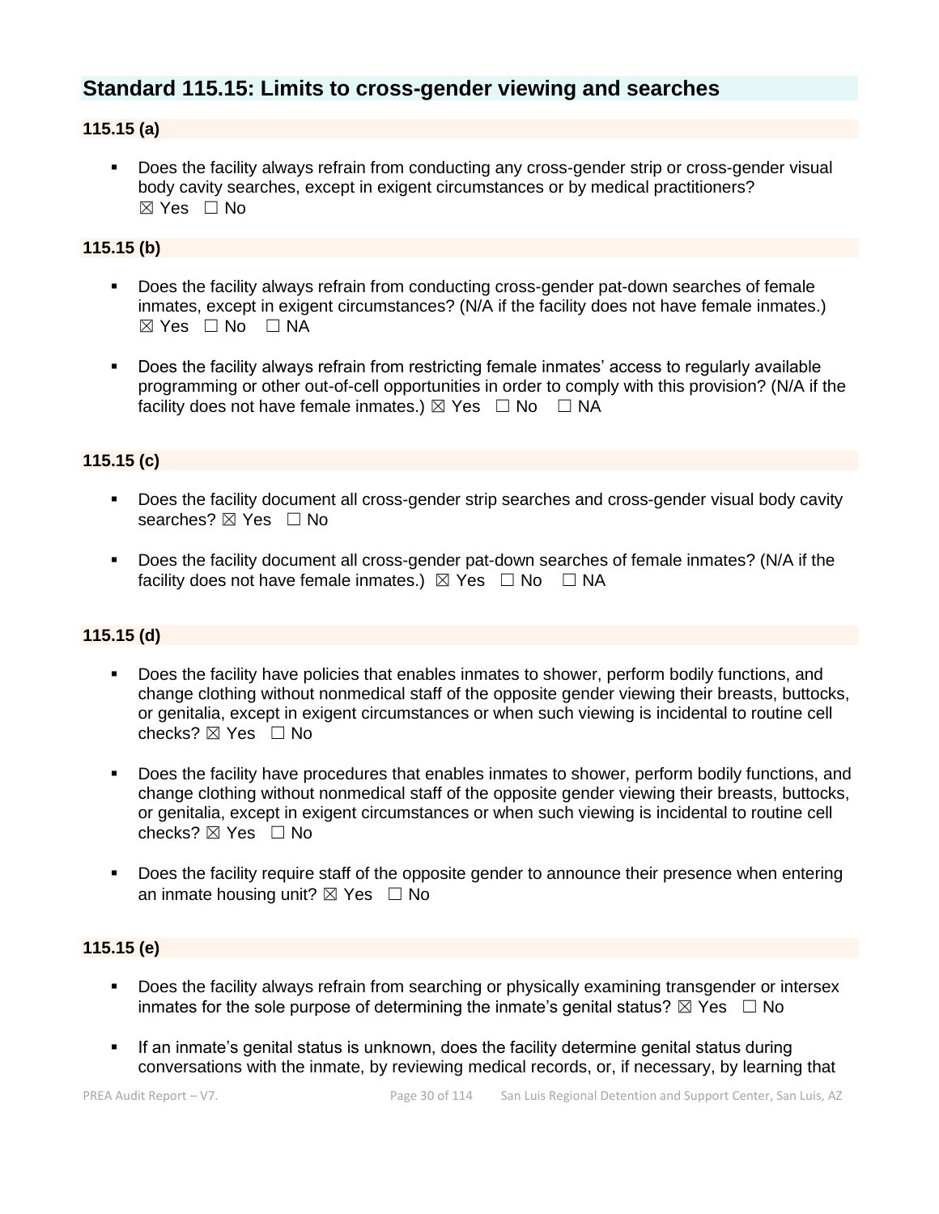## Standard 115.15: Limits to cross-gender viewing and searches

### 115.15 (a)

- Does the facility always refrain from conducting any cross-gender strip or cross-gender visual body cavity searches, except in exigent circumstances or by medical practitioners?
  ☒ Yes ☐ No

### 115.15 (b)

- Does the facility always refrain from conducting cross-gender pat-down searches of female inmates, except in exigent circumstances? (N/A if the facility does not have female inmates.)
  ☒ Yes ☐ No ☐ NA

- Does the facility always refrain from restricting female inmates' access to regularly available programming or other out-of-cell opportunities in order to comply with this provision? (N/A if the facility does not have female inmates.) ☒ Yes ☐ No ☐ NA

### 115.15 (c)

- Does the facility document all cross-gender strip searches and cross-gender visual body cavity searches? ☒ Yes ☐ No

- Does the facility document all cross-gender pat-down searches of female inmates? (N/A if the facility does not have female inmates.) ☒ Yes ☐ No ☐ NA

### 115.15 (d)

- Does the facility have policies that enables inmates to shower, perform bodily functions, and change clothing without nonmedical staff of the opposite gender viewing their breasts, buttocks, or genitalia, except in exigent circumstances or when such viewing is incidental to routine cell checks? ☒ Yes ☐ No

- Does the facility have procedures that enables inmates to shower, perform bodily functions, and change clothing without nonmedical staff of the opposite gender viewing their breasts, buttocks, or genitalia, except in exigent circumstances or when such viewing is incidental to routine cell checks? ☒ Yes ☐ No

- Does the facility require staff of the opposite gender to announce their presence when entering an inmate housing unit? ☒ Yes ☐ No

### 115.15 (e)

- Does the facility always refrain from searching or physically examining transgender or intersex inmates for the sole purpose of determining the inmate's genital status? ☒ Yes ☐ No

- If an inmate's genital status is unknown, does the facility determine genital status during conversations with the inmate, by reviewing medical records, or, if necessary, by learning that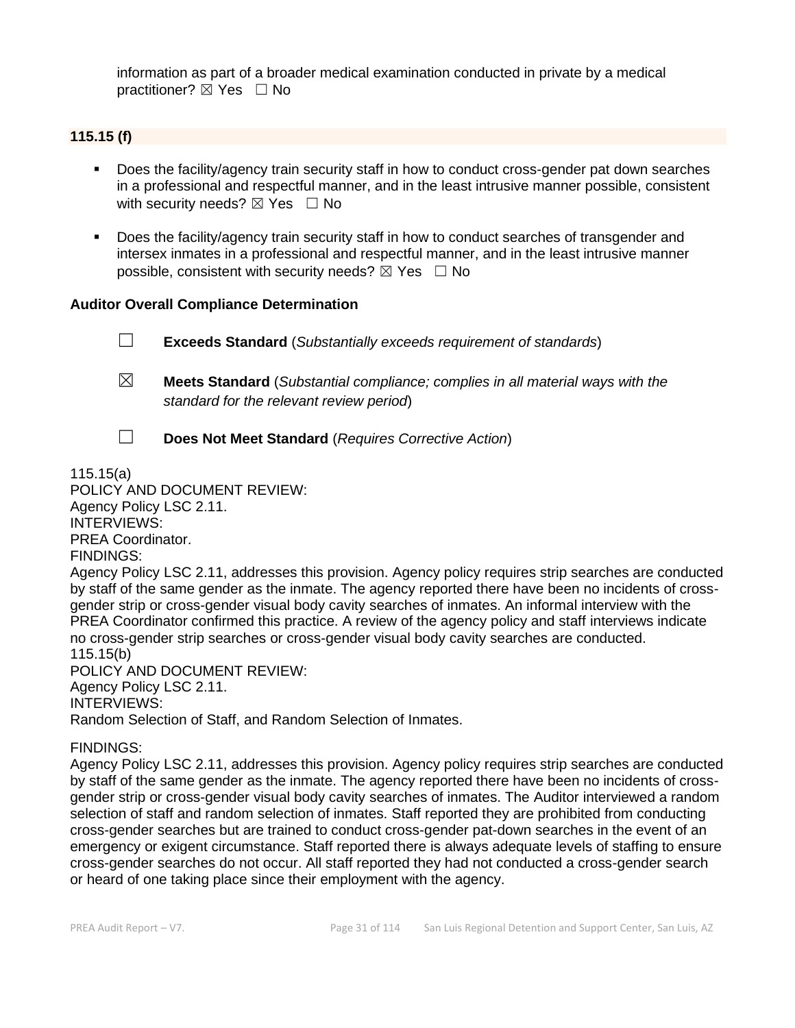information as part of a broader medical examination conducted in private by a medical practitioner? ☒ Yes ☐ No

**115.15 (f)**

- Does the facility/agency train security staff in how to conduct cross-gender pat down searches in a professional and respectful manner, and in the least intrusive manner possible, consistent with security needs? ☒ Yes ☐ No
- Does the facility/agency train security staff in how to conduct searches of transgender and intersex inmates in a professional and respectful manner, and in the least intrusive manner possible, consistent with security needs? ☒ Yes ☐ No

**Auditor Overall Compliance Determination**

☐ **Exceeds Standard** (*Substantially exceeds requirement of standards*)

☒ **Meets Standard** (*Substantial compliance; complies in all material ways with the standard for the relevant review period*)

☐ **Does Not Meet Standard** (*Requires Corrective Action*)

115.15(a)
POLICY AND DOCUMENT REVIEW:
Agency Policy LSC 2.11.
INTERVIEWS:
PREA Coordinator.
FINDINGS:
Agency Policy LSC 2.11, addresses this provision. Agency policy requires strip searches are conducted by staff of the same gender as the inmate. The agency reported there have been no incidents of cross-gender strip or cross-gender visual body cavity searches of inmates. An informal interview with the PREA Coordinator confirmed this practice. A review of the agency policy and staff interviews indicate no cross-gender strip searches or cross-gender visual body cavity searches are conducted.
115.15(b)
POLICY AND DOCUMENT REVIEW:
Agency Policy LSC 2.11.
INTERVIEWS:
Random Selection of Staff, and Random Selection of Inmates.

FINDINGS:
Agency Policy LSC 2.11, addresses this provision. Agency policy requires strip searches are conducted by staff of the same gender as the inmate. The agency reported there have been no incidents of cross-gender strip or cross-gender visual body cavity searches of inmates. The Auditor interviewed a random selection of staff and random selection of inmates. Staff reported they are prohibited from conducting cross-gender searches but are trained to conduct cross-gender pat-down searches in the event of an emergency or exigent circumstance. Staff reported there is always adequate levels of staffing to ensure cross-gender searches do not occur. All staff reported they had not conducted a cross-gender search or heard of one taking place since their employment with the agency.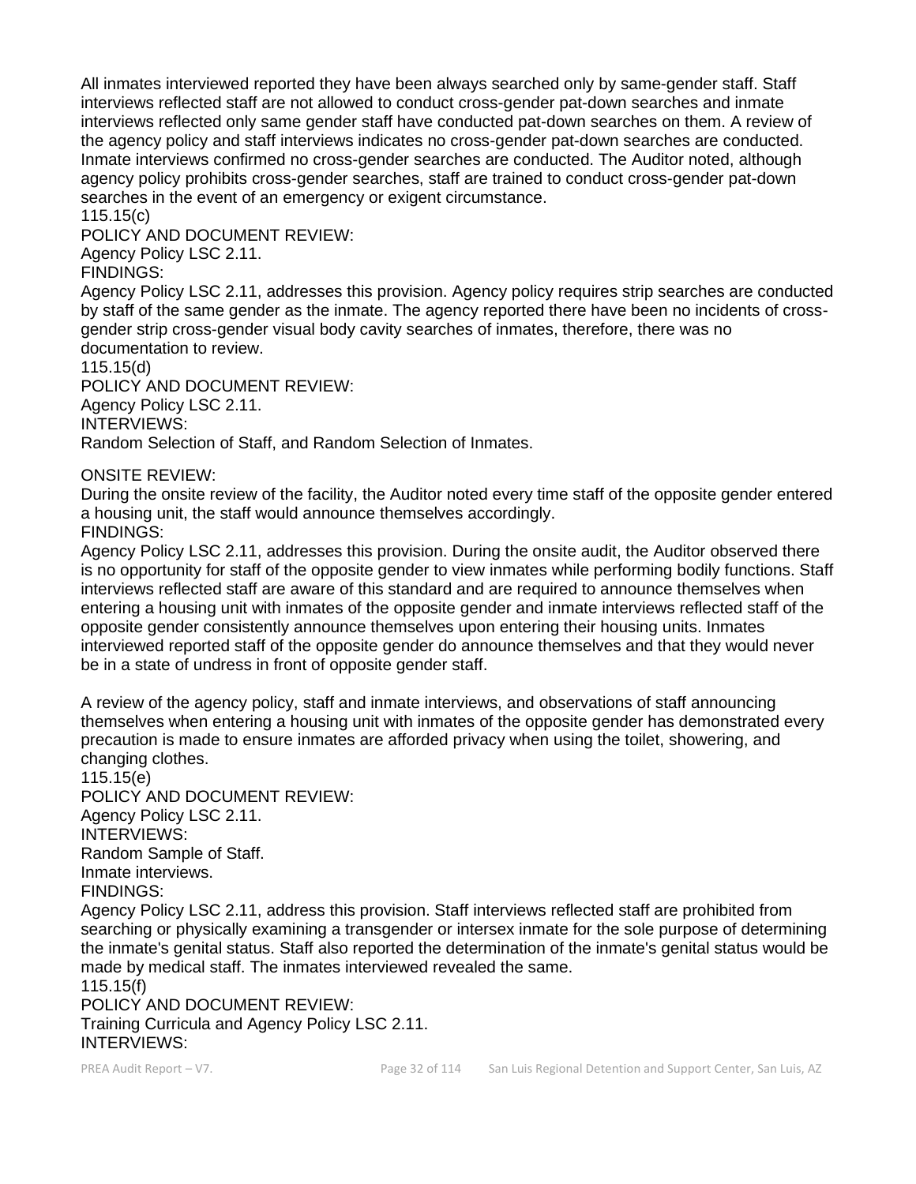All inmates interviewed reported they have been always searched only by same-gender staff. Staff interviews reflected staff are not allowed to conduct cross-gender pat-down searches and inmate interviews reflected only same gender staff have conducted pat-down searches on them. A review of the agency policy and staff interviews indicates no cross-gender pat-down searches are conducted. Inmate interviews confirmed no cross-gender searches are conducted. The Auditor noted, although agency policy prohibits cross-gender searches, staff are trained to conduct cross-gender pat-down searches in the event of an emergency or exigent circumstance.

115.15(c)

POLICY AND DOCUMENT REVIEW:

Agency Policy LSC 2.11.

FINDINGS:

Agency Policy LSC 2.11, addresses this provision. Agency policy requires strip searches are conducted by staff of the same gender as the inmate. The agency reported there have been no incidents of cross-gender strip cross-gender visual body cavity searches of inmates, therefore, there was no documentation to review.

115.15(d)

POLICY AND DOCUMENT REVIEW:

Agency Policy LSC 2.11.

INTERVIEWS:

Random Selection of Staff, and Random Selection of Inmates.

ONSITE REVIEW:

During the onsite review of the facility, the Auditor noted every time staff of the opposite gender entered a housing unit, the staff would announce themselves accordingly.

FINDINGS:

Agency Policy LSC 2.11, addresses this provision. During the onsite audit, the Auditor observed there is no opportunity for staff of the opposite gender to view inmates while performing bodily functions. Staff interviews reflected staff are aware of this standard and are required to announce themselves when entering a housing unit with inmates of the opposite gender and inmate interviews reflected staff of the opposite gender consistently announce themselves upon entering their housing units. Inmates interviewed reported staff of the opposite gender do announce themselves and that they would never be in a state of undress in front of opposite gender staff.

A review of the agency policy, staff and inmate interviews, and observations of staff announcing themselves when entering a housing unit with inmates of the opposite gender has demonstrated every precaution is made to ensure inmates are afforded privacy when using the toilet, showering, and changing clothes.

115.15(e)

POLICY AND DOCUMENT REVIEW:

Agency Policy LSC 2.11.

INTERVIEWS:

Random Sample of Staff.

Inmate interviews.

FINDINGS:

Agency Policy LSC 2.11, address this provision. Staff interviews reflected staff are prohibited from searching or physically examining a transgender or intersex inmate for the sole purpose of determining the inmate's genital status. Staff also reported the determination of the inmate's genital status would be made by medical staff. The inmates interviewed revealed the same.

115.15(f)

POLICY AND DOCUMENT REVIEW:

Training Curricula and Agency Policy LSC 2.11.

INTERVIEWS: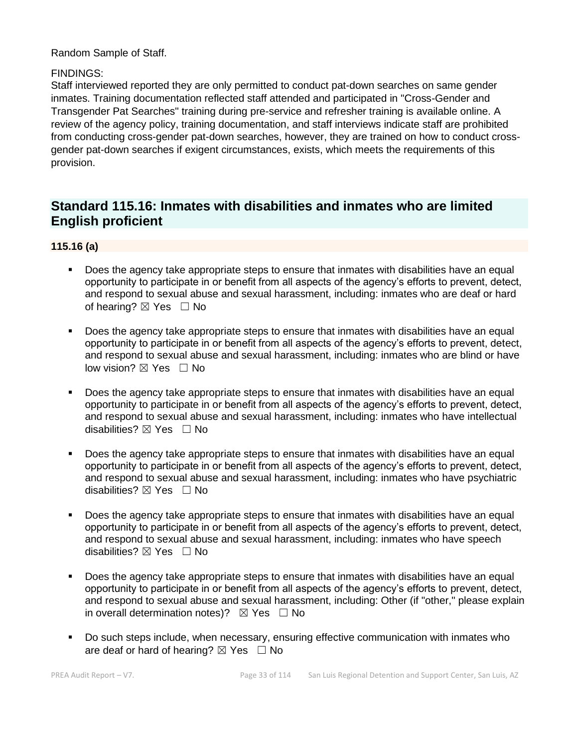Random Sample of Staff.

FINDINGS:
Staff interviewed reported they are only permitted to conduct pat-down searches on same gender inmates. Training documentation reflected staff attended and participated in "Cross-Gender and Transgender Pat Searches" training during pre-service and refresher training is available online. A review of the agency policy, training documentation, and staff interviews indicate staff are prohibited from conducting cross-gender pat-down searches, however, they are trained on how to conduct cross-gender pat-down searches if exigent circumstances, exists, which meets the requirements of this provision.

## Standard 115.16: Inmates with disabilities and inmates who are limited English proficient

### 115.16 (a)

- Does the agency take appropriate steps to ensure that inmates with disabilities have an equal opportunity to participate in or benefit from all aspects of the agency's efforts to prevent, detect, and respond to sexual abuse and sexual harassment, including: inmates who are deaf or hard of hearing? ☒ Yes ☐ No

- Does the agency take appropriate steps to ensure that inmates with disabilities have an equal opportunity to participate in or benefit from all aspects of the agency's efforts to prevent, detect, and respond to sexual abuse and sexual harassment, including: inmates who are blind or have low vision? ☒ Yes ☐ No

- Does the agency take appropriate steps to ensure that inmates with disabilities have an equal opportunity to participate in or benefit from all aspects of the agency's efforts to prevent, detect, and respond to sexual abuse and sexual harassment, including: inmates who have intellectual disabilities? ☒ Yes ☐ No

- Does the agency take appropriate steps to ensure that inmates with disabilities have an equal opportunity to participate in or benefit from all aspects of the agency's efforts to prevent, detect, and respond to sexual abuse and sexual harassment, including: inmates who have psychiatric disabilities? ☒ Yes ☐ No

- Does the agency take appropriate steps to ensure that inmates with disabilities have an equal opportunity to participate in or benefit from all aspects of the agency's efforts to prevent, detect, and respond to sexual abuse and sexual harassment, including: inmates who have speech disabilities? ☒ Yes ☐ No

- Does the agency take appropriate steps to ensure that inmates with disabilities have an equal opportunity to participate in or benefit from all aspects of the agency's efforts to prevent, detect, and respond to sexual abuse and sexual harassment, including: Other (if "other," please explain in overall determination notes)? ☒ Yes ☐ No

- Do such steps include, when necessary, ensuring effective communication with inmates who are deaf or hard of hearing? ☒ Yes ☐ No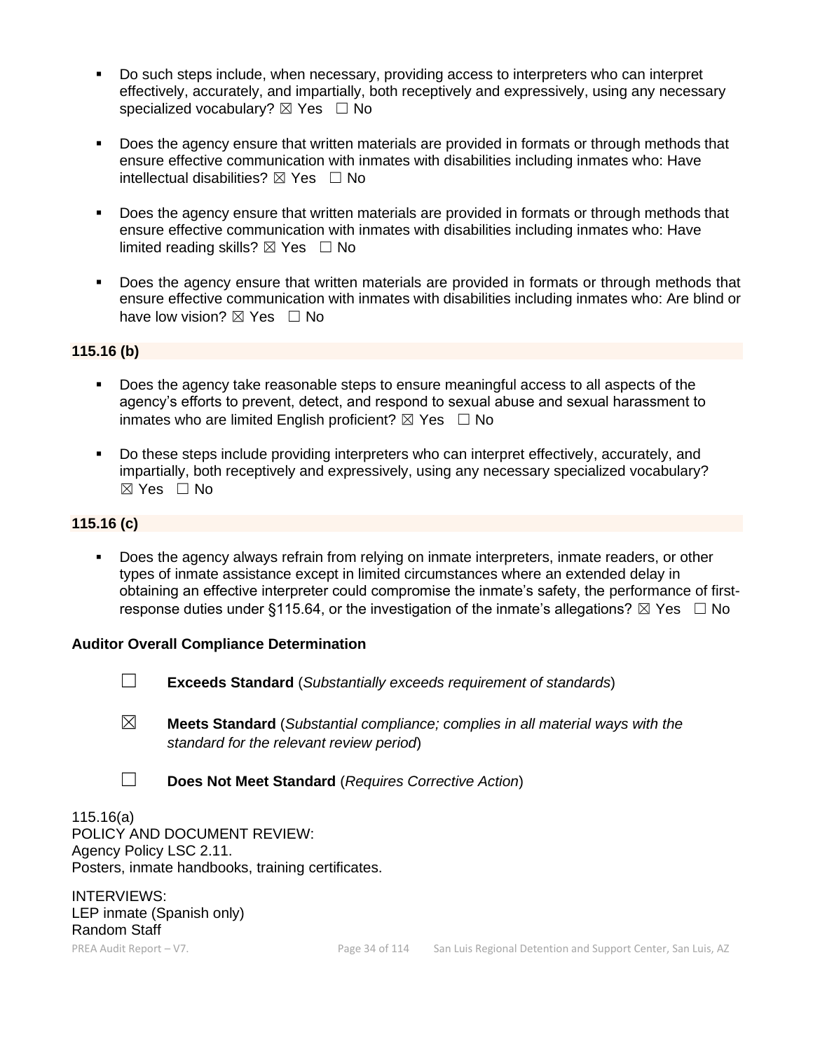- Do such steps include, when necessary, providing access to interpreters who can interpret effectively, accurately, and impartially, both receptively and expressively, using any necessary specialized vocabulary? ☒ Yes ☐ No

- Does the agency ensure that written materials are provided in formats or through methods that ensure effective communication with inmates with disabilities including inmates who: Have intellectual disabilities? ☒ Yes ☐ No

- Does the agency ensure that written materials are provided in formats or through methods that ensure effective communication with inmates with disabilities including inmates who: Have limited reading skills? ☒ Yes ☐ No

- Does the agency ensure that written materials are provided in formats or through methods that ensure effective communication with inmates with disabilities including inmates who: Are blind or have low vision? ☒ Yes ☐ No

**115.16 (b)**

- Does the agency take reasonable steps to ensure meaningful access to all aspects of the agency's efforts to prevent, detect, and respond to sexual abuse and sexual harassment to inmates who are limited English proficient? ☒ Yes ☐ No

- Do these steps include providing interpreters who can interpret effectively, accurately, and impartially, both receptively and expressively, using any necessary specialized vocabulary? ☒ Yes ☐ No

**115.16 (c)**

- Does the agency always refrain from relying on inmate interpreters, inmate readers, or other types of inmate assistance except in limited circumstances where an extended delay in obtaining an effective interpreter could compromise the inmate's safety, the performance of first-response duties under §115.64, or the investigation of the inmate's allegations? ☒ Yes ☐ No

**Auditor Overall Compliance Determination**

☐ **Exceeds Standard** (*Substantially exceeds requirement of standards*)

☒ **Meets Standard** (*Substantial compliance; complies in all material ways with the standard for the relevant review period*)

☐ **Does Not Meet Standard** (*Requires Corrective Action*)

115.16(a)
POLICY AND DOCUMENT REVIEW:
Agency Policy LSC 2.11.
Posters, inmate handbooks, training certificates.

INTERVIEWS:
LEP inmate (Spanish only)
Random Staff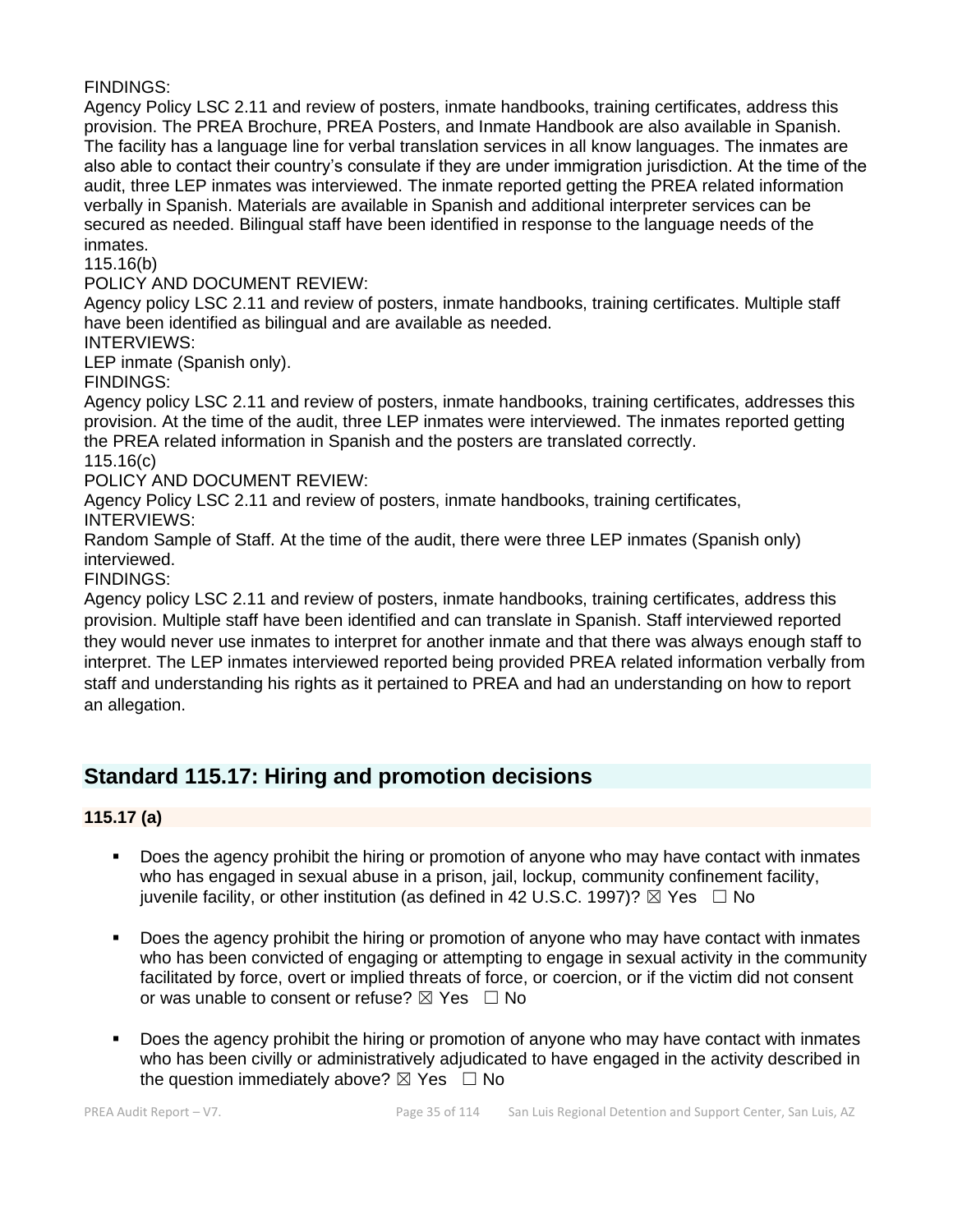FINDINGS:
Agency Policy LSC 2.11 and review of posters, inmate handbooks, training certificates, address this provision. The PREA Brochure, PREA Posters, and Inmate Handbook are also available in Spanish. The facility has a language line for verbal translation services in all know languages. The inmates are also able to contact their country's consulate if they are under immigration jurisdiction. At the time of the audit, three LEP inmates was interviewed. The inmate reported getting the PREA related information verbally in Spanish. Materials are available in Spanish and additional interpreter services can be secured as needed. Bilingual staff have been identified in response to the language needs of the inmates.

115.16(b)

POLICY AND DOCUMENT REVIEW:
Agency policy LSC 2.11 and review of posters, inmate handbooks, training certificates. Multiple staff have been identified as bilingual and are available as needed.

INTERVIEWS:
LEP inmate (Spanish only).

FINDINGS:
Agency policy LSC 2.11 and review of posters, inmate handbooks, training certificates, addresses this provision. At the time of the audit, three LEP inmates were interviewed. The inmates reported getting the PREA related information in Spanish and the posters are translated correctly.

115.16(c)

POLICY AND DOCUMENT REVIEW:
Agency Policy LSC 2.11 and review of posters, inmate handbooks, training certificates,

INTERVIEWS:
Random Sample of Staff. At the time of the audit, there were three LEP inmates (Spanish only) interviewed.

FINDINGS:
Agency policy LSC 2.11 and review of posters, inmate handbooks, training certificates, address this provision. Multiple staff have been identified and can translate in Spanish. Staff interviewed reported they would never use inmates to interpret for another inmate and that there was always enough staff to interpret. The LEP inmates interviewed reported being provided PREA related information verbally from staff and understanding his rights as it pertained to PREA and had an understanding on how to report an allegation.

## Standard 115.17: Hiring and promotion decisions

### 115.17 (a)

- Does the agency prohibit the hiring or promotion of anyone who may have contact with inmates who has engaged in sexual abuse in a prison, jail, lockup, community confinement facility, juvenile facility, or other institution (as defined in 42 U.S.C. 1997)? ☒ Yes ☐ No

- Does the agency prohibit the hiring or promotion of anyone who may have contact with inmates who has been convicted of engaging or attempting to engage in sexual activity in the community facilitated by force, overt or implied threats of force, or coercion, or if the victim did not consent or was unable to consent or refuse? ☒ Yes ☐ No

- Does the agency prohibit the hiring or promotion of anyone who may have contact with inmates who has been civilly or administratively adjudicated to have engaged in the activity described in the question immediately above? ☒ Yes ☐ No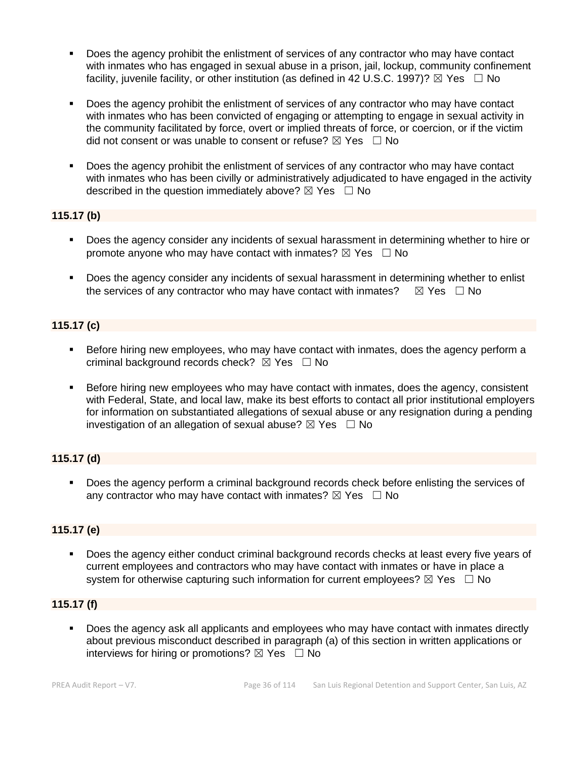- Does the agency prohibit the enlistment of services of any contractor who may have contact with inmates who has engaged in sexual abuse in a prison, jail, lockup, community confinement facility, juvenile facility, or other institution (as defined in 42 U.S.C. 1997)? ☒ Yes ☐ No

- Does the agency prohibit the enlistment of services of any contractor who may have contact with inmates who has been convicted of engaging or attempting to engage in sexual activity in the community facilitated by force, overt or implied threats of force, or coercion, or if the victim did not consent or was unable to consent or refuse? ☒ Yes ☐ No

- Does the agency prohibit the enlistment of services of any contractor who may have contact with inmates who has been civilly or administratively adjudicated to have engaged in the activity described in the question immediately above? ☒ Yes ☐ No

**115.17 (b)**

- Does the agency consider any incidents of sexual harassment in determining whether to hire or promote anyone who may have contact with inmates? ☒ Yes ☐ No

- Does the agency consider any incidents of sexual harassment in determining whether to enlist the services of any contractor who may have contact with inmates? ☒ Yes ☐ No

**115.17 (c)**

- Before hiring new employees, who may have contact with inmates, does the agency perform a criminal background records check? ☒ Yes ☐ No

- Before hiring new employees who may have contact with inmates, does the agency, consistent with Federal, State, and local law, make its best efforts to contact all prior institutional employers for information on substantiated allegations of sexual abuse or any resignation during a pending investigation of an allegation of sexual abuse? ☒ Yes ☐ No

**115.17 (d)**

- Does the agency perform a criminal background records check before enlisting the services of any contractor who may have contact with inmates? ☒ Yes ☐ No

**115.17 (e)**

- Does the agency either conduct criminal background records checks at least every five years of current employees and contractors who may have contact with inmates or have in place a system for otherwise capturing such information for current employees? ☒ Yes ☐ No

**115.17 (f)**

- Does the agency ask all applicants and employees who may have contact with inmates directly about previous misconduct described in paragraph (a) of this section in written applications or interviews for hiring or promotions? ☒ Yes ☐ No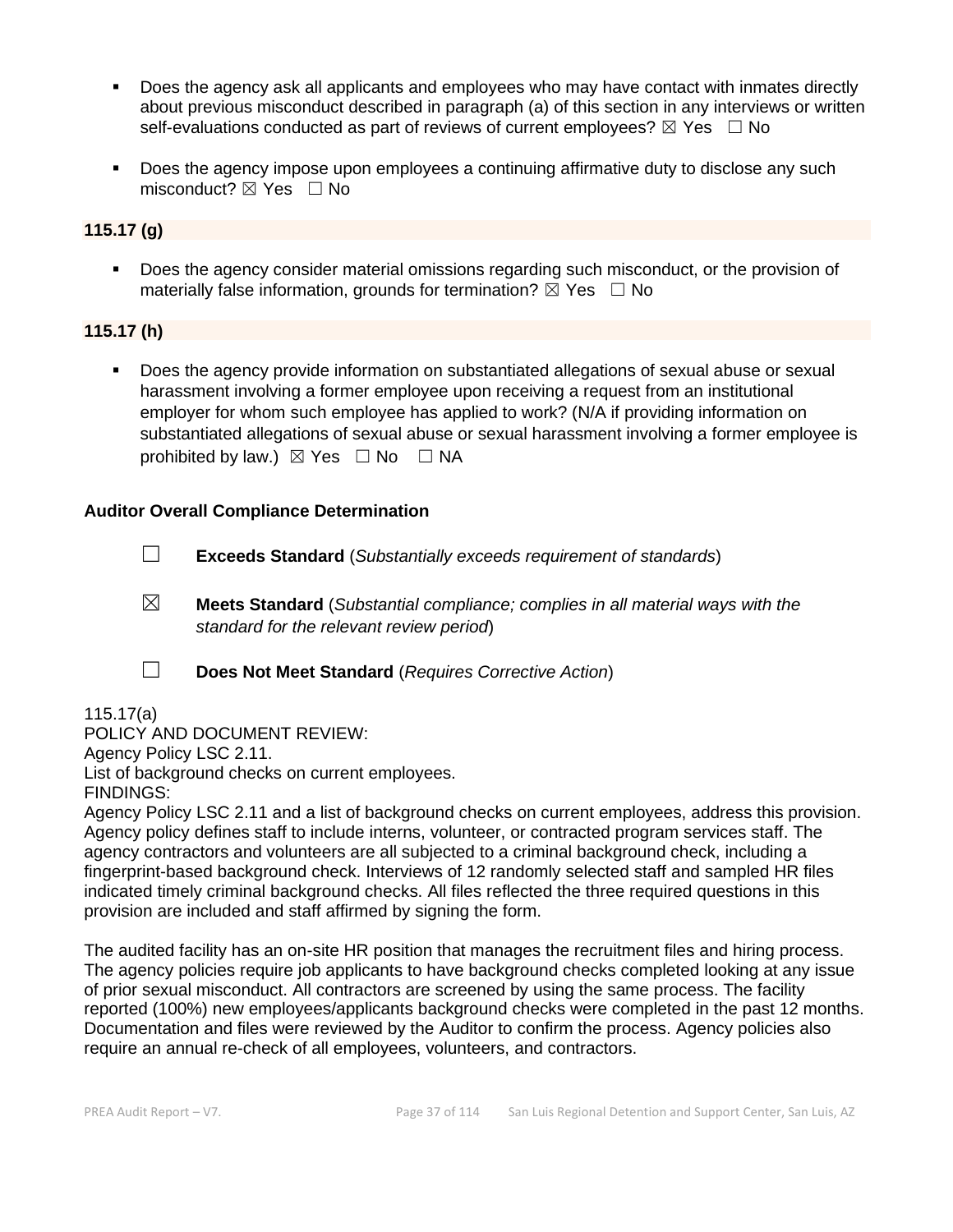- Does the agency ask all applicants and employees who may have contact with inmates directly about previous misconduct described in paragraph (a) of this section in any interviews or written self-evaluations conducted as part of reviews of current employees? ☒ Yes ☐ No

- Does the agency impose upon employees a continuing affirmative duty to disclose any such misconduct? ☒ Yes ☐ No

**115.17 (g)**

- Does the agency consider material omissions regarding such misconduct, or the provision of materially false information, grounds for termination? ☒ Yes ☐ No

**115.17 (h)**

- Does the agency provide information on substantiated allegations of sexual abuse or sexual harassment involving a former employee upon receiving a request from an institutional employer for whom such employee has applied to work? (N/A if providing information on substantiated allegations of sexual abuse or sexual harassment involving a former employee is prohibited by law.) ☒ Yes ☐ No ☐ NA

**Auditor Overall Compliance Determination**

☐ **Exceeds Standard** (*Substantially exceeds requirement of standards*)

☒ **Meets Standard** (*Substantial compliance; complies in all material ways with the standard for the relevant review period*)

☐ **Does Not Meet Standard** (*Requires Corrective Action*)

115.17(a)
POLICY AND DOCUMENT REVIEW:
Agency Policy LSC 2.11.
List of background checks on current employees.
FINDINGS:
Agency Policy LSC 2.11 and a list of background checks on current employees, address this provision. Agency policy defines staff to include interns, volunteer, or contracted program services staff. The agency contractors and volunteers are all subjected to a criminal background check, including a fingerprint-based background check. Interviews of 12 randomly selected staff and sampled HR files indicated timely criminal background checks. All files reflected the three required questions in this provision are included and staff affirmed by signing the form.

The audited facility has an on-site HR position that manages the recruitment files and hiring process. The agency policies require job applicants to have background checks completed looking at any issue of prior sexual misconduct. All contractors are screened by using the same process. The facility reported (100%) new employees/applicants background checks were completed in the past 12 months. Documentation and files were reviewed by the Auditor to confirm the process. Agency policies also require an annual re-check of all employees, volunteers, and contractors.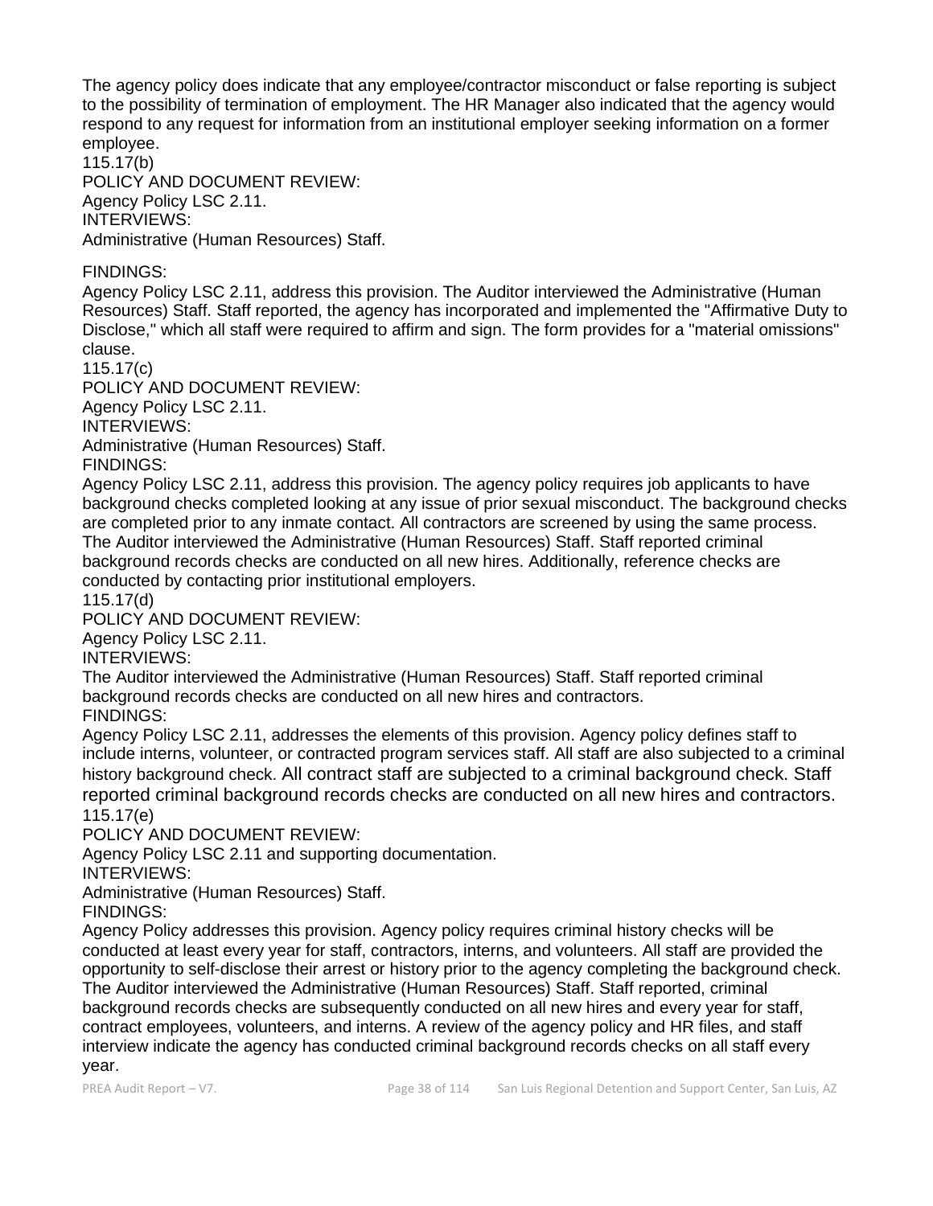The agency policy does indicate that any employee/contractor misconduct or false reporting is subject to the possibility of termination of employment. The HR Manager also indicated that the agency would respond to any request for information from an institutional employer seeking information on a former employee.

115.17(b)

POLICY AND DOCUMENT REVIEW:

Agency Policy LSC 2.11.

INTERVIEWS:

Administrative (Human Resources) Staff.

FINDINGS:

Agency Policy LSC 2.11, address this provision. The Auditor interviewed the Administrative (Human Resources) Staff. Staff reported, the agency has incorporated and implemented the "Affirmative Duty to Disclose," which all staff were required to affirm and sign. The form provides for a "material omissions" clause.

115.17(c)

POLICY AND DOCUMENT REVIEW:

Agency Policy LSC 2.11.

INTERVIEWS:

Administrative (Human Resources) Staff.

FINDINGS:

Agency Policy LSC 2.11, address this provision. The agency policy requires job applicants to have background checks completed looking at any issue of prior sexual misconduct. The background checks are completed prior to any inmate contact. All contractors are screened by using the same process. The Auditor interviewed the Administrative (Human Resources) Staff. Staff reported criminal background records checks are conducted on all new hires. Additionally, reference checks are conducted by contacting prior institutional employers.

115.17(d)

POLICY AND DOCUMENT REVIEW:

Agency Policy LSC 2.11.

INTERVIEWS:

The Auditor interviewed the Administrative (Human Resources) Staff. Staff reported criminal background records checks are conducted on all new hires and contractors.

FINDINGS:

Agency Policy LSC 2.11, addresses the elements of this provision. Agency policy defines staff to include interns, volunteer, or contracted program services staff. All staff are also subjected to a criminal history background check. All contract staff are subjected to a criminal background check. Staff reported criminal background records checks are conducted on all new hires and contractors.

115.17(e)

POLICY AND DOCUMENT REVIEW:

Agency Policy LSC 2.11 and supporting documentation.

INTERVIEWS:

Administrative (Human Resources) Staff.

FINDINGS:

Agency Policy addresses this provision. Agency policy requires criminal history checks will be conducted at least every year for staff, contractors, interns, and volunteers. All staff are provided the opportunity to self-disclose their arrest or history prior to the agency completing the background check. The Auditor interviewed the Administrative (Human Resources) Staff. Staff reported, criminal background records checks are subsequently conducted on all new hires and every year for staff, contract employees, volunteers, and interns. A review of the agency policy and HR files, and staff interview indicate the agency has conducted criminal background records checks on all staff every year.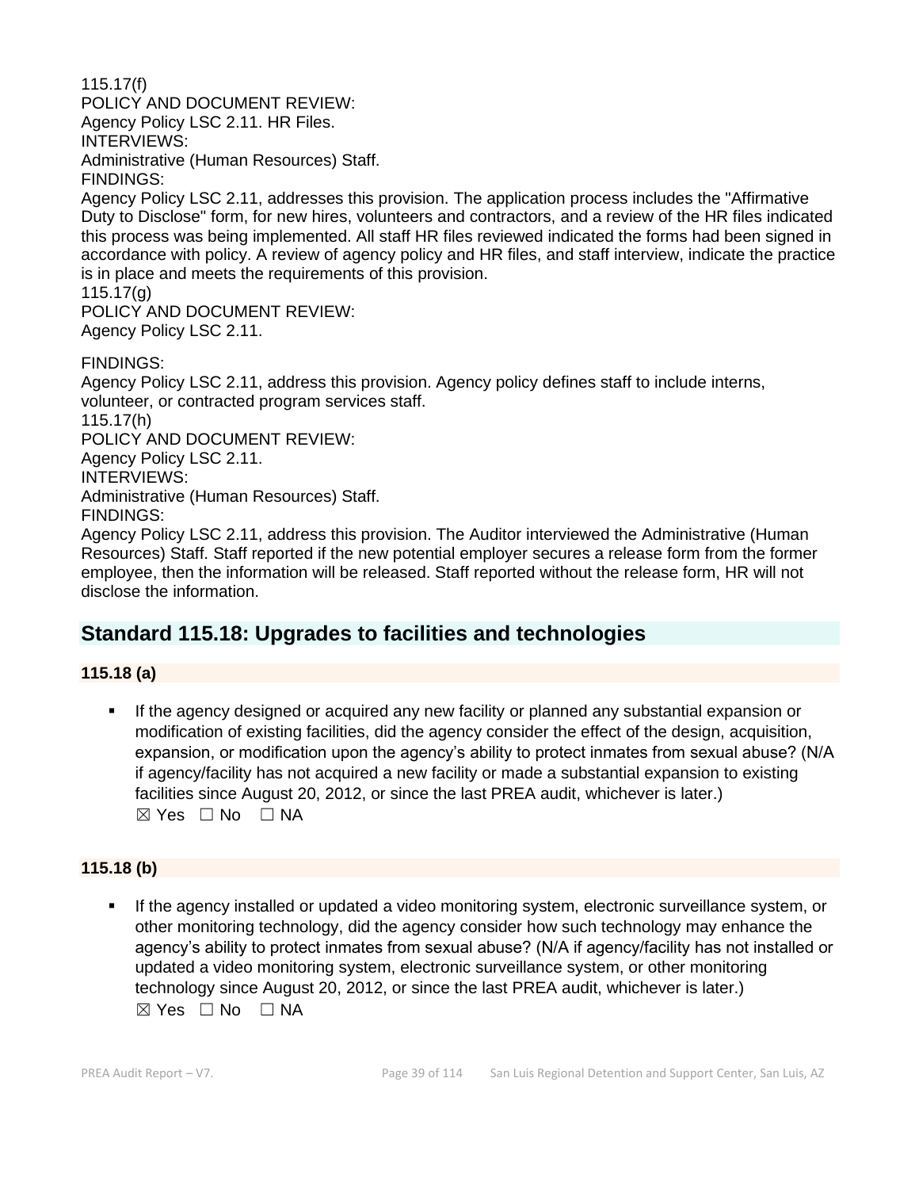115.17(f)
POLICY AND DOCUMENT REVIEW:
Agency Policy LSC 2.11. HR Files.
INTERVIEWS:
Administrative (Human Resources) Staff.
FINDINGS:
Agency Policy LSC 2.11, addresses this provision. The application process includes the "Affirmative Duty to Disclose" form, for new hires, volunteers and contractors, and a review of the HR files indicated this process was being implemented. All staff HR files reviewed indicated the forms had been signed in accordance with policy. A review of agency policy and HR files, and staff interview, indicate the practice is in place and meets the requirements of this provision.
115.17(g)
POLICY AND DOCUMENT REVIEW:
Agency Policy LSC 2.11.

FINDINGS:
Agency Policy LSC 2.11, address this provision. Agency policy defines staff to include interns, volunteer, or contracted program services staff.
115.17(h)
POLICY AND DOCUMENT REVIEW:
Agency Policy LSC 2.11.
INTERVIEWS:
Administrative (Human Resources) Staff.
FINDINGS:
Agency Policy LSC 2.11, address this provision. The Auditor interviewed the Administrative (Human Resources) Staff. Staff reported if the new potential employer secures a release form from the former employee, then the information will be released. Staff reported without the release form, HR will not disclose the information.

## Standard 115.18: Upgrades to facilities and technologies

### 115.18 (a)

- If the agency designed or acquired any new facility or planned any substantial expansion or modification of existing facilities, did the agency consider the effect of the design, acquisition, expansion, or modification upon the agency's ability to protect inmates from sexual abuse? (N/A if agency/facility has not acquired a new facility or made a substantial expansion to existing facilities since August 20, 2012, or since the last PREA audit, whichever is later.)
  ☒ Yes ☐ No ☐ NA

### 115.18 (b)

- If the agency installed or updated a video monitoring system, electronic surveillance system, or other monitoring technology, did the agency consider how such technology may enhance the agency's ability to protect inmates from sexual abuse? (N/A if agency/facility has not installed or updated a video monitoring system, electronic surveillance system, or other monitoring technology since August 20, 2012, or since the last PREA audit, whichever is later.)
  ☒ Yes ☐ No ☐ NA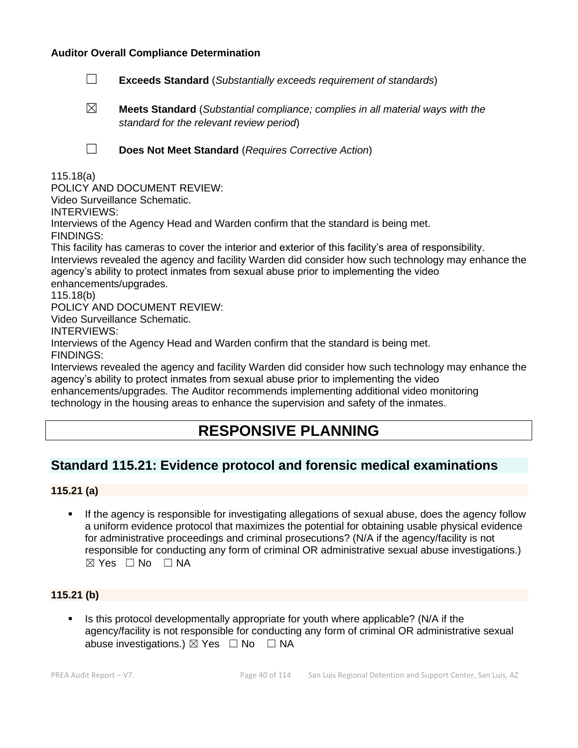**Auditor Overall Compliance Determination**

☐ **Exceeds Standard** (*Substantially exceeds requirement of standards*)

☒ **Meets Standard** (*Substantial compliance; complies in all material ways with the standard for the relevant review period*)

☐ **Does Not Meet Standard** (*Requires Corrective Action*)

115.18(a)
POLICY AND DOCUMENT REVIEW:
Video Surveillance Schematic.
INTERVIEWS:
Interviews of the Agency Head and Warden confirm that the standard is being met.
FINDINGS:
This facility has cameras to cover the interior and exterior of this facility's area of responsibility. Interviews revealed the agency and facility Warden did consider how such technology may enhance the agency's ability to protect inmates from sexual abuse prior to implementing the video enhancements/upgrades.
115.18(b)
POLICY AND DOCUMENT REVIEW:
Video Surveillance Schematic.
INTERVIEWS:
Interviews of the Agency Head and Warden confirm that the standard is being met.
FINDINGS:
Interviews revealed the agency and facility Warden did consider how such technology may enhance the agency's ability to protect inmates from sexual abuse prior to implementing the video enhancements/upgrades. The Auditor recommends implementing additional video monitoring technology in the housing areas to enhance the supervision and safety of the inmates.

# RESPONSIVE PLANNING

## Standard 115.21: Evidence protocol and forensic medical examinations

**115.21 (a)**

- If the agency is responsible for investigating allegations of sexual abuse, does the agency follow a uniform evidence protocol that maximizes the potential for obtaining usable physical evidence for administrative proceedings and criminal prosecutions? (N/A if the agency/facility is not responsible for conducting any form of criminal OR administrative sexual abuse investigations.) ☒ Yes ☐ No ☐ NA

**115.21 (b)**

- Is this protocol developmentally appropriate for youth where applicable? (N/A if the agency/facility is not responsible for conducting any form of criminal OR administrative sexual abuse investigations.) ☒ Yes ☐ No ☐ NA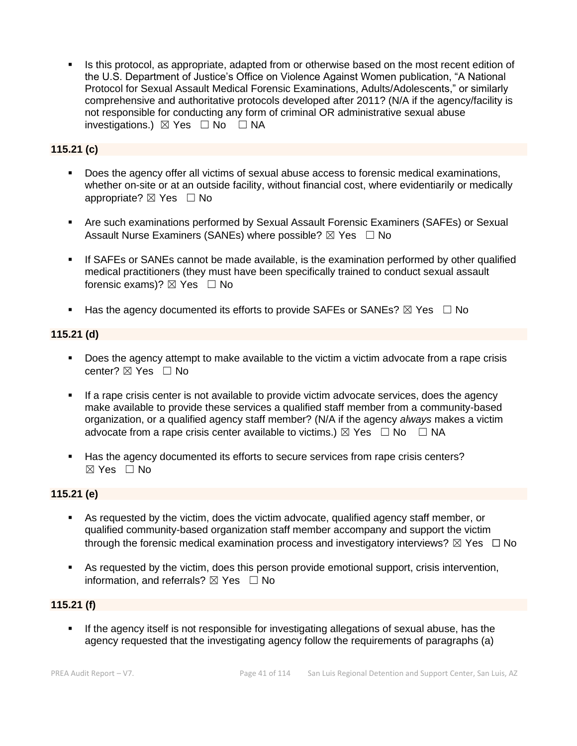- Is this protocol, as appropriate, adapted from or otherwise based on the most recent edition of the U.S. Department of Justice's Office on Violence Against Women publication, "A National Protocol for Sexual Assault Medical Forensic Examinations, Adults/Adolescents," or similarly comprehensive and authoritative protocols developed after 2011? (N/A if the agency/facility is not responsible for conducting any form of criminal OR administrative sexual abuse investigations.) ☒ Yes ☐ No ☐ NA

**115.21 (c)**

- Does the agency offer all victims of sexual abuse access to forensic medical examinations, whether on-site or at an outside facility, without financial cost, where evidentiarily or medically appropriate? ☒ Yes ☐ No
- Are such examinations performed by Sexual Assault Forensic Examiners (SAFEs) or Sexual Assault Nurse Examiners (SANEs) where possible? ☒ Yes ☐ No
- If SAFEs or SANEs cannot be made available, is the examination performed by other qualified medical practitioners (they must have been specifically trained to conduct sexual assault forensic exams)? ☒ Yes ☐ No
- Has the agency documented its efforts to provide SAFEs or SANEs? ☒ Yes ☐ No

**115.21 (d)**

- Does the agency attempt to make available to the victim a victim advocate from a rape crisis center? ☒ Yes ☐ No
- If a rape crisis center is not available to provide victim advocate services, does the agency make available to provide these services a qualified staff member from a community-based organization, or a qualified agency staff member? (N/A if the agency *always* makes a victim advocate from a rape crisis center available to victims.) ☒ Yes ☐ No ☐ NA
- Has the agency documented its efforts to secure services from rape crisis centers? ☒ Yes ☐ No

**115.21 (e)**

- As requested by the victim, does the victim advocate, qualified agency staff member, or qualified community-based organization staff member accompany and support the victim through the forensic medical examination process and investigatory interviews? ☒ Yes ☐ No
- As requested by the victim, does this person provide emotional support, crisis intervention, information, and referrals? ☒ Yes ☐ No

**115.21 (f)**

- If the agency itself is not responsible for investigating allegations of sexual abuse, has the agency requested that the investigating agency follow the requirements of paragraphs (a)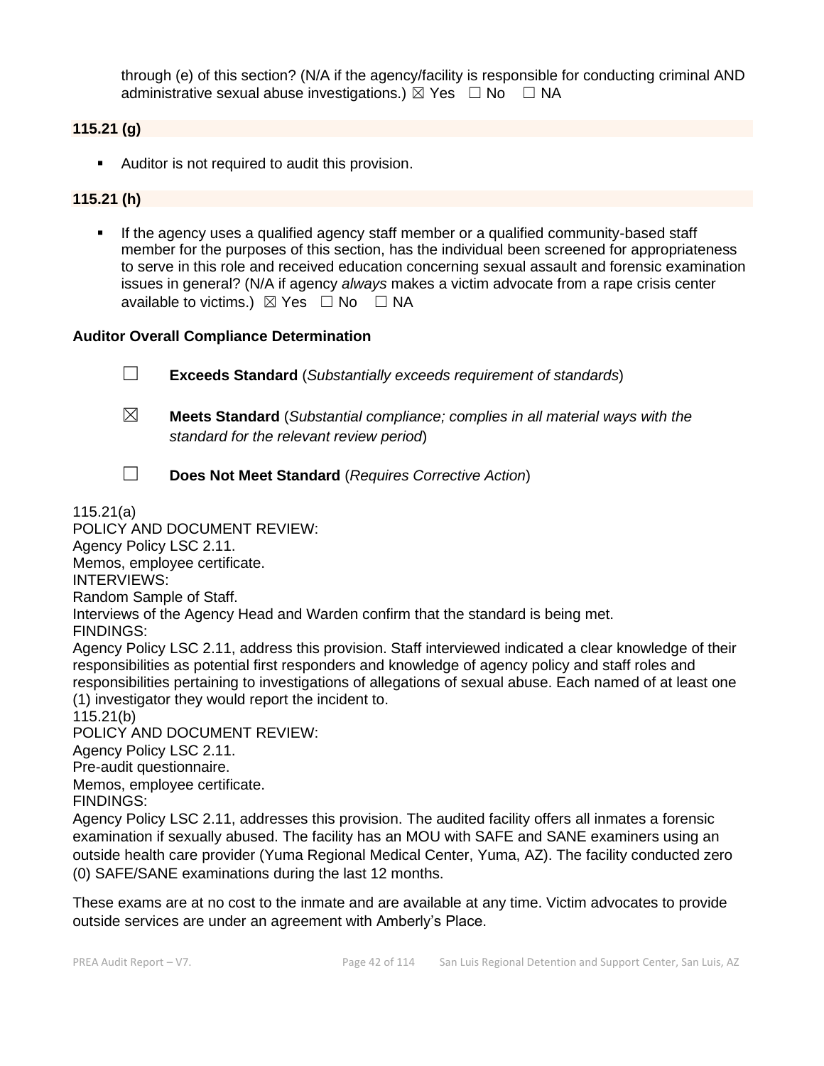through (e) of this section? (N/A if the agency/facility is responsible for conducting criminal AND administrative sexual abuse investigations.) ☒ Yes ☐ No ☐ NA

**115.21 (g)**

- Auditor is not required to audit this provision.

**115.21 (h)**

- If the agency uses a qualified agency staff member or a qualified community-based staff member for the purposes of this section, has the individual been screened for appropriateness to serve in this role and received education concerning sexual assault and forensic examination issues in general? (N/A if agency *always* makes a victim advocate from a rape crisis center available to victims.) ☒ Yes ☐ No ☐ NA

**Auditor Overall Compliance Determination**

☐ **Exceeds Standard** (*Substantially exceeds requirement of standards*)

☒ **Meets Standard** (*Substantial compliance; complies in all material ways with the standard for the relevant review period*)

☐ **Does Not Meet Standard** (*Requires Corrective Action*)

115.21(a)
POLICY AND DOCUMENT REVIEW:
Agency Policy LSC 2.11.
Memos, employee certificate.
INTERVIEWS:
Random Sample of Staff.
Interviews of the Agency Head and Warden confirm that the standard is being met.
FINDINGS:
Agency Policy LSC 2.11, address this provision. Staff interviewed indicated a clear knowledge of their responsibilities as potential first responders and knowledge of agency policy and staff roles and responsibilities pertaining to investigations of allegations of sexual abuse. Each named of at least one (1) investigator they would report the incident to.
115.21(b)
POLICY AND DOCUMENT REVIEW:
Agency Policy LSC 2.11.
Pre-audit questionnaire.
Memos, employee certificate.
FINDINGS:
Agency Policy LSC 2.11, addresses this provision. The audited facility offers all inmates a forensic examination if sexually abused. The facility has an MOU with SAFE and SANE examiners using an outside health care provider (Yuma Regional Medical Center, Yuma, AZ). The facility conducted zero (0) SAFE/SANE examinations during the last 12 months.

These exams are at no cost to the inmate and are available at any time. Victim advocates to provide outside services are under an agreement with Amberly's Place.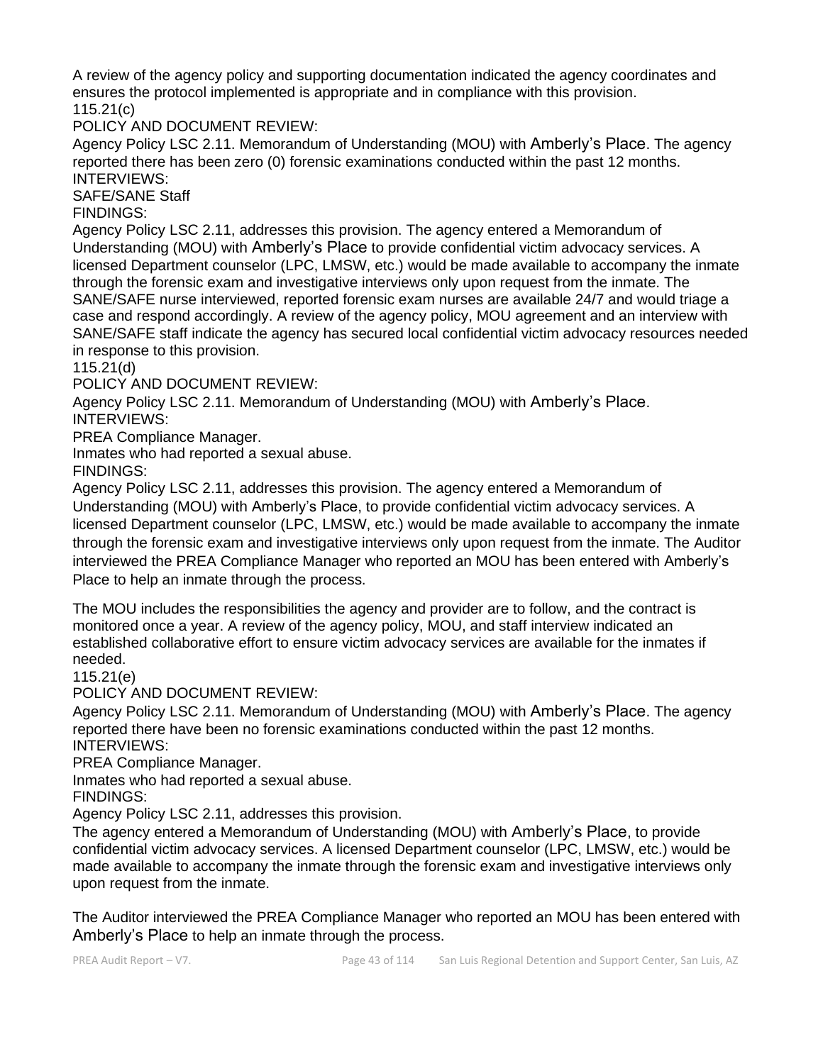A review of the agency policy and supporting documentation indicated the agency coordinates and ensures the protocol implemented is appropriate and in compliance with this provision.
115.21(c)
POLICY AND DOCUMENT REVIEW:
Agency Policy LSC 2.11. Memorandum of Understanding (MOU) with Amberly's Place. The agency reported there has been zero (0) forensic examinations conducted within the past 12 months.
INTERVIEWS:
SAFE/SANE Staff
FINDINGS:
Agency Policy LSC 2.11, addresses this provision. The agency entered a Memorandum of Understanding (MOU) with Amberly's Place to provide confidential victim advocacy services. A licensed Department counselor (LPC, LMSW, etc.) would be made available to accompany the inmate through the forensic exam and investigative interviews only upon request from the inmate. The SANE/SAFE nurse interviewed, reported forensic exam nurses are available 24/7 and would triage a case and respond accordingly. A review of the agency policy, MOU agreement and an interview with SANE/SAFE staff indicate the agency has secured local confidential victim advocacy resources needed in response to this provision.
115.21(d)
POLICY AND DOCUMENT REVIEW:
Agency Policy LSC 2.11. Memorandum of Understanding (MOU) with Amberly's Place.
INTERVIEWS:
PREA Compliance Manager.
Inmates who had reported a sexual abuse.
FINDINGS:
Agency Policy LSC 2.11, addresses this provision. The agency entered a Memorandum of Understanding (MOU) with Amberly's Place, to provide confidential victim advocacy services. A licensed Department counselor (LPC, LMSW, etc.) would be made available to accompany the inmate through the forensic exam and investigative interviews only upon request from the inmate. The Auditor interviewed the PREA Compliance Manager who reported an MOU has been entered with Amberly's Place to help an inmate through the process.

The MOU includes the responsibilities the agency and provider are to follow, and the contract is monitored once a year. A review of the agency policy, MOU, and staff interview indicated an established collaborative effort to ensure victim advocacy services are available for the inmates if needed.
115.21(e)
POLICY AND DOCUMENT REVIEW:
Agency Policy LSC 2.11. Memorandum of Understanding (MOU) with Amberly's Place. The agency reported there have been no forensic examinations conducted within the past 12 months.
INTERVIEWS:
PREA Compliance Manager.
Inmates who had reported a sexual abuse.
FINDINGS:
Agency Policy LSC 2.11, addresses this provision.
The agency entered a Memorandum of Understanding (MOU) with Amberly's Place, to provide confidential victim advocacy services. A licensed Department counselor (LPC, LMSW, etc.) would be made available to accompany the inmate through the forensic exam and investigative interviews only upon request from the inmate.

The Auditor interviewed the PREA Compliance Manager who reported an MOU has been entered with Amberly's Place to help an inmate through the process.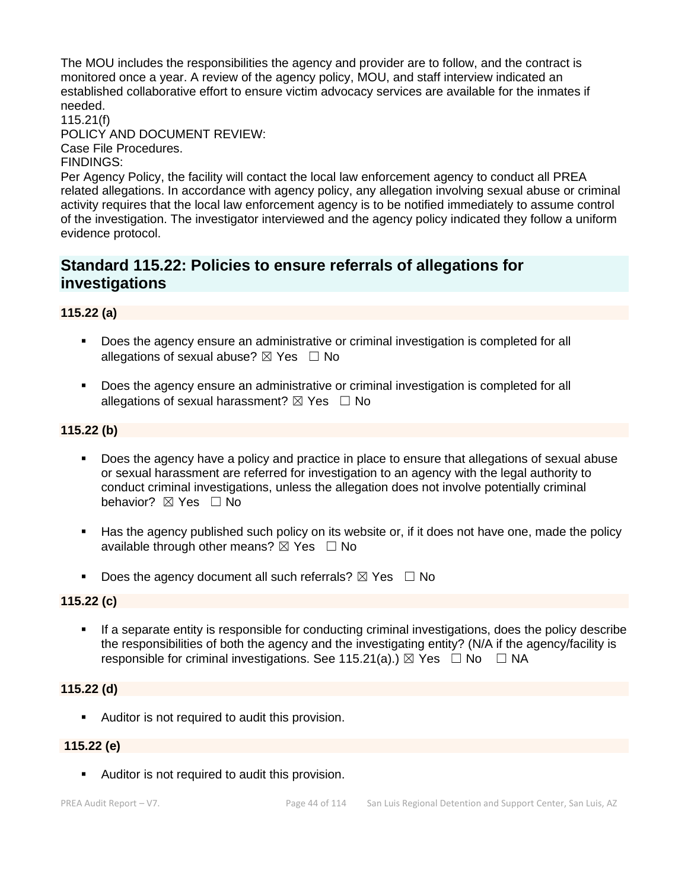The MOU includes the responsibilities the agency and provider are to follow, and the contract is monitored once a year. A review of the agency policy, MOU, and staff interview indicated an established collaborative effort to ensure victim advocacy services are available for the inmates if needed.

115.21(f)

POLICY AND DOCUMENT REVIEW:

Case File Procedures.

FINDINGS:

Per Agency Policy, the facility will contact the local law enforcement agency to conduct all PREA related allegations. In accordance with agency policy, any allegation involving sexual abuse or criminal activity requires that the local law enforcement agency is to be notified immediately to assume control of the investigation. The investigator interviewed and the agency policy indicated they follow a uniform evidence protocol.

## Standard 115.22: Policies to ensure referrals of allegations for investigations

**115.22 (a)**

- Does the agency ensure an administrative or criminal investigation is completed for all allegations of sexual abuse? ☒ Yes ☐ No
- Does the agency ensure an administrative or criminal investigation is completed for all allegations of sexual harassment? ☒ Yes ☐ No

**115.22 (b)**

- Does the agency have a policy and practice in place to ensure that allegations of sexual abuse or sexual harassment are referred for investigation to an agency with the legal authority to conduct criminal investigations, unless the allegation does not involve potentially criminal behavior? ☒ Yes ☐ No
- Has the agency published such policy on its website or, if it does not have one, made the policy available through other means? ☒ Yes ☐ No
- Does the agency document all such referrals? ☒ Yes ☐ No

**115.22 (c)**

- If a separate entity is responsible for conducting criminal investigations, does the policy describe the responsibilities of both the agency and the investigating entity? (N/A if the agency/facility is responsible for criminal investigations. See 115.21(a).) ☒ Yes ☐ No ☐ NA

**115.22 (d)**

- Auditor is not required to audit this provision.

**115.22 (e)**

- Auditor is not required to audit this provision.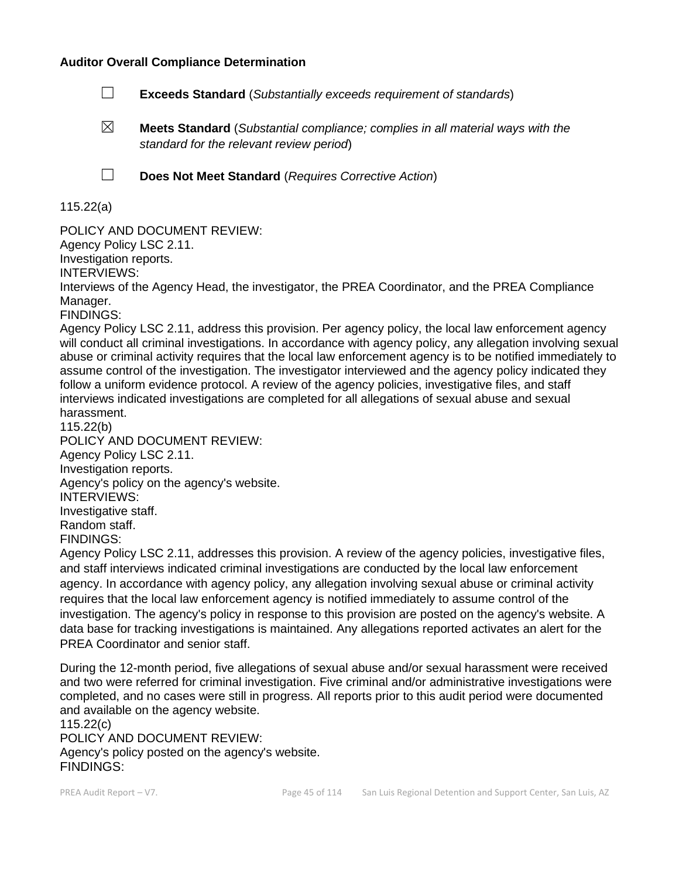**Auditor Overall Compliance Determination**

☐ **Exceeds Standard** (*Substantially exceeds requirement of standards*)

☒ **Meets Standard** (*Substantial compliance; complies in all material ways with the standard for the relevant review period*)

☐ **Does Not Meet Standard** (*Requires Corrective Action*)

115.22(a)

POLICY AND DOCUMENT REVIEW:
Agency Policy LSC 2.11.
Investigation reports.
INTERVIEWS:
Interviews of the Agency Head, the investigator, the PREA Coordinator, and the PREA Compliance Manager.
FINDINGS:
Agency Policy LSC 2.11, address this provision. Per agency policy, the local law enforcement agency will conduct all criminal investigations. In accordance with agency policy, any allegation involving sexual abuse or criminal activity requires that the local law enforcement agency is to be notified immediately to assume control of the investigation. The investigator interviewed and the agency policy indicated they follow a uniform evidence protocol. A review of the agency policies, investigative files, and staff interviews indicated investigations are completed for all allegations of sexual abuse and sexual harassment.
115.22(b)
POLICY AND DOCUMENT REVIEW:
Agency Policy LSC 2.11.
Investigation reports.
Agency's policy on the agency's website.
INTERVIEWS:
Investigative staff.
Random staff.
FINDINGS:
Agency Policy LSC 2.11, addresses this provision. A review of the agency policies, investigative files, and staff interviews indicated criminal investigations are conducted by the local law enforcement agency. In accordance with agency policy, any allegation involving sexual abuse or criminal activity requires that the local law enforcement agency is notified immediately to assume control of the investigation. The agency's policy in response to this provision are posted on the agency's website. A data base for tracking investigations is maintained. Any allegations reported activates an alert for the PREA Coordinator and senior staff.

During the 12-month period, five allegations of sexual abuse and/or sexual harassment were received and two were referred for criminal investigation. Five criminal and/or administrative investigations were completed, and no cases were still in progress. All reports prior to this audit period were documented and available on the agency website.
115.22(c)
POLICY AND DOCUMENT REVIEW:
Agency's policy posted on the agency's website.
FINDINGS: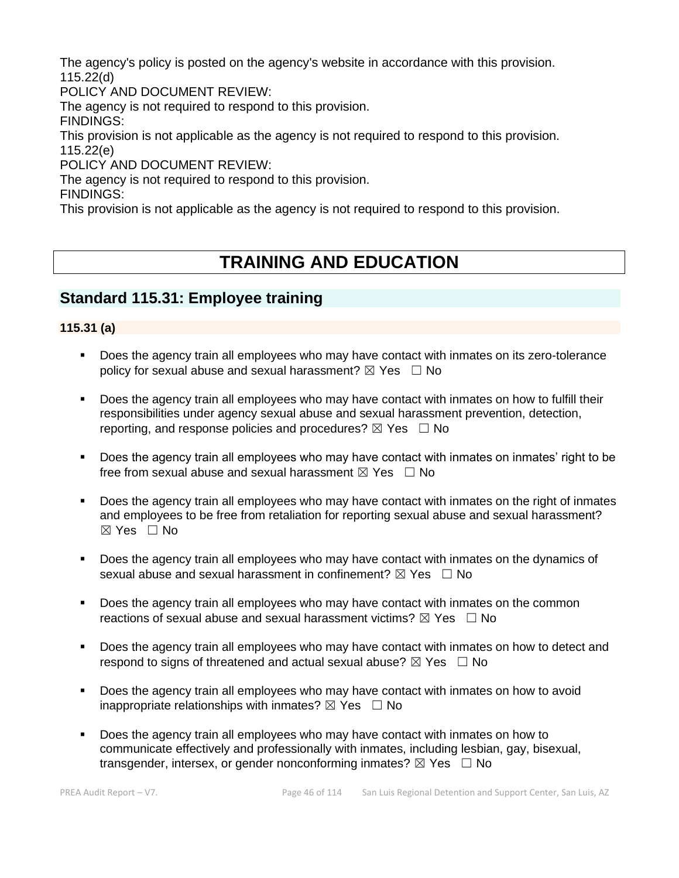The agency's policy is posted on the agency's website in accordance with this provision.

115.22(d)

POLICY AND DOCUMENT REVIEW:

The agency is not required to respond to this provision.

FINDINGS:

This provision is not applicable as the agency is not required to respond to this provision.

115.22(e)

POLICY AND DOCUMENT REVIEW:

The agency is not required to respond to this provision.

FINDINGS:

This provision is not applicable as the agency is not required to respond to this provision.

# TRAINING AND EDUCATION

## Standard 115.31: Employee training

### 115.31 (a)

- Does the agency train all employees who may have contact with inmates on its zero-tolerance policy for sexual abuse and sexual harassment? ☒ Yes ☐ No
- Does the agency train all employees who may have contact with inmates on how to fulfill their responsibilities under agency sexual abuse and sexual harassment prevention, detection, reporting, and response policies and procedures? ☒ Yes ☐ No
- Does the agency train all employees who may have contact with inmates on inmates' right to be free from sexual abuse and sexual harassment ☒ Yes ☐ No
- Does the agency train all employees who may have contact with inmates on the right of inmates and employees to be free from retaliation for reporting sexual abuse and sexual harassment? ☒ Yes ☐ No
- Does the agency train all employees who may have contact with inmates on the dynamics of sexual abuse and sexual harassment in confinement? ☒ Yes ☐ No
- Does the agency train all employees who may have contact with inmates on the common reactions of sexual abuse and sexual harassment victims? ☒ Yes ☐ No
- Does the agency train all employees who may have contact with inmates on how to detect and respond to signs of threatened and actual sexual abuse? ☒ Yes ☐ No
- Does the agency train all employees who may have contact with inmates on how to avoid inappropriate relationships with inmates? ☒ Yes ☐ No
- Does the agency train all employees who may have contact with inmates on how to communicate effectively and professionally with inmates, including lesbian, gay, bisexual, transgender, intersex, or gender nonconforming inmates? ☒ Yes ☐ No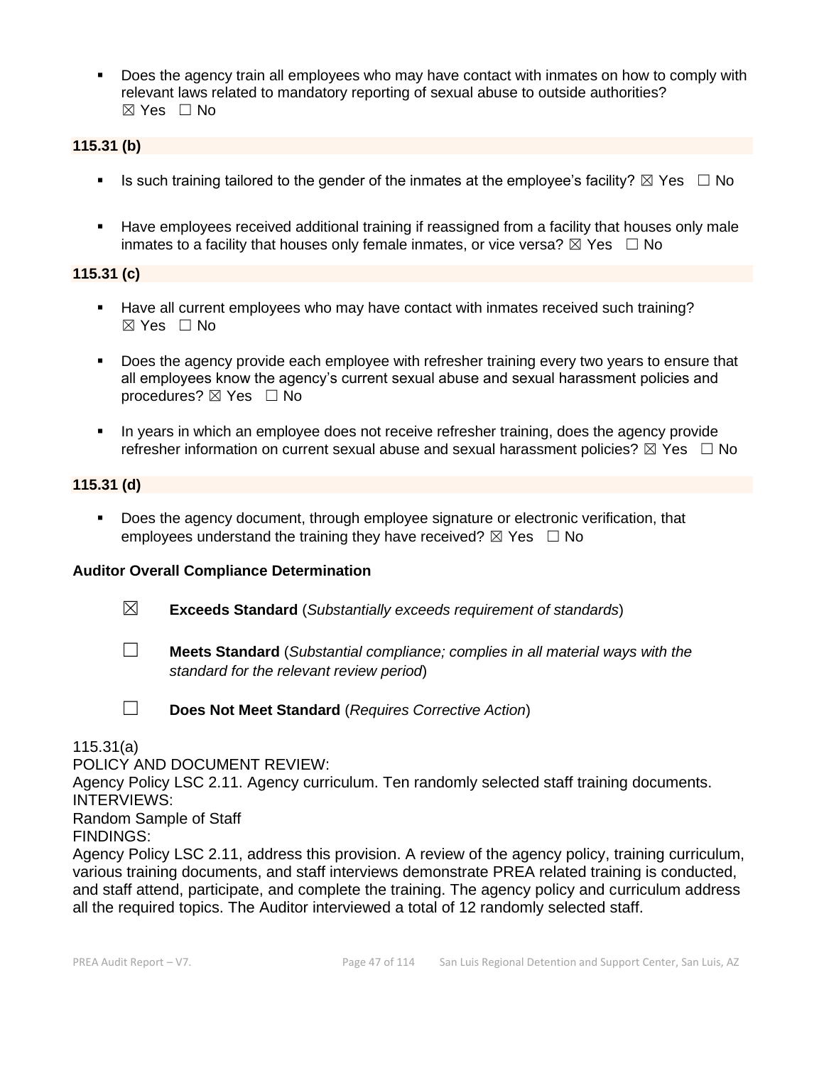- Does the agency train all employees who may have contact with inmates on how to comply with relevant laws related to mandatory reporting of sexual abuse to outside authorities? ☒ Yes ☐ No

**115.31 (b)**

- Is such training tailored to the gender of the inmates at the employee's facility? ☒ Yes ☐ No
- Have employees received additional training if reassigned from a facility that houses only male inmates to a facility that houses only female inmates, or vice versa? ☒ Yes ☐ No

**115.31 (c)**

- Have all current employees who may have contact with inmates received such training? ☒ Yes ☐ No
- Does the agency provide each employee with refresher training every two years to ensure that all employees know the agency's current sexual abuse and sexual harassment policies and procedures? ☒ Yes ☐ No
- In years in which an employee does not receive refresher training, does the agency provide refresher information on current sexual abuse and sexual harassment policies? ☒ Yes ☐ No

**115.31 (d)**

- Does the agency document, through employee signature or electronic verification, that employees understand the training they have received? ☒ Yes ☐ No

**Auditor Overall Compliance Determination**

☒ **Exceeds Standard** (*Substantially exceeds requirement of standards*)

☐ **Meets Standard** (*Substantial compliance; complies in all material ways with the standard for the relevant review period*)

☐ **Does Not Meet Standard** (*Requires Corrective Action*)

115.31(a)
POLICY AND DOCUMENT REVIEW:
Agency Policy LSC 2.11. Agency curriculum. Ten randomly selected staff training documents.
INTERVIEWS:
Random Sample of Staff
FINDINGS:
Agency Policy LSC 2.11, address this provision. A review of the agency policy, training curriculum, various training documents, and staff interviews demonstrate PREA related training is conducted, and staff attend, participate, and complete the training. The agency policy and curriculum address all the required topics. The Auditor interviewed a total of 12 randomly selected staff.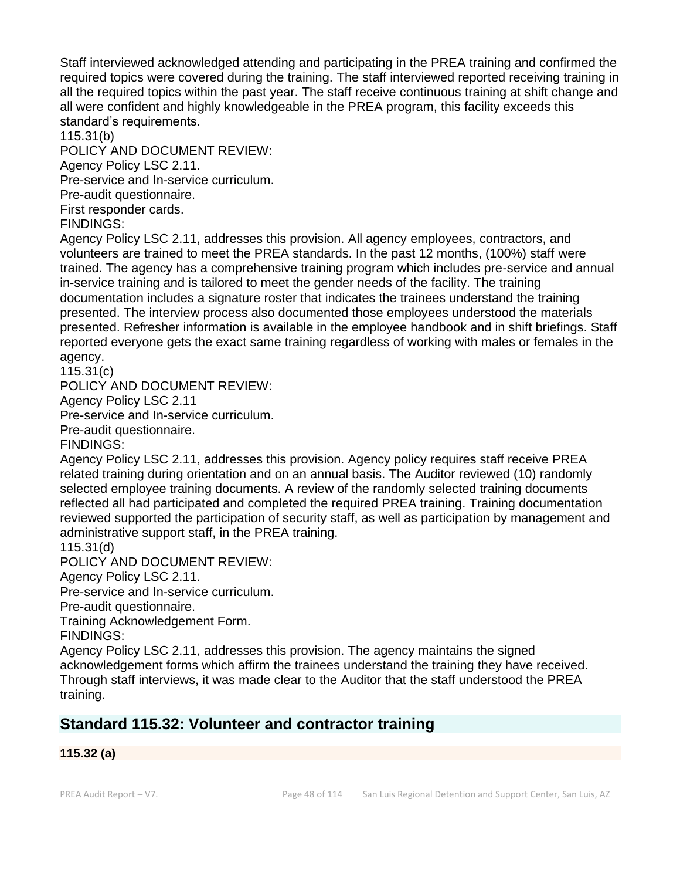Staff interviewed acknowledged attending and participating in the PREA training and confirmed the required topics were covered during the training. The staff interviewed reported receiving training in all the required topics within the past year. The staff receive continuous training at shift change and all were confident and highly knowledgeable in the PREA program, this facility exceeds this standard's requirements.

115.31(b)

POLICY AND DOCUMENT REVIEW:

Agency Policy LSC 2.11.

Pre-service and In-service curriculum.

Pre-audit questionnaire.

First responder cards.

FINDINGS:

Agency Policy LSC 2.11, addresses this provision. All agency employees, contractors, and volunteers are trained to meet the PREA standards. In the past 12 months, (100%) staff were trained. The agency has a comprehensive training program which includes pre-service and annual in-service training and is tailored to meet the gender needs of the facility. The training documentation includes a signature roster that indicates the trainees understand the training presented. The interview process also documented those employees understood the materials presented. Refresher information is available in the employee handbook and in shift briefings. Staff reported everyone gets the exact same training regardless of working with males or females in the agency.

115.31(c)

POLICY AND DOCUMENT REVIEW:

Agency Policy LSC 2.11

Pre-service and In-service curriculum.

Pre-audit questionnaire.

FINDINGS:

Agency Policy LSC 2.11, addresses this provision. Agency policy requires staff receive PREA related training during orientation and on an annual basis. The Auditor reviewed (10) randomly selected employee training documents. A review of the randomly selected training documents reflected all had participated and completed the required PREA training. Training documentation reviewed supported the participation of security staff, as well as participation by management and administrative support staff, in the PREA training.

115.31(d)

POLICY AND DOCUMENT REVIEW:

Agency Policy LSC 2.11.

Pre-service and In-service curriculum.

Pre-audit questionnaire.

Training Acknowledgement Form.

FINDINGS:

Agency Policy LSC 2.11, addresses this provision. The agency maintains the signed acknowledgement forms which affirm the trainees understand the training they have received. Through staff interviews, it was made clear to the Auditor that the staff understood the PREA training.

## Standard 115.32: Volunteer and contractor training

**115.32 (a)**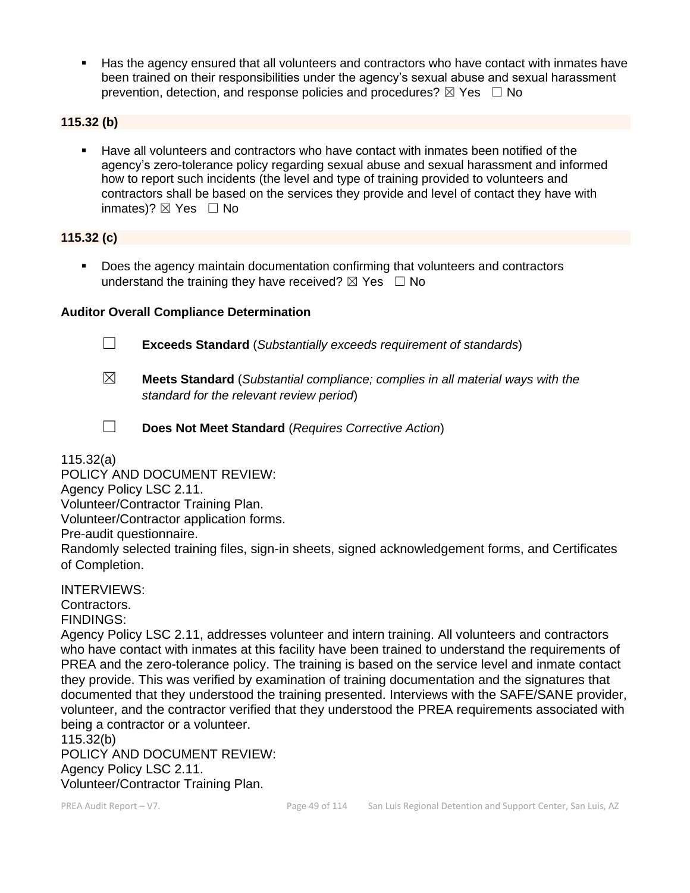- Has the agency ensured that all volunteers and contractors who have contact with inmates have been trained on their responsibilities under the agency's sexual abuse and sexual harassment prevention, detection, and response policies and procedures? ☒ Yes ☐ No

**115.32 (b)**

- Have all volunteers and contractors who have contact with inmates been notified of the agency's zero-tolerance policy regarding sexual abuse and sexual harassment and informed how to report such incidents (the level and type of training provided to volunteers and contractors shall be based on the services they provide and level of contact they have with inmates)? ☒ Yes ☐ No

**115.32 (c)**

- Does the agency maintain documentation confirming that volunteers and contractors understand the training they have received? ☒ Yes ☐ No

**Auditor Overall Compliance Determination**

☐ **Exceeds Standard** (*Substantially exceeds requirement of standards*)

☒ **Meets Standard** (*Substantial compliance; complies in all material ways with the standard for the relevant review period*)

☐ **Does Not Meet Standard** (*Requires Corrective Action*)

115.32(a)
POLICY AND DOCUMENT REVIEW:
Agency Policy LSC 2.11.
Volunteer/Contractor Training Plan.
Volunteer/Contractor application forms.
Pre-audit questionnaire.
Randomly selected training files, sign-in sheets, signed acknowledgement forms, and Certificates of Completion.

INTERVIEWS:
Contractors.
FINDINGS:
Agency Policy LSC 2.11, addresses volunteer and intern training. All volunteers and contractors who have contact with inmates at this facility have been trained to understand the requirements of PREA and the zero-tolerance policy. The training is based on the service level and inmate contact they provide. This was verified by examination of training documentation and the signatures that documented that they understood the training presented. Interviews with the SAFE/SANE provider, volunteer, and the contractor verified that they understood the PREA requirements associated with being a contractor or a volunteer.
115.32(b)
POLICY AND DOCUMENT REVIEW:
Agency Policy LSC 2.11.
Volunteer/Contractor Training Plan.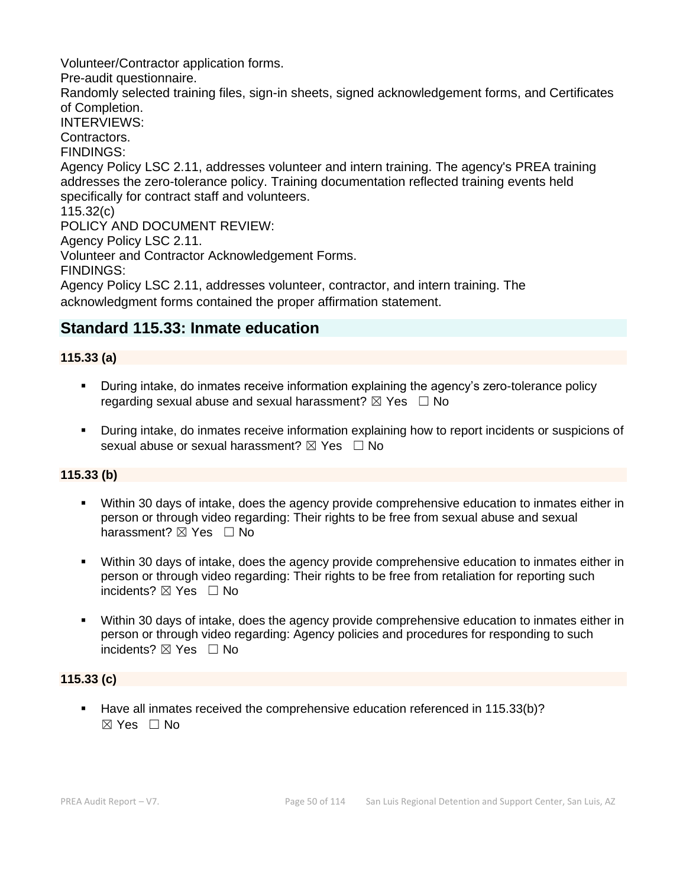Volunteer/Contractor application forms.
Pre-audit questionnaire.
Randomly selected training files, sign-in sheets, signed acknowledgement forms, and Certificates of Completion.
INTERVIEWS:
Contractors.
FINDINGS:
Agency Policy LSC 2.11, addresses volunteer and intern training. The agency's PREA training addresses the zero-tolerance policy. Training documentation reflected training events held specifically for contract staff and volunteers.
115.32(c)
POLICY AND DOCUMENT REVIEW:
Agency Policy LSC 2.11.
Volunteer and Contractor Acknowledgement Forms.
FINDINGS:
Agency Policy LSC 2.11, addresses volunteer, contractor, and intern training. The acknowledgment forms contained the proper affirmation statement.

## Standard 115.33: Inmate education

**115.33 (a)**

- During intake, do inmates receive information explaining the agency's zero-tolerance policy regarding sexual abuse and sexual harassment? ☒ Yes ☐ No
- During intake, do inmates receive information explaining how to report incidents or suspicions of sexual abuse or sexual harassment? ☒ Yes ☐ No

**115.33 (b)**

- Within 30 days of intake, does the agency provide comprehensive education to inmates either in person or through video regarding: Their rights to be free from sexual abuse and sexual harassment? ☒ Yes ☐ No
- Within 30 days of intake, does the agency provide comprehensive education to inmates either in person or through video regarding: Their rights to be free from retaliation for reporting such incidents? ☒ Yes ☐ No
- Within 30 days of intake, does the agency provide comprehensive education to inmates either in person or through video regarding: Agency policies and procedures for responding to such incidents? ☒ Yes ☐ No

**115.33 (c)**

- Have all inmates received the comprehensive education referenced in 115.33(b)? ☒ Yes ☐ No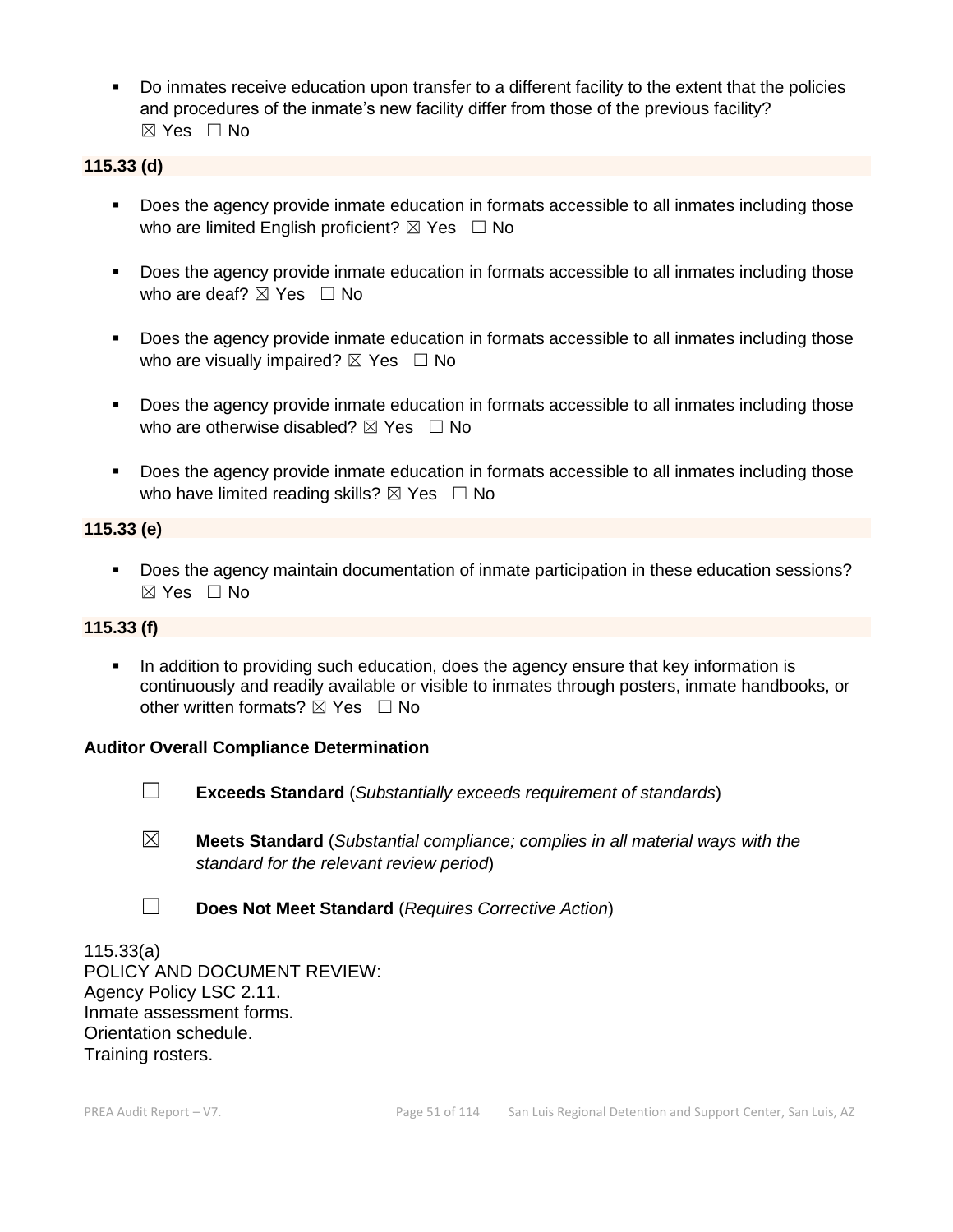- Do inmates receive education upon transfer to a different facility to the extent that the policies and procedures of the inmate's new facility differ from those of the previous facility? ☒ Yes ☐ No

**115.33 (d)**

- Does the agency provide inmate education in formats accessible to all inmates including those who are limited English proficient? ☒ Yes ☐ No

- Does the agency provide inmate education in formats accessible to all inmates including those who are deaf? ☒ Yes ☐ No

- Does the agency provide inmate education in formats accessible to all inmates including those who are visually impaired? ☒ Yes ☐ No

- Does the agency provide inmate education in formats accessible to all inmates including those who are otherwise disabled? ☒ Yes ☐ No

- Does the agency provide inmate education in formats accessible to all inmates including those who have limited reading skills? ☒ Yes ☐ No

**115.33 (e)**

- Does the agency maintain documentation of inmate participation in these education sessions? ☒ Yes ☐ No

**115.33 (f)**

- In addition to providing such education, does the agency ensure that key information is continuously and readily available or visible to inmates through posters, inmate handbooks, or other written formats? ☒ Yes ☐ No

**Auditor Overall Compliance Determination**

☐ **Exceeds Standard** (*Substantially exceeds requirement of standards*)

☒ **Meets Standard** (*Substantial compliance; complies in all material ways with the standard for the relevant review period*)

☐ **Does Not Meet Standard** (*Requires Corrective Action*)

115.33(a)
POLICY AND DOCUMENT REVIEW:
Agency Policy LSC 2.11.
Inmate assessment forms.
Orientation schedule.
Training rosters.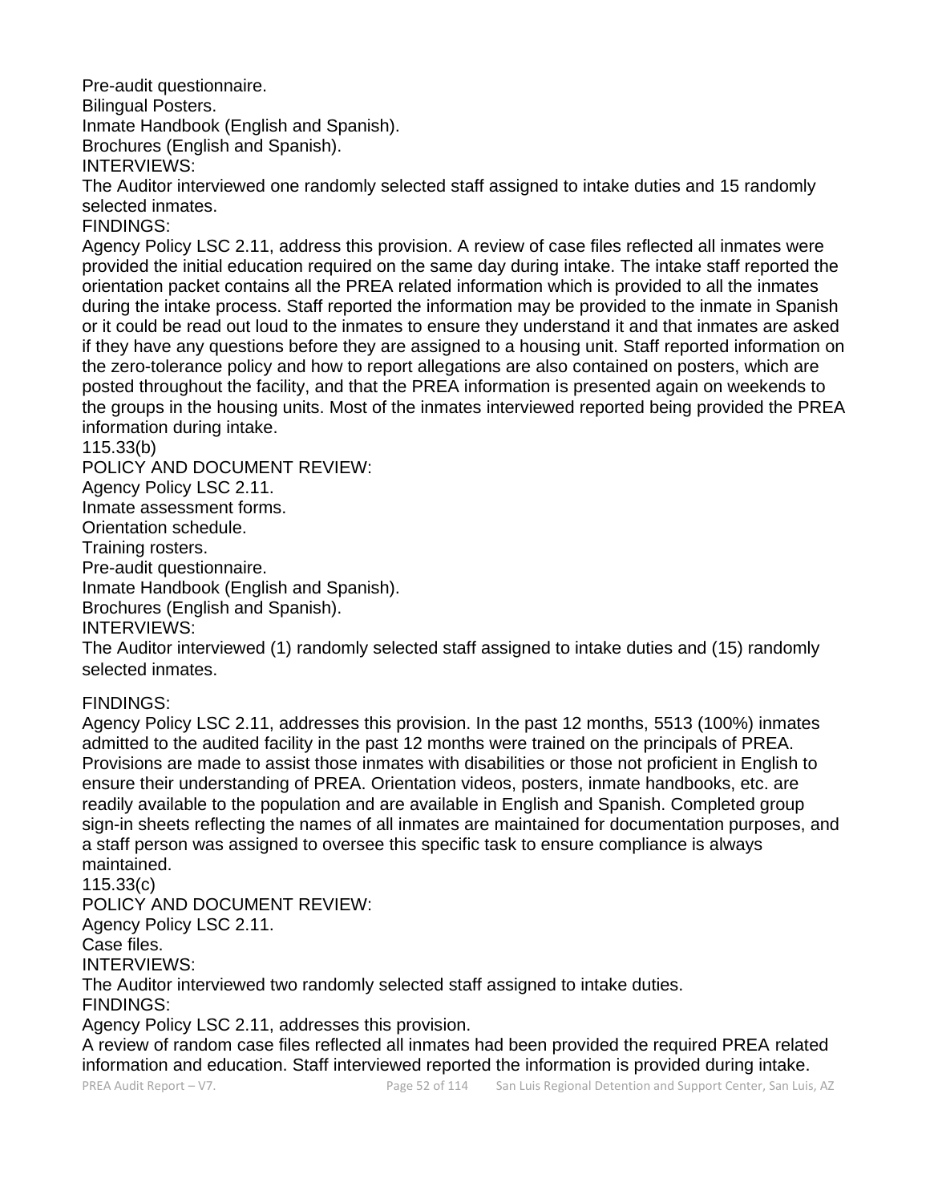Pre-audit questionnaire.
Bilingual Posters.
Inmate Handbook (English and Spanish).
Brochures (English and Spanish).
INTERVIEWS:
The Auditor interviewed one randomly selected staff assigned to intake duties and 15 randomly selected inmates.
FINDINGS:
Agency Policy LSC 2.11, address this provision. A review of case files reflected all inmates were provided the initial education required on the same day during intake. The intake staff reported the orientation packet contains all the PREA related information which is provided to all the inmates during the intake process. Staff reported the information may be provided to the inmate in Spanish or it could be read out loud to the inmates to ensure they understand it and that inmates are asked if they have any questions before they are assigned to a housing unit. Staff reported information on the zero-tolerance policy and how to report allegations are also contained on posters, which are posted throughout the facility, and that the PREA information is presented again on weekends to the groups in the housing units. Most of the inmates interviewed reported being provided the PREA information during intake.
115.33(b)
POLICY AND DOCUMENT REVIEW:
Agency Policy LSC 2.11.
Inmate assessment forms.
Orientation schedule.
Training rosters.
Pre-audit questionnaire.
Inmate Handbook (English and Spanish).
Brochures (English and Spanish).
INTERVIEWS:
The Auditor interviewed (1) randomly selected staff assigned to intake duties and (15) randomly selected inmates.

FINDINGS:
Agency Policy LSC 2.11, addresses this provision. In the past 12 months, 5513 (100%) inmates admitted to the audited facility in the past 12 months were trained on the principals of PREA. Provisions are made to assist those inmates with disabilities or those not proficient in English to ensure their understanding of PREA. Orientation videos, posters, inmate handbooks, etc. are readily available to the population and are available in English and Spanish. Completed group sign-in sheets reflecting the names of all inmates are maintained for documentation purposes, and a staff person was assigned to oversee this specific task to ensure compliance is always maintained.
115.33(c)
POLICY AND DOCUMENT REVIEW:
Agency Policy LSC 2.11.
Case files.
INTERVIEWS:
The Auditor interviewed two randomly selected staff assigned to intake duties.
FINDINGS:
Agency Policy LSC 2.11, addresses this provision.
A review of random case files reflected all inmates had been provided the required PREA related information and education. Staff interviewed reported the information is provided during intake.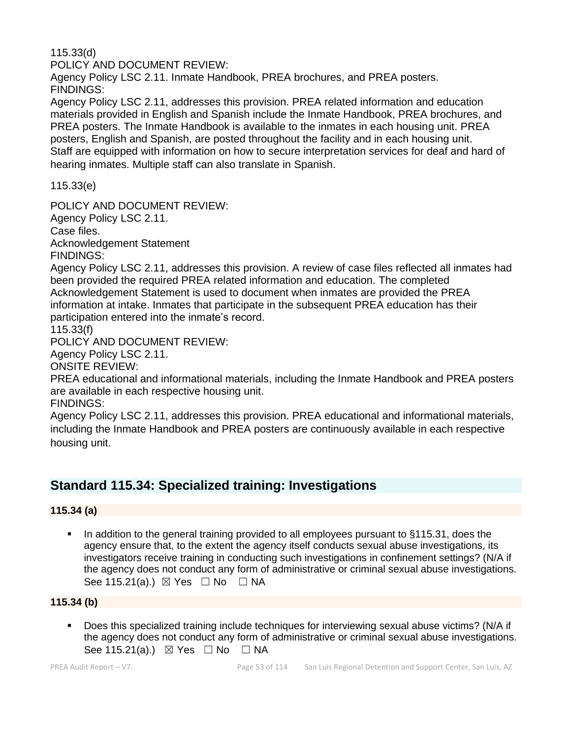115.33(d)

POLICY AND DOCUMENT REVIEW:

Agency Policy LSC 2.11. Inmate Handbook, PREA brochures, and PREA posters.

FINDINGS:

Agency Policy LSC 2.11, addresses this provision. PREA related information and education materials provided in English and Spanish include the Inmate Handbook, PREA brochures, and PREA posters. The Inmate Handbook is available to the inmates in each housing unit. PREA posters, English and Spanish, are posted throughout the facility and in each housing unit. Staff are equipped with information on how to secure interpretation services for deaf and hard of hearing inmates. Multiple staff can also translate in Spanish.

115.33(e)

POLICY AND DOCUMENT REVIEW:

Agency Policy LSC 2.11.

Case files.

Acknowledgement Statement

FINDINGS:

Agency Policy LSC 2.11, addresses this provision. A review of case files reflected all inmates had been provided the required PREA related information and education. The completed Acknowledgement Statement is used to document when inmates are provided the PREA information at intake. Inmates that participate in the subsequent PREA education has their participation entered into the inmate's record.

115.33(f)

POLICY AND DOCUMENT REVIEW:

Agency Policy LSC 2.11.

ONSITE REVIEW:

PREA educational and informational materials, including the Inmate Handbook and PREA posters are available in each respective housing unit.

FINDINGS:

Agency Policy LSC 2.11, addresses this provision. PREA educational and informational materials, including the Inmate Handbook and PREA posters are continuously available in each respective housing unit.

## Standard 115.34: Specialized training: Investigations

**115.34 (a)**

- In addition to the general training provided to all employees pursuant to §115.31, does the agency ensure that, to the extent the agency itself conducts sexual abuse investigations, its investigators receive training in conducting such investigations in confinement settings? (N/A if the agency does not conduct any form of administrative or criminal sexual abuse investigations. See 115.21(a).) ☒ Yes ☐ No ☐ NA

**115.34 (b)**

- Does this specialized training include techniques for interviewing sexual abuse victims? (N/A if the agency does not conduct any form of administrative or criminal sexual abuse investigations. See 115.21(a).) ☒ Yes ☐ No ☐ NA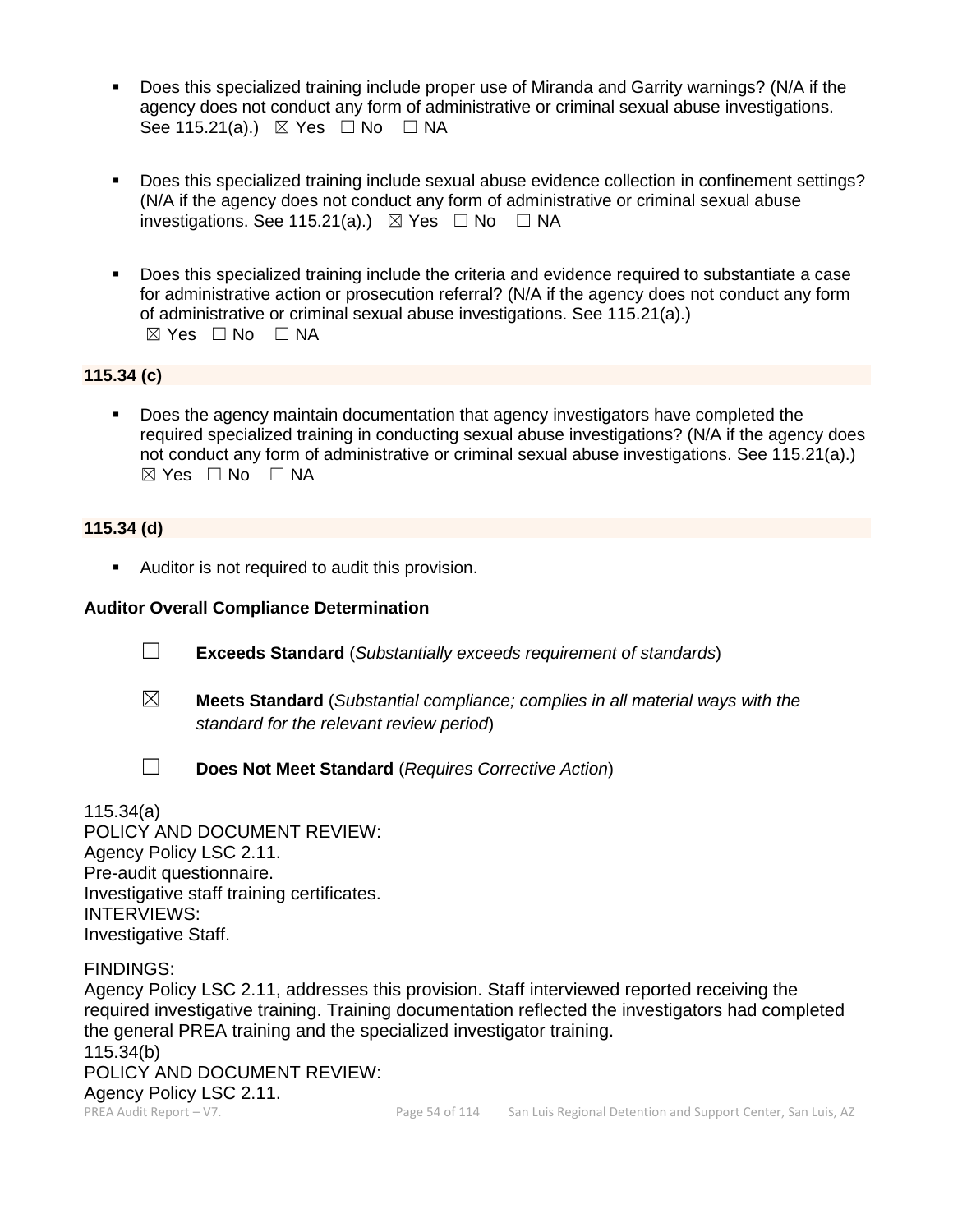- Does this specialized training include proper use of Miranda and Garrity warnings? (N/A if the agency does not conduct any form of administrative or criminal sexual abuse investigations. See 115.21(a).) ☒ Yes ☐ No ☐ NA

- Does this specialized training include sexual abuse evidence collection in confinement settings? (N/A if the agency does not conduct any form of administrative or criminal sexual abuse investigations. See 115.21(a).) ☒ Yes ☐ No ☐ NA

- Does this specialized training include the criteria and evidence required to substantiate a case for administrative action or prosecution referral? (N/A if the agency does not conduct any form of administrative or criminal sexual abuse investigations. See 115.21(a).) ☒ Yes ☐ No ☐ NA

**115.34 (c)**

- Does the agency maintain documentation that agency investigators have completed the required specialized training in conducting sexual abuse investigations? (N/A if the agency does not conduct any form of administrative or criminal sexual abuse investigations. See 115.21(a).) ☒ Yes ☐ No ☐ NA

**115.34 (d)**

- Auditor is not required to audit this provision.

**Auditor Overall Compliance Determination**

☐ **Exceeds Standard** (*Substantially exceeds requirement of standards*)

☒ **Meets Standard** (*Substantial compliance; complies in all material ways with the standard for the relevant review period*)

☐ **Does Not Meet Standard** (*Requires Corrective Action*)

115.34(a)
POLICY AND DOCUMENT REVIEW:
Agency Policy LSC 2.11.
Pre-audit questionnaire.
Investigative staff training certificates.
INTERVIEWS:
Investigative Staff.

FINDINGS:
Agency Policy LSC 2.11, addresses this provision. Staff interviewed reported receiving the required investigative training. Training documentation reflected the investigators had completed the general PREA training and the specialized investigator training.
115.34(b)
POLICY AND DOCUMENT REVIEW:
Agency Policy LSC 2.11.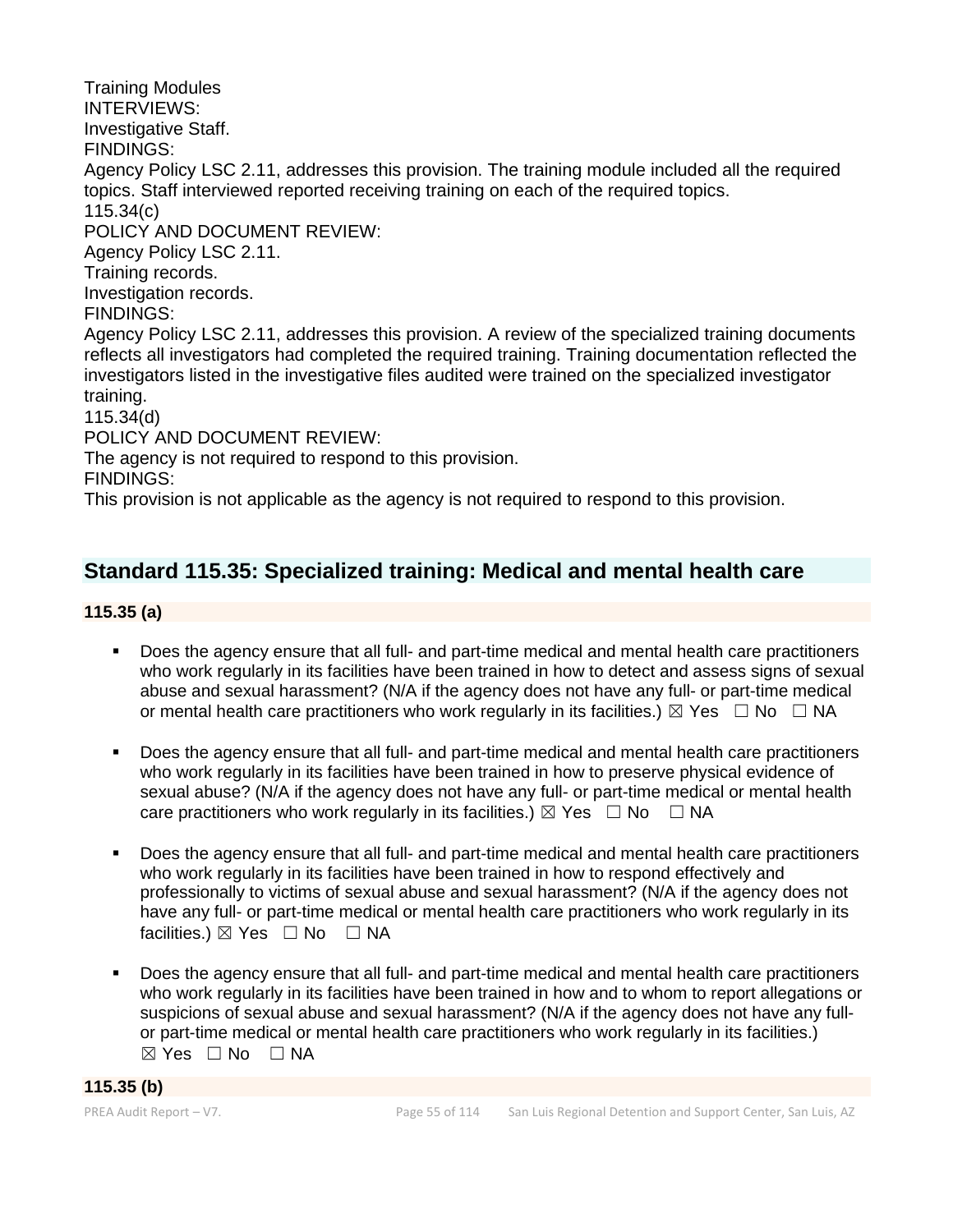Training Modules
INTERVIEWS:
Investigative Staff.
FINDINGS:
Agency Policy LSC 2.11, addresses this provision. The training module included all the required topics. Staff interviewed reported receiving training on each of the required topics.
115.34(c)
POLICY AND DOCUMENT REVIEW:
Agency Policy LSC 2.11.
Training records.
Investigation records.
FINDINGS:
Agency Policy LSC 2.11, addresses this provision. A review of the specialized training documents reflects all investigators had completed the required training. Training documentation reflected the investigators listed in the investigative files audited were trained on the specialized investigator training.
115.34(d)
POLICY AND DOCUMENT REVIEW:
The agency is not required to respond to this provision.
FINDINGS:
This provision is not applicable as the agency is not required to respond to this provision.

## Standard 115.35: Specialized training: Medical and mental health care

**115.35 (a)**

- Does the agency ensure that all full- and part-time medical and mental health care practitioners who work regularly in its facilities have been trained in how to detect and assess signs of sexual abuse and sexual harassment? (N/A if the agency does not have any full- or part-time medical or mental health care practitioners who work regularly in its facilities.) ☒ Yes ☐ No ☐ NA

- Does the agency ensure that all full- and part-time medical and mental health care practitioners who work regularly in its facilities have been trained in how to preserve physical evidence of sexual abuse? (N/A if the agency does not have any full- or part-time medical or mental health care practitioners who work regularly in its facilities.) ☒ Yes ☐ No ☐ NA

- Does the agency ensure that all full- and part-time medical and mental health care practitioners who work regularly in its facilities have been trained in how to respond effectively and professionally to victims of sexual abuse and sexual harassment? (N/A if the agency does not have any full- or part-time medical or mental health care practitioners who work regularly in its facilities.) ☒ Yes ☐ No ☐ NA

- Does the agency ensure that all full- and part-time medical and mental health care practitioners who work regularly in its facilities have been trained in how and to whom to report allegations or suspicions of sexual abuse and sexual harassment? (N/A if the agency does not have any full- or part-time medical or mental health care practitioners who work regularly in its facilities.) ☒ Yes ☐ No ☐ NA

**115.35 (b)**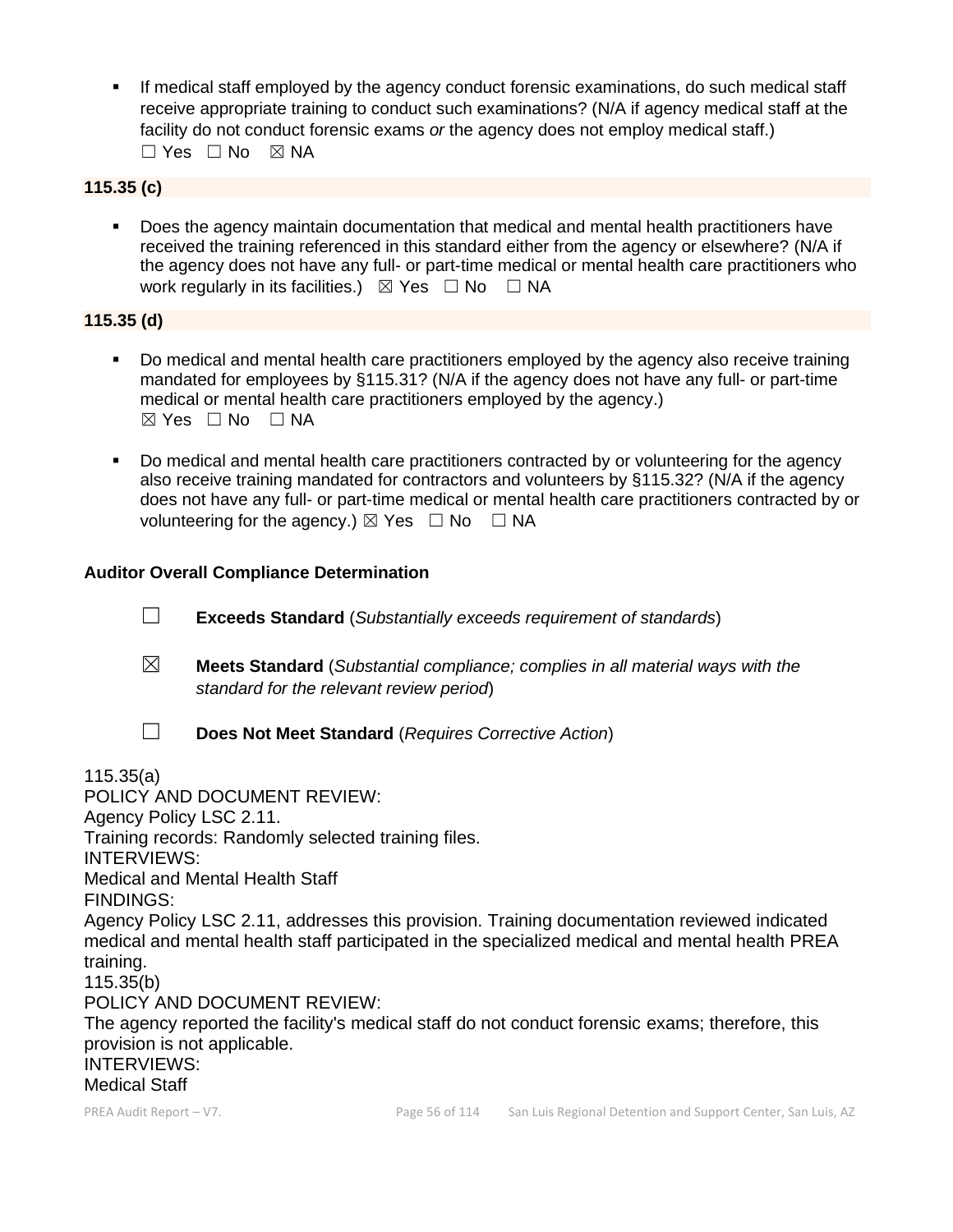- If medical staff employed by the agency conduct forensic examinations, do such medical staff receive appropriate training to conduct such examinations? (N/A if agency medical staff at the facility do not conduct forensic exams *or* the agency does not employ medical staff.)
  ☐ Yes ☐ No ☒ NA

**115.35 (c)**

- Does the agency maintain documentation that medical and mental health practitioners have received the training referenced in this standard either from the agency or elsewhere? (N/A if the agency does not have any full- or part-time medical or mental health care practitioners who work regularly in its facilities.) ☒ Yes ☐ No ☐ NA

**115.35 (d)**

- Do medical and mental health care practitioners employed by the agency also receive training mandated for employees by §115.31? (N/A if the agency does not have any full- or part-time medical or mental health care practitioners employed by the agency.)
  ☒ Yes ☐ No ☐ NA

- Do medical and mental health care practitioners contracted by or volunteering for the agency also receive training mandated for contractors and volunteers by §115.32? (N/A if the agency does not have any full- or part-time medical or mental health care practitioners contracted by or volunteering for the agency.) ☒ Yes ☐ No ☐ NA

**Auditor Overall Compliance Determination**

☐ **Exceeds Standard** (*Substantially exceeds requirement of standards*)

☒ **Meets Standard** (*Substantial compliance; complies in all material ways with the standard for the relevant review period*)

☐ **Does Not Meet Standard** (*Requires Corrective Action*)

115.35(a)
POLICY AND DOCUMENT REVIEW:
Agency Policy LSC 2.11.
Training records: Randomly selected training files.
INTERVIEWS:
Medical and Mental Health Staff
FINDINGS:
Agency Policy LSC 2.11, addresses this provision. Training documentation reviewed indicated medical and mental health staff participated in the specialized medical and mental health PREA training.
115.35(b)
POLICY AND DOCUMENT REVIEW:
The agency reported the facility's medical staff do not conduct forensic exams; therefore, this provision is not applicable.
INTERVIEWS:
Medical Staff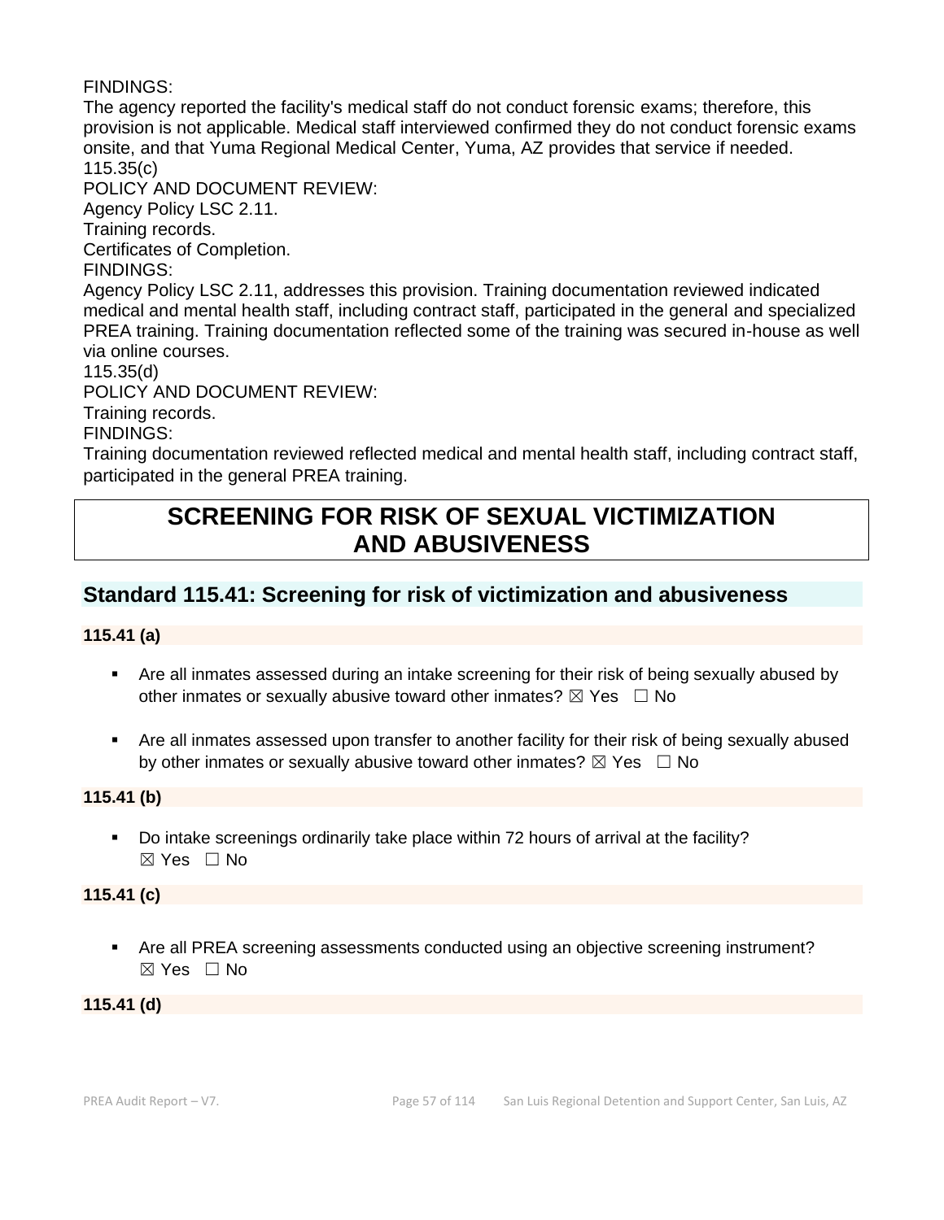FINDINGS:

The agency reported the facility's medical staff do not conduct forensic exams; therefore, this provision is not applicable. Medical staff interviewed confirmed they do not conduct forensic exams onsite, and that Yuma Regional Medical Center, Yuma, AZ provides that service if needed.

115.35(c)

POLICY AND DOCUMENT REVIEW:

Agency Policy LSC 2.11.

Training records.

Certificates of Completion.

FINDINGS:

Agency Policy LSC 2.11, addresses this provision. Training documentation reviewed indicated medical and mental health staff, including contract staff, participated in the general and specialized PREA training. Training documentation reflected some of the training was secured in-house as well via online courses.

115.35(d)

POLICY AND DOCUMENT REVIEW:

Training records.

FINDINGS:

Training documentation reviewed reflected medical and mental health staff, including contract staff, participated in the general PREA training.

# SCREENING FOR RISK OF SEXUAL VICTIMIZATION AND ABUSIVENESS

## Standard 115.41: Screening for risk of victimization and abusiveness

**115.41 (a)**

- Are all inmates assessed during an intake screening for their risk of being sexually abused by other inmates or sexually abusive toward other inmates? ☒ Yes ☐ No

- Are all inmates assessed upon transfer to another facility for their risk of being sexually abused by other inmates or sexually abusive toward other inmates? ☒ Yes ☐ No

**115.41 (b)**

- Do intake screenings ordinarily take place within 72 hours of arrival at the facility? ☒ Yes ☐ No

**115.41 (c)**

- Are all PREA screening assessments conducted using an objective screening instrument? ☒ Yes ☐ No

**115.41 (d)**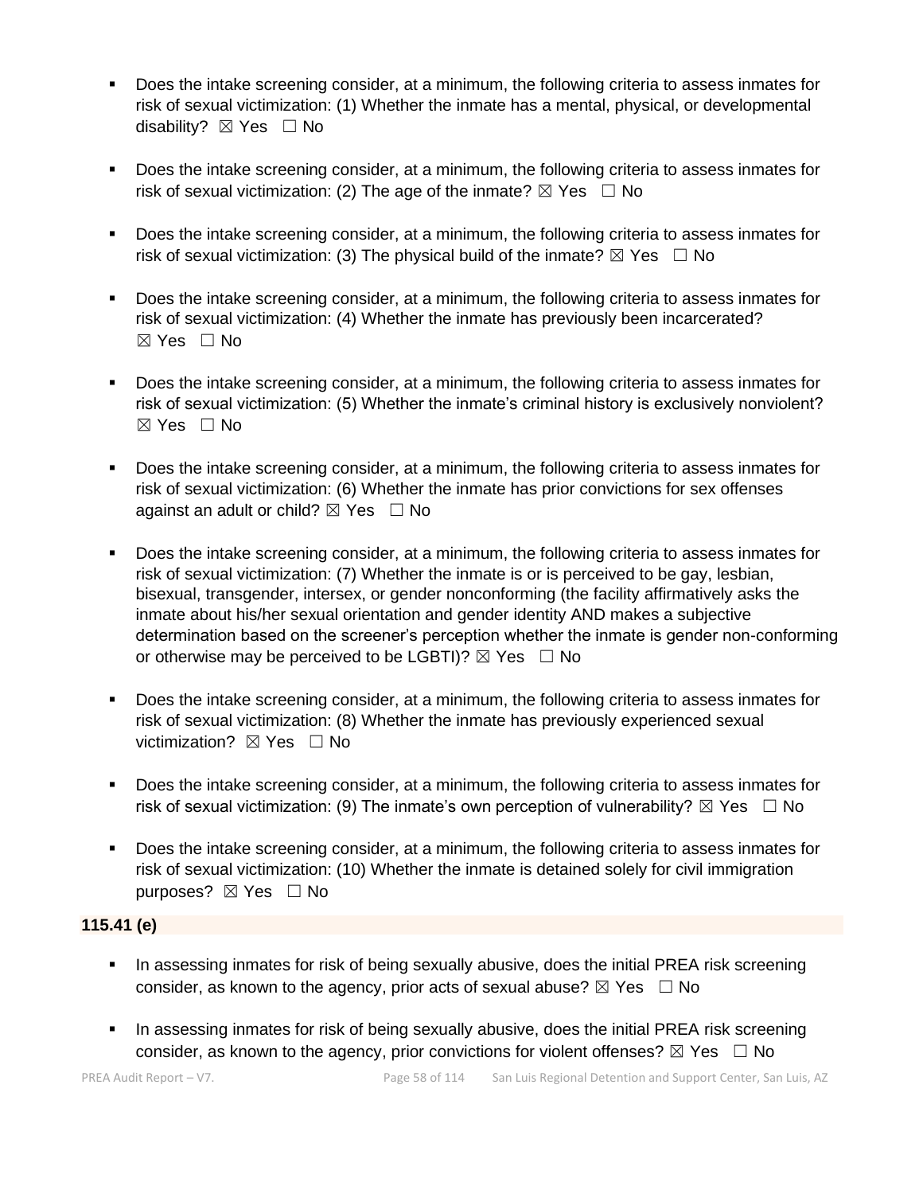- Does the intake screening consider, at a minimum, the following criteria to assess inmates for risk of sexual victimization: (1) Whether the inmate has a mental, physical, or developmental disability? ☒ Yes ☐ No

- Does the intake screening consider, at a minimum, the following criteria to assess inmates for risk of sexual victimization: (2) The age of the inmate? ☒ Yes ☐ No

- Does the intake screening consider, at a minimum, the following criteria to assess inmates for risk of sexual victimization: (3) The physical build of the inmate? ☒ Yes ☐ No

- Does the intake screening consider, at a minimum, the following criteria to assess inmates for risk of sexual victimization: (4) Whether the inmate has previously been incarcerated? ☒ Yes ☐ No

- Does the intake screening consider, at a minimum, the following criteria to assess inmates for risk of sexual victimization: (5) Whether the inmate's criminal history is exclusively nonviolent? ☒ Yes ☐ No

- Does the intake screening consider, at a minimum, the following criteria to assess inmates for risk of sexual victimization: (6) Whether the inmate has prior convictions for sex offenses against an adult or child? ☒ Yes ☐ No

- Does the intake screening consider, at a minimum, the following criteria to assess inmates for risk of sexual victimization: (7) Whether the inmate is or is perceived to be gay, lesbian, bisexual, transgender, intersex, or gender nonconforming (the facility affirmatively asks the inmate about his/her sexual orientation and gender identity AND makes a subjective determination based on the screener's perception whether the inmate is gender non-conforming or otherwise may be perceived to be LGBTI)? ☒ Yes ☐ No

- Does the intake screening consider, at a minimum, the following criteria to assess inmates for risk of sexual victimization: (8) Whether the inmate has previously experienced sexual victimization? ☒ Yes ☐ No

- Does the intake screening consider, at a minimum, the following criteria to assess inmates for risk of sexual victimization: (9) The inmate's own perception of vulnerability? ☒ Yes ☐ No

- Does the intake screening consider, at a minimum, the following criteria to assess inmates for risk of sexual victimization: (10) Whether the inmate is detained solely for civil immigration purposes? ☒ Yes ☐ No

**115.41 (e)**

- In assessing inmates for risk of being sexually abusive, does the initial PREA risk screening consider, as known to the agency, prior acts of sexual abuse? ☒ Yes ☐ No

- In assessing inmates for risk of being sexually abusive, does the initial PREA risk screening consider, as known to the agency, prior convictions for violent offenses? ☒ Yes ☐ No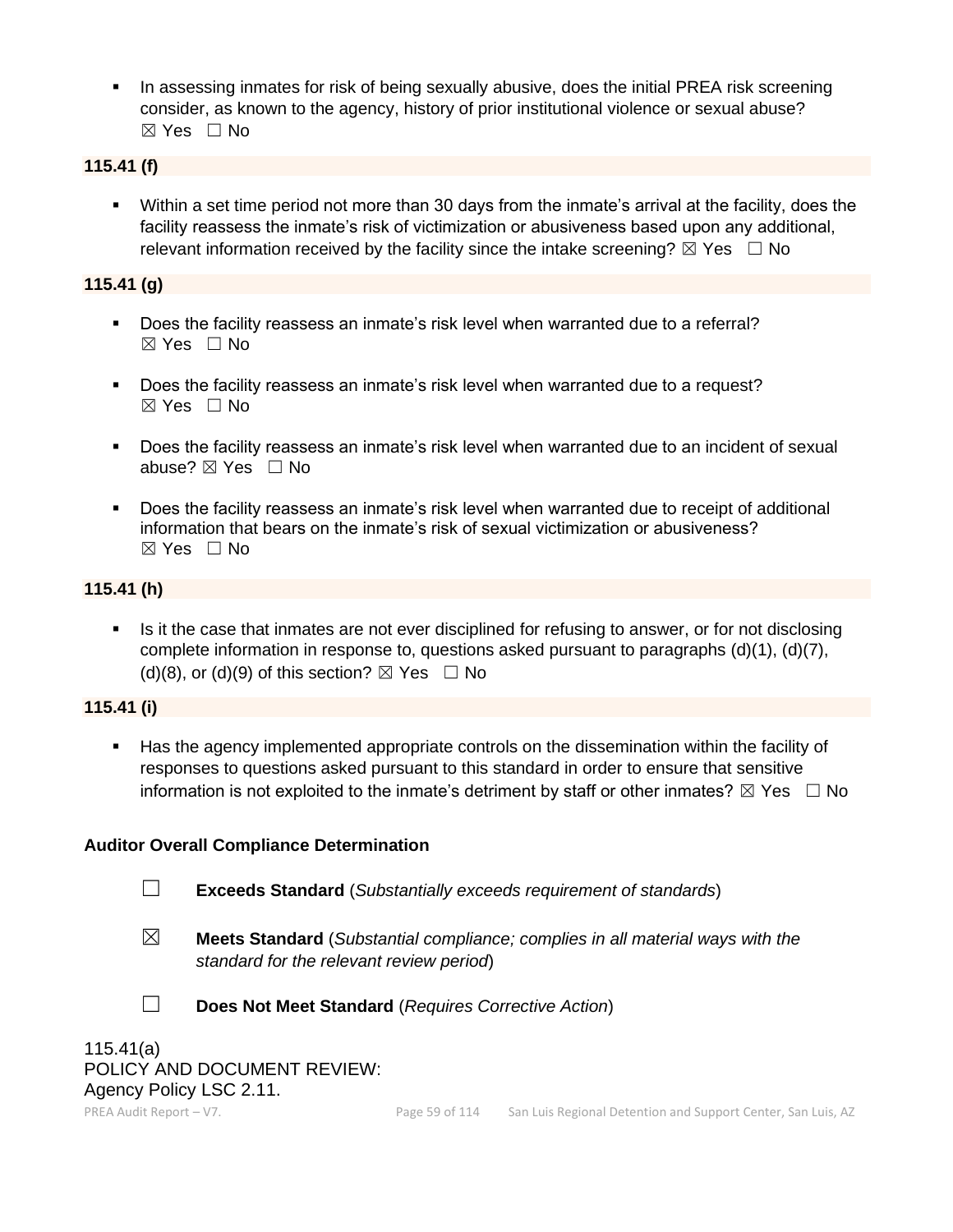- In assessing inmates for risk of being sexually abusive, does the initial PREA risk screening consider, as known to the agency, history of prior institutional violence or sexual abuse? ☒ Yes ☐ No

**115.41 (f)**

- Within a set time period not more than 30 days from the inmate's arrival at the facility, does the facility reassess the inmate's risk of victimization or abusiveness based upon any additional, relevant information received by the facility since the intake screening? ☒ Yes ☐ No

**115.41 (g)**

- Does the facility reassess an inmate's risk level when warranted due to a referral? ☒ Yes ☐ No
- Does the facility reassess an inmate's risk level when warranted due to a request? ☒ Yes ☐ No
- Does the facility reassess an inmate's risk level when warranted due to an incident of sexual abuse? ☒ Yes ☐ No
- Does the facility reassess an inmate's risk level when warranted due to receipt of additional information that bears on the inmate's risk of sexual victimization or abusiveness? ☒ Yes ☐ No

**115.41 (h)**

- Is it the case that inmates are not ever disciplined for refusing to answer, or for not disclosing complete information in response to, questions asked pursuant to paragraphs (d)(1), (d)(7), (d)(8), or (d)(9) of this section? ☒ Yes ☐ No

**115.41 (i)**

- Has the agency implemented appropriate controls on the dissemination within the facility of responses to questions asked pursuant to this standard in order to ensure that sensitive information is not exploited to the inmate's detriment by staff or other inmates? ☒ Yes ☐ No

**Auditor Overall Compliance Determination**

☐ **Exceeds Standard** (*Substantially exceeds requirement of standards*)

☒ **Meets Standard** (*Substantial compliance; complies in all material ways with the standard for the relevant review period*)

☐ **Does Not Meet Standard** (*Requires Corrective Action*)

115.41(a)
POLICY AND DOCUMENT REVIEW:
Agency Policy LSC 2.11.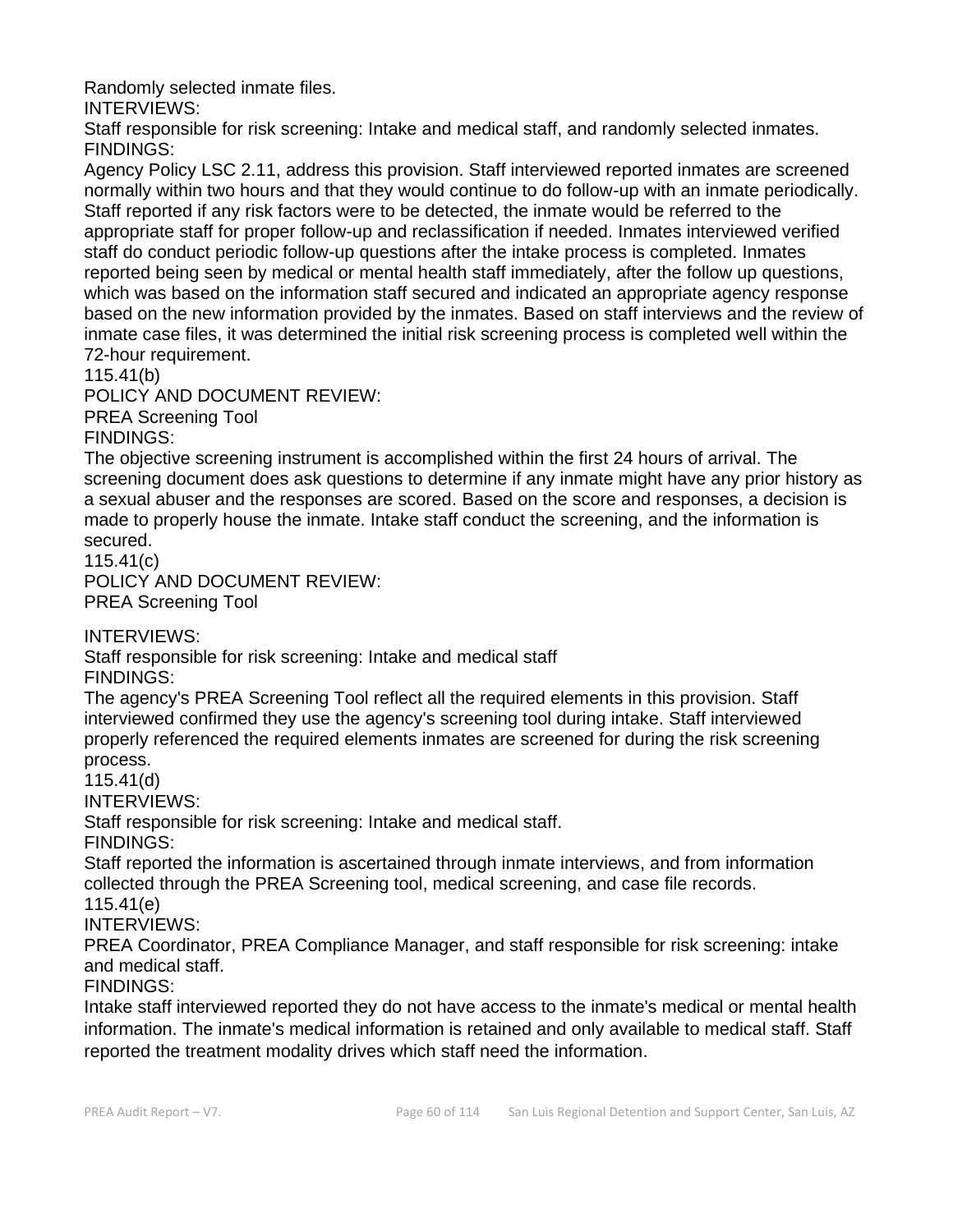Randomly selected inmate files.

INTERVIEWS:

Staff responsible for risk screening: Intake and medical staff, and randomly selected inmates.

FINDINGS:

Agency Policy LSC 2.11, address this provision. Staff interviewed reported inmates are screened normally within two hours and that they would continue to do follow-up with an inmate periodically. Staff reported if any risk factors were to be detected, the inmate would be referred to the appropriate staff for proper follow-up and reclassification if needed. Inmates interviewed verified staff do conduct periodic follow-up questions after the intake process is completed. Inmates reported being seen by medical or mental health staff immediately, after the follow up questions, which was based on the information staff secured and indicated an appropriate agency response based on the new information provided by the inmates. Based on staff interviews and the review of inmate case files, it was determined the initial risk screening process is completed well within the 72-hour requirement.

115.41(b)

POLICY AND DOCUMENT REVIEW:

PREA Screening Tool

FINDINGS:

The objective screening instrument is accomplished within the first 24 hours of arrival. The screening document does ask questions to determine if any inmate might have any prior history as a sexual abuser and the responses are scored. Based on the score and responses, a decision is made to properly house the inmate. Intake staff conduct the screening, and the information is secured.

115.41(c)

POLICY AND DOCUMENT REVIEW:

PREA Screening Tool

INTERVIEWS:

Staff responsible for risk screening: Intake and medical staff

FINDINGS:

The agency's PREA Screening Tool reflect all the required elements in this provision. Staff interviewed confirmed they use the agency's screening tool during intake. Staff interviewed properly referenced the required elements inmates are screened for during the risk screening process.

115.41(d)

INTERVIEWS:

Staff responsible for risk screening: Intake and medical staff.

FINDINGS:

Staff reported the information is ascertained through inmate interviews, and from information collected through the PREA Screening tool, medical screening, and case file records.

115.41(e)

INTERVIEWS:

PREA Coordinator, PREA Compliance Manager, and staff responsible for risk screening: intake and medical staff.

FINDINGS:

Intake staff interviewed reported they do not have access to the inmate's medical or mental health information. The inmate's medical information is retained and only available to medical staff. Staff reported the treatment modality drives which staff need the information.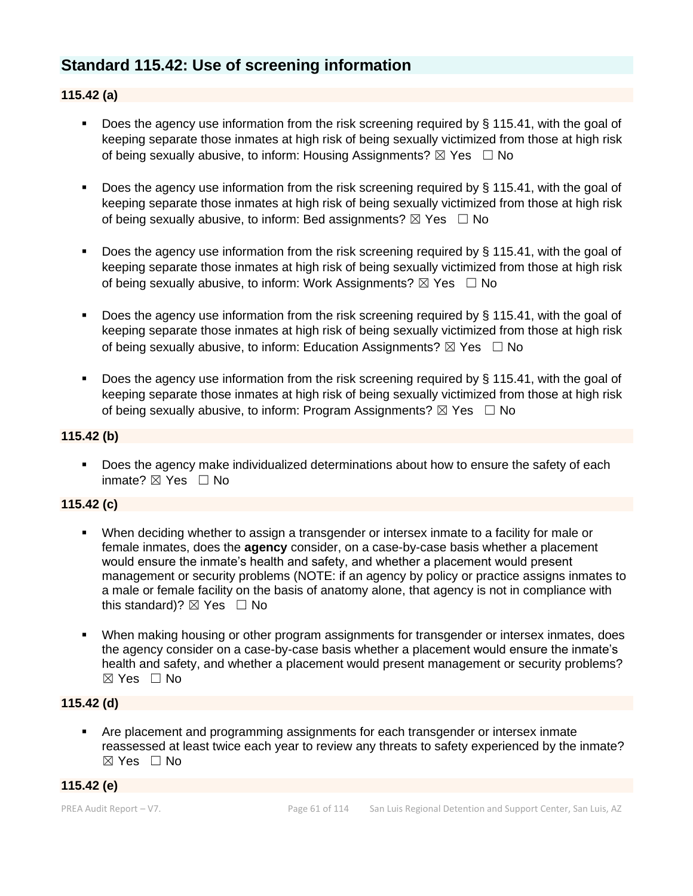## Standard 115.42: Use of screening information

### 115.42 (a)

- Does the agency use information from the risk screening required by § 115.41, with the goal of keeping separate those inmates at high risk of being sexually victimized from those at high risk of being sexually abusive, to inform: Housing Assignments? ☒ Yes ☐ No
- Does the agency use information from the risk screening required by § 115.41, with the goal of keeping separate those inmates at high risk of being sexually victimized from those at high risk of being sexually abusive, to inform: Bed assignments? ☒ Yes ☐ No
- Does the agency use information from the risk screening required by § 115.41, with the goal of keeping separate those inmates at high risk of being sexually victimized from those at high risk of being sexually abusive, to inform: Work Assignments? ☒ Yes ☐ No
- Does the agency use information from the risk screening required by § 115.41, with the goal of keeping separate those inmates at high risk of being sexually victimized from those at high risk of being sexually abusive, to inform: Education Assignments? ☒ Yes ☐ No
- Does the agency use information from the risk screening required by § 115.41, with the goal of keeping separate those inmates at high risk of being sexually victimized from those at high risk of being sexually abusive, to inform: Program Assignments? ☒ Yes ☐ No

### 115.42 (b)

- Does the agency make individualized determinations about how to ensure the safety of each inmate? ☒ Yes ☐ No

### 115.42 (c)

- When deciding whether to assign a transgender or intersex inmate to a facility for male or female inmates, does the **agency** consider, on a case-by-case basis whether a placement would ensure the inmate's health and safety, and whether a placement would present management or security problems (NOTE: if an agency by policy or practice assigns inmates to a male or female facility on the basis of anatomy alone, that agency is not in compliance with this standard)? ☒ Yes ☐ No
- When making housing or other program assignments for transgender or intersex inmates, does the agency consider on a case-by-case basis whether a placement would ensure the inmate's health and safety, and whether a placement would present management or security problems? ☒ Yes ☐ No

### 115.42 (d)

- Are placement and programming assignments for each transgender or intersex inmate reassessed at least twice each year to review any threats to safety experienced by the inmate? ☒ Yes ☐ No

### 115.42 (e)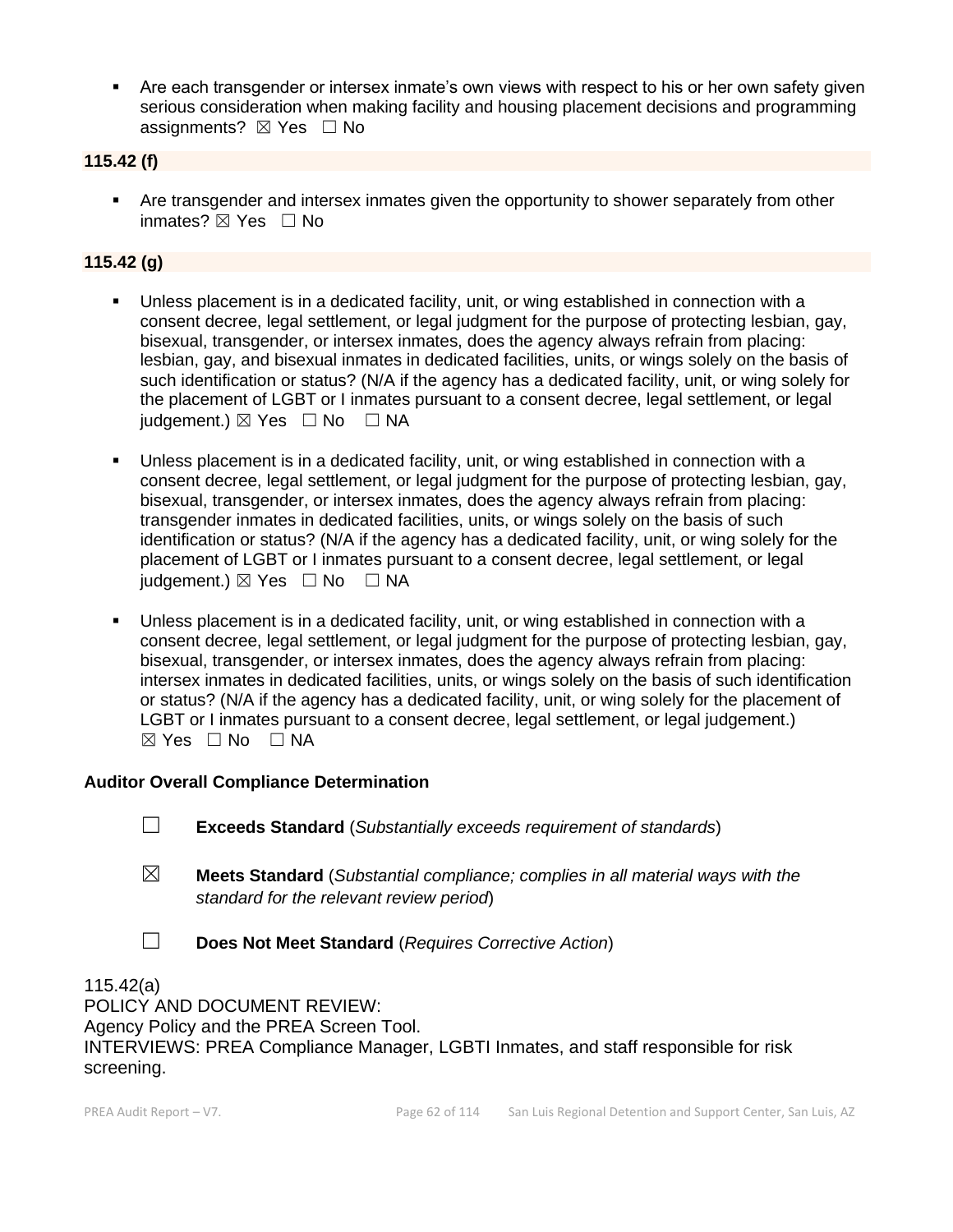- Are each transgender or intersex inmate's own views with respect to his or her own safety given serious consideration when making facility and housing placement decisions and programming assignments? ☒ Yes ☐ No

**115.42 (f)**

- Are transgender and intersex inmates given the opportunity to shower separately from other inmates? ☒ Yes ☐ No

**115.42 (g)**

- Unless placement is in a dedicated facility, unit, or wing established in connection with a consent decree, legal settlement, or legal judgment for the purpose of protecting lesbian, gay, bisexual, transgender, or intersex inmates, does the agency always refrain from placing: lesbian, gay, and bisexual inmates in dedicated facilities, units, or wings solely on the basis of such identification or status? (N/A if the agency has a dedicated facility, unit, or wing solely for the placement of LGBT or I inmates pursuant to a consent decree, legal settlement, or legal judgement.) ☒ Yes ☐ No ☐ NA

- Unless placement is in a dedicated facility, unit, or wing established in connection with a consent decree, legal settlement, or legal judgment for the purpose of protecting lesbian, gay, bisexual, transgender, or intersex inmates, does the agency always refrain from placing: transgender inmates in dedicated facilities, units, or wings solely on the basis of such identification or status? (N/A if the agency has a dedicated facility, unit, or wing solely for the placement of LGBT or I inmates pursuant to a consent decree, legal settlement, or legal judgement.) ☒ Yes ☐ No ☐ NA

- Unless placement is in a dedicated facility, unit, or wing established in connection with a consent decree, legal settlement, or legal judgment for the purpose of protecting lesbian, gay, bisexual, transgender, or intersex inmates, does the agency always refrain from placing: intersex inmates in dedicated facilities, units, or wings solely on the basis of such identification or status? (N/A if the agency has a dedicated facility, unit, or wing solely for the placement of LGBT or I inmates pursuant to a consent decree, legal settlement, or legal judgement.) ☒ Yes ☐ No ☐ NA

**Auditor Overall Compliance Determination**

☐ **Exceeds Standard** (*Substantially exceeds requirement of standards*)

☒ **Meets Standard** (*Substantial compliance; complies in all material ways with the standard for the relevant review period*)

☐ **Does Not Meet Standard** (*Requires Corrective Action*)

115.42(a)
POLICY AND DOCUMENT REVIEW:
Agency Policy and the PREA Screen Tool.
INTERVIEWS: PREA Compliance Manager, LGBTI Inmates, and staff responsible for risk screening.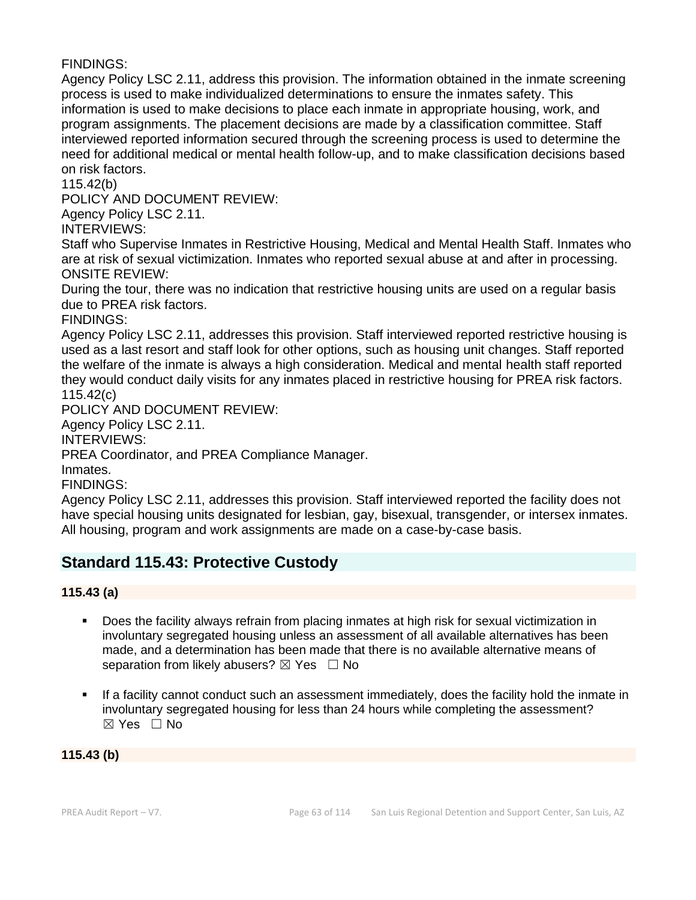FINDINGS:
Agency Policy LSC 2.11, address this provision. The information obtained in the inmate screening process is used to make individualized determinations to ensure the inmates safety. This information is used to make decisions to place each inmate in appropriate housing, work, and program assignments. The placement decisions are made by a classification committee. Staff interviewed reported information secured through the screening process is used to determine the need for additional medical or mental health follow-up, and to make classification decisions based on risk factors.
115.42(b)
POLICY AND DOCUMENT REVIEW:
Agency Policy LSC 2.11.
INTERVIEWS:
Staff who Supervise Inmates in Restrictive Housing, Medical and Mental Health Staff. Inmates who are at risk of sexual victimization. Inmates who reported sexual abuse at and after in processing.
ONSITE REVIEW:
During the tour, there was no indication that restrictive housing units are used on a regular basis due to PREA risk factors.
FINDINGS:
Agency Policy LSC 2.11, addresses this provision. Staff interviewed reported restrictive housing is used as a last resort and staff look for other options, such as housing unit changes. Staff reported the welfare of the inmate is always a high consideration. Medical and mental health staff reported they would conduct daily visits for any inmates placed in restrictive housing for PREA risk factors.
115.42(c)
POLICY AND DOCUMENT REVIEW:
Agency Policy LSC 2.11.
INTERVIEWS:
PREA Coordinator, and PREA Compliance Manager.
Inmates.
FINDINGS:
Agency Policy LSC 2.11, addresses this provision. Staff interviewed reported the facility does not have special housing units designated for lesbian, gay, bisexual, transgender, or intersex inmates. All housing, program and work assignments are made on a case-by-case basis.

## Standard 115.43: Protective Custody

**115.43 (a)**

- Does the facility always refrain from placing inmates at high risk for sexual victimization in involuntary segregated housing unless an assessment of all available alternatives has been made, and a determination has been made that there is no available alternative means of separation from likely abusers? ☒ Yes ☐ No

- If a facility cannot conduct such an assessment immediately, does the facility hold the inmate in involuntary segregated housing for less than 24 hours while completing the assessment? ☒ Yes ☐ No

**115.43 (b)**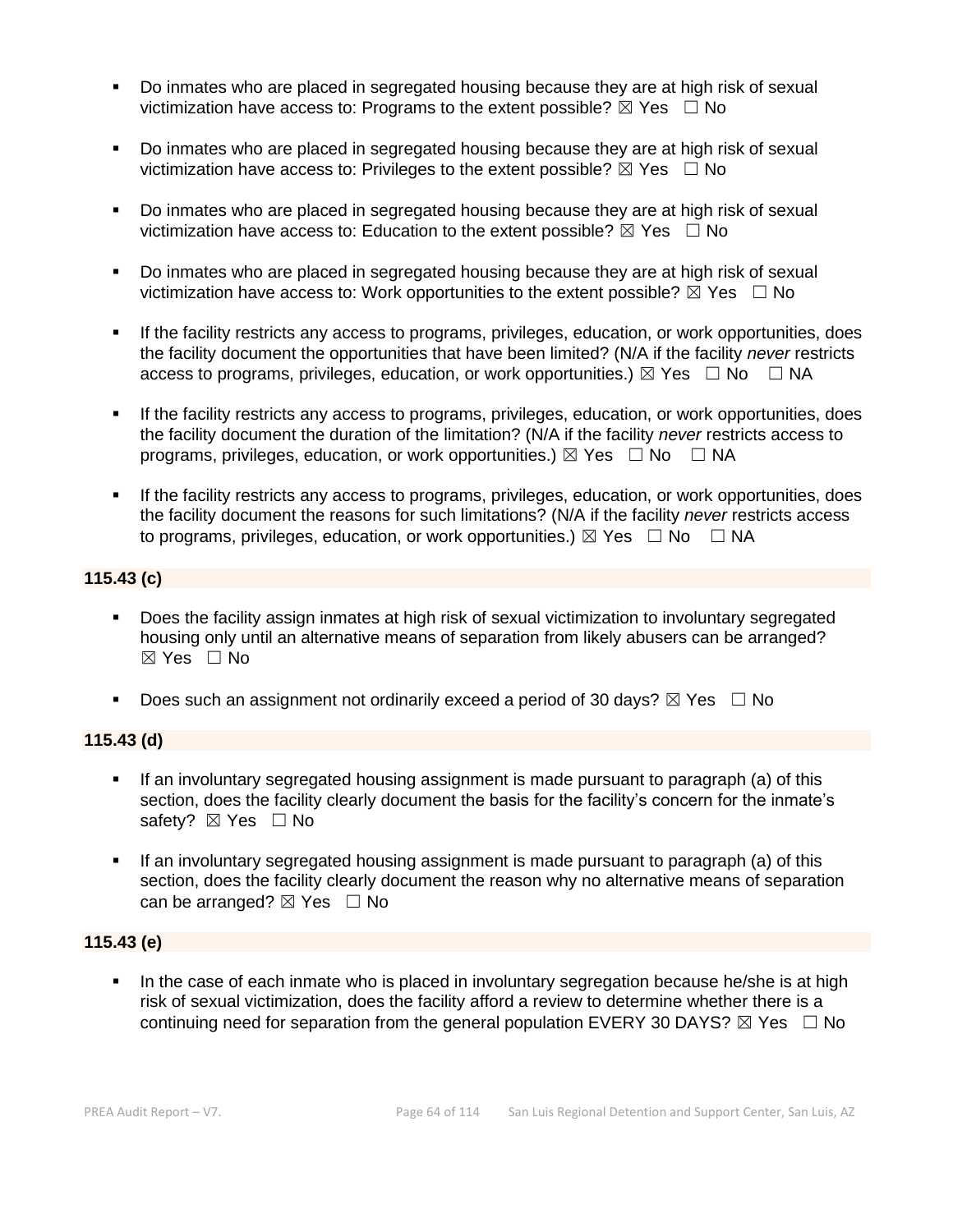- Do inmates who are placed in segregated housing because they are at high risk of sexual victimization have access to: Programs to the extent possible? ☒ Yes ☐ No

- Do inmates who are placed in segregated housing because they are at high risk of sexual victimization have access to: Privileges to the extent possible? ☒ Yes ☐ No

- Do inmates who are placed in segregated housing because they are at high risk of sexual victimization have access to: Education to the extent possible? ☒ Yes ☐ No

- Do inmates who are placed in segregated housing because they are at high risk of sexual victimization have access to: Work opportunities to the extent possible? ☒ Yes ☐ No

- If the facility restricts any access to programs, privileges, education, or work opportunities, does the facility document the opportunities that have been limited? (N/A if the facility *never* restricts access to programs, privileges, education, or work opportunities.) ☒ Yes ☐ No ☐ NA

- If the facility restricts any access to programs, privileges, education, or work opportunities, does the facility document the duration of the limitation? (N/A if the facility *never* restricts access to programs, privileges, education, or work opportunities.) ☒ Yes ☐ No ☐ NA

- If the facility restricts any access to programs, privileges, education, or work opportunities, does the facility document the reasons for such limitations? (N/A if the facility *never* restricts access to programs, privileges, education, or work opportunities.) ☒ Yes ☐ No ☐ NA

**115.43 (c)**

- Does the facility assign inmates at high risk of sexual victimization to involuntary segregated housing only until an alternative means of separation from likely abusers can be arranged? ☒ Yes ☐ No

- Does such an assignment not ordinarily exceed a period of 30 days? ☒ Yes ☐ No

**115.43 (d)**

- If an involuntary segregated housing assignment is made pursuant to paragraph (a) of this section, does the facility clearly document the basis for the facility's concern for the inmate's safety? ☒ Yes ☐ No

- If an involuntary segregated housing assignment is made pursuant to paragraph (a) of this section, does the facility clearly document the reason why no alternative means of separation can be arranged? ☒ Yes ☐ No

**115.43 (e)**

- In the case of each inmate who is placed in involuntary segregation because he/she is at high risk of sexual victimization, does the facility afford a review to determine whether there is a continuing need for separation from the general population EVERY 30 DAYS? ☒ Yes ☐ No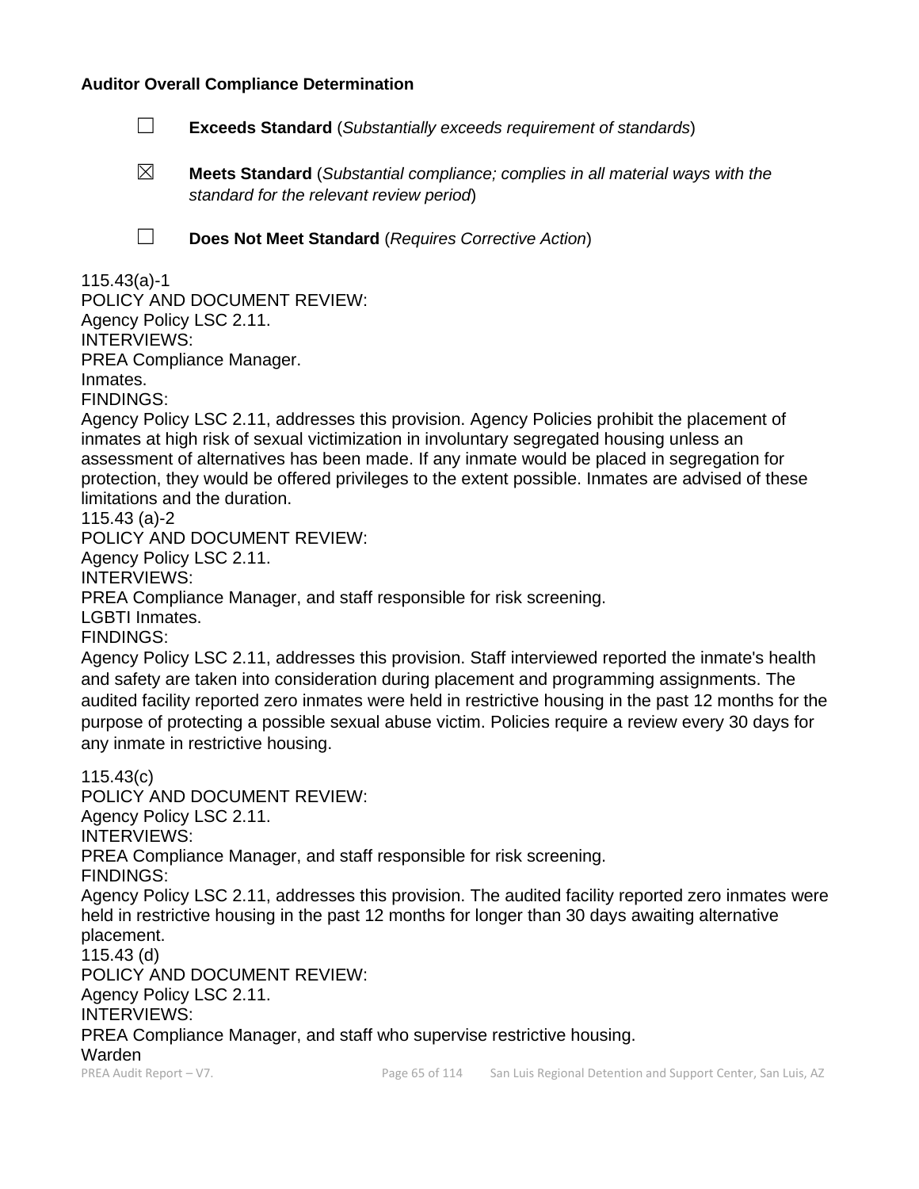**Auditor Overall Compliance Determination**

☐ **Exceeds Standard** (*Substantially exceeds requirement of standards*)

☒ **Meets Standard** (*Substantial compliance; complies in all material ways with the standard for the relevant review period*)

☐ **Does Not Meet Standard** (*Requires Corrective Action*)

115.43(a)-1
POLICY AND DOCUMENT REVIEW:
Agency Policy LSC 2.11.
INTERVIEWS:
PREA Compliance Manager.
Inmates.
FINDINGS:
Agency Policy LSC 2.11, addresses this provision. Agency Policies prohibit the placement of inmates at high risk of sexual victimization in involuntary segregated housing unless an assessment of alternatives has been made. If any inmate would be placed in segregation for protection, they would be offered privileges to the extent possible. Inmates are advised of these limitations and the duration.
115.43 (a)-2
POLICY AND DOCUMENT REVIEW:
Agency Policy LSC 2.11.
INTERVIEWS:
PREA Compliance Manager, and staff responsible for risk screening.
LGBTI Inmates.
FINDINGS:
Agency Policy LSC 2.11, addresses this provision. Staff interviewed reported the inmate's health and safety are taken into consideration during placement and programming assignments. The audited facility reported zero inmates were held in restrictive housing in the past 12 months for the purpose of protecting a possible sexual abuse victim. Policies require a review every 30 days for any inmate in restrictive housing.

115.43(c)
POLICY AND DOCUMENT REVIEW:
Agency Policy LSC 2.11.
INTERVIEWS:
PREA Compliance Manager, and staff responsible for risk screening.
FINDINGS:
Agency Policy LSC 2.11, addresses this provision. The audited facility reported zero inmates were held in restrictive housing in the past 12 months for longer than 30 days awaiting alternative placement.
115.43 (d)
POLICY AND DOCUMENT REVIEW:
Agency Policy LSC 2.11.
INTERVIEWS:
PREA Compliance Manager, and staff who supervise restrictive housing.
Warden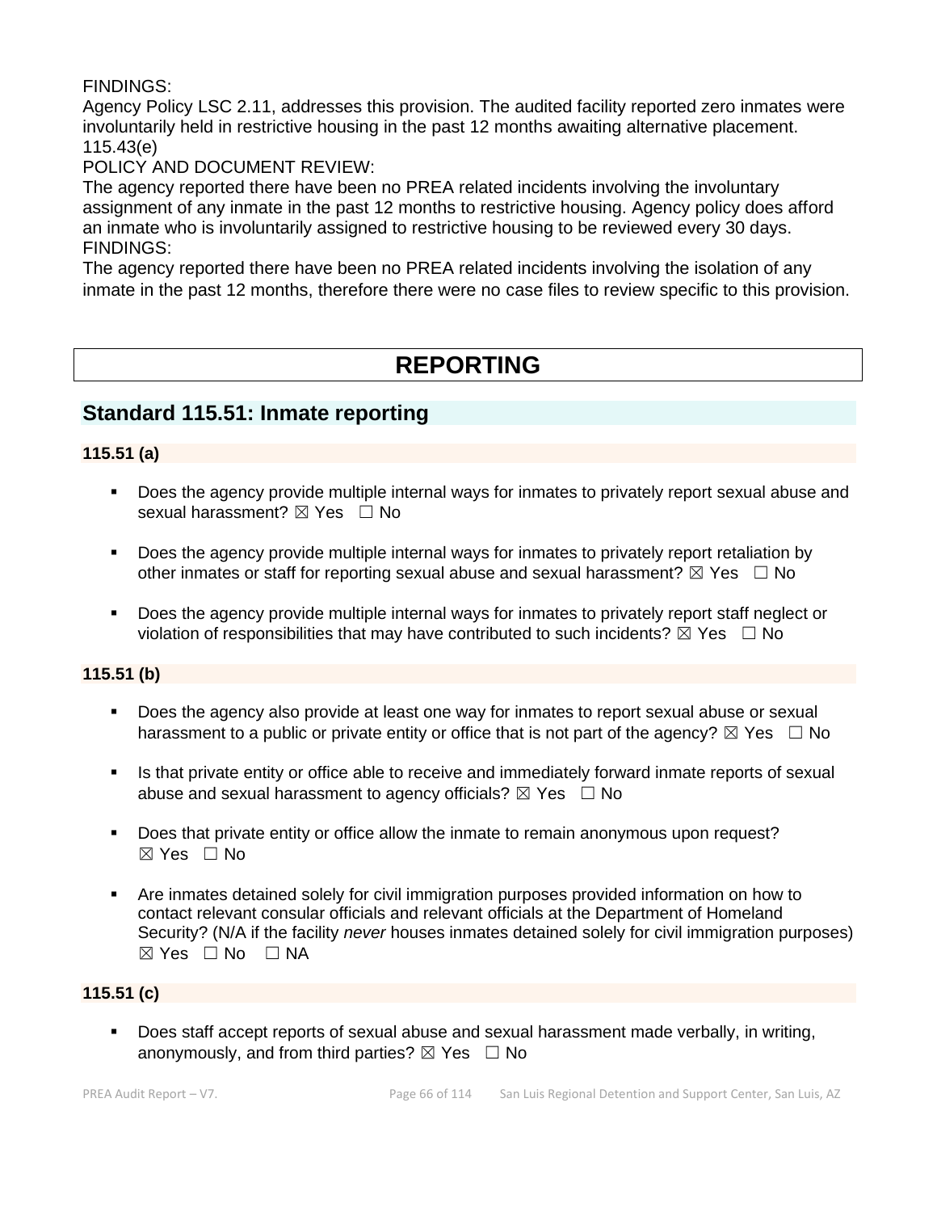FINDINGS:
Agency Policy LSC 2.11, addresses this provision. The audited facility reported zero inmates were involuntarily held in restrictive housing in the past 12 months awaiting alternative placement.
115.43(e)
POLICY AND DOCUMENT REVIEW:
The agency reported there have been no PREA related incidents involving the involuntary assignment of any inmate in the past 12 months to restrictive housing. Agency policy does afford an inmate who is involuntarily assigned to restrictive housing to be reviewed every 30 days.
FINDINGS:
The agency reported there have been no PREA related incidents involving the isolation of any inmate in the past 12 months, therefore there were no case files to review specific to this provision.

# REPORTING

## Standard 115.51: Inmate reporting

### 115.51 (a)

- Does the agency provide multiple internal ways for inmates to privately report sexual abuse and sexual harassment? ☒ Yes ☐ No
- Does the agency provide multiple internal ways for inmates to privately report retaliation by other inmates or staff for reporting sexual abuse and sexual harassment? ☒ Yes ☐ No
- Does the agency provide multiple internal ways for inmates to privately report staff neglect or violation of responsibilities that may have contributed to such incidents? ☒ Yes ☐ No

### 115.51 (b)

- Does the agency also provide at least one way for inmates to report sexual abuse or sexual harassment to a public or private entity or office that is not part of the agency? ☒ Yes ☐ No
- Is that private entity or office able to receive and immediately forward inmate reports of sexual abuse and sexual harassment to agency officials? ☒ Yes ☐ No
- Does that private entity or office allow the inmate to remain anonymous upon request? ☒ Yes ☐ No
- Are inmates detained solely for civil immigration purposes provided information on how to contact relevant consular officials and relevant officials at the Department of Homeland Security? (N/A if the facility *never* houses inmates detained solely for civil immigration purposes) ☒ Yes ☐ No ☐ NA

### 115.51 (c)

- Does staff accept reports of sexual abuse and sexual harassment made verbally, in writing, anonymously, and from third parties? ☒ Yes ☐ No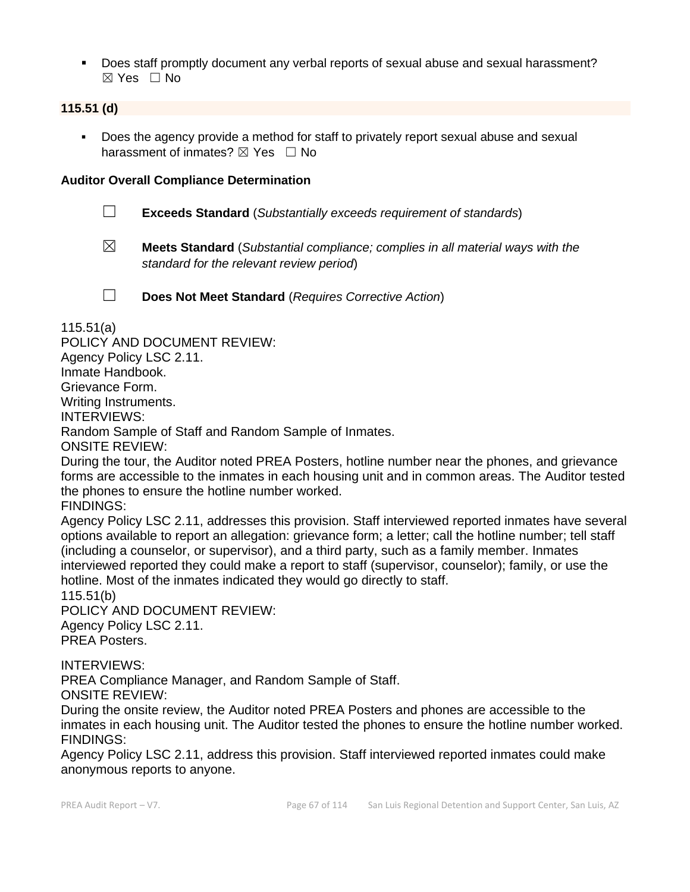- Does staff promptly document any verbal reports of sexual abuse and sexual harassment? ☒ Yes ☐ No

**115.51 (d)**

- Does the agency provide a method for staff to privately report sexual abuse and sexual harassment of inmates? ☒ Yes ☐ No

**Auditor Overall Compliance Determination**

☐ **Exceeds Standard** (*Substantially exceeds requirement of standards*)

☒ **Meets Standard** (*Substantial compliance; complies in all material ways with the standard for the relevant review period*)

☐ **Does Not Meet Standard** (*Requires Corrective Action*)

115.51(a)
POLICY AND DOCUMENT REVIEW:
Agency Policy LSC 2.11.
Inmate Handbook.
Grievance Form.
Writing Instruments.
INTERVIEWS:
Random Sample of Staff and Random Sample of Inmates.
ONSITE REVIEW:
During the tour, the Auditor noted PREA Posters, hotline number near the phones, and grievance forms are accessible to the inmates in each housing unit and in common areas. The Auditor tested the phones to ensure the hotline number worked.
FINDINGS:
Agency Policy LSC 2.11, addresses this provision. Staff interviewed reported inmates have several options available to report an allegation: grievance form; a letter; call the hotline number; tell staff (including a counselor, or supervisor), and a third party, such as a family member. Inmates interviewed reported they could make a report to staff (supervisor, counselor); family, or use the hotline. Most of the inmates indicated they would go directly to staff.
115.51(b)
POLICY AND DOCUMENT REVIEW:
Agency Policy LSC 2.11.
PREA Posters.

INTERVIEWS:
PREA Compliance Manager, and Random Sample of Staff.
ONSITE REVIEW:
During the onsite review, the Auditor noted PREA Posters and phones are accessible to the inmates in each housing unit. The Auditor tested the phones to ensure the hotline number worked.
FINDINGS:
Agency Policy LSC 2.11, address this provision. Staff interviewed reported inmates could make anonymous reports to anyone.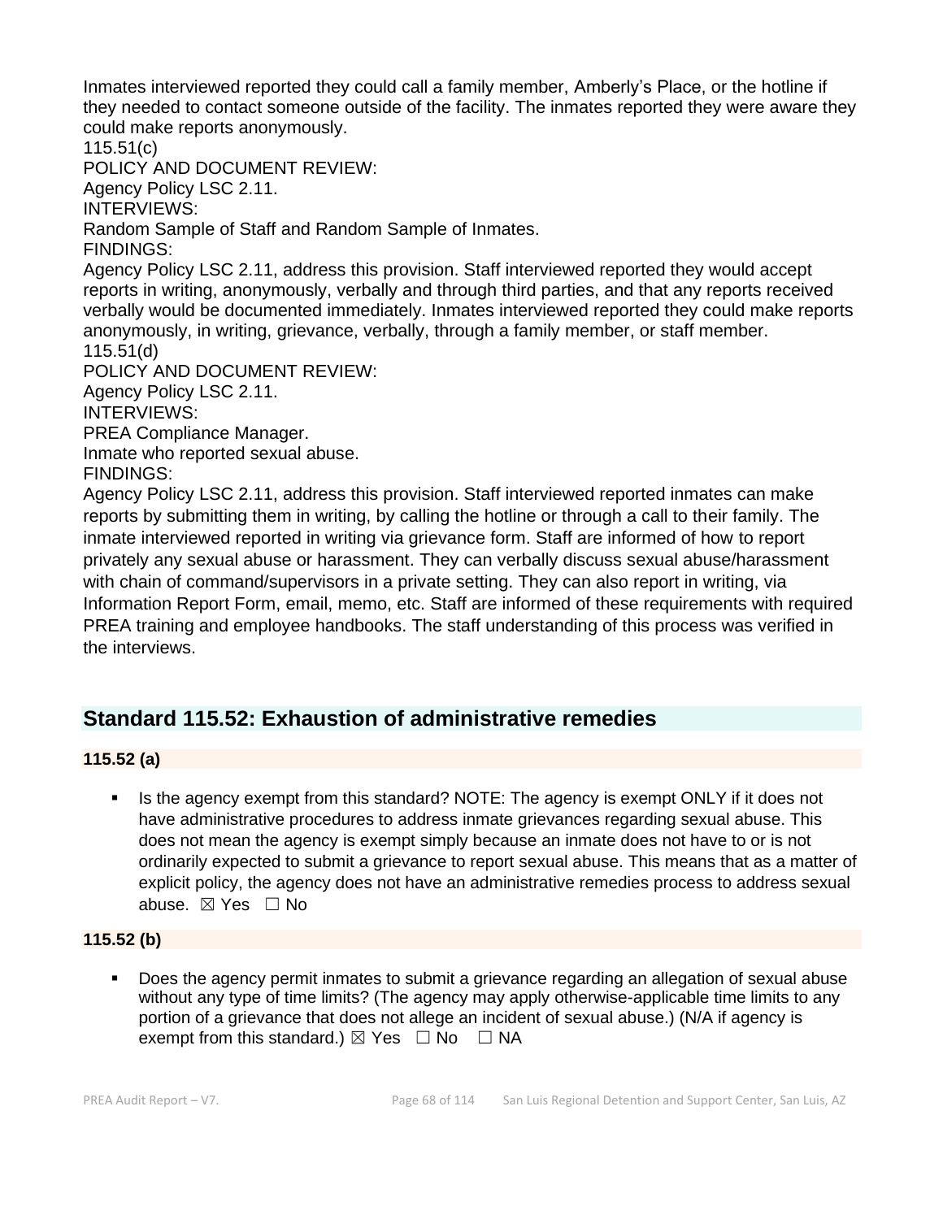Inmates interviewed reported they could call a family member, Amberly's Place, or the hotline if they needed to contact someone outside of the facility. The inmates reported they were aware they could make reports anonymously.

115.51(c)

POLICY AND DOCUMENT REVIEW:

Agency Policy LSC 2.11.

INTERVIEWS:

Random Sample of Staff and Random Sample of Inmates.

FINDINGS:

Agency Policy LSC 2.11, address this provision. Staff interviewed reported they would accept reports in writing, anonymously, verbally and through third parties, and that any reports received verbally would be documented immediately. Inmates interviewed reported they could make reports anonymously, in writing, grievance, verbally, through a family member, or staff member.

115.51(d)

POLICY AND DOCUMENT REVIEW:

Agency Policy LSC 2.11.

INTERVIEWS:

PREA Compliance Manager.

Inmate who reported sexual abuse.

FINDINGS:

Agency Policy LSC 2.11, address this provision. Staff interviewed reported inmates can make reports by submitting them in writing, by calling the hotline or through a call to their family. The inmate interviewed reported in writing via grievance form. Staff are informed of how to report privately any sexual abuse or harassment. They can verbally discuss sexual abuse/harassment with chain of command/supervisors in a private setting. They can also report in writing, via Information Report Form, email, memo, etc. Staff are informed of these requirements with required PREA training and employee handbooks. The staff understanding of this process was verified in the interviews.

## Standard 115.52: Exhaustion of administrative remedies

### 115.52 (a)

- Is the agency exempt from this standard? NOTE: The agency is exempt ONLY if it does not have administrative procedures to address inmate grievances regarding sexual abuse. This does not mean the agency is exempt simply because an inmate does not have to or is not ordinarily expected to submit a grievance to report sexual abuse. This means that as a matter of explicit policy, the agency does not have an administrative remedies process to address sexual abuse. ☒ Yes ☐ No

### 115.52 (b)

- Does the agency permit inmates to submit a grievance regarding an allegation of sexual abuse without any type of time limits? (The agency may apply otherwise-applicable time limits to any portion of a grievance that does not allege an incident of sexual abuse.) (N/A if agency is exempt from this standard.) ☒ Yes ☐ No ☐ NA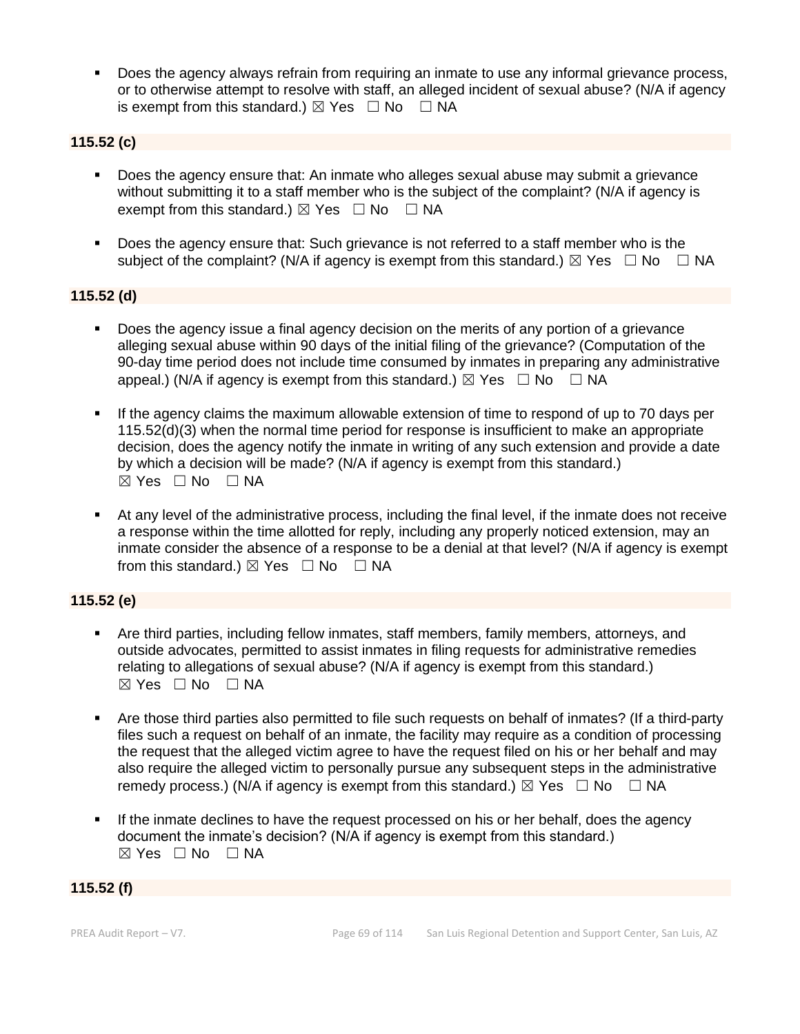- Does the agency always refrain from requiring an inmate to use any informal grievance process, or to otherwise attempt to resolve with staff, an alleged incident of sexual abuse? (N/A if agency is exempt from this standard.) ☒ Yes ☐ No ☐ NA

**115.52 (c)**

- Does the agency ensure that: An inmate who alleges sexual abuse may submit a grievance without submitting it to a staff member who is the subject of the complaint? (N/A if agency is exempt from this standard.) ☒ Yes ☐ No ☐ NA
- Does the agency ensure that: Such grievance is not referred to a staff member who is the subject of the complaint? (N/A if agency is exempt from this standard.) ☒ Yes ☐ No ☐ NA

**115.52 (d)**

- Does the agency issue a final agency decision on the merits of any portion of a grievance alleging sexual abuse within 90 days of the initial filing of the grievance? (Computation of the 90-day time period does not include time consumed by inmates in preparing any administrative appeal.) (N/A if agency is exempt from this standard.) ☒ Yes ☐ No ☐ NA
- If the agency claims the maximum allowable extension of time to respond of up to 70 days per 115.52(d)(3) when the normal time period for response is insufficient to make an appropriate decision, does the agency notify the inmate in writing of any such extension and provide a date by which a decision will be made? (N/A if agency is exempt from this standard.) ☒ Yes ☐ No ☐ NA
- At any level of the administrative process, including the final level, if the inmate does not receive a response within the time allotted for reply, including any properly noticed extension, may an inmate consider the absence of a response to be a denial at that level? (N/A if agency is exempt from this standard.) ☒ Yes ☐ No ☐ NA

**115.52 (e)**

- Are third parties, including fellow inmates, staff members, family members, attorneys, and outside advocates, permitted to assist inmates in filing requests for administrative remedies relating to allegations of sexual abuse? (N/A if agency is exempt from this standard.) ☒ Yes ☐ No ☐ NA
- Are those third parties also permitted to file such requests on behalf of inmates? (If a third-party files such a request on behalf of an inmate, the facility may require as a condition of processing the request that the alleged victim agree to have the request filed on his or her behalf and may also require the alleged victim to personally pursue any subsequent steps in the administrative remedy process.) (N/A if agency is exempt from this standard.) ☒ Yes ☐ No ☐ NA
- If the inmate declines to have the request processed on his or her behalf, does the agency document the inmate's decision? (N/A if agency is exempt from this standard.) ☒ Yes ☐ No ☐ NA

**115.52 (f)**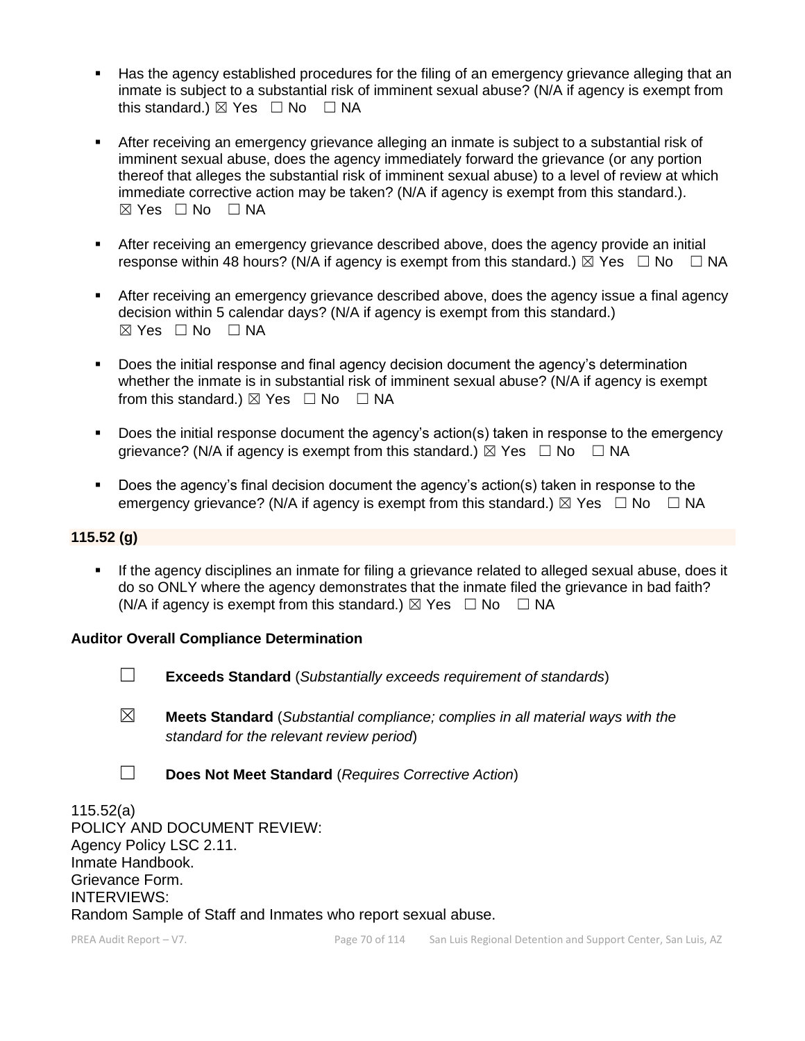- Has the agency established procedures for the filing of an emergency grievance alleging that an inmate is subject to a substantial risk of imminent sexual abuse? (N/A if agency is exempt from this standard.) ☒ Yes ☐ No ☐ NA

- After receiving an emergency grievance alleging an inmate is subject to a substantial risk of imminent sexual abuse, does the agency immediately forward the grievance (or any portion thereof that alleges the substantial risk of imminent sexual abuse) to a level of review at which immediate corrective action may be taken? (N/A if agency is exempt from this standard.). ☒ Yes ☐ No ☐ NA

- After receiving an emergency grievance described above, does the agency provide an initial response within 48 hours? (N/A if agency is exempt from this standard.) ☒ Yes ☐ No ☐ NA

- After receiving an emergency grievance described above, does the agency issue a final agency decision within 5 calendar days? (N/A if agency is exempt from this standard.) ☒ Yes ☐ No ☐ NA

- Does the initial response and final agency decision document the agency's determination whether the inmate is in substantial risk of imminent sexual abuse? (N/A if agency is exempt from this standard.) ☒ Yes ☐ No ☐ NA

- Does the initial response document the agency's action(s) taken in response to the emergency grievance? (N/A if agency is exempt from this standard.) ☒ Yes ☐ No ☐ NA

- Does the agency's final decision document the agency's action(s) taken in response to the emergency grievance? (N/A if agency is exempt from this standard.) ☒ Yes ☐ No ☐ NA

**115.52 (g)**

- If the agency disciplines an inmate for filing a grievance related to alleged sexual abuse, does it do so ONLY where the agency demonstrates that the inmate filed the grievance in bad faith? (N/A if agency is exempt from this standard.) ☒ Yes ☐ No ☐ NA

**Auditor Overall Compliance Determination**

☐ **Exceeds Standard** (*Substantially exceeds requirement of standards*)

☒ **Meets Standard** (*Substantial compliance; complies in all material ways with the standard for the relevant review period*)

☐ **Does Not Meet Standard** (*Requires Corrective Action*)

115.52(a)
POLICY AND DOCUMENT REVIEW:
Agency Policy LSC 2.11.
Inmate Handbook.
Grievance Form.
INTERVIEWS:
Random Sample of Staff and Inmates who report sexual abuse.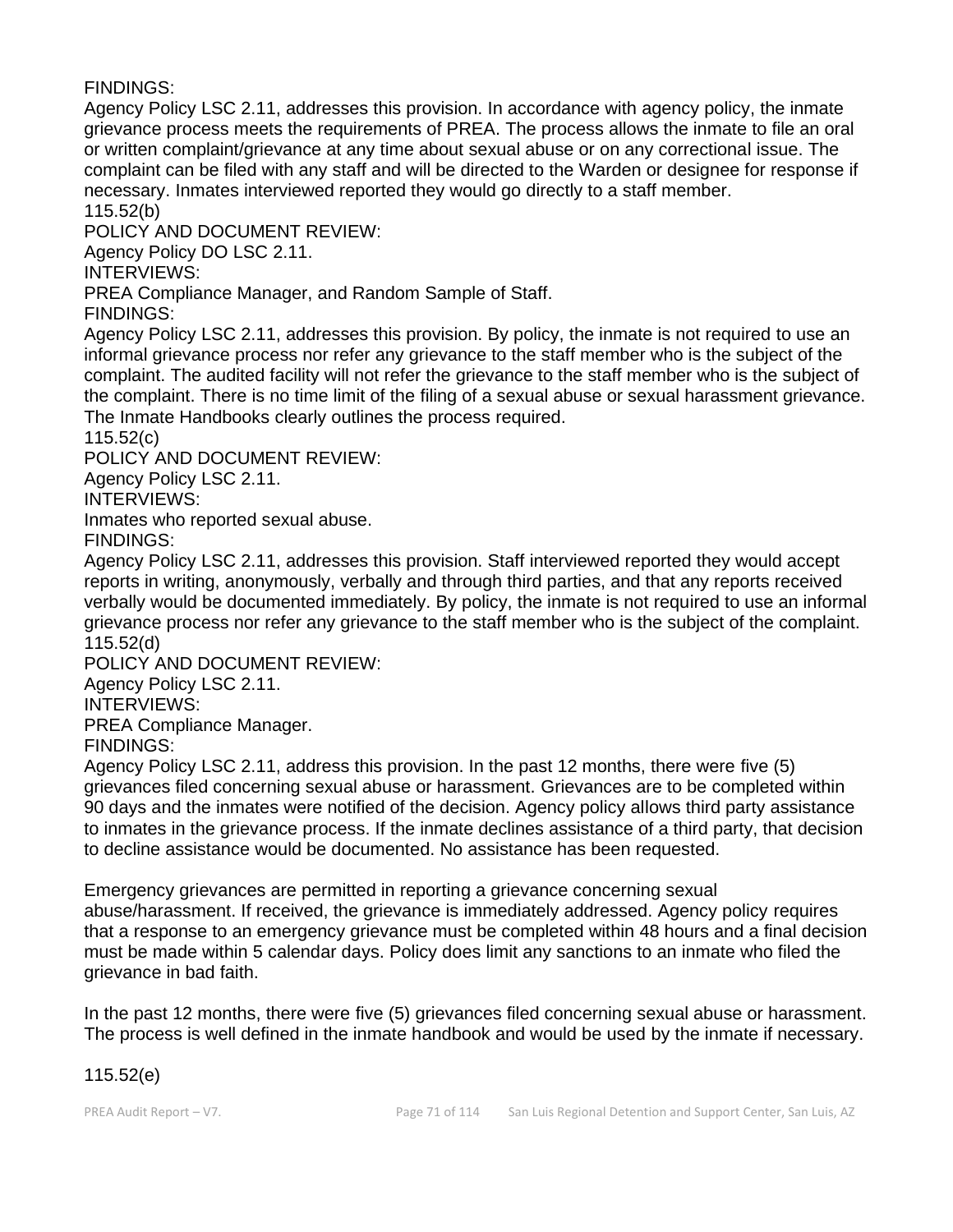FINDINGS:
Agency Policy LSC 2.11, addresses this provision. In accordance with agency policy, the inmate grievance process meets the requirements of PREA. The process allows the inmate to file an oral or written complaint/grievance at any time about sexual abuse or on any correctional issue. The complaint can be filed with any staff and will be directed to the Warden or designee for response if necessary. Inmates interviewed reported they would go directly to a staff member.

115.52(b)

POLICY AND DOCUMENT REVIEW:
Agency Policy DO LSC 2.11.

INTERVIEWS:
PREA Compliance Manager, and Random Sample of Staff.

FINDINGS:
Agency Policy LSC 2.11, addresses this provision. By policy, the inmate is not required to use an informal grievance process nor refer any grievance to the staff member who is the subject of the complaint. The audited facility will not refer the grievance to the staff member who is the subject of the complaint. There is no time limit of the filing of a sexual abuse or sexual harassment grievance. The Inmate Handbooks clearly outlines the process required.

115.52(c)

POLICY AND DOCUMENT REVIEW:
Agency Policy LSC 2.11.

INTERVIEWS:
Inmates who reported sexual abuse.

FINDINGS:
Agency Policy LSC 2.11, addresses this provision. Staff interviewed reported they would accept reports in writing, anonymously, verbally and through third parties, and that any reports received verbally would be documented immediately. By policy, the inmate is not required to use an informal grievance process nor refer any grievance to the staff member who is the subject of the complaint.

115.52(d)

POLICY AND DOCUMENT REVIEW:
Agency Policy LSC 2.11.

INTERVIEWS:
PREA Compliance Manager.

FINDINGS:
Agency Policy LSC 2.11, address this provision. In the past 12 months, there were five (5) grievances filed concerning sexual abuse or harassment. Grievances are to be completed within 90 days and the inmates were notified of the decision. Agency policy allows third party assistance to inmates in the grievance process. If the inmate declines assistance of a third party, that decision to decline assistance would be documented. No assistance has been requested.

Emergency grievances are permitted in reporting a grievance concerning sexual abuse/harassment. If received, the grievance is immediately addressed. Agency policy requires that a response to an emergency grievance must be completed within 48 hours and a final decision must be made within 5 calendar days. Policy does limit any sanctions to an inmate who filed the grievance in bad faith.

In the past 12 months, there were five (5) grievances filed concerning sexual abuse or harassment. The process is well defined in the inmate handbook and would be used by the inmate if necessary.

115.52(e)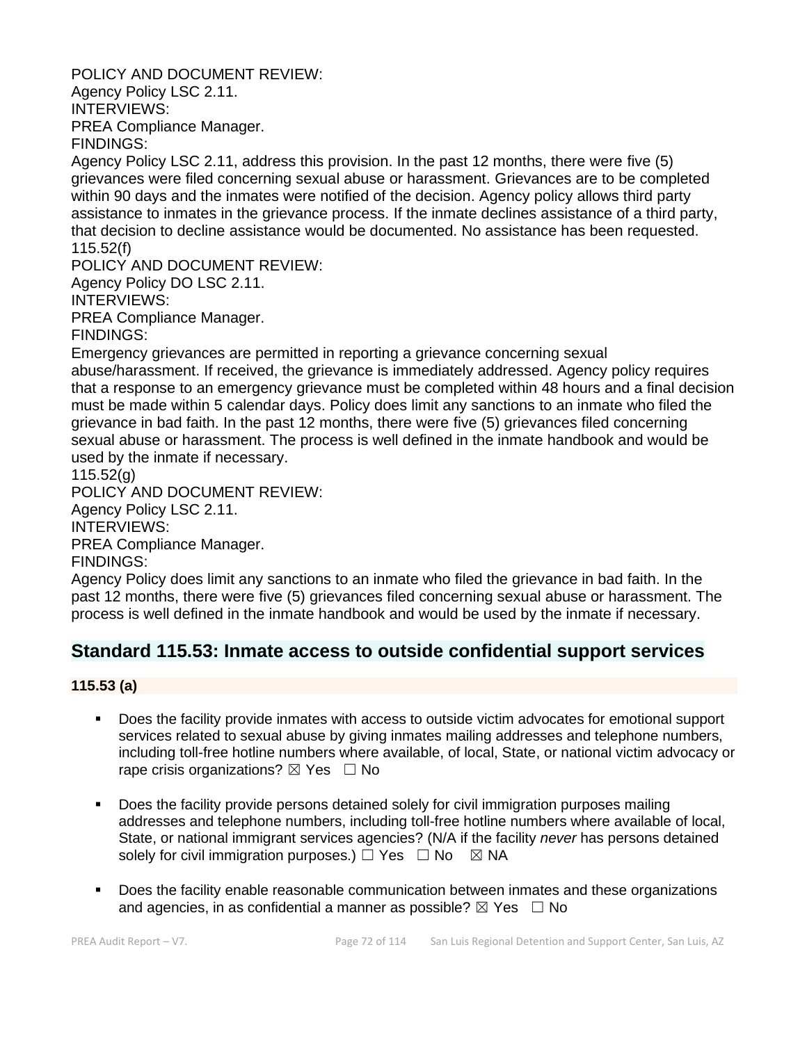POLICY AND DOCUMENT REVIEW:
Agency Policy LSC 2.11.
INTERVIEWS:
PREA Compliance Manager.
FINDINGS:
Agency Policy LSC 2.11, address this provision. In the past 12 months, there were five (5) grievances were filed concerning sexual abuse or harassment. Grievances are to be completed within 90 days and the inmates were notified of the decision. Agency policy allows third party assistance to inmates in the grievance process. If the inmate declines assistance of a third party, that decision to decline assistance would be documented. No assistance has been requested.
115.52(f)
POLICY AND DOCUMENT REVIEW:
Agency Policy DO LSC 2.11.
INTERVIEWS:
PREA Compliance Manager.
FINDINGS:
Emergency grievances are permitted in reporting a grievance concerning sexual abuse/harassment. If received, the grievance is immediately addressed. Agency policy requires that a response to an emergency grievance must be completed within 48 hours and a final decision must be made within 5 calendar days. Policy does limit any sanctions to an inmate who filed the grievance in bad faith. In the past 12 months, there were five (5) grievances filed concerning sexual abuse or harassment. The process is well defined in the inmate handbook and would be used by the inmate if necessary.
115.52(g)
POLICY AND DOCUMENT REVIEW:
Agency Policy LSC 2.11.
INTERVIEWS:
PREA Compliance Manager.
FINDINGS:
Agency Policy does limit any sanctions to an inmate who filed the grievance in bad faith. In the past 12 months, there were five (5) grievances filed concerning sexual abuse or harassment. The process is well defined in the inmate handbook and would be used by the inmate if necessary.

## Standard 115.53: Inmate access to outside confidential support services

**115.53 (a)**

- Does the facility provide inmates with access to outside victim advocates for emotional support services related to sexual abuse by giving inmates mailing addresses and telephone numbers, including toll-free hotline numbers where available, of local, State, or national victim advocacy or rape crisis organizations? ☒ Yes ☐ No

- Does the facility provide persons detained solely for civil immigration purposes mailing addresses and telephone numbers, including toll-free hotline numbers where available of local, State, or national immigrant services agencies? (N/A if the facility *never* has persons detained solely for civil immigration purposes.) ☐ Yes ☐ No ☒ NA

- Does the facility enable reasonable communication between inmates and these organizations and agencies, in as confidential a manner as possible? ☒ Yes ☐ No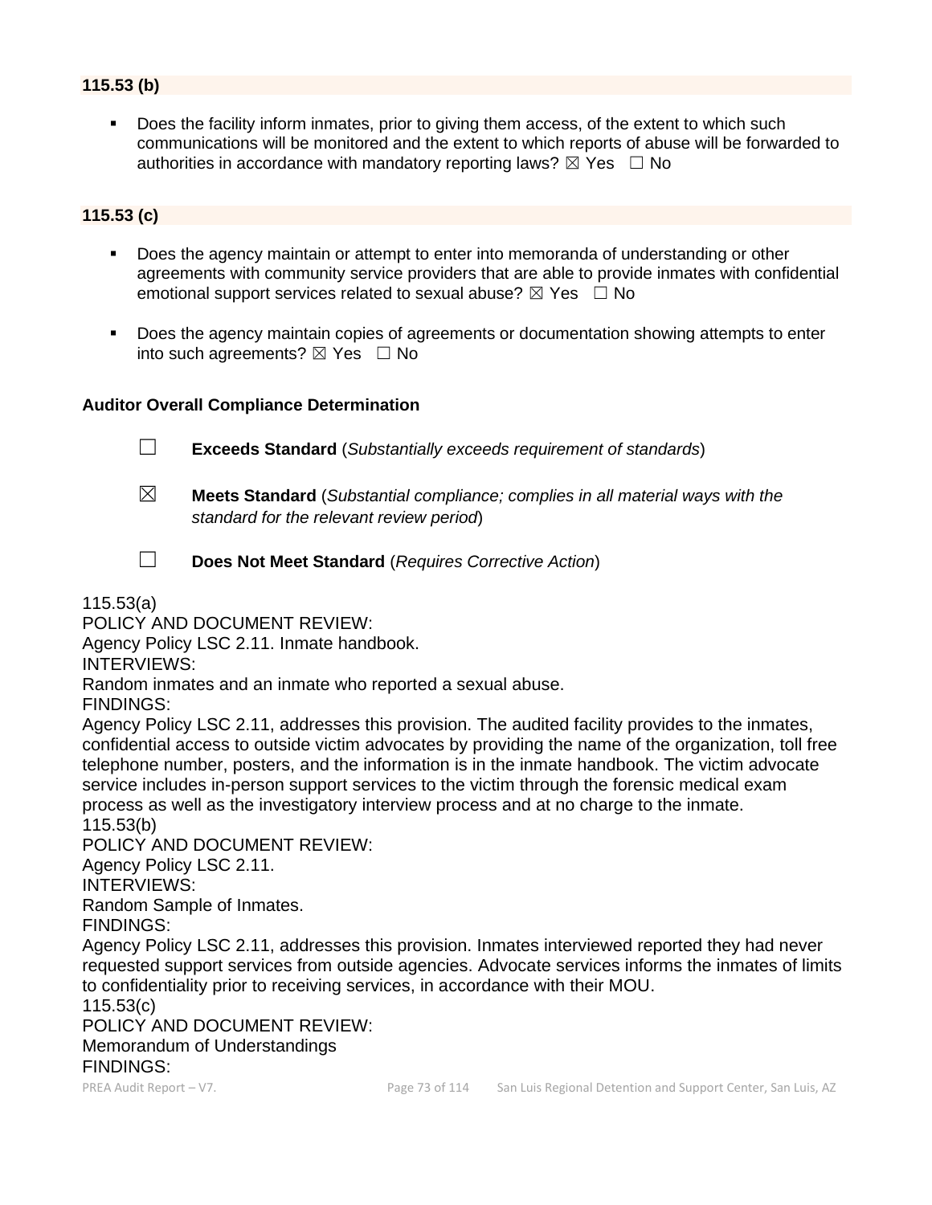**115.53 (b)**

- Does the facility inform inmates, prior to giving them access, of the extent to which such communications will be monitored and the extent to which reports of abuse will be forwarded to authorities in accordance with mandatory reporting laws? ☒ Yes ☐ No

**115.53 (c)**

- Does the agency maintain or attempt to enter into memoranda of understanding or other agreements with community service providers that are able to provide inmates with confidential emotional support services related to sexual abuse? ☒ Yes ☐ No
- Does the agency maintain copies of agreements or documentation showing attempts to enter into such agreements? ☒ Yes ☐ No

**Auditor Overall Compliance Determination**

☐ **Exceeds Standard** (*Substantially exceeds requirement of standards*)

☒ **Meets Standard** (*Substantial compliance; complies in all material ways with the standard for the relevant review period*)

☐ **Does Not Meet Standard** (*Requires Corrective Action*)

115.53(a)
POLICY AND DOCUMENT REVIEW:
Agency Policy LSC 2.11. Inmate handbook.
INTERVIEWS:
Random inmates and an inmate who reported a sexual abuse.
FINDINGS:
Agency Policy LSC 2.11, addresses this provision. The audited facility provides to the inmates, confidential access to outside victim advocates by providing the name of the organization, toll free telephone number, posters, and the information is in the inmate handbook. The victim advocate service includes in-person support services to the victim through the forensic medical exam process as well as the investigatory interview process and at no charge to the inmate.
115.53(b)
POLICY AND DOCUMENT REVIEW:
Agency Policy LSC 2.11.
INTERVIEWS:
Random Sample of Inmates.
FINDINGS:
Agency Policy LSC 2.11, addresses this provision. Inmates interviewed reported they had never requested support services from outside agencies. Advocate services informs the inmates of limits to confidentiality prior to receiving services, in accordance with their MOU.
115.53(c)
POLICY AND DOCUMENT REVIEW:
Memorandum of Understandings
FINDINGS: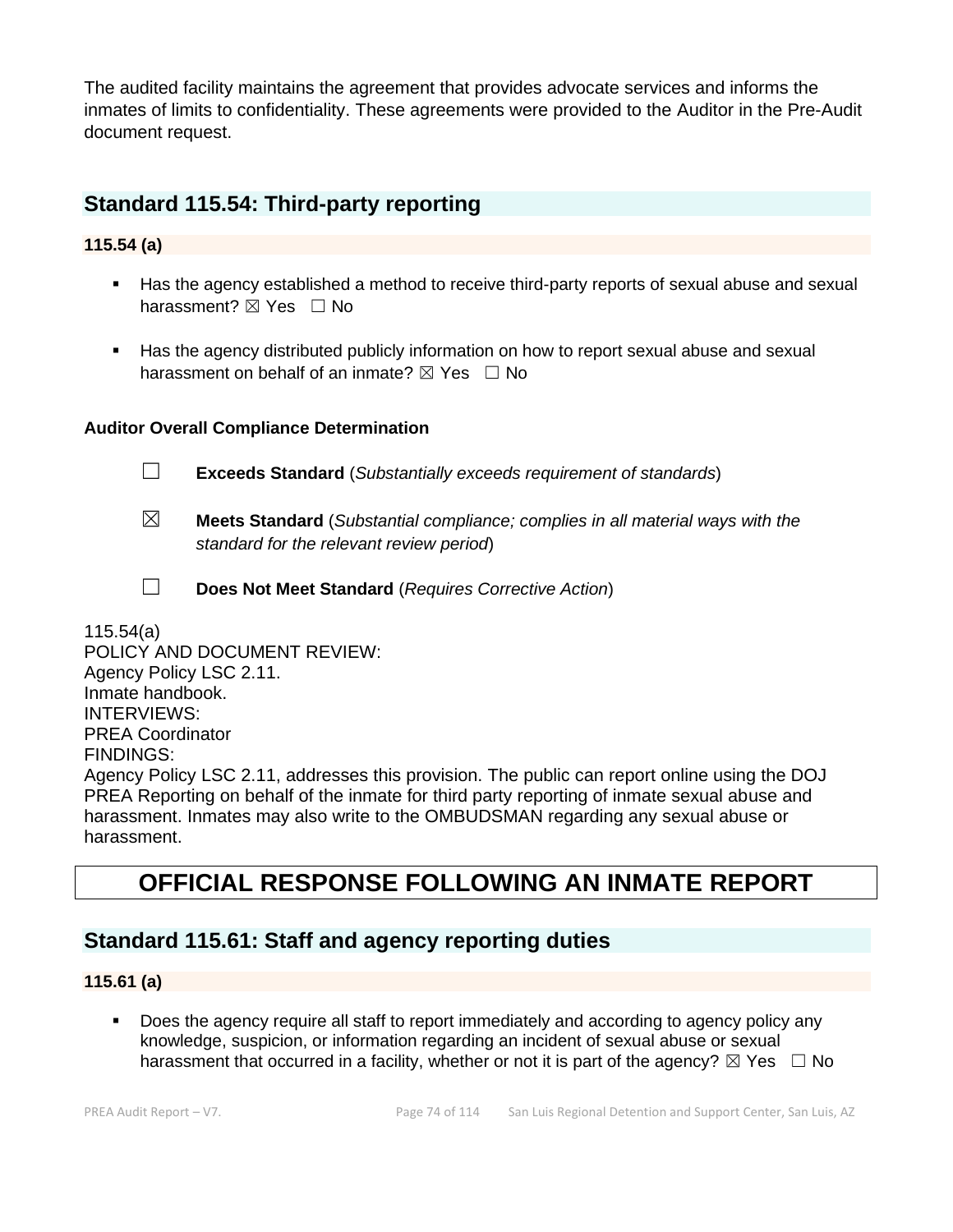The audited facility maintains the agreement that provides advocate services and informs the inmates of limits to confidentiality. These agreements were provided to the Auditor in the Pre-Audit document request.

## Standard 115.54: Third-party reporting

### 115.54 (a)

- Has the agency established a method to receive third-party reports of sexual abuse and sexual harassment? ☒ Yes ☐ No
- Has the agency distributed publicly information on how to report sexual abuse and sexual harassment on behalf of an inmate? ☒ Yes ☐ No

**Auditor Overall Compliance Determination**

☐ **Exceeds Standard** (*Substantially exceeds requirement of standards*)

☒ **Meets Standard** (*Substantial compliance; complies in all material ways with the standard for the relevant review period*)

☐ **Does Not Meet Standard** (*Requires Corrective Action*)

115.54(a)
POLICY AND DOCUMENT REVIEW:
Agency Policy LSC 2.11.
Inmate handbook.
INTERVIEWS:
PREA Coordinator
FINDINGS:
Agency Policy LSC 2.11, addresses this provision. The public can report online using the DOJ PREA Reporting on behalf of the inmate for third party reporting of inmate sexual abuse and harassment. Inmates may also write to the OMBUDSMAN regarding any sexual abuse or harassment.

# OFFICIAL RESPONSE FOLLOWING AN INMATE REPORT

## Standard 115.61: Staff and agency reporting duties

### 115.61 (a)

- Does the agency require all staff to report immediately and according to agency policy any knowledge, suspicion, or information regarding an incident of sexual abuse or sexual harassment that occurred in a facility, whether or not it is part of the agency? ☒ Yes ☐ No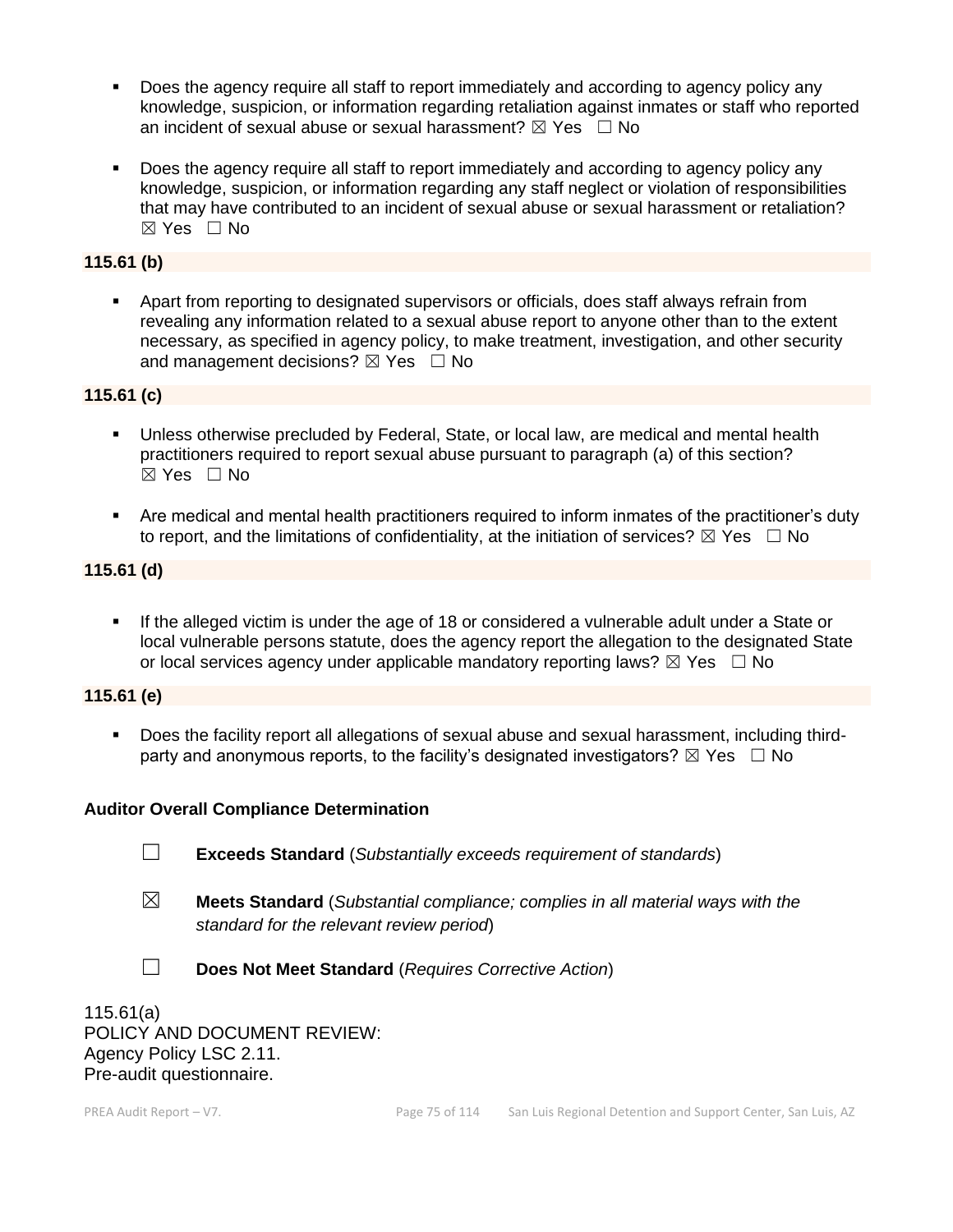- Does the agency require all staff to report immediately and according to agency policy any knowledge, suspicion, or information regarding retaliation against inmates or staff who reported an incident of sexual abuse or sexual harassment? ☒ Yes ☐ No

- Does the agency require all staff to report immediately and according to agency policy any knowledge, suspicion, or information regarding any staff neglect or violation of responsibilities that may have contributed to an incident of sexual abuse or sexual harassment or retaliation? ☒ Yes ☐ No

**115.61 (b)**

- Apart from reporting to designated supervisors or officials, does staff always refrain from revealing any information related to a sexual abuse report to anyone other than to the extent necessary, as specified in agency policy, to make treatment, investigation, and other security and management decisions? ☒ Yes ☐ No

**115.61 (c)**

- Unless otherwise precluded by Federal, State, or local law, are medical and mental health practitioners required to report sexual abuse pursuant to paragraph (a) of this section? ☒ Yes ☐ No

- Are medical and mental health practitioners required to inform inmates of the practitioner's duty to report, and the limitations of confidentiality, at the initiation of services? ☒ Yes ☐ No

**115.61 (d)**

- If the alleged victim is under the age of 18 or considered a vulnerable adult under a State or local vulnerable persons statute, does the agency report the allegation to the designated State or local services agency under applicable mandatory reporting laws? ☒ Yes ☐ No

**115.61 (e)**

- Does the facility report all allegations of sexual abuse and sexual harassment, including third-party and anonymous reports, to the facility's designated investigators? ☒ Yes ☐ No

**Auditor Overall Compliance Determination**

☐ **Exceeds Standard** (*Substantially exceeds requirement of standards*)

☒ **Meets Standard** (*Substantial compliance; complies in all material ways with the standard for the relevant review period*)

☐ **Does Not Meet Standard** (*Requires Corrective Action*)

115.61(a)
POLICY AND DOCUMENT REVIEW:
Agency Policy LSC 2.11.
Pre-audit questionnaire.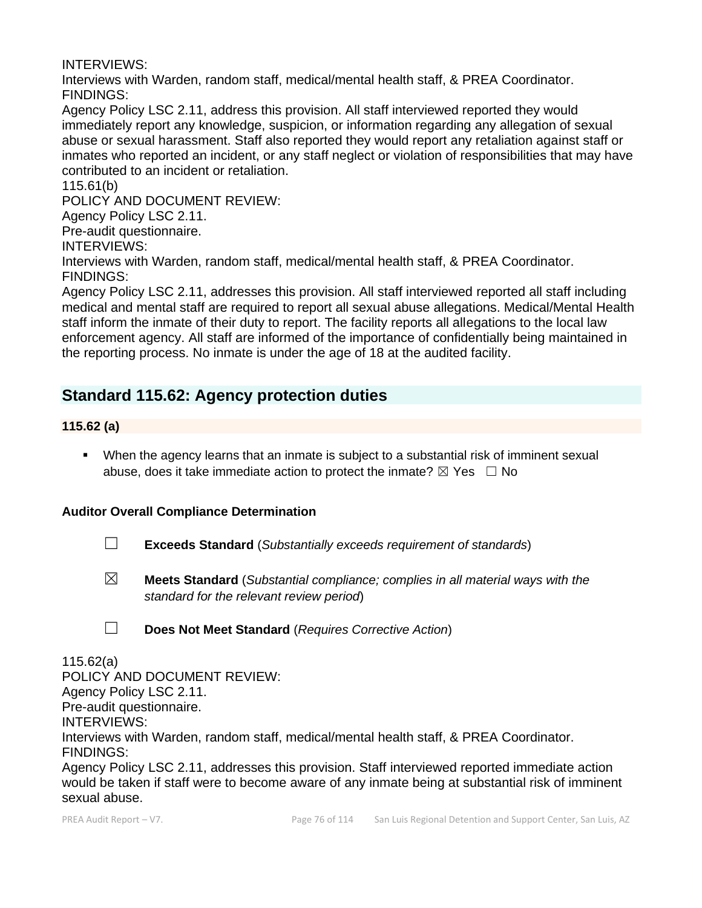INTERVIEWS:
Interviews with Warden, random staff, medical/mental health staff, & PREA Coordinator.
FINDINGS:
Agency Policy LSC 2.11, address this provision. All staff interviewed reported they would immediately report any knowledge, suspicion, or information regarding any allegation of sexual abuse or sexual harassment. Staff also reported they would report any retaliation against staff or inmates who reported an incident, or any staff neglect or violation of responsibilities that may have contributed to an incident or retaliation.
115.61(b)
POLICY AND DOCUMENT REVIEW:
Agency Policy LSC 2.11.
Pre-audit questionnaire.
INTERVIEWS:
Interviews with Warden, random staff, medical/mental health staff, & PREA Coordinator.
FINDINGS:
Agency Policy LSC 2.11, addresses this provision. All staff interviewed reported all staff including medical and mental staff are required to report all sexual abuse allegations. Medical/Mental Health staff inform the inmate of their duty to report. The facility reports all allegations to the local law enforcement agency. All staff are informed of the importance of confidentially being maintained in the reporting process. No inmate is under the age of 18 at the audited facility.

## Standard 115.62: Agency protection duties

### 115.62 (a)

- When the agency learns that an inmate is subject to a substantial risk of imminent sexual abuse, does it take immediate action to protect the inmate? ☒ Yes ☐ No

**Auditor Overall Compliance Determination**

☐ **Exceeds Standard** (*Substantially exceeds requirement of standards*)

☒ **Meets Standard** (*Substantial compliance; complies in all material ways with the standard for the relevant review period*)

☐ **Does Not Meet Standard** (*Requires Corrective Action*)

115.62(a)
POLICY AND DOCUMENT REVIEW:
Agency Policy LSC 2.11.
Pre-audit questionnaire.
INTERVIEWS:
Interviews with Warden, random staff, medical/mental health staff, & PREA Coordinator.
FINDINGS:
Agency Policy LSC 2.11, addresses this provision. Staff interviewed reported immediate action would be taken if staff were to become aware of any inmate being at substantial risk of imminent sexual abuse.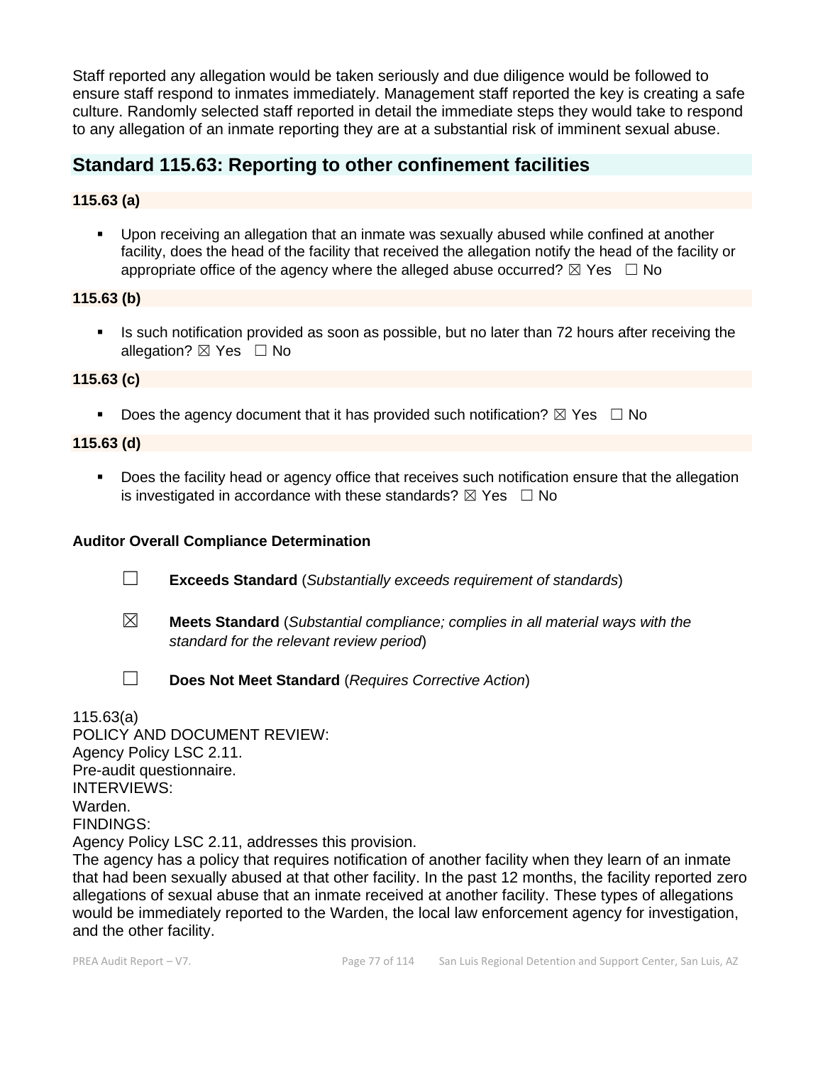Staff reported any allegation would be taken seriously and due diligence would be followed to ensure staff respond to inmates immediately. Management staff reported the key is creating a safe culture. Randomly selected staff reported in detail the immediate steps they would take to respond to any allegation of an inmate reporting they are at a substantial risk of imminent sexual abuse.

## Standard 115.63: Reporting to other confinement facilities

### 115.63 (a)

- Upon receiving an allegation that an inmate was sexually abused while confined at another facility, does the head of the facility that received the allegation notify the head of the facility or appropriate office of the agency where the alleged abuse occurred? ☒ Yes ☐ No

### 115.63 (b)

- Is such notification provided as soon as possible, but no later than 72 hours after receiving the allegation? ☒ Yes ☐ No

### 115.63 (c)

- Does the agency document that it has provided such notification? ☒ Yes ☐ No

### 115.63 (d)

- Does the facility head or agency office that receives such notification ensure that the allegation is investigated in accordance with these standards? ☒ Yes ☐ No

**Auditor Overall Compliance Determination**

☐ **Exceeds Standard** (*Substantially exceeds requirement of standards*)

☒ **Meets Standard** (*Substantial compliance; complies in all material ways with the standard for the relevant review period*)

☐ **Does Not Meet Standard** (*Requires Corrective Action*)

115.63(a)
POLICY AND DOCUMENT REVIEW:
Agency Policy LSC 2.11.
Pre-audit questionnaire.
INTERVIEWS:
Warden.
FINDINGS:
Agency Policy LSC 2.11, addresses this provision.
The agency has a policy that requires notification of another facility when they learn of an inmate that had been sexually abused at that other facility. In the past 12 months, the facility reported zero allegations of sexual abuse that an inmate received at another facility. These types of allegations would be immediately reported to the Warden, the local law enforcement agency for investigation, and the other facility.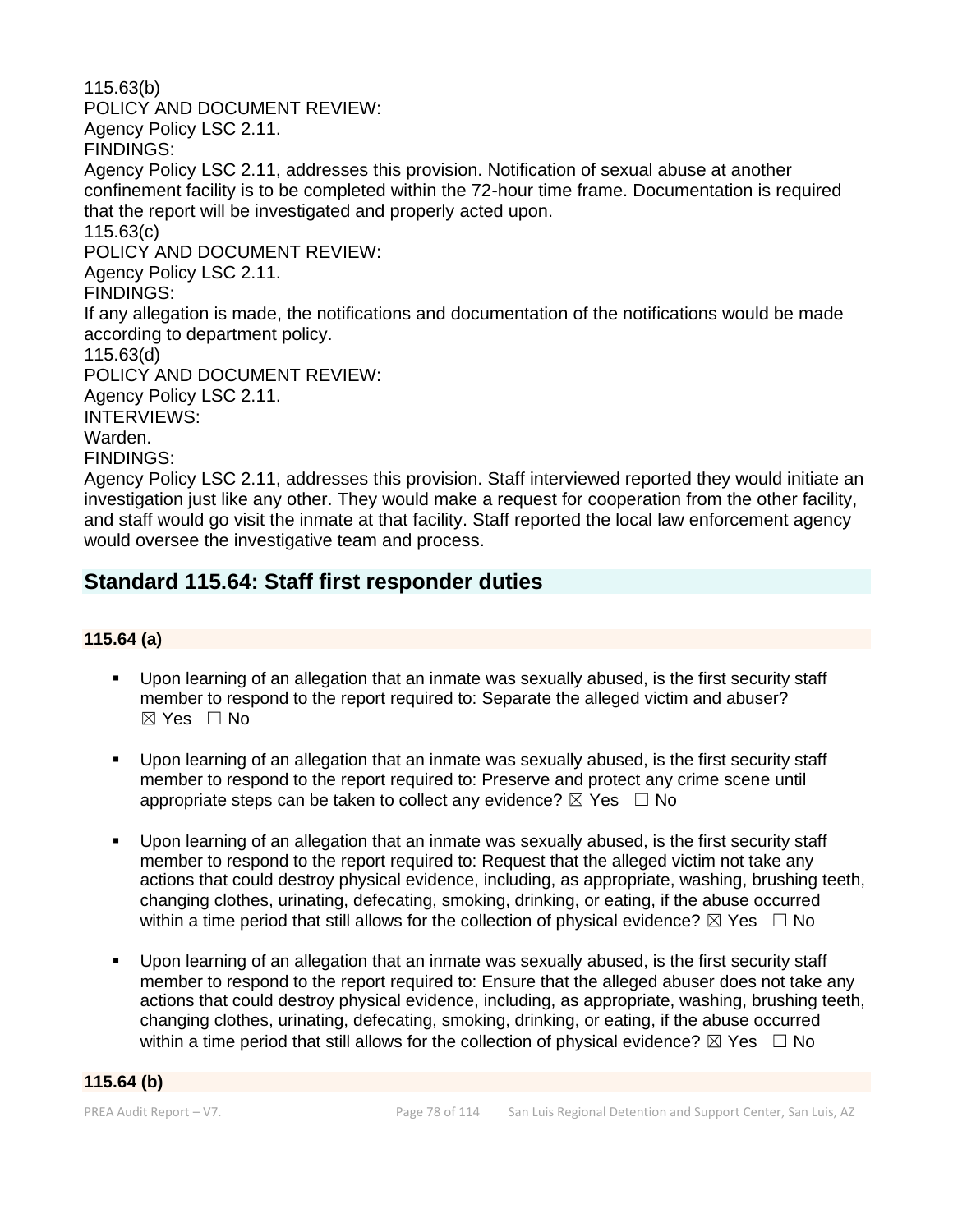115.63(b)
POLICY AND DOCUMENT REVIEW:
Agency Policy LSC 2.11.
FINDINGS:
Agency Policy LSC 2.11, addresses this provision. Notification of sexual abuse at another confinement facility is to be completed within the 72-hour time frame. Documentation is required that the report will be investigated and properly acted upon.
115.63(c)
POLICY AND DOCUMENT REVIEW:
Agency Policy LSC 2.11.
FINDINGS:
If any allegation is made, the notifications and documentation of the notifications would be made according to department policy.
115.63(d)
POLICY AND DOCUMENT REVIEW:
Agency Policy LSC 2.11.
INTERVIEWS:
Warden.
FINDINGS:
Agency Policy LSC 2.11, addresses this provision. Staff interviewed reported they would initiate an investigation just like any other. They would make a request for cooperation from the other facility, and staff would go visit the inmate at that facility. Staff reported the local law enforcement agency would oversee the investigative team and process.

## Standard 115.64: Staff first responder duties

### 115.64 (a)

- Upon learning of an allegation that an inmate was sexually abused, is the first security staff member to respond to the report required to: Separate the alleged victim and abuser? ☒ Yes ☐ No

- Upon learning of an allegation that an inmate was sexually abused, is the first security staff member to respond to the report required to: Preserve and protect any crime scene until appropriate steps can be taken to collect any evidence? ☒ Yes ☐ No

- Upon learning of an allegation that an inmate was sexually abused, is the first security staff member to respond to the report required to: Request that the alleged victim not take any actions that could destroy physical evidence, including, as appropriate, washing, brushing teeth, changing clothes, urinating, defecating, smoking, drinking, or eating, if the abuse occurred within a time period that still allows for the collection of physical evidence? ☒ Yes ☐ No

- Upon learning of an allegation that an inmate was sexually abused, is the first security staff member to respond to the report required to: Ensure that the alleged abuser does not take any actions that could destroy physical evidence, including, as appropriate, washing, brushing teeth, changing clothes, urinating, defecating, smoking, drinking, or eating, if the abuse occurred within a time period that still allows for the collection of physical evidence? ☒ Yes ☐ No

### 115.64 (b)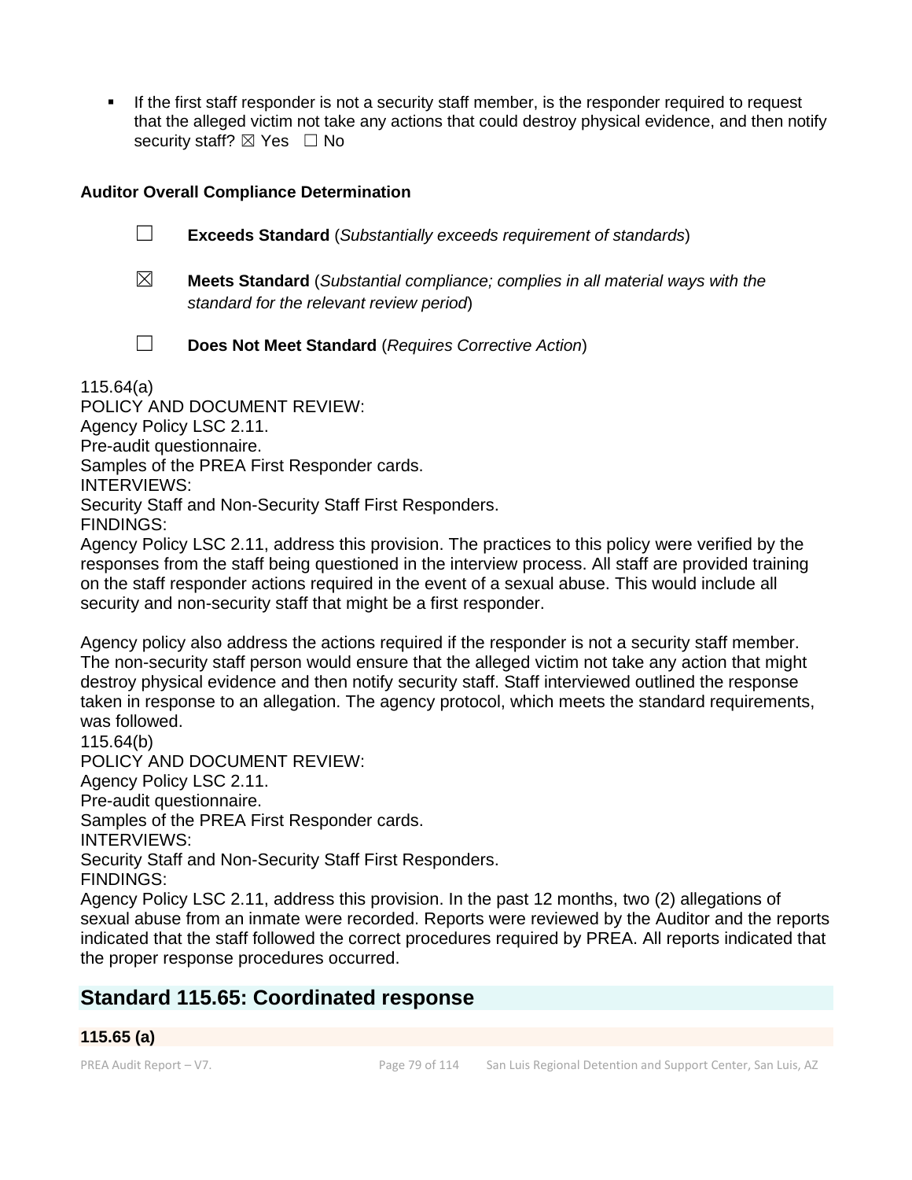- If the first staff responder is not a security staff member, is the responder required to request that the alleged victim not take any actions that could destroy physical evidence, and then notify security staff? ☒ Yes ☐ No

**Auditor Overall Compliance Determination**

☐ **Exceeds Standard** (*Substantially exceeds requirement of standards*)

☒ **Meets Standard** (*Substantial compliance; complies in all material ways with the standard for the relevant review period*)

☐ **Does Not Meet Standard** (*Requires Corrective Action*)

115.64(a)
POLICY AND DOCUMENT REVIEW:
Agency Policy LSC 2.11.
Pre-audit questionnaire.
Samples of the PREA First Responder cards.
INTERVIEWS:
Security Staff and Non-Security Staff First Responders.
FINDINGS:
Agency Policy LSC 2.11, address this provision. The practices to this policy were verified by the responses from the staff being questioned in the interview process. All staff are provided training on the staff responder actions required in the event of a sexual abuse. This would include all security and non-security staff that might be a first responder.

Agency policy also address the actions required if the responder is not a security staff member. The non-security staff person would ensure that the alleged victim not take any action that might destroy physical evidence and then notify security staff. Staff interviewed outlined the response taken in response to an allegation. The agency protocol, which meets the standard requirements, was followed.
115.64(b)
POLICY AND DOCUMENT REVIEW:
Agency Policy LSC 2.11.
Pre-audit questionnaire.
Samples of the PREA First Responder cards.
INTERVIEWS:
Security Staff and Non-Security Staff First Responders.
FINDINGS:
Agency Policy LSC 2.11, address this provision. In the past 12 months, two (2) allegations of sexual abuse from an inmate were recorded. Reports were reviewed by the Auditor and the reports indicated that the staff followed the correct procedures required by PREA. All reports indicated that the proper response procedures occurred.

## Standard 115.65: Coordinated response

### 115.65 (a)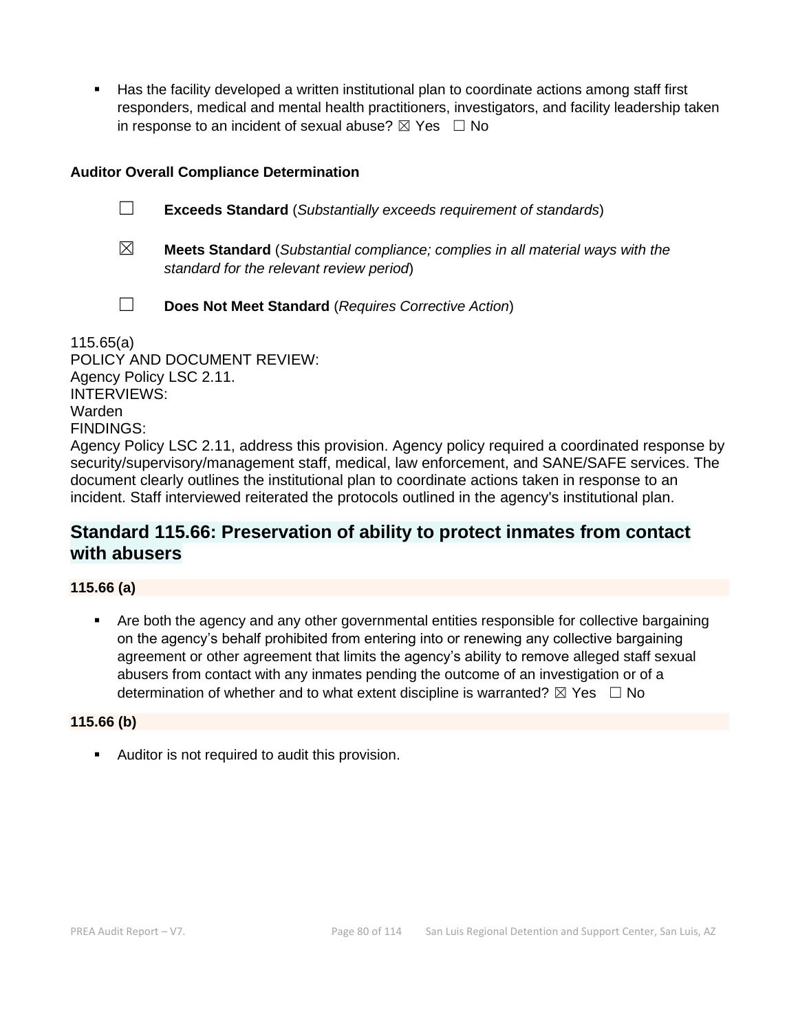- Has the facility developed a written institutional plan to coordinate actions among staff first responders, medical and mental health practitioners, investigators, and facility leadership taken in response to an incident of sexual abuse? ☒ Yes ☐ No

**Auditor Overall Compliance Determination**

☐ **Exceeds Standard** (*Substantially exceeds requirement of standards*)

☒ **Meets Standard** (*Substantial compliance; complies in all material ways with the standard for the relevant review period*)

☐ **Does Not Meet Standard** (*Requires Corrective Action*)

115.65(a)
POLICY AND DOCUMENT REVIEW:
Agency Policy LSC 2.11.
INTERVIEWS:
Warden
FINDINGS:
Agency Policy LSC 2.11, address this provision. Agency policy required a coordinated response by security/supervisory/management staff, medical, law enforcement, and SANE/SAFE services. The document clearly outlines the institutional plan to coordinate actions taken in response to an incident. Staff interviewed reiterated the protocols outlined in the agency's institutional plan.

## Standard 115.66: Preservation of ability to protect inmates from contact with abusers

**115.66 (a)**

- Are both the agency and any other governmental entities responsible for collective bargaining on the agency's behalf prohibited from entering into or renewing any collective bargaining agreement or other agreement that limits the agency's ability to remove alleged staff sexual abusers from contact with any inmates pending the outcome of an investigation or of a determination of whether and to what extent discipline is warranted? ☒ Yes ☐ No

**115.66 (b)**

- Auditor is not required to audit this provision.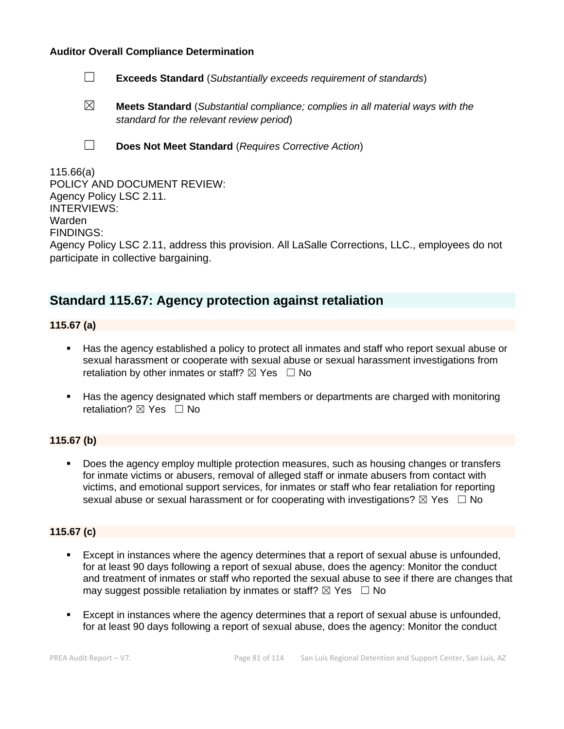**Auditor Overall Compliance Determination**

☐ **Exceeds Standard** (*Substantially exceeds requirement of standards*)

☒ **Meets Standard** (*Substantial compliance; complies in all material ways with the standard for the relevant review period*)

☐ **Does Not Meet Standard** (*Requires Corrective Action*)

115.66(a)
POLICY AND DOCUMENT REVIEW:
Agency Policy LSC 2.11.
INTERVIEWS:
Warden
FINDINGS:
Agency Policy LSC 2.11, address this provision. All LaSalle Corrections, LLC., employees do not participate in collective bargaining.

## Standard 115.67: Agency protection against retaliation

### 115.67 (a)

- Has the agency established a policy to protect all inmates and staff who report sexual abuse or sexual harassment or cooperate with sexual abuse or sexual harassment investigations from retaliation by other inmates or staff? ☒ Yes ☐ No
- Has the agency designated which staff members or departments are charged with monitoring retaliation? ☒ Yes ☐ No

### 115.67 (b)

- Does the agency employ multiple protection measures, such as housing changes or transfers for inmate victims or abusers, removal of alleged staff or inmate abusers from contact with victims, and emotional support services, for inmates or staff who fear retaliation for reporting sexual abuse or sexual harassment or for cooperating with investigations? ☒ Yes ☐ No

### 115.67 (c)

- Except in instances where the agency determines that a report of sexual abuse is unfounded, for at least 90 days following a report of sexual abuse, does the agency: Monitor the conduct and treatment of inmates or staff who reported the sexual abuse to see if there are changes that may suggest possible retaliation by inmates or staff? ☒ Yes ☐ No
- Except in instances where the agency determines that a report of sexual abuse is unfounded, for at least 90 days following a report of sexual abuse, does the agency: Monitor the conduct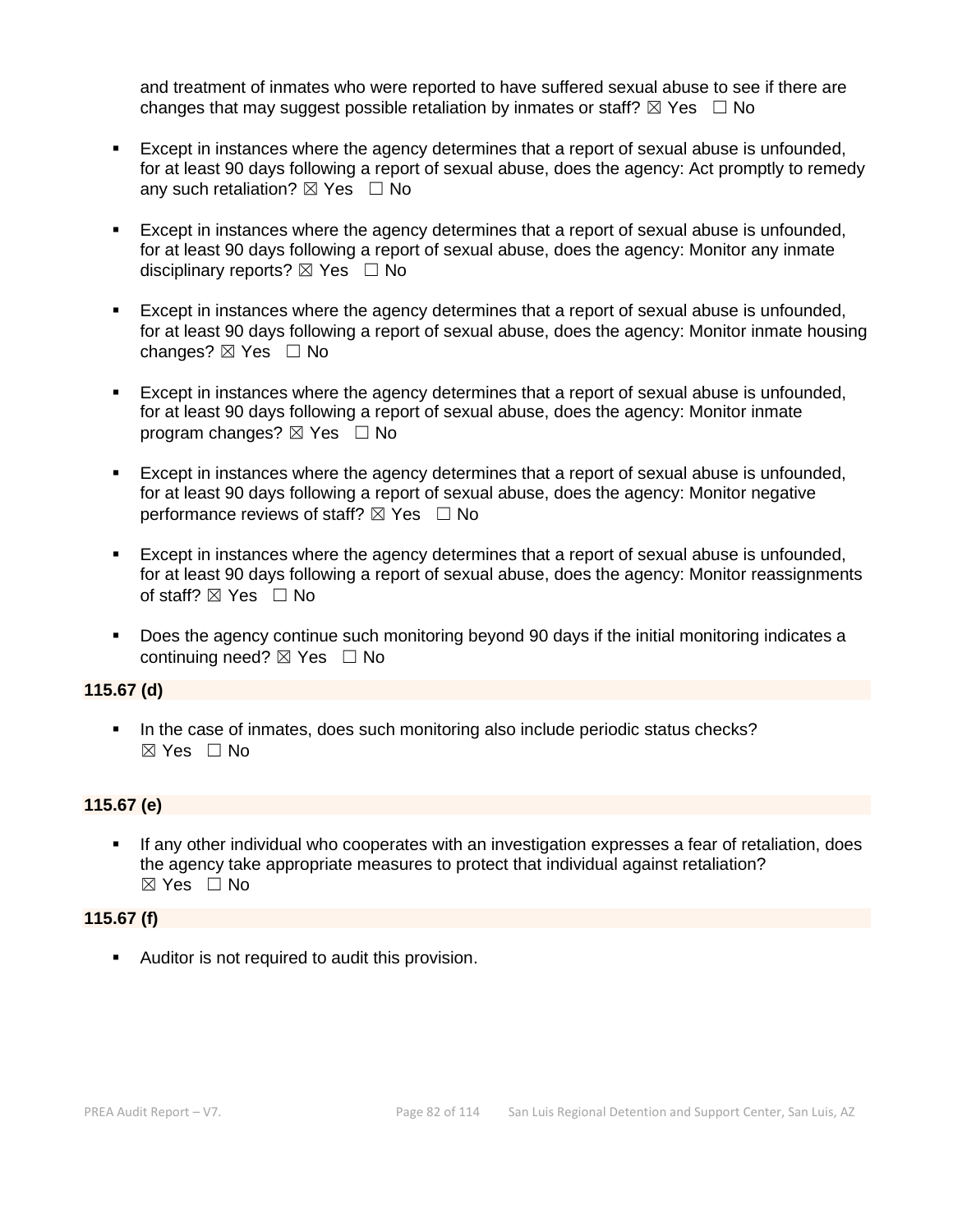and treatment of inmates who were reported to have suffered sexual abuse to see if there are changes that may suggest possible retaliation by inmates or staff? ☒ Yes ☐ No

- Except in instances where the agency determines that a report of sexual abuse is unfounded, for at least 90 days following a report of sexual abuse, does the agency: Act promptly to remedy any such retaliation? ☒ Yes ☐ No
- Except in instances where the agency determines that a report of sexual abuse is unfounded, for at least 90 days following a report of sexual abuse, does the agency: Monitor any inmate disciplinary reports? ☒ Yes ☐ No
- Except in instances where the agency determines that a report of sexual abuse is unfounded, for at least 90 days following a report of sexual abuse, does the agency: Monitor inmate housing changes? ☒ Yes ☐ No
- Except in instances where the agency determines that a report of sexual abuse is unfounded, for at least 90 days following a report of sexual abuse, does the agency: Monitor inmate program changes? ☒ Yes ☐ No
- Except in instances where the agency determines that a report of sexual abuse is unfounded, for at least 90 days following a report of sexual abuse, does the agency: Monitor negative performance reviews of staff? ☒ Yes ☐ No
- Except in instances where the agency determines that a report of sexual abuse is unfounded, for at least 90 days following a report of sexual abuse, does the agency: Monitor reassignments of staff? ☒ Yes ☐ No
- Does the agency continue such monitoring beyond 90 days if the initial monitoring indicates a continuing need? ☒ Yes ☐ No

**115.67 (d)**

- In the case of inmates, does such monitoring also include periodic status checks? ☒ Yes ☐ No

**115.67 (e)**

- If any other individual who cooperates with an investigation expresses a fear of retaliation, does the agency take appropriate measures to protect that individual against retaliation? ☒ Yes ☐ No

**115.67 (f)**

- Auditor is not required to audit this provision.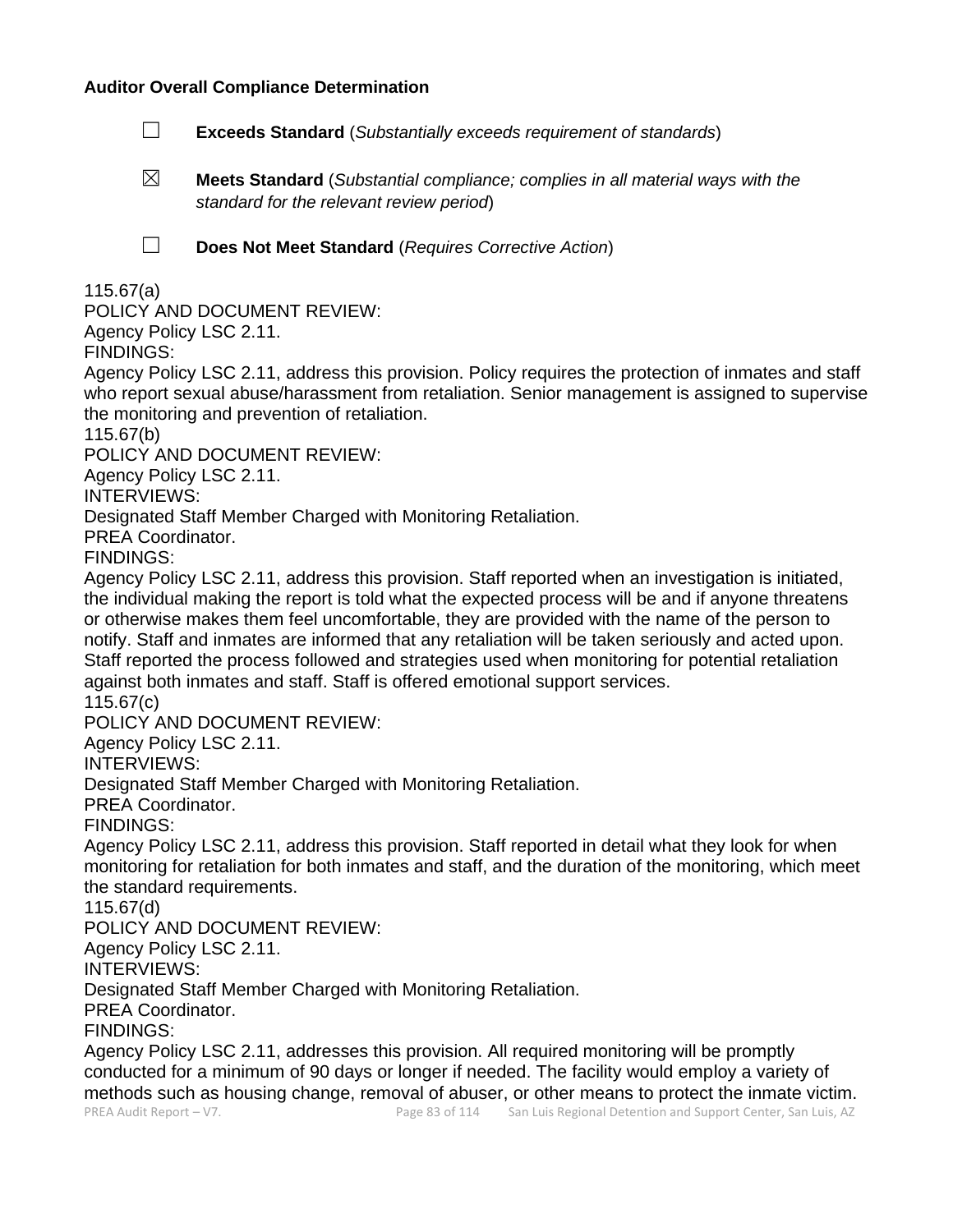**Auditor Overall Compliance Determination**

☐ **Exceeds Standard** (*Substantially exceeds requirement of standards*)

☒ **Meets Standard** (*Substantial compliance; complies in all material ways with the standard for the relevant review period*)

☐ **Does Not Meet Standard** (*Requires Corrective Action*)

115.67(a)
POLICY AND DOCUMENT REVIEW:
Agency Policy LSC 2.11.
FINDINGS:
Agency Policy LSC 2.11, address this provision. Policy requires the protection of inmates and staff who report sexual abuse/harassment from retaliation. Senior management is assigned to supervise the monitoring and prevention of retaliation.
115.67(b)
POLICY AND DOCUMENT REVIEW:
Agency Policy LSC 2.11.
INTERVIEWS:
Designated Staff Member Charged with Monitoring Retaliation.
PREA Coordinator.
FINDINGS:
Agency Policy LSC 2.11, address this provision. Staff reported when an investigation is initiated, the individual making the report is told what the expected process will be and if anyone threatens or otherwise makes them feel uncomfortable, they are provided with the name of the person to notify. Staff and inmates are informed that any retaliation will be taken seriously and acted upon. Staff reported the process followed and strategies used when monitoring for potential retaliation against both inmates and staff. Staff is offered emotional support services.
115.67(c)
POLICY AND DOCUMENT REVIEW:
Agency Policy LSC 2.11.
INTERVIEWS:
Designated Staff Member Charged with Monitoring Retaliation.
PREA Coordinator.
FINDINGS:
Agency Policy LSC 2.11, address this provision. Staff reported in detail what they look for when monitoring for retaliation for both inmates and staff, and the duration of the monitoring, which meet the standard requirements.
115.67(d)
POLICY AND DOCUMENT REVIEW:
Agency Policy LSC 2.11.
INTERVIEWS:
Designated Staff Member Charged with Monitoring Retaliation.
PREA Coordinator.
FINDINGS:
Agency Policy LSC 2.11, addresses this provision. All required monitoring will be promptly conducted for a minimum of 90 days or longer if needed. The facility would employ a variety of methods such as housing change, removal of abuser, or other means to protect the inmate victim.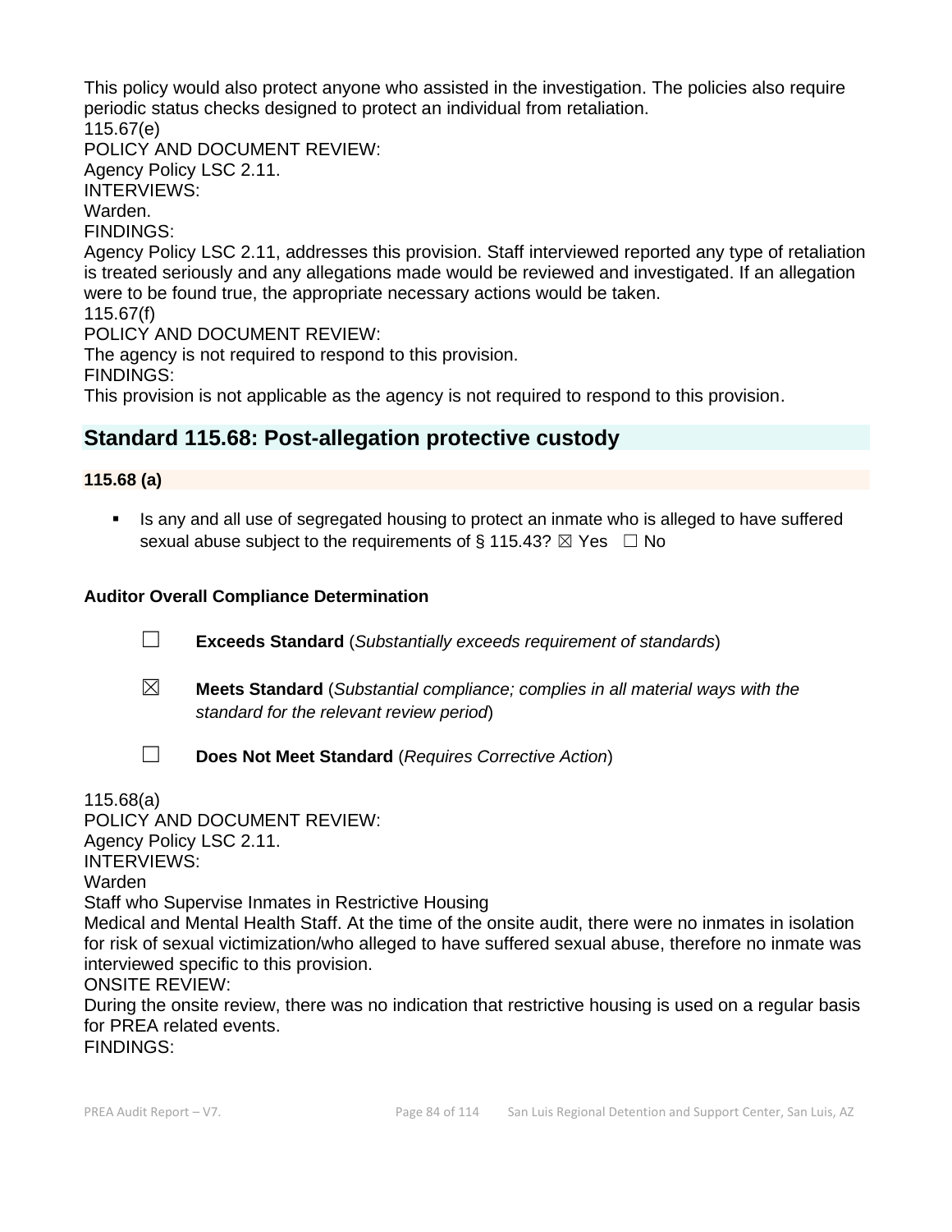This policy would also protect anyone who assisted in the investigation. The policies also require periodic status checks designed to protect an individual from retaliation.

115.67(e)

POLICY AND DOCUMENT REVIEW:

Agency Policy LSC 2.11.

INTERVIEWS:

Warden.

FINDINGS:

Agency Policy LSC 2.11, addresses this provision. Staff interviewed reported any type of retaliation is treated seriously and any allegations made would be reviewed and investigated. If an allegation were to be found true, the appropriate necessary actions would be taken.

115.67(f)

POLICY AND DOCUMENT REVIEW:

The agency is not required to respond to this provision.

FINDINGS:

This provision is not applicable as the agency is not required to respond to this provision.

## Standard 115.68: Post-allegation protective custody

### 115.68 (a)

- Is any and all use of segregated housing to protect an inmate who is alleged to have suffered sexual abuse subject to the requirements of § 115.43? ☒ Yes ☐ No

**Auditor Overall Compliance Determination**

☐ **Exceeds Standard** (*Substantially exceeds requirement of standards*)

☒ **Meets Standard** (*Substantial compliance; complies in all material ways with the standard for the relevant review period*)

☐ **Does Not Meet Standard** (*Requires Corrective Action*)

115.68(a)

POLICY AND DOCUMENT REVIEW:

Agency Policy LSC 2.11.

INTERVIEWS:

Warden

Staff who Supervise Inmates in Restrictive Housing

Medical and Mental Health Staff. At the time of the onsite audit, there were no inmates in isolation for risk of sexual victimization/who alleged to have suffered sexual abuse, therefore no inmate was interviewed specific to this provision.

ONSITE REVIEW:

During the onsite review, there was no indication that restrictive housing is used on a regular basis for PREA related events.

FINDINGS: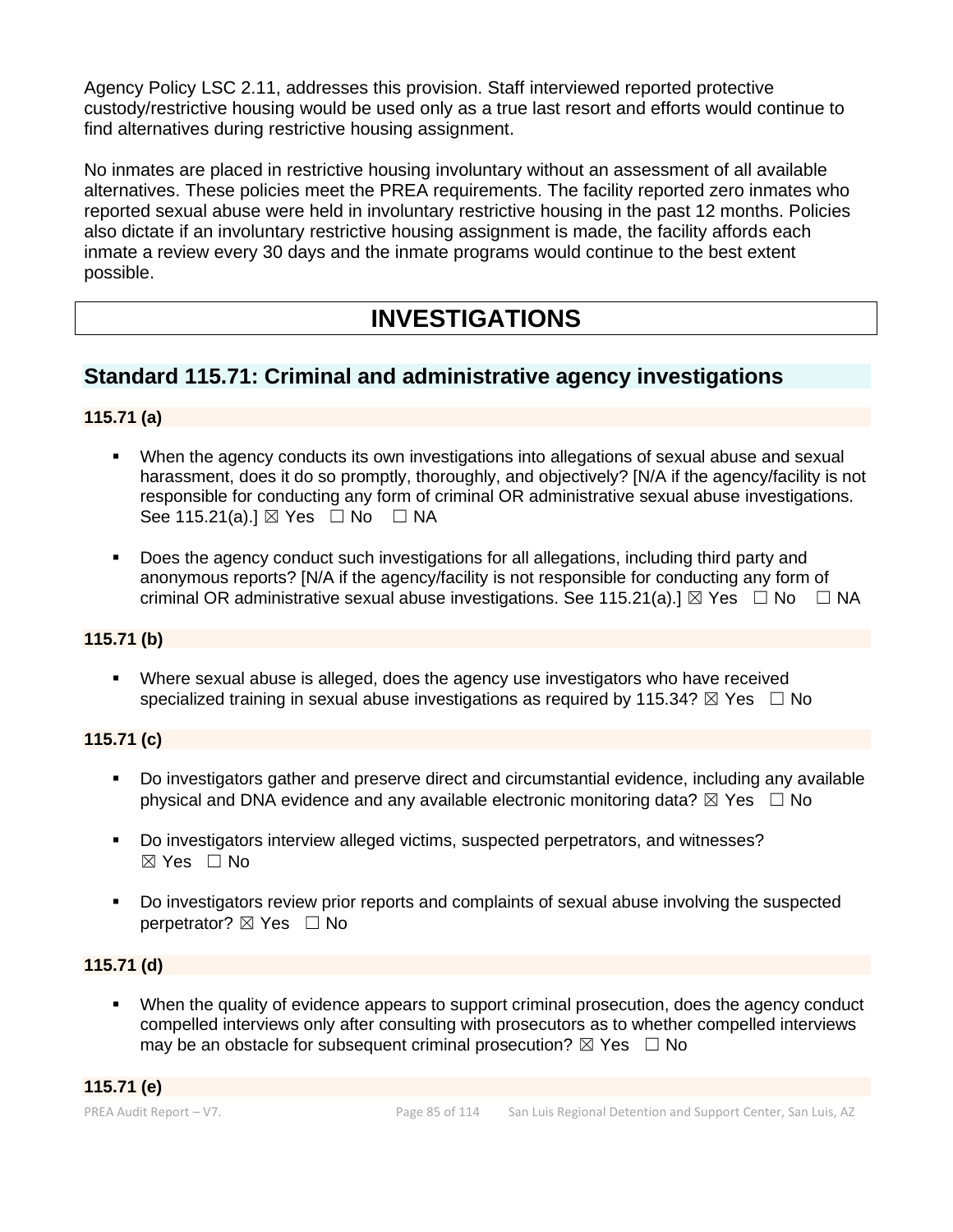Agency Policy LSC 2.11, addresses this provision. Staff interviewed reported protective custody/restrictive housing would be used only as a true last resort and efforts would continue to find alternatives during restrictive housing assignment.

No inmates are placed in restrictive housing involuntary without an assessment of all available alternatives. These policies meet the PREA requirements. The facility reported zero inmates who reported sexual abuse were held in involuntary restrictive housing in the past 12 months. Policies also dictate if an involuntary restrictive housing assignment is made, the facility affords each inmate a review every 30 days and the inmate programs would continue to the best extent possible.

# INVESTIGATIONS

## Standard 115.71: Criminal and administrative agency investigations

### 115.71 (a)

- When the agency conducts its own investigations into allegations of sexual abuse and sexual harassment, does it do so promptly, thoroughly, and objectively? [N/A if the agency/facility is not responsible for conducting any form of criminal OR administrative sexual abuse investigations. See 115.21(a).] ☒ Yes ☐ No ☐ NA

- Does the agency conduct such investigations for all allegations, including third party and anonymous reports? [N/A if the agency/facility is not responsible for conducting any form of criminal OR administrative sexual abuse investigations. See 115.21(a).] ☒ Yes ☐ No ☐ NA

### 115.71 (b)

- Where sexual abuse is alleged, does the agency use investigators who have received specialized training in sexual abuse investigations as required by 115.34? ☒ Yes ☐ No

### 115.71 (c)

- Do investigators gather and preserve direct and circumstantial evidence, including any available physical and DNA evidence and any available electronic monitoring data? ☒ Yes ☐ No

- Do investigators interview alleged victims, suspected perpetrators, and witnesses? ☒ Yes ☐ No

- Do investigators review prior reports and complaints of sexual abuse involving the suspected perpetrator? ☒ Yes ☐ No

### 115.71 (d)

- When the quality of evidence appears to support criminal prosecution, does the agency conduct compelled interviews only after consulting with prosecutors as to whether compelled interviews may be an obstacle for subsequent criminal prosecution? ☒ Yes ☐ No

### 115.71 (e)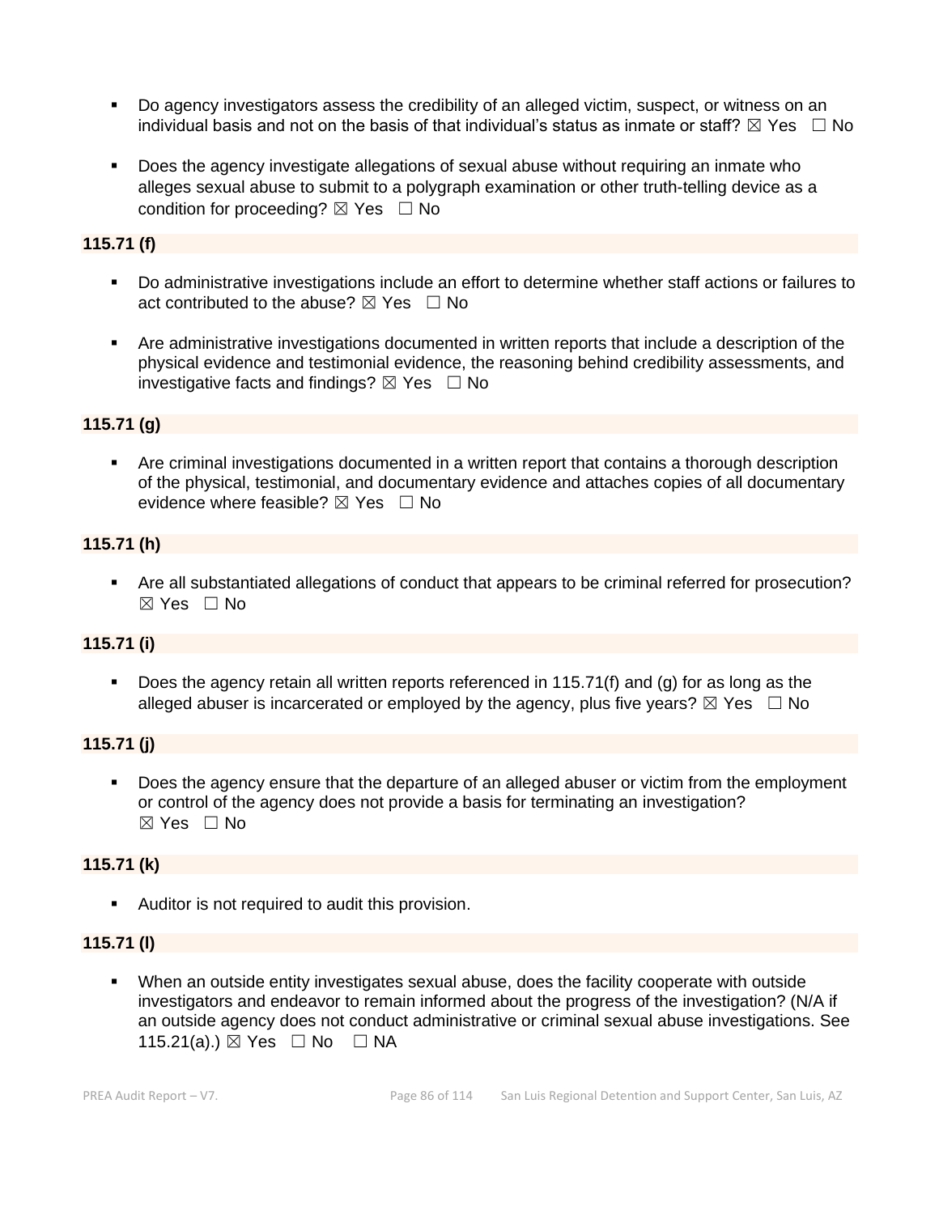- Do agency investigators assess the credibility of an alleged victim, suspect, or witness on an individual basis and not on the basis of that individual's status as inmate or staff? ☒ Yes ☐ No

- Does the agency investigate allegations of sexual abuse without requiring an inmate who alleges sexual abuse to submit to a polygraph examination or other truth-telling device as a condition for proceeding? ☒ Yes ☐ No

**115.71 (f)**

- Do administrative investigations include an effort to determine whether staff actions or failures to act contributed to the abuse? ☒ Yes ☐ No

- Are administrative investigations documented in written reports that include a description of the physical evidence and testimonial evidence, the reasoning behind credibility assessments, and investigative facts and findings? ☒ Yes ☐ No

**115.71 (g)**

- Are criminal investigations documented in a written report that contains a thorough description of the physical, testimonial, and documentary evidence and attaches copies of all documentary evidence where feasible? ☒ Yes ☐ No

**115.71 (h)**

- Are all substantiated allegations of conduct that appears to be criminal referred for prosecution? ☒ Yes ☐ No

**115.71 (i)**

- Does the agency retain all written reports referenced in 115.71(f) and (g) for as long as the alleged abuser is incarcerated or employed by the agency, plus five years? ☒ Yes ☐ No

**115.71 (j)**

- Does the agency ensure that the departure of an alleged abuser or victim from the employment or control of the agency does not provide a basis for terminating an investigation? ☒ Yes ☐ No

**115.71 (k)**

- Auditor is not required to audit this provision.

**115.71 (l)**

- When an outside entity investigates sexual abuse, does the facility cooperate with outside investigators and endeavor to remain informed about the progress of the investigation? (N/A if an outside agency does not conduct administrative or criminal sexual abuse investigations. See 115.21(a).) ☒ Yes ☐ No ☐ NA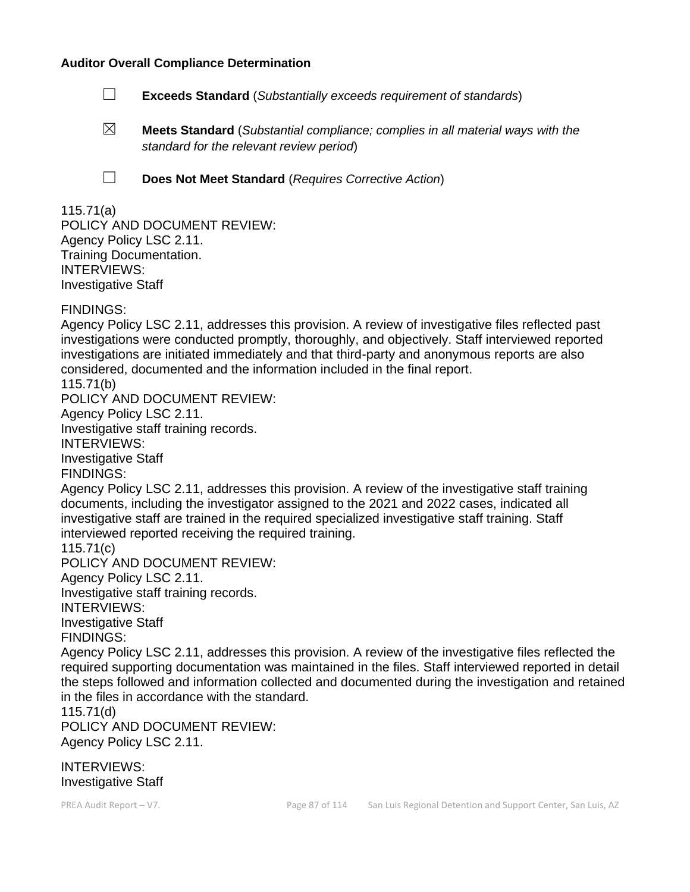**Auditor Overall Compliance Determination**

☐ **Exceeds Standard** (*Substantially exceeds requirement of standards*)

☒ **Meets Standard** (*Substantial compliance; complies in all material ways with the standard for the relevant review period*)

☐ **Does Not Meet Standard** (*Requires Corrective Action*)

115.71(a)
POLICY AND DOCUMENT REVIEW:
Agency Policy LSC 2.11.
Training Documentation.
INTERVIEWS:
Investigative Staff

FINDINGS:
Agency Policy LSC 2.11, addresses this provision. A review of investigative files reflected past investigations were conducted promptly, thoroughly, and objectively. Staff interviewed reported investigations are initiated immediately and that third-party and anonymous reports are also considered, documented and the information included in the final report.
115.71(b)
POLICY AND DOCUMENT REVIEW:
Agency Policy LSC 2.11.
Investigative staff training records.
INTERVIEWS:
Investigative Staff
FINDINGS:
Agency Policy LSC 2.11, addresses this provision. A review of the investigative staff training documents, including the investigator assigned to the 2021 and 2022 cases, indicated all investigative staff are trained in the required specialized investigative staff training. Staff interviewed reported receiving the required training.
115.71(c)
POLICY AND DOCUMENT REVIEW:
Agency Policy LSC 2.11.
Investigative staff training records.
INTERVIEWS:
Investigative Staff
FINDINGS:
Agency Policy LSC 2.11, addresses this provision. A review of the investigative files reflected the required supporting documentation was maintained in the files. Staff interviewed reported in detail the steps followed and information collected and documented during the investigation and retained in the files in accordance with the standard.
115.71(d)
POLICY AND DOCUMENT REVIEW:
Agency Policy LSC 2.11.

INTERVIEWS:
Investigative Staff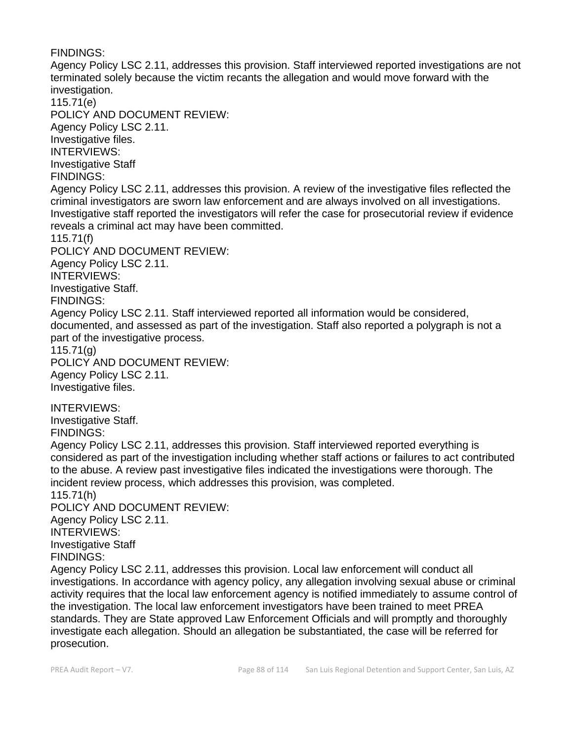FINDINGS:

Agency Policy LSC 2.11, addresses this provision. Staff interviewed reported investigations are not terminated solely because the victim recants the allegation and would move forward with the investigation.

115.71(e)

POLICY AND DOCUMENT REVIEW:

Agency Policy LSC 2.11.

Investigative files.

INTERVIEWS:

Investigative Staff

FINDINGS:

Agency Policy LSC 2.11, addresses this provision. A review of the investigative files reflected the criminal investigators are sworn law enforcement and are always involved on all investigations. Investigative staff reported the investigators will refer the case for prosecutorial review if evidence reveals a criminal act may have been committed.

115.71(f)

POLICY AND DOCUMENT REVIEW:

Agency Policy LSC 2.11.

INTERVIEWS:

Investigative Staff.

FINDINGS:

Agency Policy LSC 2.11. Staff interviewed reported all information would be considered, documented, and assessed as part of the investigation. Staff also reported a polygraph is not a part of the investigative process.

115.71(g)

POLICY AND DOCUMENT REVIEW:

Agency Policy LSC 2.11.

Investigative files.

INTERVIEWS:

Investigative Staff.

FINDINGS:

Agency Policy LSC 2.11, addresses this provision. Staff interviewed reported everything is considered as part of the investigation including whether staff actions or failures to act contributed to the abuse. A review past investigative files indicated the investigations were thorough. The incident review process, which addresses this provision, was completed.

115.71(h)

POLICY AND DOCUMENT REVIEW:

Agency Policy LSC 2.11.

INTERVIEWS:

Investigative Staff

FINDINGS:

Agency Policy LSC 2.11, addresses this provision. Local law enforcement will conduct all investigations. In accordance with agency policy, any allegation involving sexual abuse or criminal activity requires that the local law enforcement agency is notified immediately to assume control of the investigation. The local law enforcement investigators have been trained to meet PREA standards. They are State approved Law Enforcement Officials and will promptly and thoroughly investigate each allegation. Should an allegation be substantiated, the case will be referred for prosecution.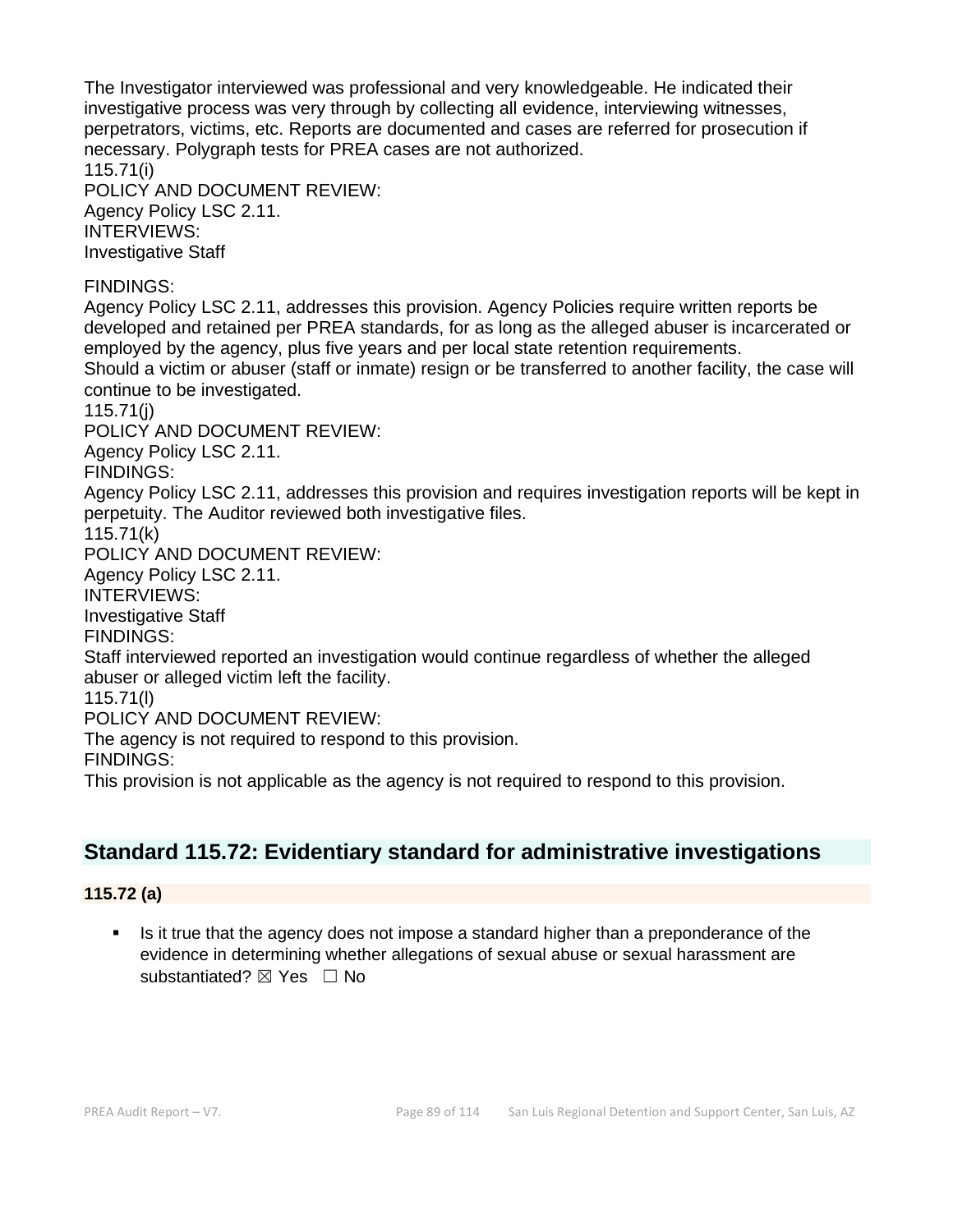The Investigator interviewed was professional and very knowledgeable. He indicated their investigative process was very through by collecting all evidence, interviewing witnesses, perpetrators, victims, etc. Reports are documented and cases are referred for prosecution if necessary. Polygraph tests for PREA cases are not authorized.

115.71(i)

POLICY AND DOCUMENT REVIEW:

Agency Policy LSC 2.11.

INTERVIEWS:

Investigative Staff

FINDINGS:

Agency Policy LSC 2.11, addresses this provision. Agency Policies require written reports be developed and retained per PREA standards, for as long as the alleged abuser is incarcerated or employed by the agency, plus five years and per local state retention requirements.

Should a victim or abuser (staff or inmate) resign or be transferred to another facility, the case will continue to be investigated.

115.71(j)

POLICY AND DOCUMENT REVIEW:

Agency Policy LSC 2.11.

FINDINGS:

Agency Policy LSC 2.11, addresses this provision and requires investigation reports will be kept in perpetuity. The Auditor reviewed both investigative files.

115.71(k)

POLICY AND DOCUMENT REVIEW:

Agency Policy LSC 2.11.

INTERVIEWS:

Investigative Staff

FINDINGS:

Staff interviewed reported an investigation would continue regardless of whether the alleged abuser or alleged victim left the facility.

115.71(l)

POLICY AND DOCUMENT REVIEW:

The agency is not required to respond to this provision.

FINDINGS:

This provision is not applicable as the agency is not required to respond to this provision.

## Standard 115.72: Evidentiary standard for administrative investigations

**115.72 (a)**

- Is it true that the agency does not impose a standard higher than a preponderance of the evidence in determining whether allegations of sexual abuse or sexual harassment are substantiated? ☒ Yes ☐ No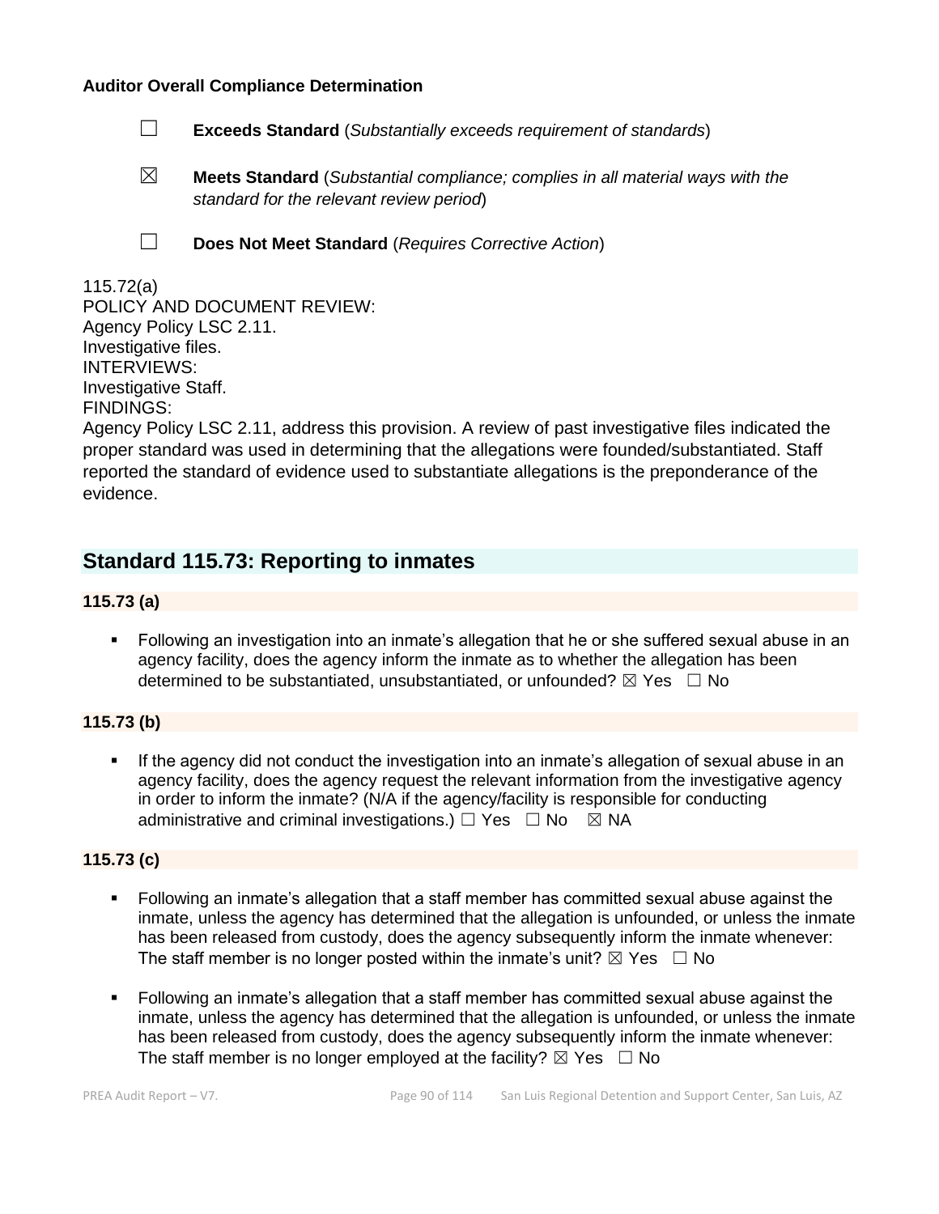**Auditor Overall Compliance Determination**

☐ **Exceeds Standard** (*Substantially exceeds requirement of standards*)

☒ **Meets Standard** (*Substantial compliance; complies in all material ways with the standard for the relevant review period*)

☐ **Does Not Meet Standard** (*Requires Corrective Action*)

115.72(a)
POLICY AND DOCUMENT REVIEW:
Agency Policy LSC 2.11.
Investigative files.
INTERVIEWS:
Investigative Staff.
FINDINGS:
Agency Policy LSC 2.11, address this provision. A review of past investigative files indicated the proper standard was used in determining that the allegations were founded/substantiated. Staff reported the standard of evidence used to substantiate allegations is the preponderance of the evidence.

## Standard 115.73: Reporting to inmates

**115.73 (a)**

- Following an investigation into an inmate's allegation that he or she suffered sexual abuse in an agency facility, does the agency inform the inmate as to whether the allegation has been determined to be substantiated, unsubstantiated, or unfounded? ☒ Yes ☐ No

**115.73 (b)**

- If the agency did not conduct the investigation into an inmate's allegation of sexual abuse in an agency facility, does the agency request the relevant information from the investigative agency in order to inform the inmate? (N/A if the agency/facility is responsible for conducting administrative and criminal investigations.) ☐ Yes ☐ No ☒ NA

**115.73 (c)**

- Following an inmate's allegation that a staff member has committed sexual abuse against the inmate, unless the agency has determined that the allegation is unfounded, or unless the inmate has been released from custody, does the agency subsequently inform the inmate whenever: The staff member is no longer posted within the inmate's unit? ☒ Yes ☐ No

- Following an inmate's allegation that a staff member has committed sexual abuse against the inmate, unless the agency has determined that the allegation is unfounded, or unless the inmate has been released from custody, does the agency subsequently inform the inmate whenever: The staff member is no longer employed at the facility? ☒ Yes ☐ No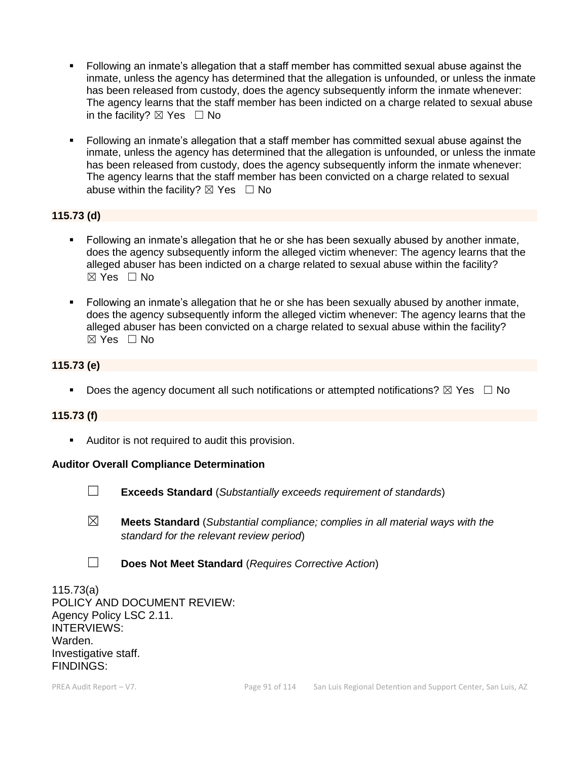- Following an inmate's allegation that a staff member has committed sexual abuse against the inmate, unless the agency has determined that the allegation is unfounded, or unless the inmate has been released from custody, does the agency subsequently inform the inmate whenever: The agency learns that the staff member has been indicted on a charge related to sexual abuse in the facility? ☒ Yes ☐ No

- Following an inmate's allegation that a staff member has committed sexual abuse against the inmate, unless the agency has determined that the allegation is unfounded, or unless the inmate has been released from custody, does the agency subsequently inform the inmate whenever: The agency learns that the staff member has been convicted on a charge related to sexual abuse within the facility? ☒ Yes ☐ No

**115.73 (d)**

- Following an inmate's allegation that he or she has been sexually abused by another inmate, does the agency subsequently inform the alleged victim whenever: The agency learns that the alleged abuser has been indicted on a charge related to sexual abuse within the facility? ☒ Yes ☐ No

- Following an inmate's allegation that he or she has been sexually abused by another inmate, does the agency subsequently inform the alleged victim whenever: The agency learns that the alleged abuser has been convicted on a charge related to sexual abuse within the facility? ☒ Yes ☐ No

**115.73 (e)**

- Does the agency document all such notifications or attempted notifications? ☒ Yes ☐ No

**115.73 (f)**

- Auditor is not required to audit this provision.

**Auditor Overall Compliance Determination**

☐ **Exceeds Standard** (*Substantially exceeds requirement of standards*)

☒ **Meets Standard** (*Substantial compliance; complies in all material ways with the standard for the relevant review period*)

☐ **Does Not Meet Standard** (*Requires Corrective Action*)

115.73(a)
POLICY AND DOCUMENT REVIEW:
Agency Policy LSC 2.11.
INTERVIEWS:
Warden.
Investigative staff.
FINDINGS: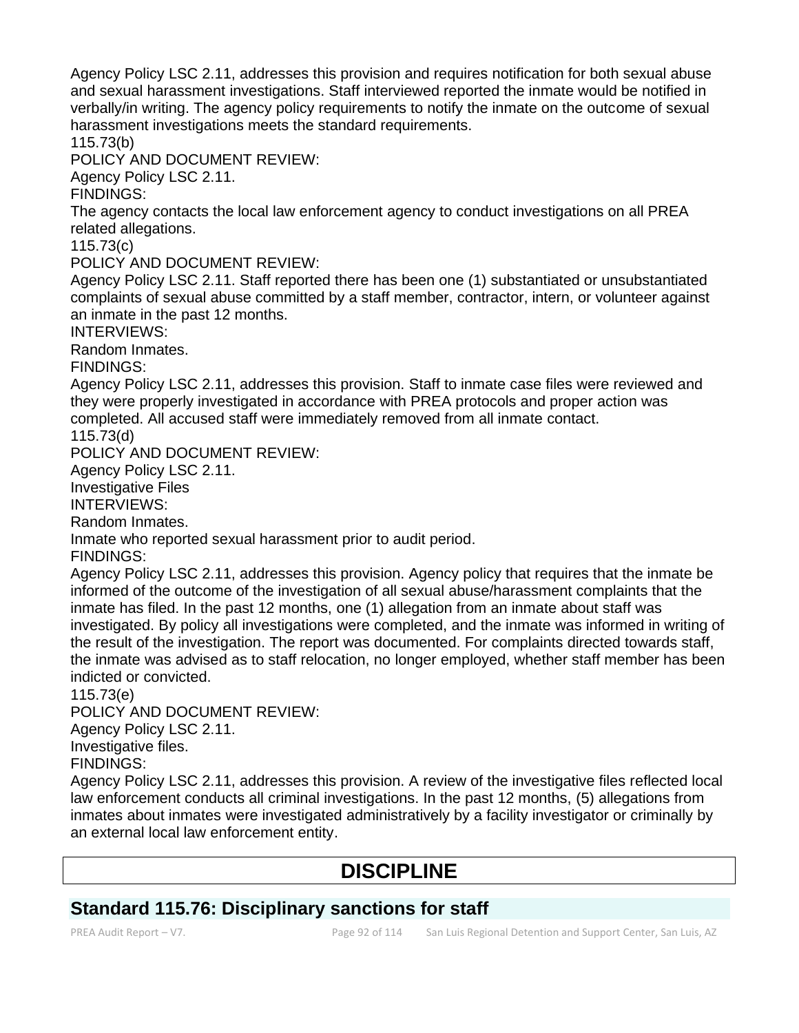Agency Policy LSC 2.11, addresses this provision and requires notification for both sexual abuse and sexual harassment investigations. Staff interviewed reported the inmate would be notified in verbally/in writing. The agency policy requirements to notify the inmate on the outcome of sexual harassment investigations meets the standard requirements.

115.73(b)

POLICY AND DOCUMENT REVIEW:

Agency Policy LSC 2.11.

FINDINGS:

The agency contacts the local law enforcement agency to conduct investigations on all PREA related allegations.

115.73(c)

POLICY AND DOCUMENT REVIEW:

Agency Policy LSC 2.11. Staff reported there has been one (1) substantiated or unsubstantiated complaints of sexual abuse committed by a staff member, contractor, intern, or volunteer against an inmate in the past 12 months.

INTERVIEWS:

Random Inmates.

FINDINGS:

Agency Policy LSC 2.11, addresses this provision. Staff to inmate case files were reviewed and they were properly investigated in accordance with PREA protocols and proper action was completed. All accused staff were immediately removed from all inmate contact.

115.73(d)

POLICY AND DOCUMENT REVIEW:

Agency Policy LSC 2.11.

Investigative Files

INTERVIEWS:

Random Inmates.

Inmate who reported sexual harassment prior to audit period.

FINDINGS:

Agency Policy LSC 2.11, addresses this provision. Agency policy that requires that the inmate be informed of the outcome of the investigation of all sexual abuse/harassment complaints that the inmate has filed. In the past 12 months, one (1) allegation from an inmate about staff was investigated. By policy all investigations were completed, and the inmate was informed in writing of the result of the investigation. The report was documented. For complaints directed towards staff, the inmate was advised as to staff relocation, no longer employed, whether staff member has been indicted or convicted.

115.73(e)

POLICY AND DOCUMENT REVIEW:

Agency Policy LSC 2.11.

Investigative files.

FINDINGS:

Agency Policy LSC 2.11, addresses this provision. A review of the investigative files reflected local law enforcement conducts all criminal investigations. In the past 12 months, (5) allegations from inmates about inmates were investigated administratively by a facility investigator or criminally by an external local law enforcement entity.

# DISCIPLINE

## Standard 115.76: Disciplinary sanctions for staff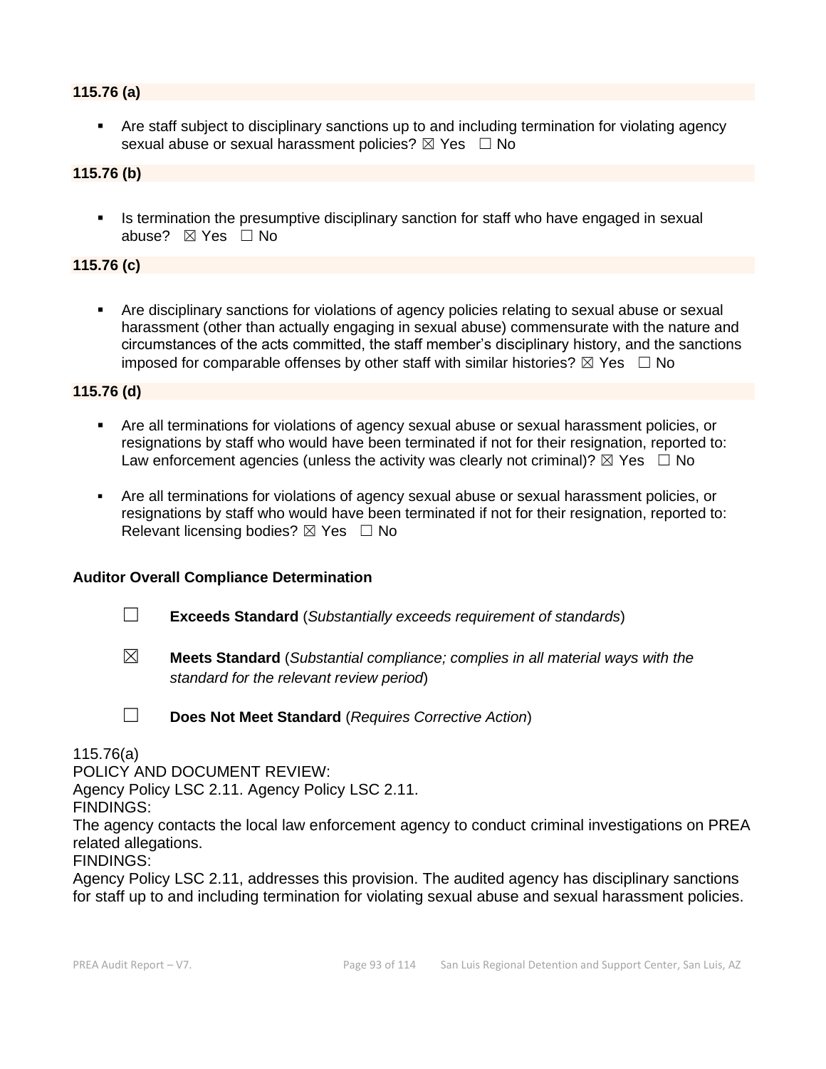**115.76 (a)**

- Are staff subject to disciplinary sanctions up to and including termination for violating agency sexual abuse or sexual harassment policies? ☒ Yes ☐ No

**115.76 (b)**

- Is termination the presumptive disciplinary sanction for staff who have engaged in sexual abuse? ☒ Yes ☐ No

**115.76 (c)**

- Are disciplinary sanctions for violations of agency policies relating to sexual abuse or sexual harassment (other than actually engaging in sexual abuse) commensurate with the nature and circumstances of the acts committed, the staff member's disciplinary history, and the sanctions imposed for comparable offenses by other staff with similar histories? ☒ Yes ☐ No

**115.76 (d)**

- Are all terminations for violations of agency sexual abuse or sexual harassment policies, or resignations by staff who would have been terminated if not for their resignation, reported to: Law enforcement agencies (unless the activity was clearly not criminal)? ☒ Yes ☐ No
- Are all terminations for violations of agency sexual abuse or sexual harassment policies, or resignations by staff who would have been terminated if not for their resignation, reported to: Relevant licensing bodies? ☒ Yes ☐ No

**Auditor Overall Compliance Determination**

☐ **Exceeds Standard** (*Substantially exceeds requirement of standards*)

☒ **Meets Standard** (*Substantial compliance; complies in all material ways with the standard for the relevant review period*)

☐ **Does Not Meet Standard** (*Requires Corrective Action*)

115.76(a)
POLICY AND DOCUMENT REVIEW:
Agency Policy LSC 2.11. Agency Policy LSC 2.11.
FINDINGS:
The agency contacts the local law enforcement agency to conduct criminal investigations on PREA related allegations.
FINDINGS:
Agency Policy LSC 2.11, addresses this provision. The audited agency has disciplinary sanctions for staff up to and including termination for violating sexual abuse and sexual harassment policies.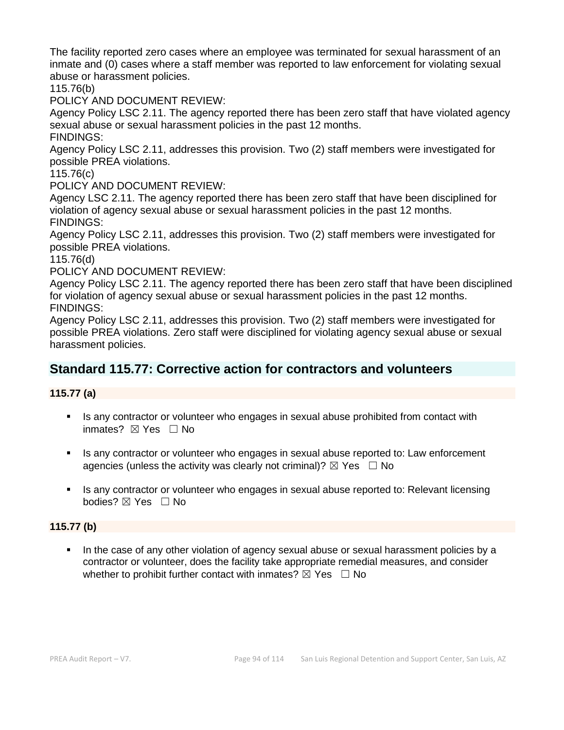The facility reported zero cases where an employee was terminated for sexual harassment of an inmate and (0) cases where a staff member was reported to law enforcement for violating sexual abuse or harassment policies.

115.76(b)

POLICY AND DOCUMENT REVIEW:

Agency Policy LSC 2.11. The agency reported there has been zero staff that have violated agency sexual abuse or sexual harassment policies in the past 12 months.

FINDINGS:

Agency Policy LSC 2.11, addresses this provision. Two (2) staff members were investigated for possible PREA violations.

115.76(c)

POLICY AND DOCUMENT REVIEW:

Agency LSC 2.11. The agency reported there has been zero staff that have been disciplined for violation of agency sexual abuse or sexual harassment policies in the past 12 months.

FINDINGS:

Agency Policy LSC 2.11, addresses this provision. Two (2) staff members were investigated for possible PREA violations.

115.76(d)

POLICY AND DOCUMENT REVIEW:

Agency Policy LSC 2.11. The agency reported there has been zero staff that have been disciplined for violation of agency sexual abuse or sexual harassment policies in the past 12 months.

FINDINGS:

Agency Policy LSC 2.11, addresses this provision. Two (2) staff members were investigated for possible PREA violations. Zero staff were disciplined for violating agency sexual abuse or sexual harassment policies.

## Standard 115.77: Corrective action for contractors and volunteers

**115.77 (a)**

- Is any contractor or volunteer who engages in sexual abuse prohibited from contact with inmates? ☒ Yes ☐ No
- Is any contractor or volunteer who engages in sexual abuse reported to: Law enforcement agencies (unless the activity was clearly not criminal)? ☒ Yes ☐ No
- Is any contractor or volunteer who engages in sexual abuse reported to: Relevant licensing bodies? ☒ Yes ☐ No

**115.77 (b)**

- In the case of any other violation of agency sexual abuse or sexual harassment policies by a contractor or volunteer, does the facility take appropriate remedial measures, and consider whether to prohibit further contact with inmates? ☒ Yes ☐ No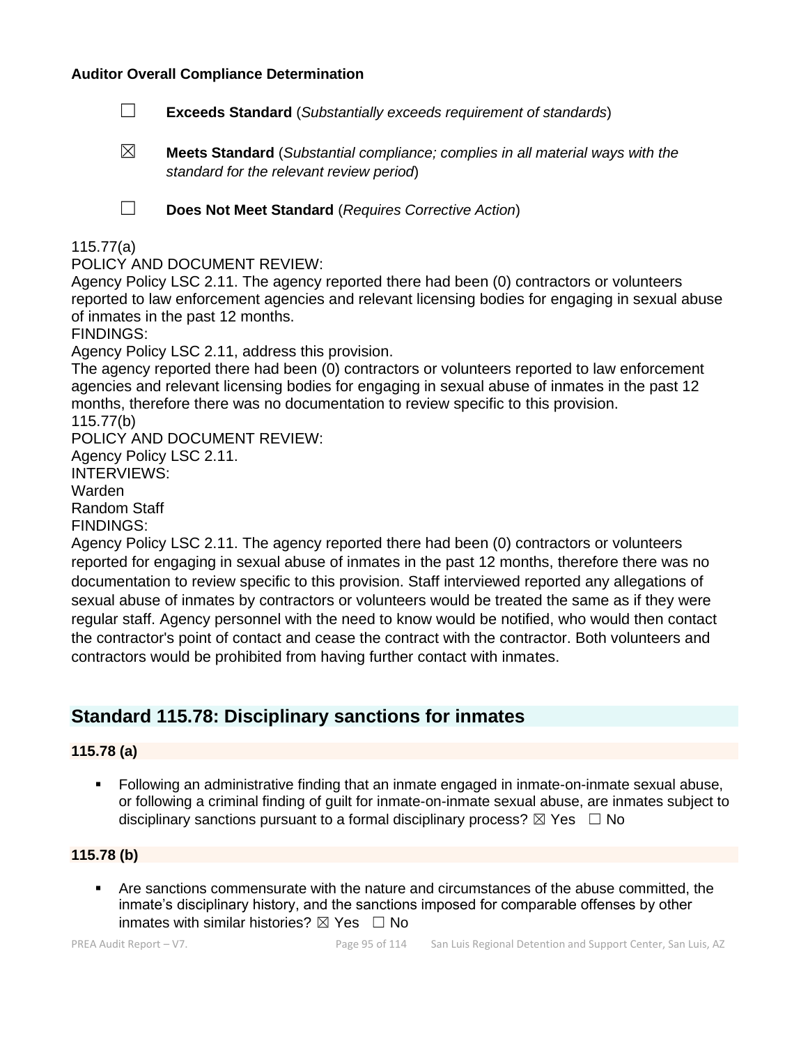**Auditor Overall Compliance Determination**

☐ **Exceeds Standard** (*Substantially exceeds requirement of standards*)

☒ **Meets Standard** (*Substantial compliance; complies in all material ways with the standard for the relevant review period*)

☐ **Does Not Meet Standard** (*Requires Corrective Action*)

115.77(a)
POLICY AND DOCUMENT REVIEW:
Agency Policy LSC 2.11. The agency reported there had been (0) contractors or volunteers reported to law enforcement agencies and relevant licensing bodies for engaging in sexual abuse of inmates in the past 12 months.
FINDINGS:
Agency Policy LSC 2.11, address this provision.
The agency reported there had been (0) contractors or volunteers reported to law enforcement agencies and relevant licensing bodies for engaging in sexual abuse of inmates in the past 12 months, therefore there was no documentation to review specific to this provision.
115.77(b)
POLICY AND DOCUMENT REVIEW:
Agency Policy LSC 2.11.
INTERVIEWS:
Warden
Random Staff
FINDINGS:
Agency Policy LSC 2.11. The agency reported there had been (0) contractors or volunteers reported for engaging in sexual abuse of inmates in the past 12 months, therefore there was no documentation to review specific to this provision. Staff interviewed reported any allegations of sexual abuse of inmates by contractors or volunteers would be treated the same as if they were regular staff. Agency personnel with the need to know would be notified, who would then contact the contractor's point of contact and cease the contract with the contractor. Both volunteers and contractors would be prohibited from having further contact with inmates.

## Standard 115.78: Disciplinary sanctions for inmates

**115.78 (a)**

- Following an administrative finding that an inmate engaged in inmate-on-inmate sexual abuse, or following a criminal finding of guilt for inmate-on-inmate sexual abuse, are inmates subject to disciplinary sanctions pursuant to a formal disciplinary process? ☒ Yes ☐ No

**115.78 (b)**

- Are sanctions commensurate with the nature and circumstances of the abuse committed, the inmate's disciplinary history, and the sanctions imposed for comparable offenses by other inmates with similar histories? ☒ Yes ☐ No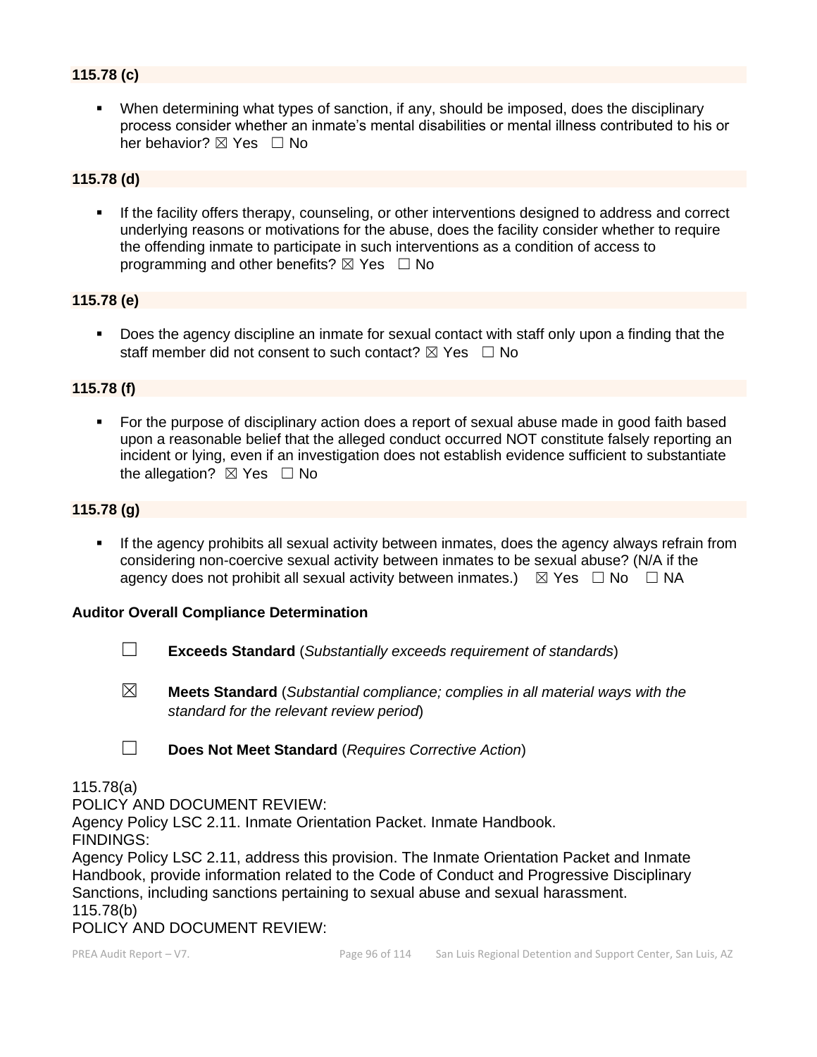**115.78 (c)**

- When determining what types of sanction, if any, should be imposed, does the disciplinary process consider whether an inmate's mental disabilities or mental illness contributed to his or her behavior? ☒ Yes ☐ No

**115.78 (d)**

- If the facility offers therapy, counseling, or other interventions designed to address and correct underlying reasons or motivations for the abuse, does the facility consider whether to require the offending inmate to participate in such interventions as a condition of access to programming and other benefits? ☒ Yes ☐ No

**115.78 (e)**

- Does the agency discipline an inmate for sexual contact with staff only upon a finding that the staff member did not consent to such contact? ☒ Yes ☐ No

**115.78 (f)**

- For the purpose of disciplinary action does a report of sexual abuse made in good faith based upon a reasonable belief that the alleged conduct occurred NOT constitute falsely reporting an incident or lying, even if an investigation does not establish evidence sufficient to substantiate the allegation? ☒ Yes ☐ No

**115.78 (g)**

- If the agency prohibits all sexual activity between inmates, does the agency always refrain from considering non-coercive sexual activity between inmates to be sexual abuse? (N/A if the agency does not prohibit all sexual activity between inmates.) ☒ Yes ☐ No ☐ NA

**Auditor Overall Compliance Determination**

☐ **Exceeds Standard** (*Substantially exceeds requirement of standards*)

☒ **Meets Standard** (*Substantial compliance; complies in all material ways with the standard for the relevant review period*)

☐ **Does Not Meet Standard** (*Requires Corrective Action*)

115.78(a)
POLICY AND DOCUMENT REVIEW:
Agency Policy LSC 2.11. Inmate Orientation Packet. Inmate Handbook.
FINDINGS:
Agency Policy LSC 2.11, address this provision. The Inmate Orientation Packet and Inmate Handbook, provide information related to the Code of Conduct and Progressive Disciplinary Sanctions, including sanctions pertaining to sexual abuse and sexual harassment.
115.78(b)
POLICY AND DOCUMENT REVIEW: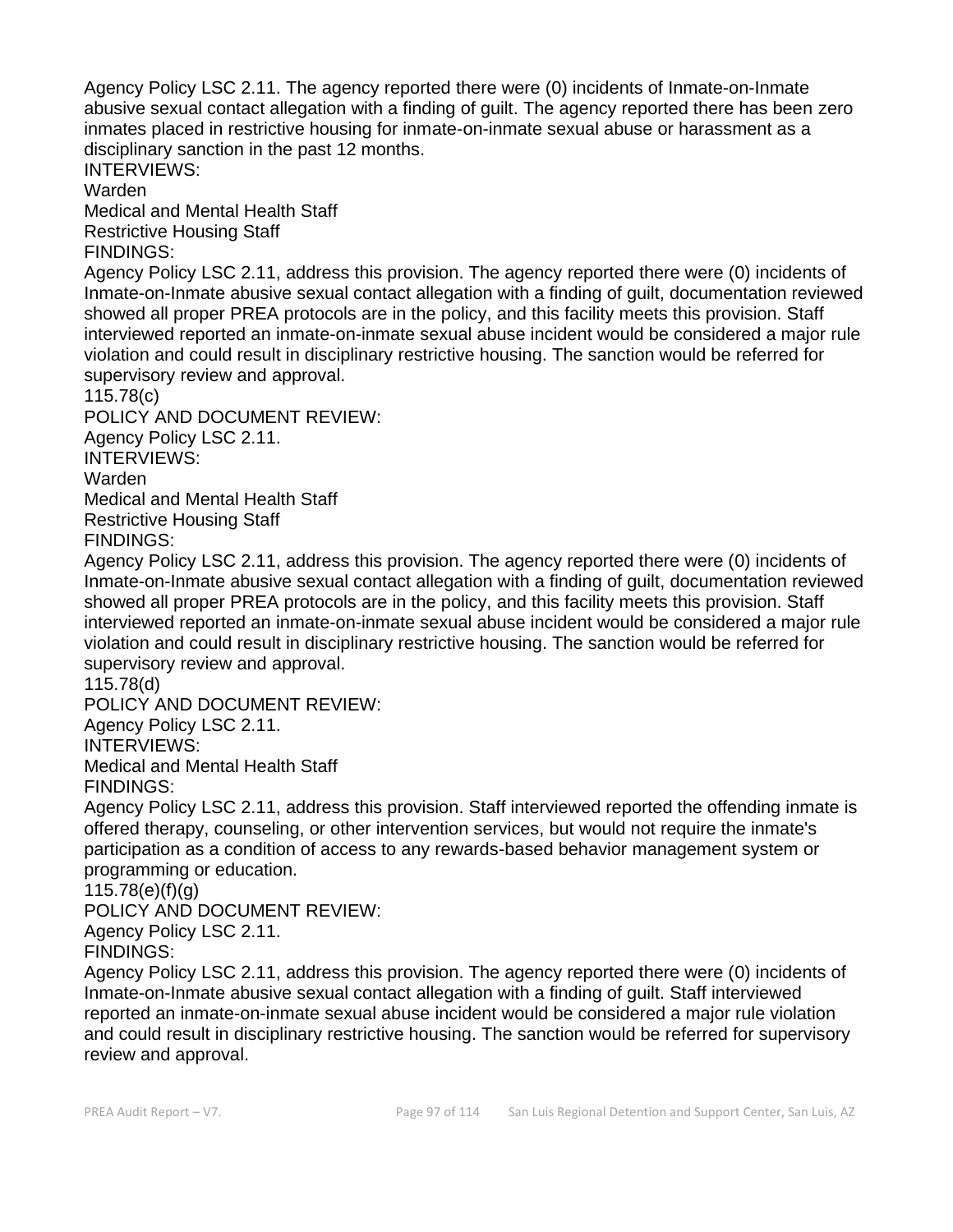Agency Policy LSC 2.11. The agency reported there were (0) incidents of Inmate-on-Inmate abusive sexual contact allegation with a finding of guilt. The agency reported there has been zero inmates placed in restrictive housing for inmate-on-inmate sexual abuse or harassment as a disciplinary sanction in the past 12 months.

INTERVIEWS:

Warden

Medical and Mental Health Staff

Restrictive Housing Staff

FINDINGS:

Agency Policy LSC 2.11, address this provision. The agency reported there were (0) incidents of Inmate-on-Inmate abusive sexual contact allegation with a finding of guilt, documentation reviewed showed all proper PREA protocols are in the policy, and this facility meets this provision. Staff interviewed reported an inmate-on-inmate sexual abuse incident would be considered a major rule violation and could result in disciplinary restrictive housing. The sanction would be referred for supervisory review and approval.

115.78(c)

POLICY AND DOCUMENT REVIEW:

Agency Policy LSC 2.11.

INTERVIEWS:

Warden

Medical and Mental Health Staff

Restrictive Housing Staff

FINDINGS:

Agency Policy LSC 2.11, address this provision. The agency reported there were (0) incidents of Inmate-on-Inmate abusive sexual contact allegation with a finding of guilt, documentation reviewed showed all proper PREA protocols are in the policy, and this facility meets this provision. Staff interviewed reported an inmate-on-inmate sexual abuse incident would be considered a major rule violation and could result in disciplinary restrictive housing. The sanction would be referred for supervisory review and approval.

115.78(d)

POLICY AND DOCUMENT REVIEW:

Agency Policy LSC 2.11.

INTERVIEWS:

Medical and Mental Health Staff

FINDINGS:

Agency Policy LSC 2.11, address this provision. Staff interviewed reported the offending inmate is offered therapy, counseling, or other intervention services, but would not require the inmate's participation as a condition of access to any rewards-based behavior management system or programming or education.

115.78(e)(f)(g)

POLICY AND DOCUMENT REVIEW:

Agency Policy LSC 2.11.

FINDINGS:

Agency Policy LSC 2.11, address this provision. The agency reported there were (0) incidents of Inmate-on-Inmate abusive sexual contact allegation with a finding of guilt. Staff interviewed reported an inmate-on-inmate sexual abuse incident would be considered a major rule violation and could result in disciplinary restrictive housing. The sanction would be referred for supervisory review and approval.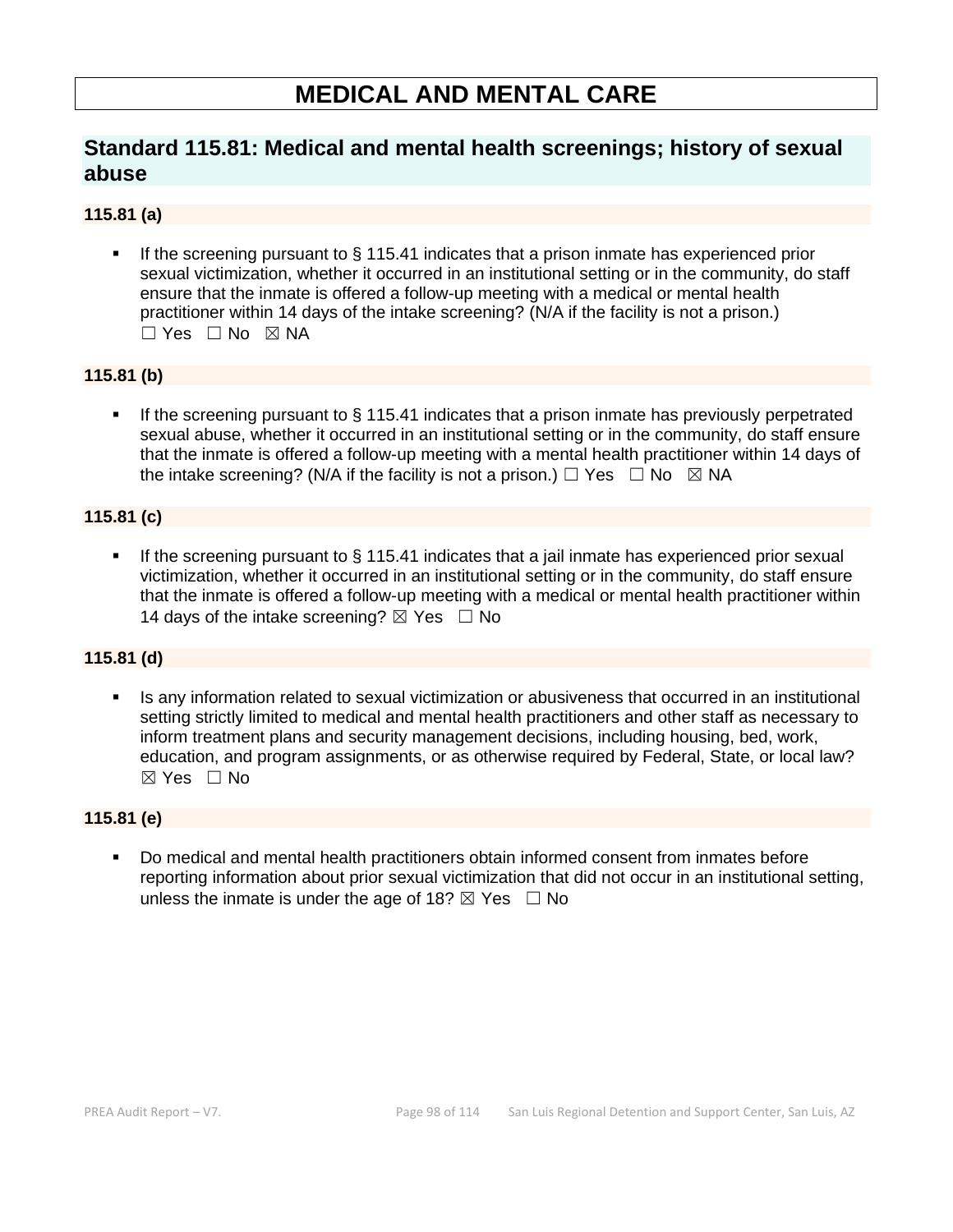# MEDICAL AND MENTAL CARE

## Standard 115.81: Medical and mental health screenings; history of sexual abuse

### 115.81 (a)

- If the screening pursuant to § 115.41 indicates that a prison inmate has experienced prior sexual victimization, whether it occurred in an institutional setting or in the community, do staff ensure that the inmate is offered a follow-up meeting with a medical or mental health practitioner within 14 days of the intake screening? (N/A if the facility is not a prison.) ☐ Yes ☐ No ☒ NA

### 115.81 (b)

- If the screening pursuant to § 115.41 indicates that a prison inmate has previously perpetrated sexual abuse, whether it occurred in an institutional setting or in the community, do staff ensure that the inmate is offered a follow-up meeting with a mental health practitioner within 14 days of the intake screening? (N/A if the facility is not a prison.) ☐ Yes ☐ No ☒ NA

### 115.81 (c)

- If the screening pursuant to § 115.41 indicates that a jail inmate has experienced prior sexual victimization, whether it occurred in an institutional setting or in the community, do staff ensure that the inmate is offered a follow-up meeting with a medical or mental health practitioner within 14 days of the intake screening? ☒ Yes ☐ No

### 115.81 (d)

- Is any information related to sexual victimization or abusiveness that occurred in an institutional setting strictly limited to medical and mental health practitioners and other staff as necessary to inform treatment plans and security management decisions, including housing, bed, work, education, and program assignments, or as otherwise required by Federal, State, or local law? ☒ Yes ☐ No

### 115.81 (e)

- Do medical and mental health practitioners obtain informed consent from inmates before reporting information about prior sexual victimization that did not occur in an institutional setting, unless the inmate is under the age of 18? ☒ Yes ☐ No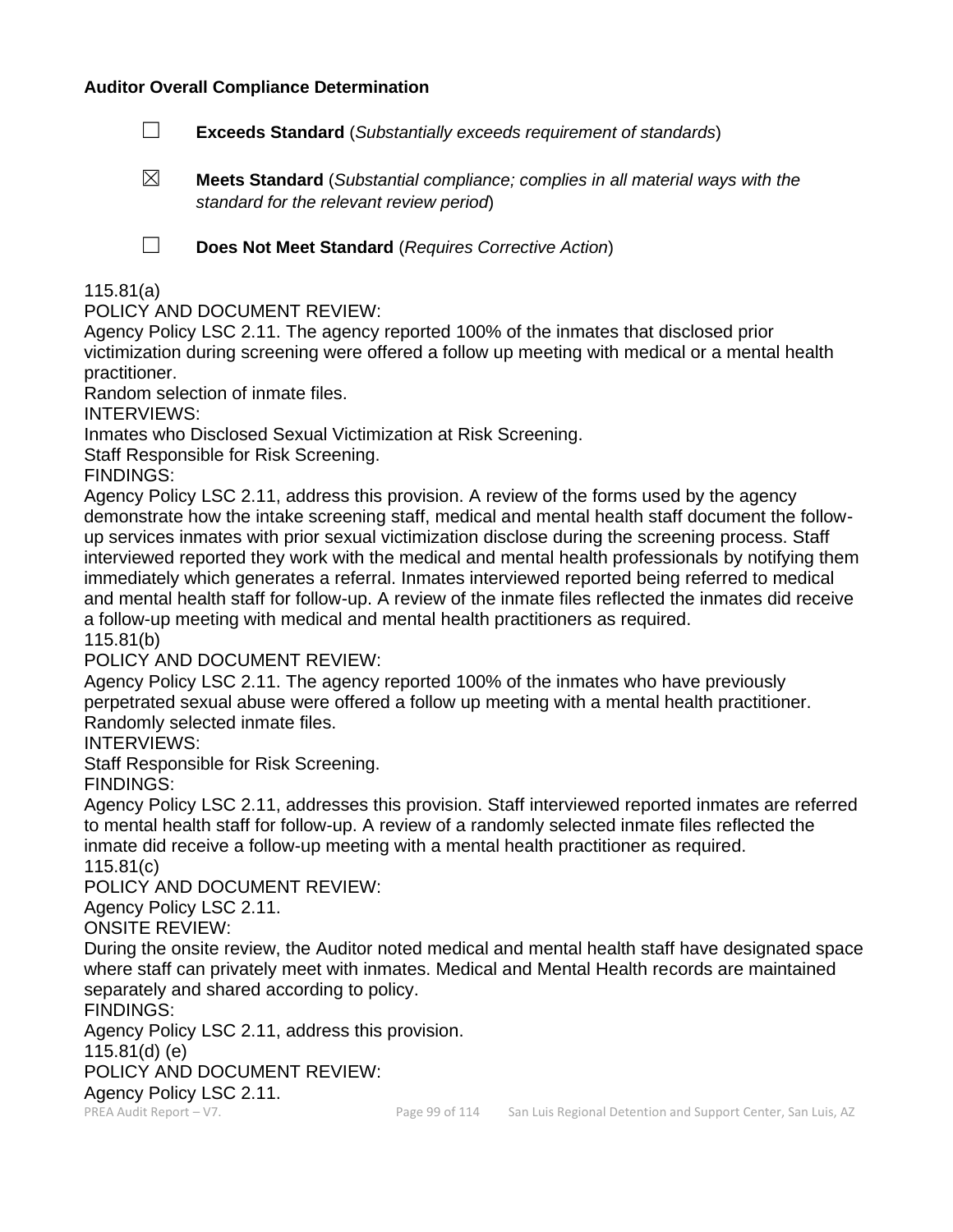**Auditor Overall Compliance Determination**

☐ **Exceeds Standard** (*Substantially exceeds requirement of standards*)

☒ **Meets Standard** (*Substantial compliance; complies in all material ways with the standard for the relevant review period*)

☐ **Does Not Meet Standard** (*Requires Corrective Action*)

115.81(a)
POLICY AND DOCUMENT REVIEW:
Agency Policy LSC 2.11. The agency reported 100% of the inmates that disclosed prior victimization during screening were offered a follow up meeting with medical or a mental health practitioner.
Random selection of inmate files.
INTERVIEWS:
Inmates who Disclosed Sexual Victimization at Risk Screening.
Staff Responsible for Risk Screening.
FINDINGS:
Agency Policy LSC 2.11, address this provision. A review of the forms used by the agency demonstrate how the intake screening staff, medical and mental health staff document the follow-up services inmates with prior sexual victimization disclose during the screening process. Staff interviewed reported they work with the medical and mental health professionals by notifying them immediately which generates a referral. Inmates interviewed reported being referred to medical and mental health staff for follow-up. A review of the inmate files reflected the inmates did receive a follow-up meeting with medical and mental health practitioners as required.
115.81(b)
POLICY AND DOCUMENT REVIEW:
Agency Policy LSC 2.11. The agency reported 100% of the inmates who have previously perpetrated sexual abuse were offered a follow up meeting with a mental health practitioner.
Randomly selected inmate files.
INTERVIEWS:
Staff Responsible for Risk Screening.
FINDINGS:
Agency Policy LSC 2.11, addresses this provision. Staff interviewed reported inmates are referred to mental health staff for follow-up. A review of a randomly selected inmate files reflected the inmate did receive a follow-up meeting with a mental health practitioner as required.
115.81(c)
POLICY AND DOCUMENT REVIEW:
Agency Policy LSC 2.11.
ONSITE REVIEW:
During the onsite review, the Auditor noted medical and mental health staff have designated space where staff can privately meet with inmates. Medical and Mental Health records are maintained separately and shared according to policy.
FINDINGS:
Agency Policy LSC 2.11, address this provision.
115.81(d) (e)
POLICY AND DOCUMENT REVIEW:
Agency Policy LSC 2.11.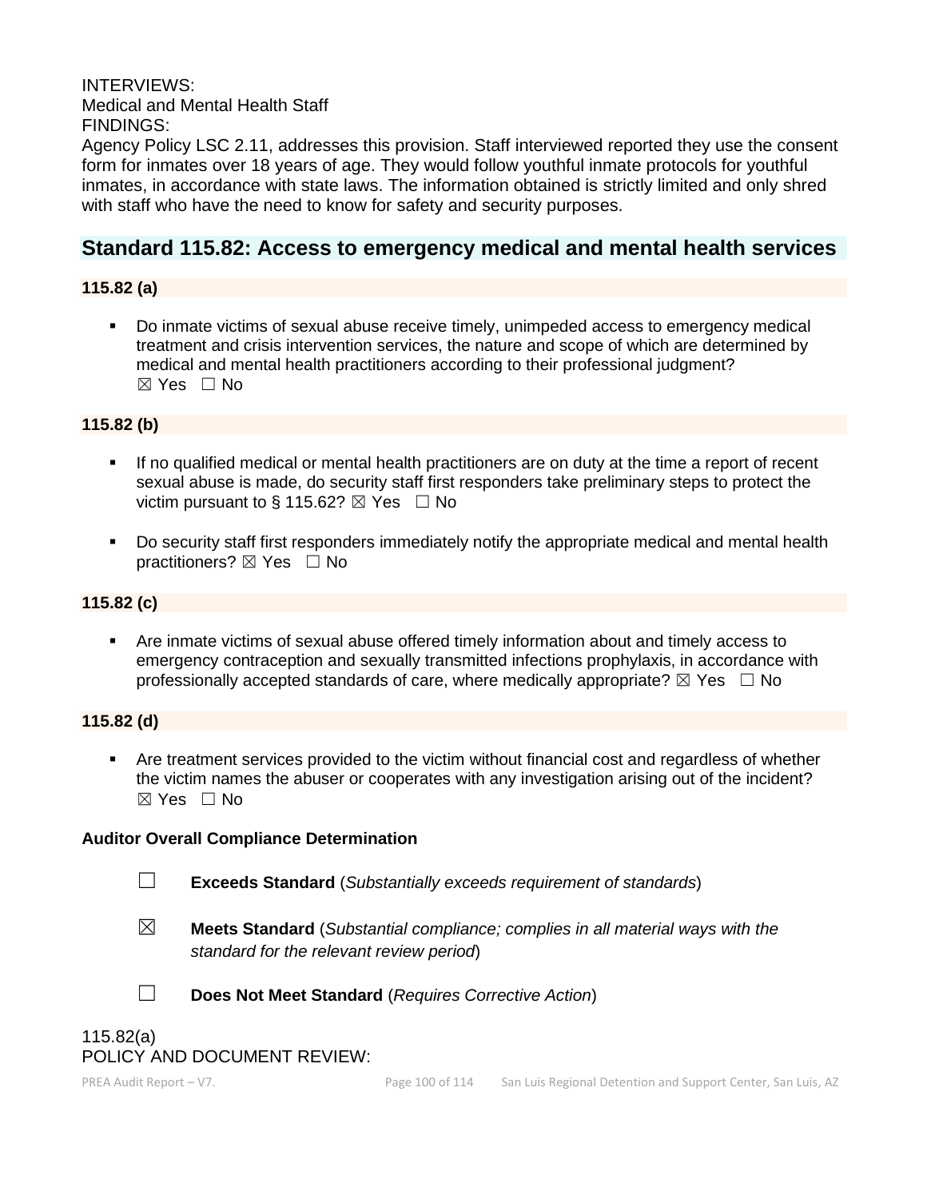INTERVIEWS:
Medical and Mental Health Staff
FINDINGS:
Agency Policy LSC 2.11, addresses this provision. Staff interviewed reported they use the consent form for inmates over 18 years of age. They would follow youthful inmate protocols for youthful inmates, in accordance with state laws. The information obtained is strictly limited and only shred with staff who have the need to know for safety and security purposes.

## Standard 115.82: Access to emergency medical and mental health services

**115.82 (a)**

- Do inmate victims of sexual abuse receive timely, unimpeded access to emergency medical treatment and crisis intervention services, the nature and scope of which are determined by medical and mental health practitioners according to their professional judgment? ☒ Yes ☐ No

**115.82 (b)**

- If no qualified medical or mental health practitioners are on duty at the time a report of recent sexual abuse is made, do security staff first responders take preliminary steps to protect the victim pursuant to § 115.62? ☒ Yes ☐ No
- Do security staff first responders immediately notify the appropriate medical and mental health practitioners? ☒ Yes ☐ No

**115.82 (c)**

- Are inmate victims of sexual abuse offered timely information about and timely access to emergency contraception and sexually transmitted infections prophylaxis, in accordance with professionally accepted standards of care, where medically appropriate? ☒ Yes ☐ No

**115.82 (d)**

- Are treatment services provided to the victim without financial cost and regardless of whether the victim names the abuser or cooperates with any investigation arising out of the incident? ☒ Yes ☐ No

**Auditor Overall Compliance Determination**

☐ **Exceeds Standard** (*Substantially exceeds requirement of standards*)

☒ **Meets Standard** (*Substantial compliance; complies in all material ways with the standard for the relevant review period*)

☐ **Does Not Meet Standard** (*Requires Corrective Action*)

115.82(a)
POLICY AND DOCUMENT REVIEW: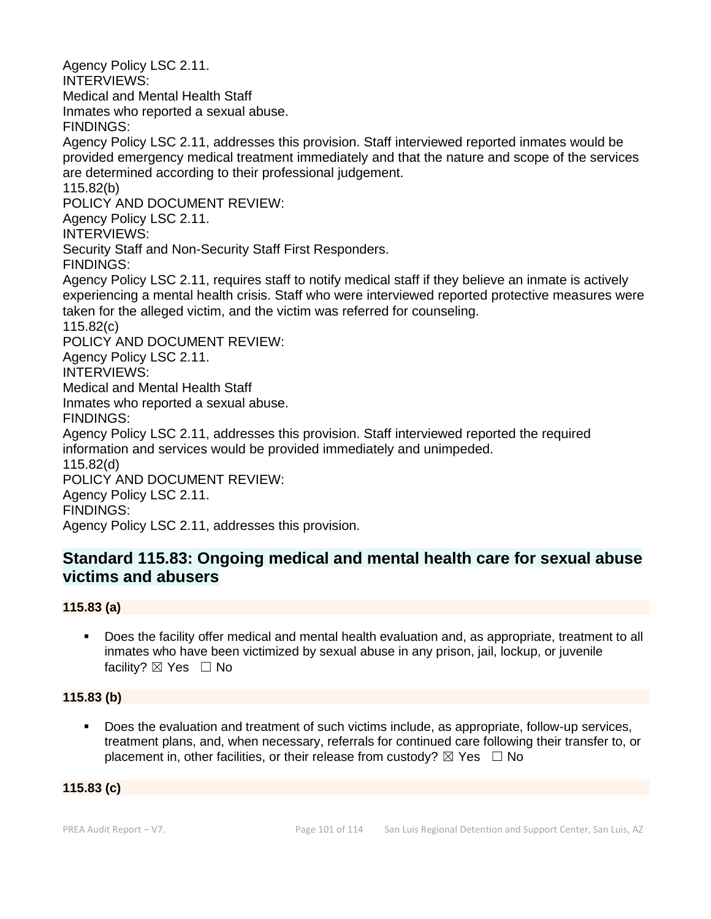Agency Policy LSC 2.11.
INTERVIEWS:
Medical and Mental Health Staff
Inmates who reported a sexual abuse.
FINDINGS:
Agency Policy LSC 2.11, addresses this provision. Staff interviewed reported inmates would be provided emergency medical treatment immediately and that the nature and scope of the services are determined according to their professional judgement.
115.82(b)
POLICY AND DOCUMENT REVIEW:
Agency Policy LSC 2.11.
INTERVIEWS:
Security Staff and Non-Security Staff First Responders.
FINDINGS:
Agency Policy LSC 2.11, requires staff to notify medical staff if they believe an inmate is actively experiencing a mental health crisis. Staff who were interviewed reported protective measures were taken for the alleged victim, and the victim was referred for counseling.
115.82(c)
POLICY AND DOCUMENT REVIEW:
Agency Policy LSC 2.11.
INTERVIEWS:
Medical and Mental Health Staff
Inmates who reported a sexual abuse.
FINDINGS:
Agency Policy LSC 2.11, addresses this provision. Staff interviewed reported the required information and services would be provided immediately and unimpeded.
115.82(d)
POLICY AND DOCUMENT REVIEW:
Agency Policy LSC 2.11.
FINDINGS:
Agency Policy LSC 2.11, addresses this provision.

## Standard 115.83: Ongoing medical and mental health care for sexual abuse victims and abusers

**115.83 (a)**

- Does the facility offer medical and mental health evaluation and, as appropriate, treatment to all inmates who have been victimized by sexual abuse in any prison, jail, lockup, or juvenile facility? ☒ Yes ☐ No

**115.83 (b)**

- Does the evaluation and treatment of such victims include, as appropriate, follow-up services, treatment plans, and, when necessary, referrals for continued care following their transfer to, or placement in, other facilities, or their release from custody? ☒ Yes ☐ No

**115.83 (c)**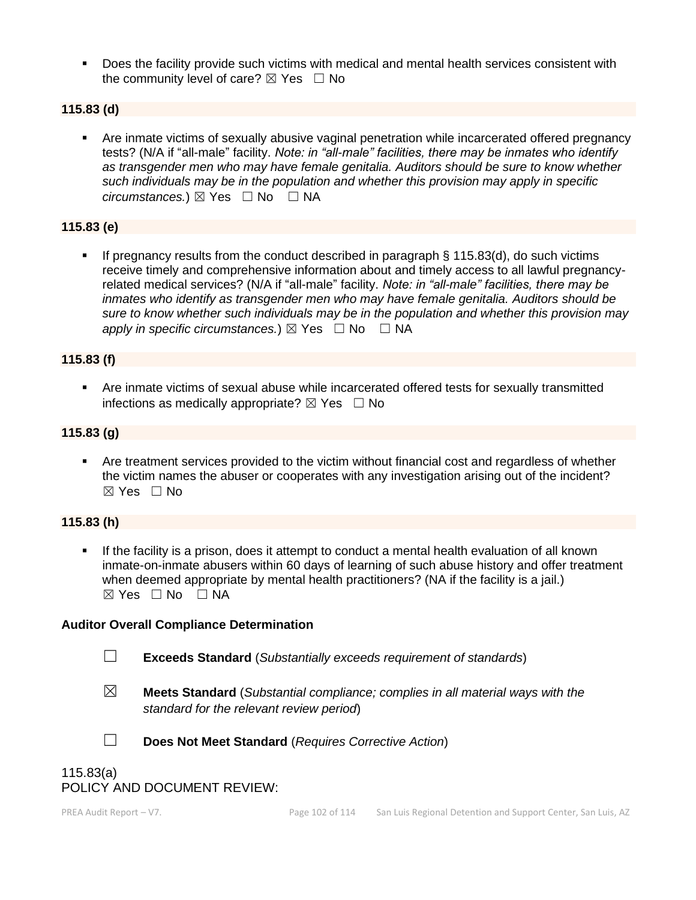- Does the facility provide such victims with medical and mental health services consistent with the community level of care? ☒ Yes ☐ No

**115.83 (d)**

- Are inmate victims of sexually abusive vaginal penetration while incarcerated offered pregnancy tests? (N/A if "all-male" facility. *Note: in "all-male" facilities, there may be inmates who identify as transgender men who may have female genitalia. Auditors should be sure to know whether such individuals may be in the population and whether this provision may apply in specific circumstances.*) ☒ Yes ☐ No ☐ NA

**115.83 (e)**

- If pregnancy results from the conduct described in paragraph § 115.83(d), do such victims receive timely and comprehensive information about and timely access to all lawful pregnancy-related medical services? (N/A if "all-male" facility. *Note: in "all-male" facilities, there may be inmates who identify as transgender men who may have female genitalia. Auditors should be sure to know whether such individuals may be in the population and whether this provision may apply in specific circumstances.*) ☒ Yes ☐ No ☐ NA

**115.83 (f)**

- Are inmate victims of sexual abuse while incarcerated offered tests for sexually transmitted infections as medically appropriate? ☒ Yes ☐ No

**115.83 (g)**

- Are treatment services provided to the victim without financial cost and regardless of whether the victim names the abuser or cooperates with any investigation arising out of the incident? ☒ Yes ☐ No

**115.83 (h)**

- If the facility is a prison, does it attempt to conduct a mental health evaluation of all known inmate-on-inmate abusers within 60 days of learning of such abuse history and offer treatment when deemed appropriate by mental health practitioners? (NA if the facility is a jail.) ☒ Yes ☐ No ☐ NA

**Auditor Overall Compliance Determination**

☐ **Exceeds Standard** (*Substantially exceeds requirement of standards*)

☒ **Meets Standard** (*Substantial compliance; complies in all material ways with the standard for the relevant review period*)

☐ **Does Not Meet Standard** (*Requires Corrective Action*)

115.83(a)
POLICY AND DOCUMENT REVIEW: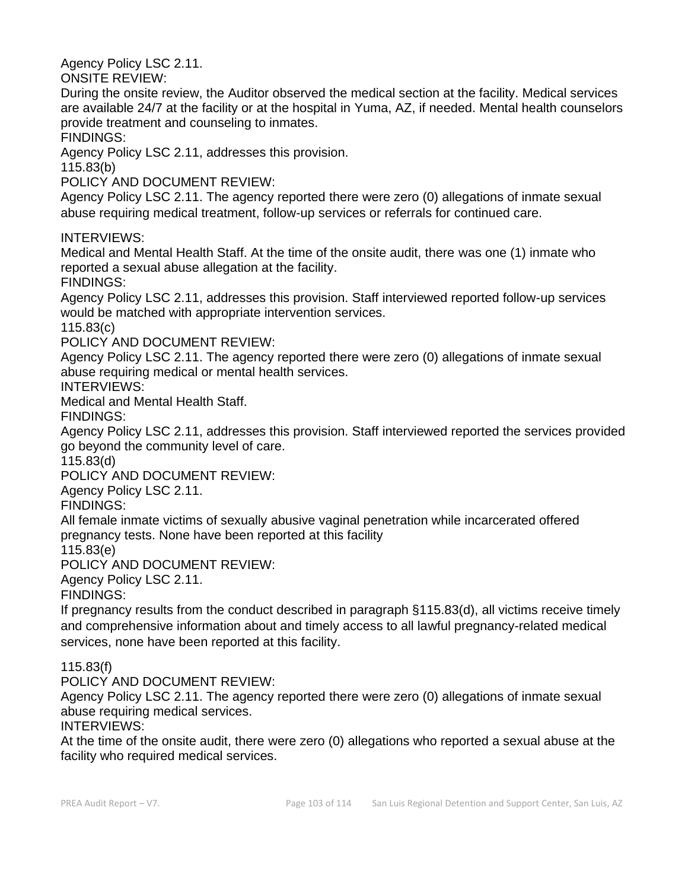Agency Policy LSC 2.11.

ONSITE REVIEW:

During the onsite review, the Auditor observed the medical section at the facility. Medical services are available 24/7 at the facility or at the hospital in Yuma, AZ, if needed. Mental health counselors provide treatment and counseling to inmates.

FINDINGS:

Agency Policy LSC 2.11, addresses this provision.

115.83(b)

POLICY AND DOCUMENT REVIEW:

Agency Policy LSC 2.11. The agency reported there were zero (0) allegations of inmate sexual abuse requiring medical treatment, follow-up services or referrals for continued care.

INTERVIEWS:

Medical and Mental Health Staff. At the time of the onsite audit, there was one (1) inmate who reported a sexual abuse allegation at the facility.

FINDINGS:

Agency Policy LSC 2.11, addresses this provision. Staff interviewed reported follow-up services would be matched with appropriate intervention services.

115.83(c)

POLICY AND DOCUMENT REVIEW:

Agency Policy LSC 2.11. The agency reported there were zero (0) allegations of inmate sexual abuse requiring medical or mental health services.

INTERVIEWS:

Medical and Mental Health Staff.

FINDINGS:

Agency Policy LSC 2.11, addresses this provision. Staff interviewed reported the services provided go beyond the community level of care.

115.83(d)

POLICY AND DOCUMENT REVIEW:

Agency Policy LSC 2.11.

FINDINGS:

All female inmate victims of sexually abusive vaginal penetration while incarcerated offered pregnancy tests. None have been reported at this facility

115.83(e)

POLICY AND DOCUMENT REVIEW:

Agency Policy LSC 2.11.

FINDINGS:

If pregnancy results from the conduct described in paragraph §115.83(d), all victims receive timely and comprehensive information about and timely access to all lawful pregnancy-related medical services, none have been reported at this facility.

115.83(f)

POLICY AND DOCUMENT REVIEW:

Agency Policy LSC 2.11. The agency reported there were zero (0) allegations of inmate sexual abuse requiring medical services.

INTERVIEWS:

At the time of the onsite audit, there were zero (0) allegations who reported a sexual abuse at the facility who required medical services.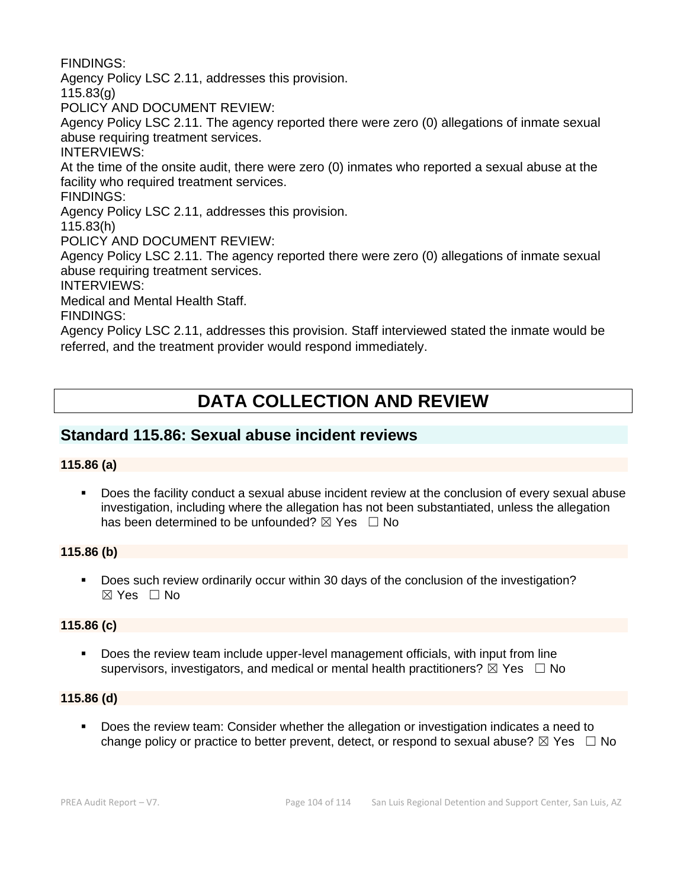FINDINGS:
Agency Policy LSC 2.11, addresses this provision.
115.83(g)
POLICY AND DOCUMENT REVIEW:
Agency Policy LSC 2.11. The agency reported there were zero (0) allegations of inmate sexual abuse requiring treatment services.
INTERVIEWS:
At the time of the onsite audit, there were zero (0) inmates who reported a sexual abuse at the facility who required treatment services.
FINDINGS:
Agency Policy LSC 2.11, addresses this provision.
115.83(h)
POLICY AND DOCUMENT REVIEW:
Agency Policy LSC 2.11. The agency reported there were zero (0) allegations of inmate sexual abuse requiring treatment services.
INTERVIEWS:
Medical and Mental Health Staff.
FINDINGS:
Agency Policy LSC 2.11, addresses this provision. Staff interviewed stated the inmate would be referred, and the treatment provider would respond immediately.

# DATA COLLECTION AND REVIEW

## Standard 115.86: Sexual abuse incident reviews

**115.86 (a)**

- Does the facility conduct a sexual abuse incident review at the conclusion of every sexual abuse investigation, including where the allegation has not been substantiated, unless the allegation has been determined to be unfounded? ☒ Yes ☐ No

**115.86 (b)**

- Does such review ordinarily occur within 30 days of the conclusion of the investigation? ☒ Yes ☐ No

**115.86 (c)**

- Does the review team include upper-level management officials, with input from line supervisors, investigators, and medical or mental health practitioners? ☒ Yes ☐ No

**115.86 (d)**

- Does the review team: Consider whether the allegation or investigation indicates a need to change policy or practice to better prevent, detect, or respond to sexual abuse? ☒ Yes ☐ No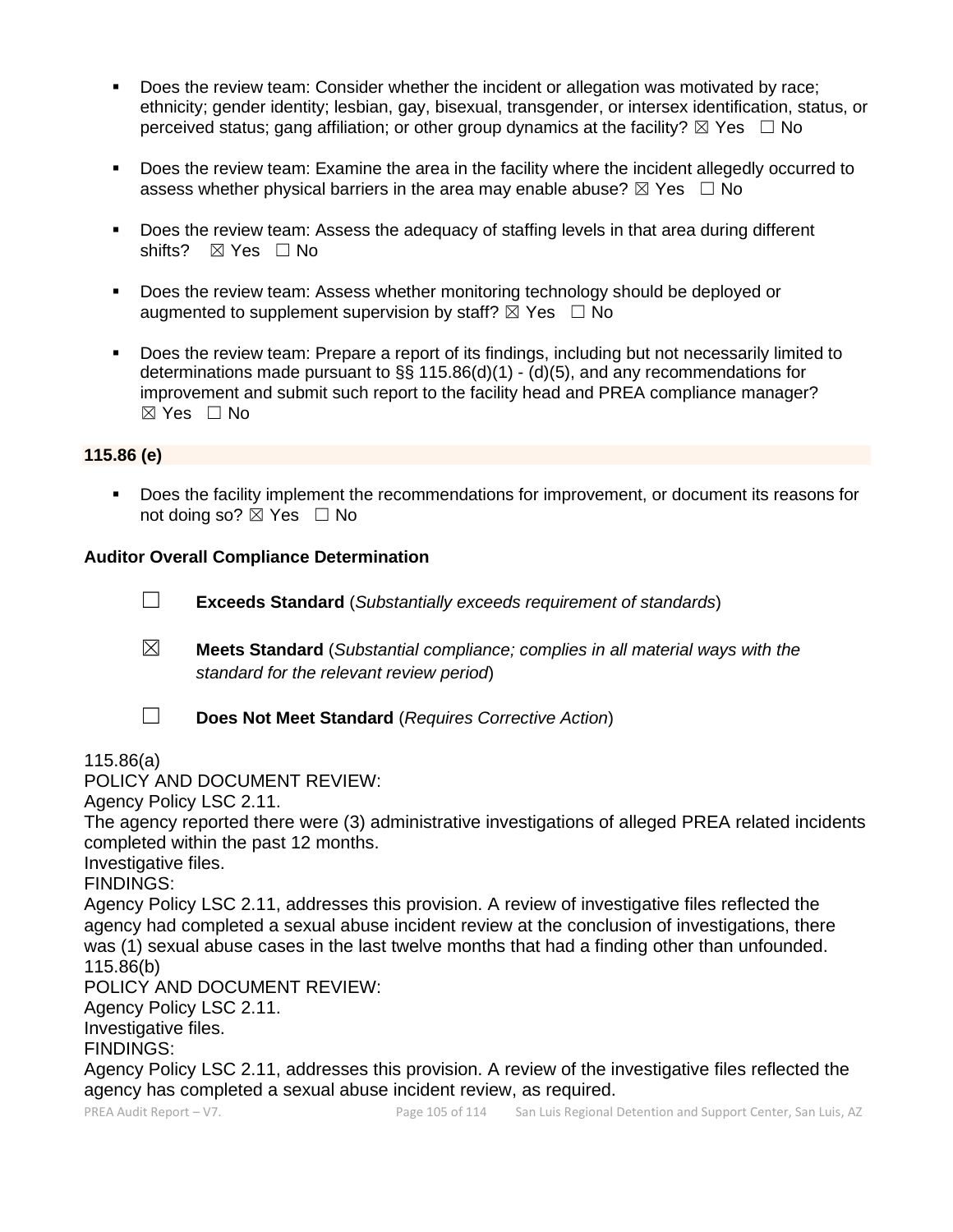- Does the review team: Consider whether the incident or allegation was motivated by race; ethnicity; gender identity; lesbian, gay, bisexual, transgender, or intersex identification, status, or perceived status; gang affiliation; or other group dynamics at the facility? ☒ Yes ☐ No

- Does the review team: Examine the area in the facility where the incident allegedly occurred to assess whether physical barriers in the area may enable abuse? ☒ Yes ☐ No

- Does the review team: Assess the adequacy of staffing levels in that area during different shifts? ☒ Yes ☐ No

- Does the review team: Assess whether monitoring technology should be deployed or augmented to supplement supervision by staff? ☒ Yes ☐ No

- Does the review team: Prepare a report of its findings, including but not necessarily limited to determinations made pursuant to §§ 115.86(d)(1) - (d)(5), and any recommendations for improvement and submit such report to the facility head and PREA compliance manager? ☒ Yes ☐ No

**115.86 (e)**

- Does the facility implement the recommendations for improvement, or document its reasons for not doing so? ☒ Yes ☐ No

**Auditor Overall Compliance Determination**

☐ **Exceeds Standard** (*Substantially exceeds requirement of standards*)

☒ **Meets Standard** (*Substantial compliance; complies in all material ways with the standard for the relevant review period*)

☐ **Does Not Meet Standard** (*Requires Corrective Action*)

115.86(a)
POLICY AND DOCUMENT REVIEW:
Agency Policy LSC 2.11.
The agency reported there were (3) administrative investigations of alleged PREA related incidents completed within the past 12 months.
Investigative files.
FINDINGS:
Agency Policy LSC 2.11, addresses this provision. A review of investigative files reflected the agency had completed a sexual abuse incident review at the conclusion of investigations, there was (1) sexual abuse cases in the last twelve months that had a finding other than unfounded.
115.86(b)
POLICY AND DOCUMENT REVIEW:
Agency Policy LSC 2.11.
Investigative files.
FINDINGS:
Agency Policy LSC 2.11, addresses this provision. A review of the investigative files reflected the agency has completed a sexual abuse incident review, as required.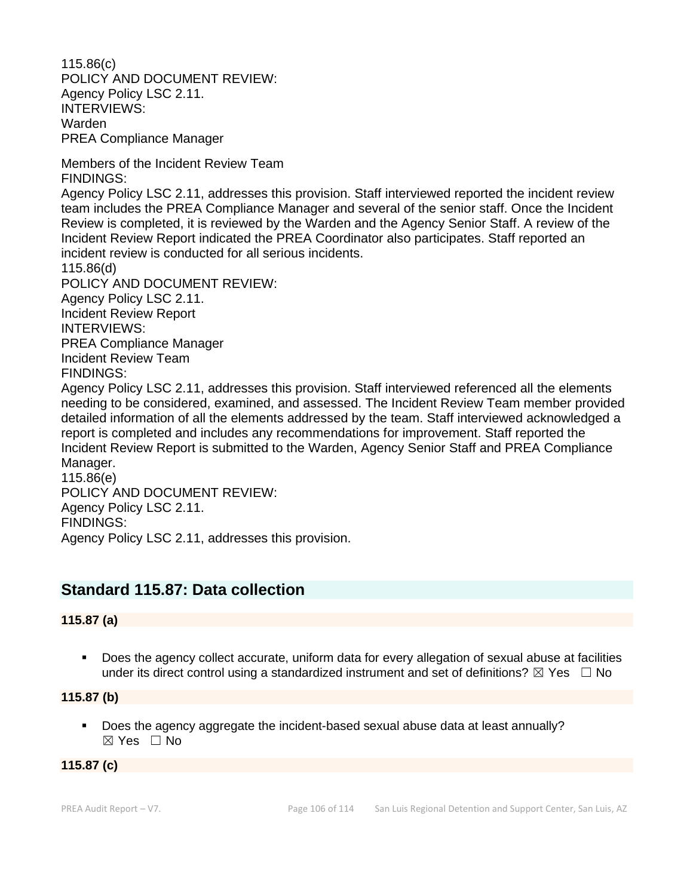115.86(c)
POLICY AND DOCUMENT REVIEW:
Agency Policy LSC 2.11.
INTERVIEWS:
Warden
PREA Compliance Manager

Members of the Incident Review Team
FINDINGS:
Agency Policy LSC 2.11, addresses this provision. Staff interviewed reported the incident review team includes the PREA Compliance Manager and several of the senior staff. Once the Incident Review is completed, it is reviewed by the Warden and the Agency Senior Staff. A review of the Incident Review Report indicated the PREA Coordinator also participates. Staff reported an incident review is conducted for all serious incidents.
115.86(d)
POLICY AND DOCUMENT REVIEW:
Agency Policy LSC 2.11.
Incident Review Report
INTERVIEWS:
PREA Compliance Manager
Incident Review Team
FINDINGS:
Agency Policy LSC 2.11, addresses this provision. Staff interviewed referenced all the elements needing to be considered, examined, and assessed. The Incident Review Team member provided detailed information of all the elements addressed by the team. Staff interviewed acknowledged a report is completed and includes any recommendations for improvement. Staff reported the Incident Review Report is submitted to the Warden, Agency Senior Staff and PREA Compliance Manager.
115.86(e)
POLICY AND DOCUMENT REVIEW:
Agency Policy LSC 2.11.
FINDINGS:
Agency Policy LSC 2.11, addresses this provision.

## Standard 115.87: Data collection

**115.87 (a)**

- Does the agency collect accurate, uniform data for every allegation of sexual abuse at facilities under its direct control using a standardized instrument and set of definitions? ☒ Yes ☐ No

**115.87 (b)**

- Does the agency aggregate the incident-based sexual abuse data at least annually? ☒ Yes ☐ No

**115.87 (c)**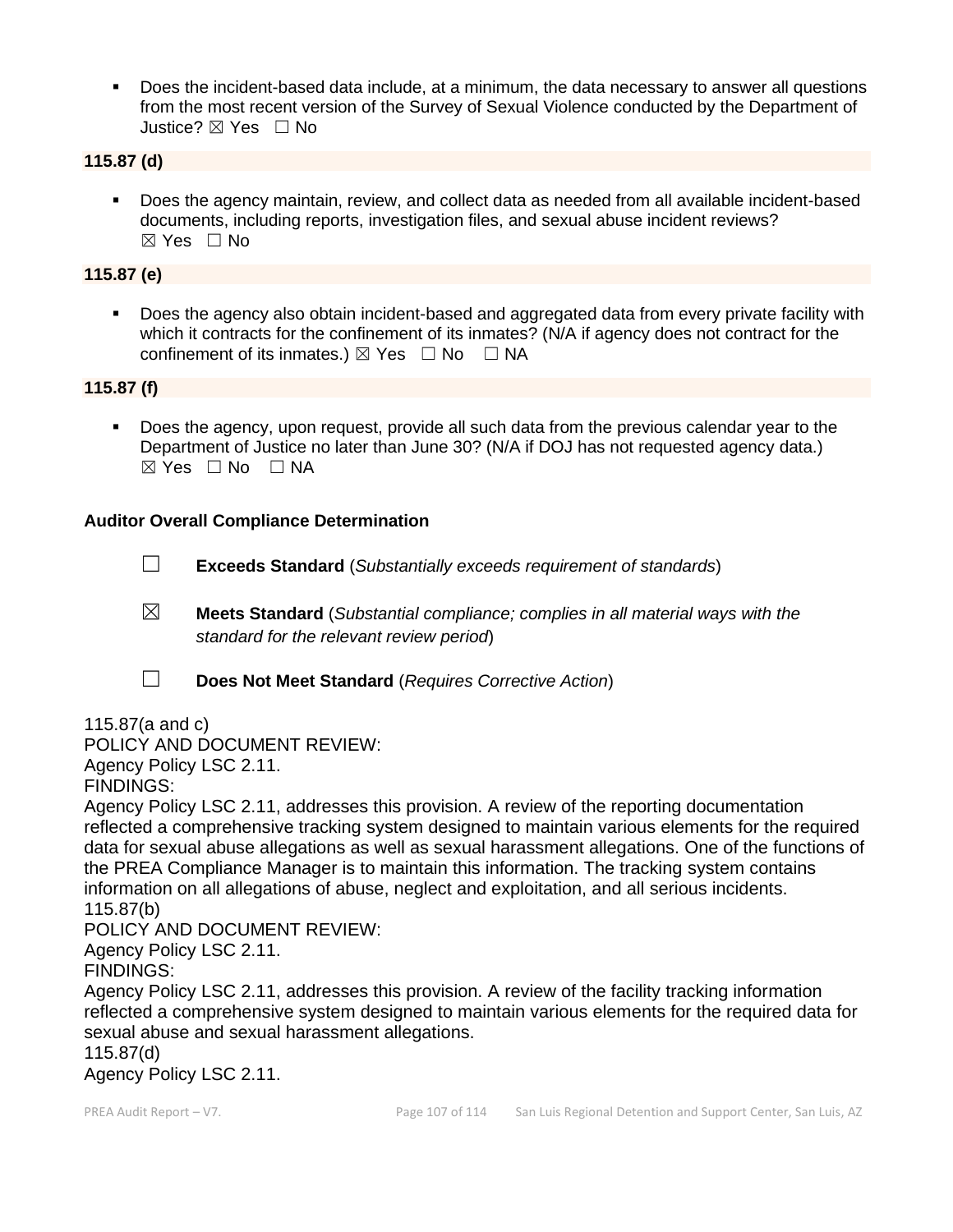- Does the incident-based data include, at a minimum, the data necessary to answer all questions from the most recent version of the Survey of Sexual Violence conducted by the Department of Justice? ☒ Yes ☐ No

**115.87 (d)**

- Does the agency maintain, review, and collect data as needed from all available incident-based documents, including reports, investigation files, and sexual abuse incident reviews? ☒ Yes ☐ No

**115.87 (e)**

- Does the agency also obtain incident-based and aggregated data from every private facility with which it contracts for the confinement of its inmates? (N/A if agency does not contract for the confinement of its inmates.) ☒ Yes ☐ No ☐ NA

**115.87 (f)**

- Does the agency, upon request, provide all such data from the previous calendar year to the Department of Justice no later than June 30? (N/A if DOJ has not requested agency data.) ☒ Yes ☐ No ☐ NA

**Auditor Overall Compliance Determination**

☐ **Exceeds Standard** (*Substantially exceeds requirement of standards*)

☒ **Meets Standard** (*Substantial compliance; complies in all material ways with the standard for the relevant review period*)

☐ **Does Not Meet Standard** (*Requires Corrective Action*)

115.87(a and c)
POLICY AND DOCUMENT REVIEW:
Agency Policy LSC 2.11.
FINDINGS:
Agency Policy LSC 2.11, addresses this provision. A review of the reporting documentation reflected a comprehensive tracking system designed to maintain various elements for the required data for sexual abuse allegations as well as sexual harassment allegations. One of the functions of the PREA Compliance Manager is to maintain this information. The tracking system contains information on all allegations of abuse, neglect and exploitation, and all serious incidents.
115.87(b)
POLICY AND DOCUMENT REVIEW:
Agency Policy LSC 2.11.
FINDINGS:
Agency Policy LSC 2.11, addresses this provision. A review of the facility tracking information reflected a comprehensive system designed to maintain various elements for the required data for sexual abuse and sexual harassment allegations.
115.87(d)
Agency Policy LSC 2.11.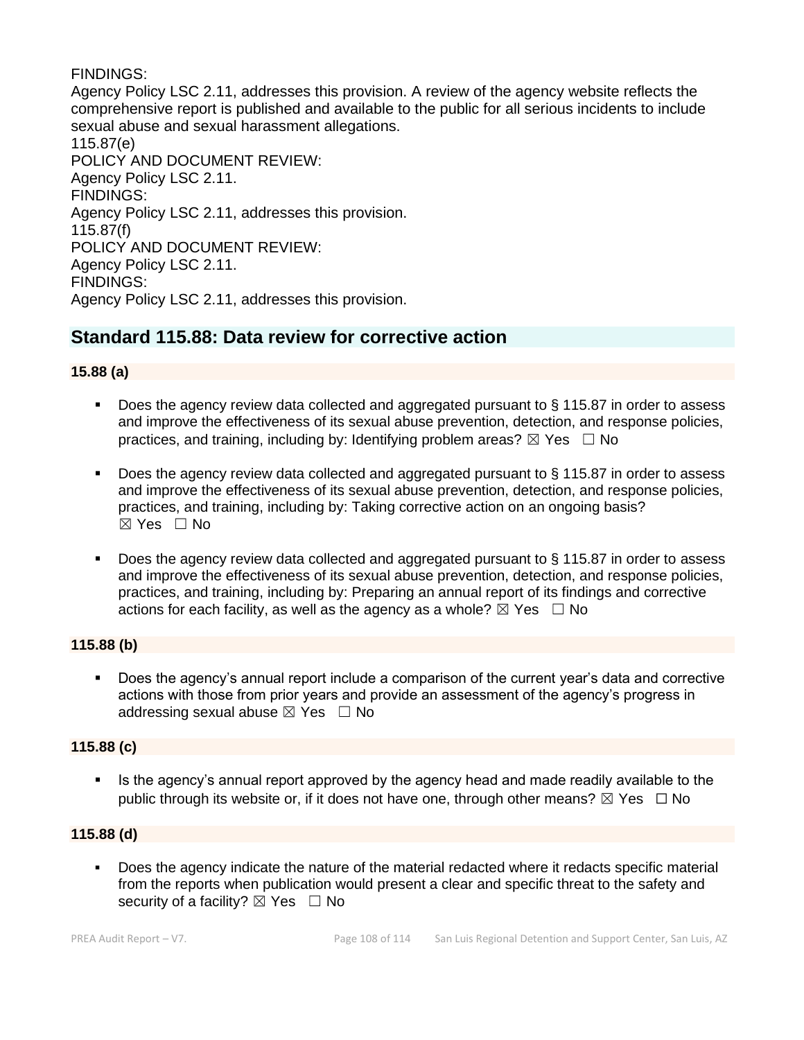FINDINGS:
Agency Policy LSC 2.11, addresses this provision. A review of the agency website reflects the comprehensive report is published and available to the public for all serious incidents to include sexual abuse and sexual harassment allegations.
115.87(e)
POLICY AND DOCUMENT REVIEW:
Agency Policy LSC 2.11.
FINDINGS:
Agency Policy LSC 2.11, addresses this provision.
115.87(f)
POLICY AND DOCUMENT REVIEW:
Agency Policy LSC 2.11.
FINDINGS:
Agency Policy LSC 2.11, addresses this provision.

## Standard 115.88: Data review for corrective action

**15.88 (a)**

- Does the agency review data collected and aggregated pursuant to § 115.87 in order to assess and improve the effectiveness of its sexual abuse prevention, detection, and response policies, practices, and training, including by: Identifying problem areas? ☒ Yes ☐ No

- Does the agency review data collected and aggregated pursuant to § 115.87 in order to assess and improve the effectiveness of its sexual abuse prevention, detection, and response policies, practices, and training, including by: Taking corrective action on an ongoing basis? ☒ Yes ☐ No

- Does the agency review data collected and aggregated pursuant to § 115.87 in order to assess and improve the effectiveness of its sexual abuse prevention, detection, and response policies, practices, and training, including by: Preparing an annual report of its findings and corrective actions for each facility, as well as the agency as a whole? ☒ Yes ☐ No

**115.88 (b)**

- Does the agency's annual report include a comparison of the current year's data and corrective actions with those from prior years and provide an assessment of the agency's progress in addressing sexual abuse ☒ Yes ☐ No

**115.88 (c)**

- Is the agency's annual report approved by the agency head and made readily available to the public through its website or, if it does not have one, through other means? ☒ Yes ☐ No

**115.88 (d)**

- Does the agency indicate the nature of the material redacted where it redacts specific material from the reports when publication would present a clear and specific threat to the safety and security of a facility? ☒ Yes ☐ No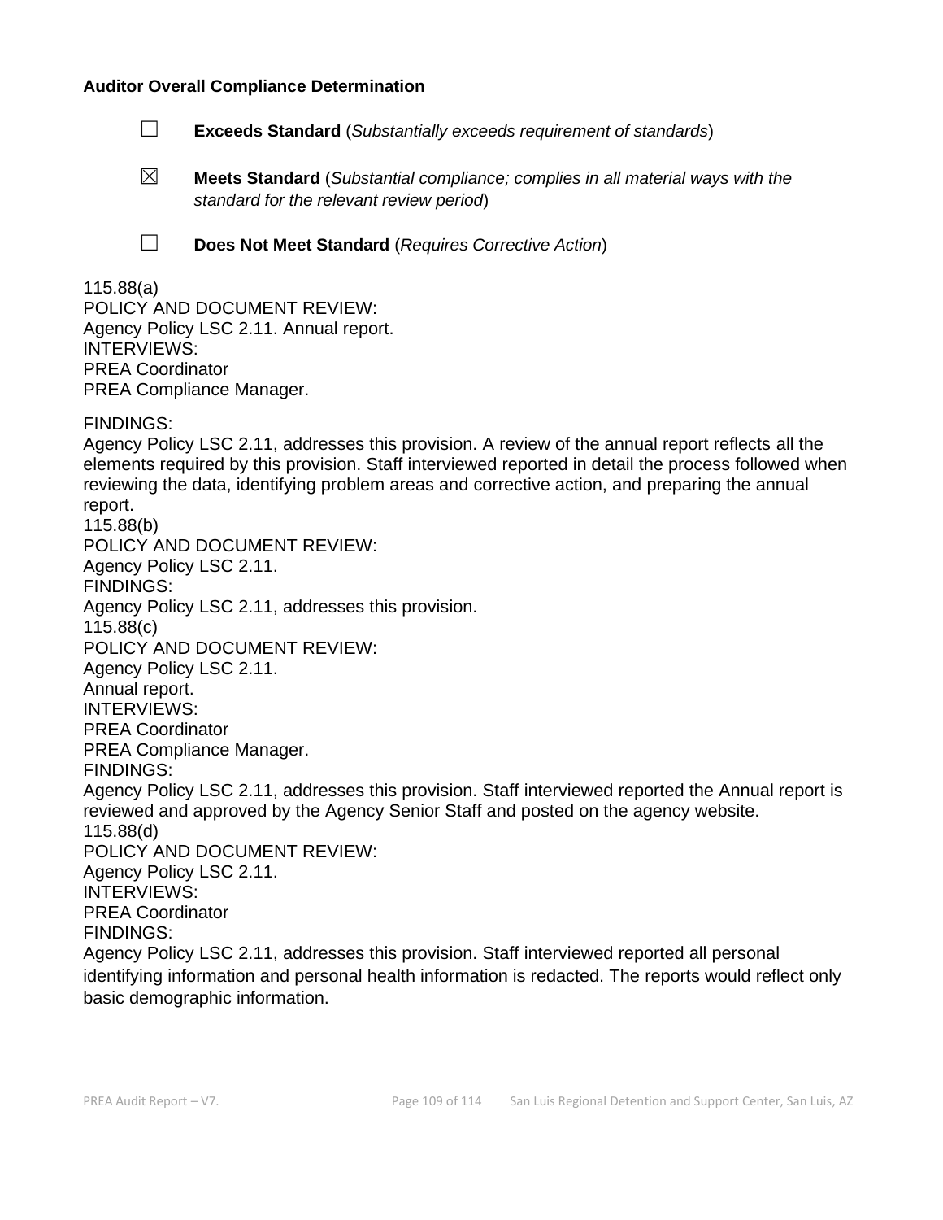**Auditor Overall Compliance Determination**

☐ **Exceeds Standard** (*Substantially exceeds requirement of standards*)

☒ **Meets Standard** (*Substantial compliance; complies in all material ways with the standard for the relevant review period*)

☐ **Does Not Meet Standard** (*Requires Corrective Action*)

115.88(a)
POLICY AND DOCUMENT REVIEW:
Agency Policy LSC 2.11. Annual report.
INTERVIEWS:
PREA Coordinator
PREA Compliance Manager.

FINDINGS:
Agency Policy LSC 2.11, addresses this provision. A review of the annual report reflects all the elements required by this provision. Staff interviewed reported in detail the process followed when reviewing the data, identifying problem areas and corrective action, and preparing the annual report.
115.88(b)
POLICY AND DOCUMENT REVIEW:
Agency Policy LSC 2.11.
FINDINGS:
Agency Policy LSC 2.11, addresses this provision.
115.88(c)
POLICY AND DOCUMENT REVIEW:
Agency Policy LSC 2.11.
Annual report.
INTERVIEWS:
PREA Coordinator
PREA Compliance Manager.
FINDINGS:
Agency Policy LSC 2.11, addresses this provision. Staff interviewed reported the Annual report is reviewed and approved by the Agency Senior Staff and posted on the agency website.
115.88(d)
POLICY AND DOCUMENT REVIEW:
Agency Policy LSC 2.11.
INTERVIEWS:
PREA Coordinator
FINDINGS:
Agency Policy LSC 2.11, addresses this provision. Staff interviewed reported all personal identifying information and personal health information is redacted. The reports would reflect only basic demographic information.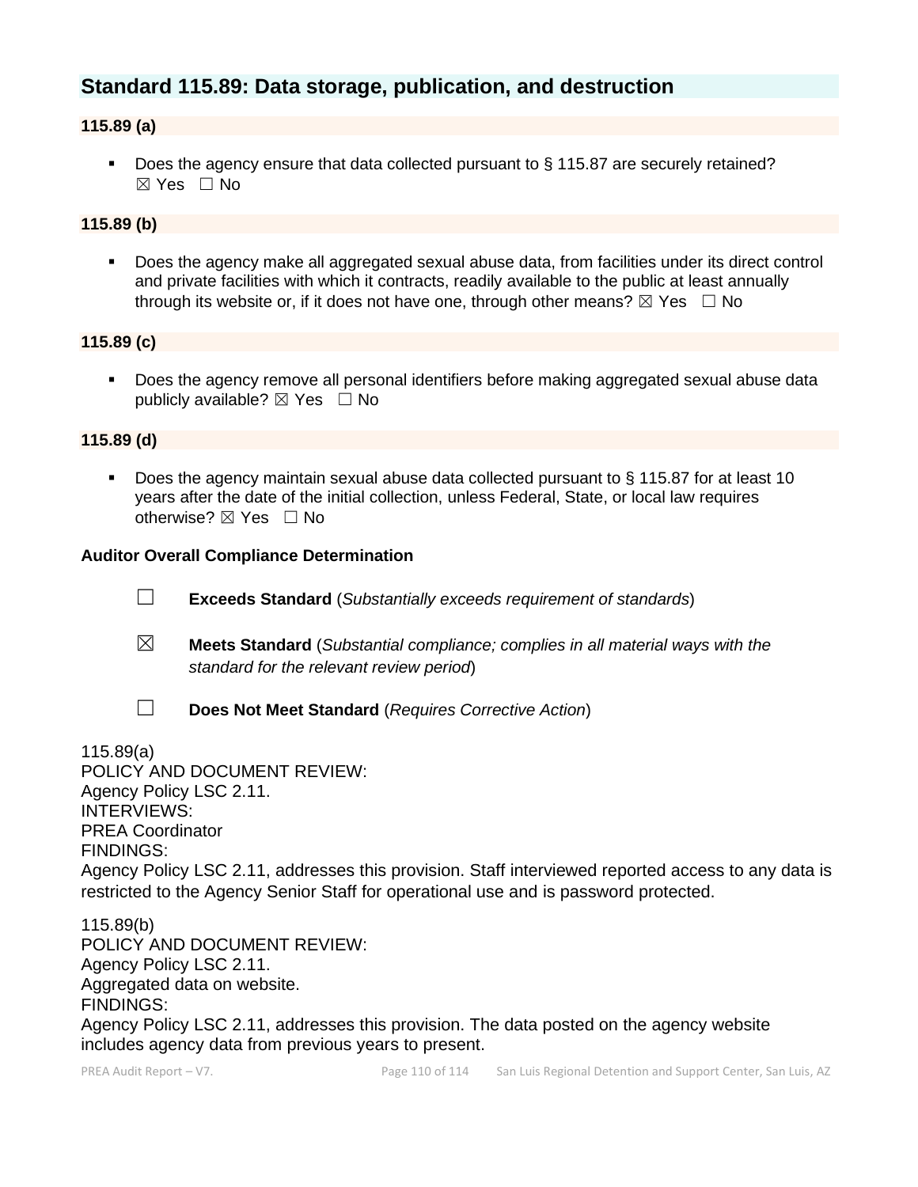## Standard 115.89: Data storage, publication, and destruction

### 115.89 (a)

- Does the agency ensure that data collected pursuant to § 115.87 are securely retained? ☒ Yes ☐ No

### 115.89 (b)

- Does the agency make all aggregated sexual abuse data, from facilities under its direct control and private facilities with which it contracts, readily available to the public at least annually through its website or, if it does not have one, through other means? ☒ Yes ☐ No

### 115.89 (c)

- Does the agency remove all personal identifiers before making aggregated sexual abuse data publicly available? ☒ Yes ☐ No

### 115.89 (d)

- Does the agency maintain sexual abuse data collected pursuant to § 115.87 for at least 10 years after the date of the initial collection, unless Federal, State, or local law requires otherwise? ☒ Yes ☐ No

**Auditor Overall Compliance Determination**

☐ **Exceeds Standard** (*Substantially exceeds requirement of standards*)

☒ **Meets Standard** (*Substantial compliance; complies in all material ways with the standard for the relevant review period*)

☐ **Does Not Meet Standard** (*Requires Corrective Action*)

115.89(a)
POLICY AND DOCUMENT REVIEW:
Agency Policy LSC 2.11.
INTERVIEWS:
PREA Coordinator
FINDINGS:
Agency Policy LSC 2.11, addresses this provision. Staff interviewed reported access to any data is restricted to the Agency Senior Staff for operational use and is password protected.

115.89(b)
POLICY AND DOCUMENT REVIEW:
Agency Policy LSC 2.11.
Aggregated data on website.
FINDINGS:
Agency Policy LSC 2.11, addresses this provision. The data posted on the agency website includes agency data from previous years to present.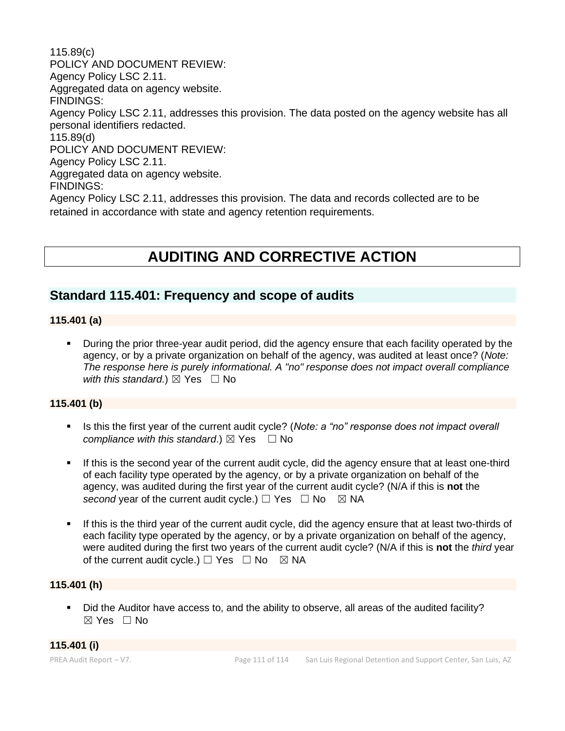115.89(c)
POLICY AND DOCUMENT REVIEW:
Agency Policy LSC 2.11.
Aggregated data on agency website.
FINDINGS:
Agency Policy LSC 2.11, addresses this provision. The data posted on the agency website has all personal identifiers redacted.
115.89(d)
POLICY AND DOCUMENT REVIEW:
Agency Policy LSC 2.11.
Aggregated data on agency website.
FINDINGS:
Agency Policy LSC 2.11, addresses this provision. The data and records collected are to be retained in accordance with state and agency retention requirements.

# AUDITING AND CORRECTIVE ACTION

## Standard 115.401: Frequency and scope of audits

**115.401 (a)**

- During the prior three-year audit period, did the agency ensure that each facility operated by the agency, or by a private organization on behalf of the agency, was audited at least once? (*Note: The response here is purely informational. A "no" response does not impact overall compliance with this standard.*) ☒ Yes ☐ No

**115.401 (b)**

- Is this the first year of the current audit cycle? (*Note: a "no" response does not impact overall compliance with this standard*.) ☒ Yes ☐ No

- If this is the second year of the current audit cycle, did the agency ensure that at least one-third of each facility type operated by the agency, or by a private organization on behalf of the agency, was audited during the first year of the current audit cycle? (N/A if this is **not** the *second* year of the current audit cycle.) ☐ Yes ☐ No ☒ NA

- If this is the third year of the current audit cycle, did the agency ensure that at least two-thirds of each facility type operated by the agency, or by a private organization on behalf of the agency, were audited during the first two years of the current audit cycle? (N/A if this is **not** the *third* year of the current audit cycle.) ☐ Yes ☐ No ☒ NA

**115.401 (h)**

- Did the Auditor have access to, and the ability to observe, all areas of the audited facility? ☒ Yes ☐ No

**115.401 (i)**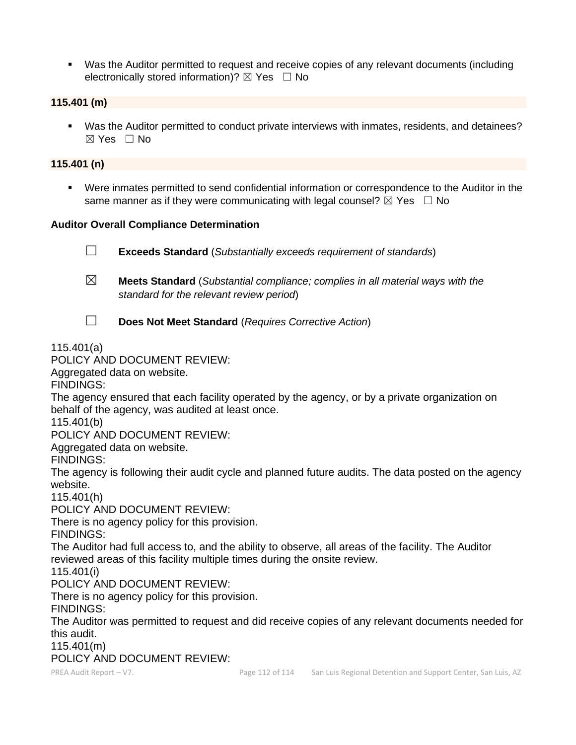- Was the Auditor permitted to request and receive copies of any relevant documents (including electronically stored information)? ☒ Yes ☐ No

**115.401 (m)**

- Was the Auditor permitted to conduct private interviews with inmates, residents, and detainees? ☒ Yes ☐ No

**115.401 (n)**

- Were inmates permitted to send confidential information or correspondence to the Auditor in the same manner as if they were communicating with legal counsel? ☒ Yes ☐ No

**Auditor Overall Compliance Determination**

☐ **Exceeds Standard** (*Substantially exceeds requirement of standards*)

☒ **Meets Standard** (*Substantial compliance; complies in all material ways with the standard for the relevant review period*)

☐ **Does Not Meet Standard** (*Requires Corrective Action*)

115.401(a)
POLICY AND DOCUMENT REVIEW:
Aggregated data on website.
FINDINGS:
The agency ensured that each facility operated by the agency, or by a private organization on behalf of the agency, was audited at least once.
115.401(b)
POLICY AND DOCUMENT REVIEW:
Aggregated data on website.
FINDINGS:
The agency is following their audit cycle and planned future audits. The data posted on the agency website.
115.401(h)
POLICY AND DOCUMENT REVIEW:
There is no agency policy for this provision.
FINDINGS:
The Auditor had full access to, and the ability to observe, all areas of the facility. The Auditor reviewed areas of this facility multiple times during the onsite review.
115.401(i)
POLICY AND DOCUMENT REVIEW:
There is no agency policy for this provision.
FINDINGS:
The Auditor was permitted to request and did receive copies of any relevant documents needed for this audit.
115.401(m)
POLICY AND DOCUMENT REVIEW: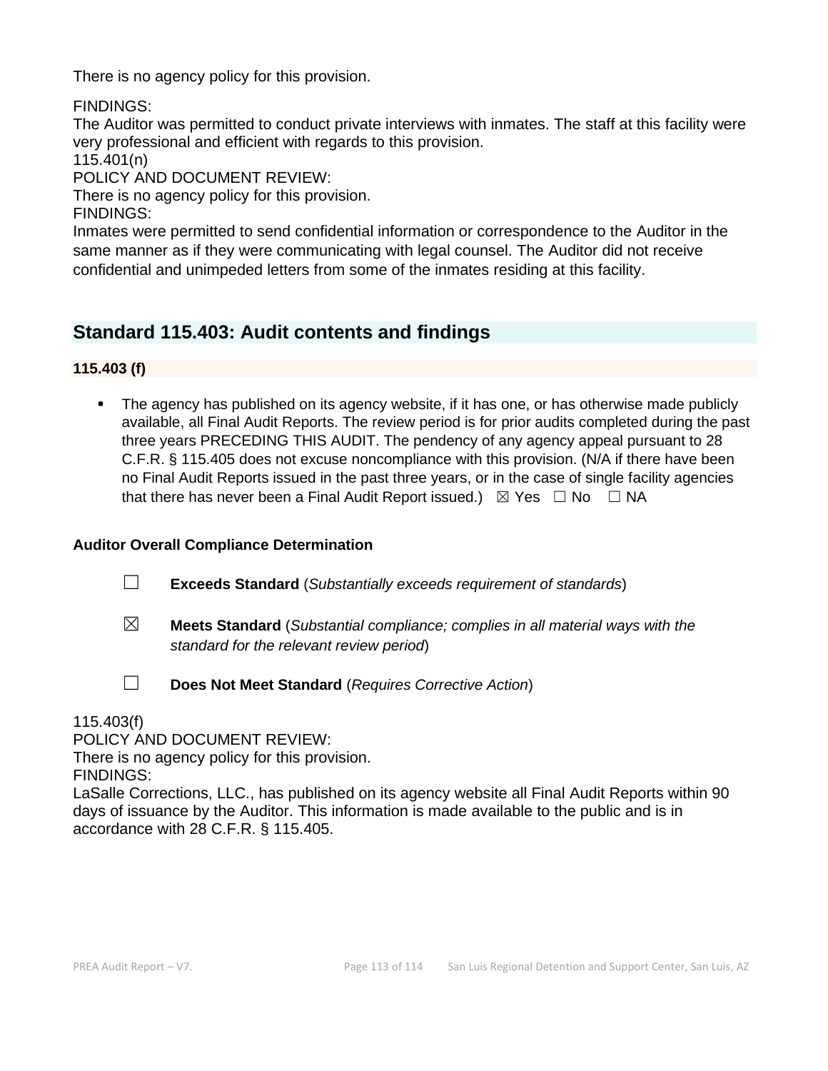There is no agency policy for this provision.

FINDINGS:
The Auditor was permitted to conduct private interviews with inmates. The staff at this facility were very professional and efficient with regards to this provision.
115.401(n)
POLICY AND DOCUMENT REVIEW:
There is no agency policy for this provision.
FINDINGS:
Inmates were permitted to send confidential information or correspondence to the Auditor in the same manner as if they were communicating with legal counsel. The Auditor did not receive confidential and unimpeded letters from some of the inmates residing at this facility.

## Standard 115.403: Audit contents and findings

**115.403 (f)**

- The agency has published on its agency website, if it has one, or has otherwise made publicly available, all Final Audit Reports. The review period is for prior audits completed during the past three years PRECEDING THIS AUDIT. The pendency of any agency appeal pursuant to 28 C.F.R. § 115.405 does not excuse noncompliance with this provision. (N/A if there have been no Final Audit Reports issued in the past three years, or in the case of single facility agencies that there has never been a Final Audit Report issued.) ☒ Yes ☐ No ☐ NA

**Auditor Overall Compliance Determination**

☐ **Exceeds Standard** (*Substantially exceeds requirement of standards*)

☒ **Meets Standard** (*Substantial compliance; complies in all material ways with the standard for the relevant review period*)

☐ **Does Not Meet Standard** (*Requires Corrective Action*)

115.403(f)
POLICY AND DOCUMENT REVIEW:
There is no agency policy for this provision.
FINDINGS:
LaSalle Corrections, LLC., has published on its agency website all Final Audit Reports within 90 days of issuance by the Auditor. This information is made available to the public and is in accordance with 28 C.F.R. § 115.405.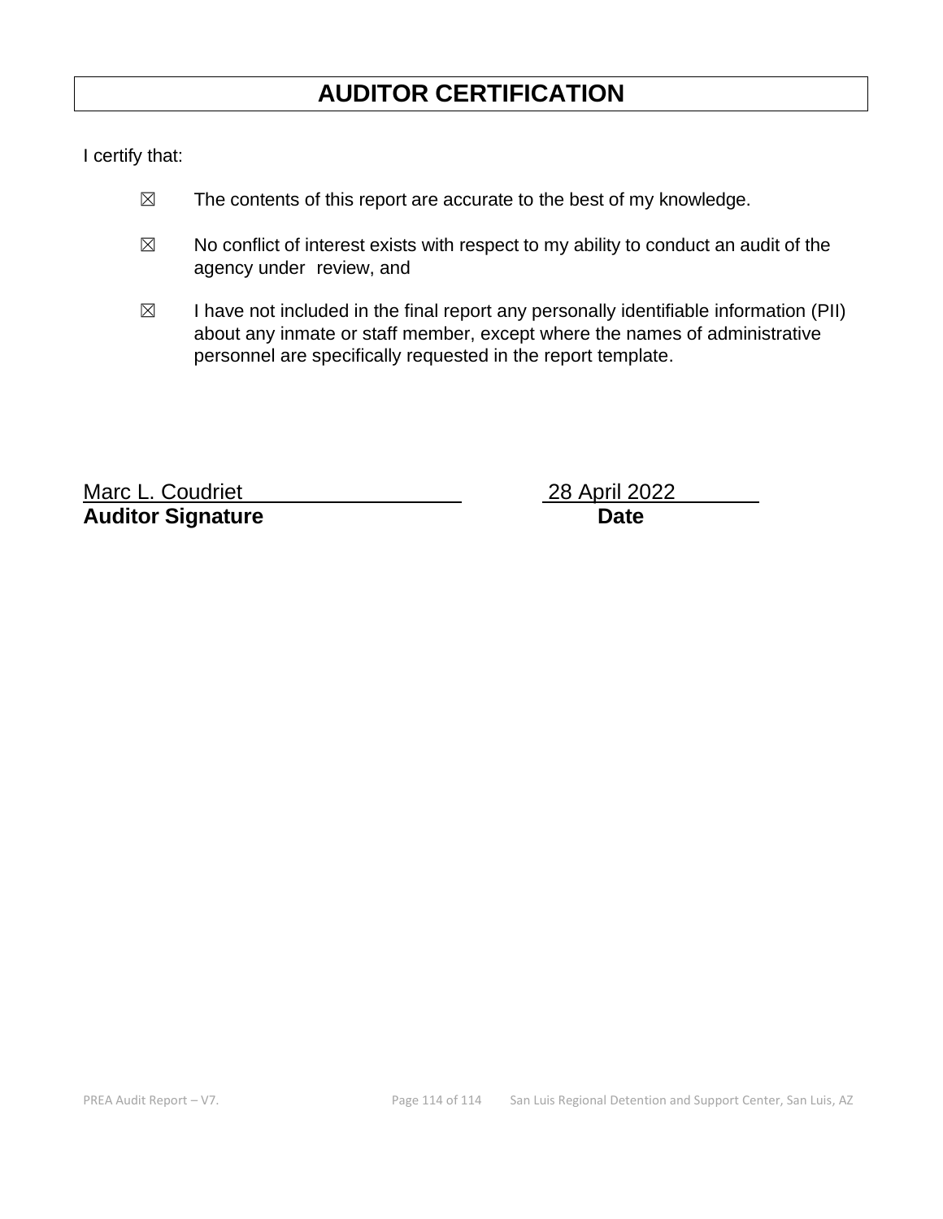# AUDITOR CERTIFICATION

I certify that:

- ☒ The contents of this report are accurate to the best of my knowledge.
- ☒ No conflict of interest exists with respect to my ability to conduct an audit of the agency under review, and
- ☒ I have not included in the final report any personally identifiable information (PII) about any inmate or staff member, except where the names of administrative personnel are specifically requested in the report template.

| | |
|---|---|
| Marc L. Coudriet | 28 April 2022 |
| **Auditor Signature** | **Date** |